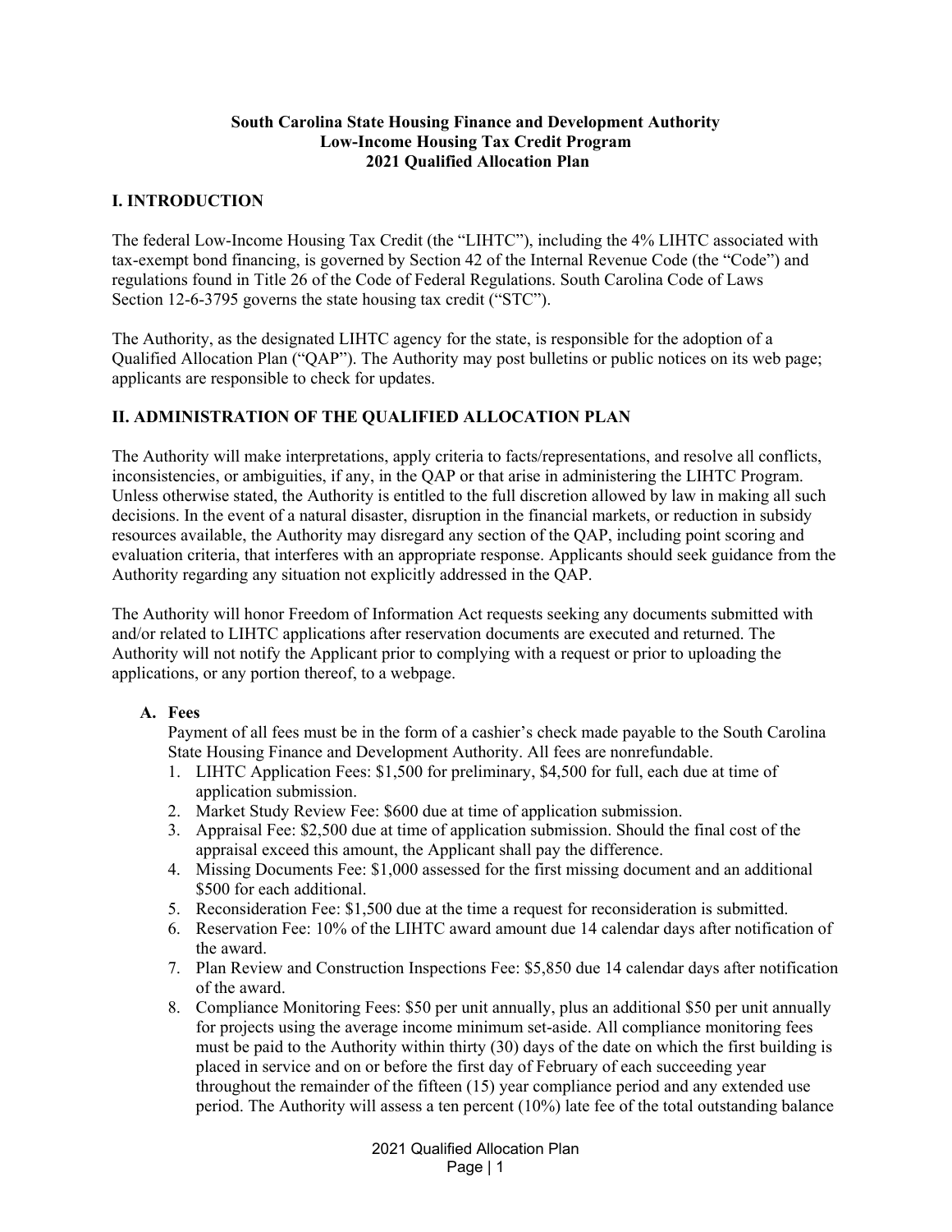**South Carolina State Housing Finance and Development Authority**
**Low-Income Housing Tax Credit Program**
**2021 Qualified Allocation Plan**

## I. INTRODUCTION

The federal Low-Income Housing Tax Credit (the "LIHTC"), including the 4% LIHTC associated with tax-exempt bond financing, is governed by Section 42 of the Internal Revenue Code (the "Code") and regulations found in Title 26 of the Code of Federal Regulations. South Carolina Code of Laws Section 12-6-3795 governs the state housing tax credit ("STC").

The Authority, as the designated LIHTC agency for the state, is responsible for the adoption of a Qualified Allocation Plan ("QAP"). The Authority may post bulletins or public notices on its web page; applicants are responsible to check for updates.

## II. ADMINISTRATION OF THE QUALIFIED ALLOCATION PLAN

The Authority will make interpretations, apply criteria to facts/representations, and resolve all conflicts, inconsistencies, or ambiguities, if any, in the QAP or that arise in administering the LIHTC Program. Unless otherwise stated, the Authority is entitled to the full discretion allowed by law in making all such decisions. In the event of a natural disaster, disruption in the financial markets, or reduction in subsidy resources available, the Authority may disregard any section of the QAP, including point scoring and evaluation criteria, that interferes with an appropriate response. Applicants should seek guidance from the Authority regarding any situation not explicitly addressed in the QAP.

The Authority will honor Freedom of Information Act requests seeking any documents submitted with and/or related to LIHTC applications after reservation documents are executed and returned. The Authority will not notify the Applicant prior to complying with a request or prior to uploading the applications, or any portion thereof, to a webpage.

### A. Fees

Payment of all fees must be in the form of a cashier's check made payable to the South Carolina State Housing Finance and Development Authority. All fees are nonrefundable.

1. LIHTC Application Fees: $1,500 for preliminary, $4,500 for full, each due at time of application submission.
2. Market Study Review Fee: $600 due at time of application submission.
3. Appraisal Fee: $2,500 due at time of application submission. Should the final cost of the appraisal exceed this amount, the Applicant shall pay the difference.
4. Missing Documents Fee: $1,000 assessed for the first missing document and an additional $500 for each additional.
5. Reconsideration Fee: $1,500 due at the time a request for reconsideration is submitted.
6. Reservation Fee: 10% of the LIHTC award amount due 14 calendar days after notification of the award.
7. Plan Review and Construction Inspections Fee: $5,850 due 14 calendar days after notification of the award.
8. Compliance Monitoring Fees: $50 per unit annually, plus an additional $50 per unit annually for projects using the average income minimum set-aside. All compliance monitoring fees must be paid to the Authority within thirty (30) days of the date on which the first building is placed in service and on or before the first day of February of each succeeding year throughout the remainder of the fifteen (15) year compliance period and any extended use period. The Authority will assess a ten percent (10%) late fee of the total outstanding balance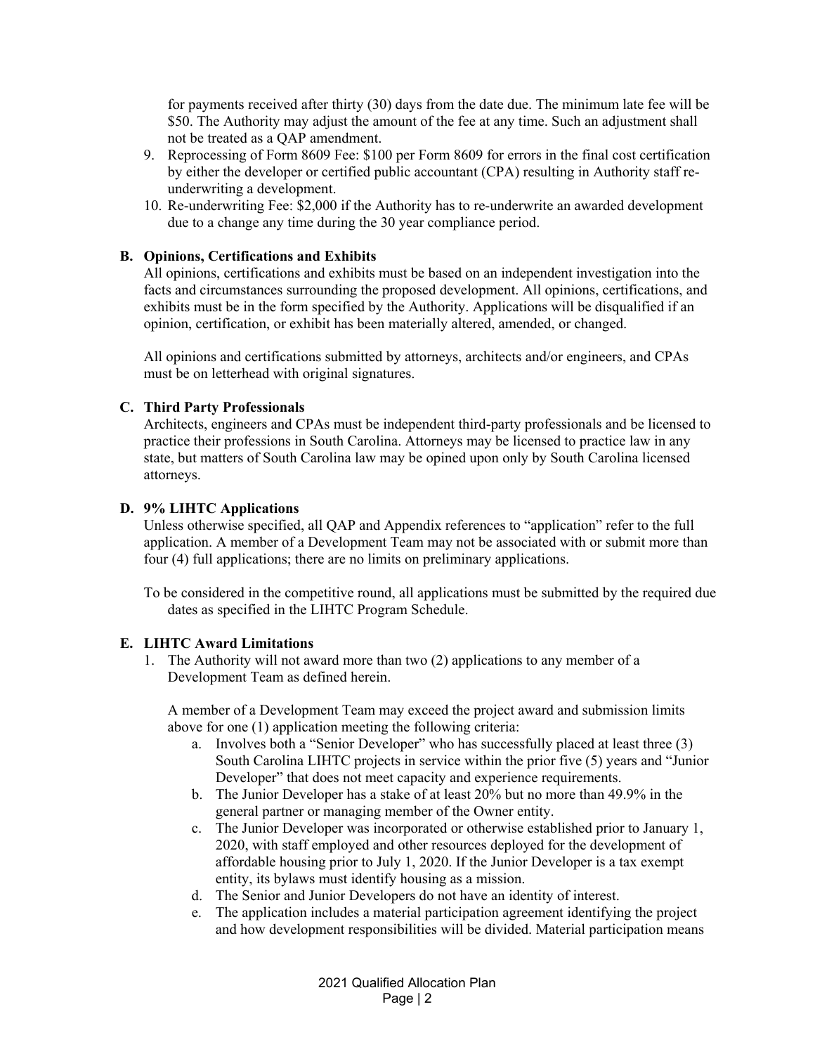for payments received after thirty (30) days from the date due. The minimum late fee will be $50. The Authority may adjust the amount of the fee at any time. Such an adjustment shall not be treated as a QAP amendment.

9. Reprocessing of Form 8609 Fee: $100 per Form 8609 for errors in the final cost certification by either the developer or certified public accountant (CPA) resulting in Authority staff re-underwriting a development.
10. Re-underwriting Fee: $2,000 if the Authority has to re-underwrite an awarded development due to a change any time during the 30 year compliance period.

**B. Opinions, Certifications and Exhibits**

All opinions, certifications and exhibits must be based on an independent investigation into the facts and circumstances surrounding the proposed development. All opinions, certifications, and exhibits must be in the form specified by the Authority. Applications will be disqualified if an opinion, certification, or exhibit has been materially altered, amended, or changed.

All opinions and certifications submitted by attorneys, architects and/or engineers, and CPAs must be on letterhead with original signatures.

**C. Third Party Professionals**

Architects, engineers and CPAs must be independent third-party professionals and be licensed to practice their professions in South Carolina. Attorneys may be licensed to practice law in any state, but matters of South Carolina law may be opined upon only by South Carolina licensed attorneys.

**D. 9% LIHTC Applications**

Unless otherwise specified, all QAP and Appendix references to "application" refer to the full application. A member of a Development Team may not be associated with or submit more than four (4) full applications; there are no limits on preliminary applications.

To be considered in the competitive round, all applications must be submitted by the required due dates as specified in the LIHTC Program Schedule.

**E. LIHTC Award Limitations**

1. The Authority will not award more than two (2) applications to any member of a Development Team as defined herein.

   A member of a Development Team may exceed the project award and submission limits above for one (1) application meeting the following criteria:

   a. Involves both a "Senior Developer" who has successfully placed at least three (3) South Carolina LIHTC projects in service within the prior five (5) years and "Junior Developer" that does not meet capacity and experience requirements.
   b. The Junior Developer has a stake of at least 20% but no more than 49.9% in the general partner or managing member of the Owner entity.
   c. The Junior Developer was incorporated or otherwise established prior to January 1, 2020, with staff employed and other resources deployed for the development of affordable housing prior to July 1, 2020. If the Junior Developer is a tax exempt entity, its bylaws must identify housing as a mission.
   d. The Senior and Junior Developers do not have an identity of interest.
   e. The application includes a material participation agreement identifying the project and how development responsibilities will be divided. Material participation means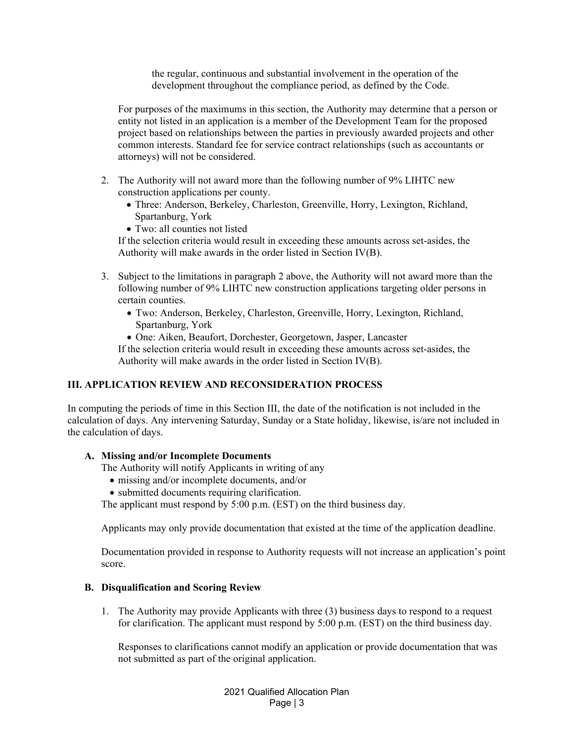the regular, continuous and substantial involvement in the operation of the development throughout the compliance period, as defined by the Code.

For purposes of the maximums in this section, the Authority may determine that a person or entity not listed in an application is a member of the Development Team for the proposed project based on relationships between the parties in previously awarded projects and other common interests. Standard fee for service contract relationships (such as accountants or attorneys) will not be considered.

2. The Authority will not award more than the following number of 9% LIHTC new construction applications per county.
   - Three: Anderson, Berkeley, Charleston, Greenville, Horry, Lexington, Richland, Spartanburg, York
   - Two: all counties not listed

   If the selection criteria would result in exceeding these amounts across set-asides, the Authority will make awards in the order listed in Section IV(B).

3. Subject to the limitations in paragraph 2 above, the Authority will not award more than the following number of 9% LIHTC new construction applications targeting older persons in certain counties.
   - Two: Anderson, Berkeley, Charleston, Greenville, Horry, Lexington, Richland, Spartanburg, York
   - One: Aiken, Beaufort, Dorchester, Georgetown, Jasper, Lancaster

   If the selection criteria would result in exceeding these amounts across set-asides, the Authority will make awards in the order listed in Section IV(B).

## III. APPLICATION REVIEW AND RECONSIDERATION PROCESS

In computing the periods of time in this Section III, the date of the notification is not included in the calculation of days. Any intervening Saturday, Sunday or a State holiday, likewise, is/are not included in the calculation of days.

### A. Missing and/or Incomplete Documents

The Authority will notify Applicants in writing of any
- missing and/or incomplete documents, and/or
- submitted documents requiring clarification.

The applicant must respond by 5:00 p.m. (EST) on the third business day.

Applicants may only provide documentation that existed at the time of the application deadline.

Documentation provided in response to Authority requests will not increase an application's point score.

### B. Disqualification and Scoring Review

1. The Authority may provide Applicants with three (3) business days to respond to a request for clarification. The applicant must respond by 5:00 p.m. (EST) on the third business day.

   Responses to clarifications cannot modify an application or provide documentation that was not submitted as part of the original application.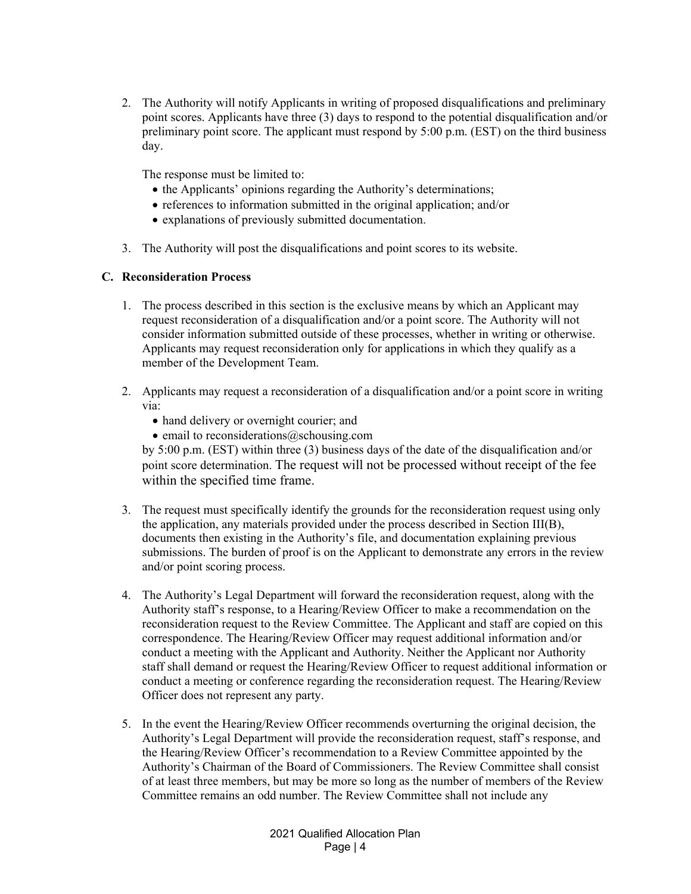2. The Authority will notify Applicants in writing of proposed disqualifications and preliminary point scores. Applicants have three (3) days to respond to the potential disqualification and/or preliminary point score. The applicant must respond by 5:00 p.m. (EST) on the third business day.

   The response must be limited to:
   - the Applicants' opinions regarding the Authority's determinations;
   - references to information submitted in the original application; and/or
   - explanations of previously submitted documentation.

3. The Authority will post the disqualifications and point scores to its website.

**C. Reconsideration Process**

1. The process described in this section is the exclusive means by which an Applicant may request reconsideration of a disqualification and/or a point score. The Authority will not consider information submitted outside of these processes, whether in writing or otherwise. Applicants may request reconsideration only for applications in which they qualify as a member of the Development Team.

2. Applicants may request a reconsideration of a disqualification and/or a point score in writing via:
   - hand delivery or overnight courier; and
   - email to reconsiderations@schousing.com

   by 5:00 p.m. (EST) within three (3) business days of the date of the disqualification and/or point score determination. The request will not be processed without receipt of the fee within the specified time frame.

3. The request must specifically identify the grounds for the reconsideration request using only the application, any materials provided under the process described in Section III(B), documents then existing in the Authority's file, and documentation explaining previous submissions. The burden of proof is on the Applicant to demonstrate any errors in the review and/or point scoring process.

4. The Authority's Legal Department will forward the reconsideration request, along with the Authority staff's response, to a Hearing/Review Officer to make a recommendation on the reconsideration request to the Review Committee. The Applicant and staff are copied on this correspondence. The Hearing/Review Officer may request additional information and/or conduct a meeting with the Applicant and Authority. Neither the Applicant nor Authority staff shall demand or request the Hearing/Review Officer to request additional information or conduct a meeting or conference regarding the reconsideration request. The Hearing/Review Officer does not represent any party.

5. In the event the Hearing/Review Officer recommends overturning the original decision, the Authority's Legal Department will provide the reconsideration request, staff's response, and the Hearing/Review Officer's recommendation to a Review Committee appointed by the Authority's Chairman of the Board of Commissioners. The Review Committee shall consist of at least three members, but may be more so long as the number of members of the Review Committee remains an odd number. The Review Committee shall not include any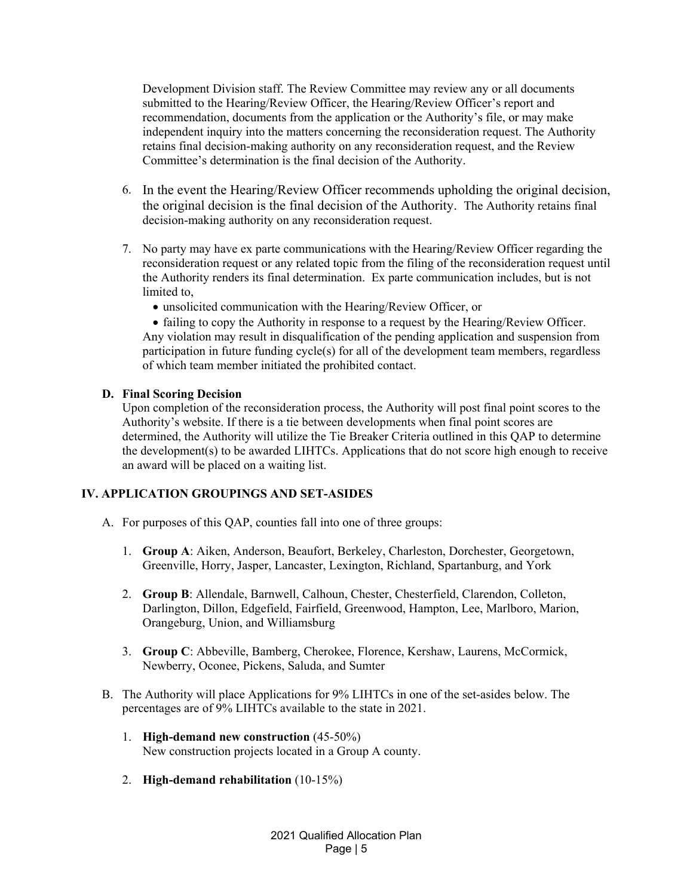Development Division staff. The Review Committee may review any or all documents submitted to the Hearing/Review Officer, the Hearing/Review Officer's report and recommendation, documents from the application or the Authority's file, or may make independent inquiry into the matters concerning the reconsideration request. The Authority retains final decision-making authority on any reconsideration request, and the Review Committee's determination is the final decision of the Authority.

6. In the event the Hearing/Review Officer recommends upholding the original decision, the original decision is the final decision of the Authority. The Authority retains final decision-making authority on any reconsideration request.

7. No party may have ex parte communications with the Hearing/Review Officer regarding the reconsideration request or any related topic from the filing of the reconsideration request until the Authority renders its final determination. Ex parte communication includes, but is not limited to,
   - unsolicited communication with the Hearing/Review Officer, or
   - failing to copy the Authority in response to a request by the Hearing/Review Officer.

   Any violation may result in disqualification of the pending application and suspension from participation in future funding cycle(s) for all of the development team members, regardless of which team member initiated the prohibited contact.

### D. Final Scoring Decision

Upon completion of the reconsideration process, the Authority will post final point scores to the Authority's website. If there is a tie between developments when final point scores are determined, the Authority will utilize the Tie Breaker Criteria outlined in this QAP to determine the development(s) to be awarded LIHTCs. Applications that do not score high enough to receive an award will be placed on a waiting list.

## IV. APPLICATION GROUPINGS AND SET-ASIDES

A. For purposes of this QAP, counties fall into one of three groups:

   1. **Group A**: Aiken, Anderson, Beaufort, Berkeley, Charleston, Dorchester, Georgetown, Greenville, Horry, Jasper, Lancaster, Lexington, Richland, Spartanburg, and York

   2. **Group B**: Allendale, Barnwell, Calhoun, Chester, Chesterfield, Clarendon, Colleton, Darlington, Dillon, Edgefield, Fairfield, Greenwood, Hampton, Lee, Marlboro, Marion, Orangeburg, Union, and Williamsburg

   3. **Group C**: Abbeville, Bamberg, Cherokee, Florence, Kershaw, Laurens, McCormick, Newberry, Oconee, Pickens, Saluda, and Sumter

B. The Authority will place Applications for 9% LIHTCs in one of the set-asides below. The percentages are of 9% LIHTCs available to the state in 2021.

   1. **High-demand new construction** (45-50%)
      New construction projects located in a Group A county.

   2. **High-demand rehabilitation** (10-15%)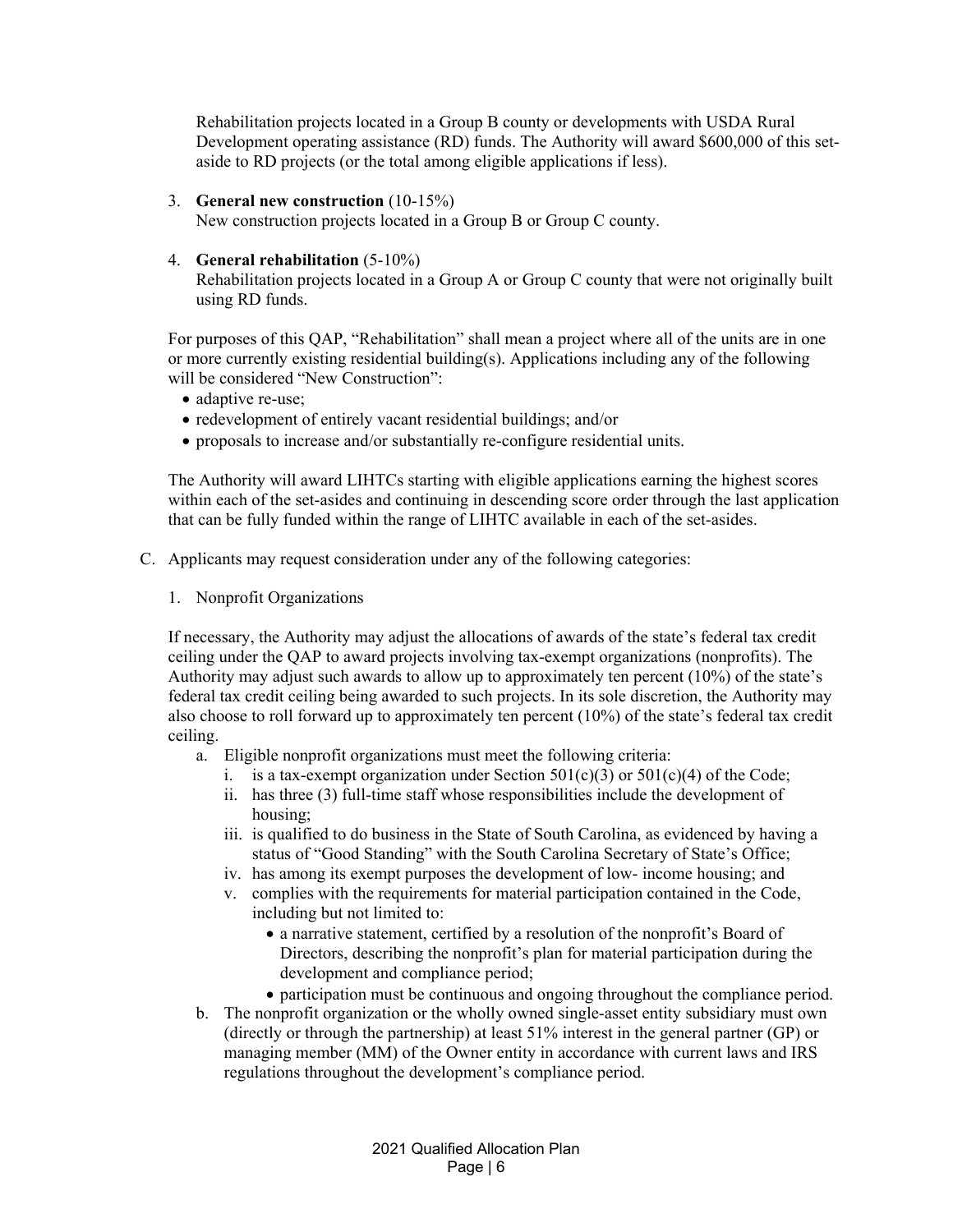Rehabilitation projects located in a Group B county or developments with USDA Rural Development operating assistance (RD) funds. The Authority will award $600,000 of this set-aside to RD projects (or the total among eligible applications if less).

3. **General new construction** (10-15%)
   New construction projects located in a Group B or Group C county.

4. **General rehabilitation** (5-10%)
   Rehabilitation projects located in a Group A or Group C county that were not originally built using RD funds.

For purposes of this QAP, "Rehabilitation" shall mean a project where all of the units are in one or more currently existing residential building(s). Applications including any of the following will be considered "New Construction":

- adaptive re-use;
- redevelopment of entirely vacant residential buildings; and/or
- proposals to increase and/or substantially re-configure residential units.

The Authority will award LIHTCs starting with eligible applications earning the highest scores within each of the set-asides and continuing in descending score order through the last application that can be fully funded within the range of LIHTC available in each of the set-asides.

C. Applicants may request consideration under any of the following categories:

1. Nonprofit Organizations

If necessary, the Authority may adjust the allocations of awards of the state's federal tax credit ceiling under the QAP to award projects involving tax-exempt organizations (nonprofits). The Authority may adjust such awards to allow up to approximately ten percent (10%) of the state's federal tax credit ceiling being awarded to such projects. In its sole discretion, the Authority may also choose to roll forward up to approximately ten percent (10%) of the state's federal tax credit ceiling.

a. Eligible nonprofit organizations must meet the following criteria:
   i. is a tax-exempt organization under Section 501(c)(3) or 501(c)(4) of the Code;
   ii. has three (3) full-time staff whose responsibilities include the development of housing;
   iii. is qualified to do business in the State of South Carolina, as evidenced by having a status of "Good Standing" with the South Carolina Secretary of State's Office;
   iv. has among its exempt purposes the development of low- income housing; and
   v. complies with the requirements for material participation contained in the Code, including but not limited to:
      - a narrative statement, certified by a resolution of the nonprofit's Board of Directors, describing the nonprofit's plan for material participation during the development and compliance period;
      - participation must be continuous and ongoing throughout the compliance period.

b. The nonprofit organization or the wholly owned single-asset entity subsidiary must own (directly or through the partnership) at least 51% interest in the general partner (GP) or managing member (MM) of the Owner entity in accordance with current laws and IRS regulations throughout the development's compliance period.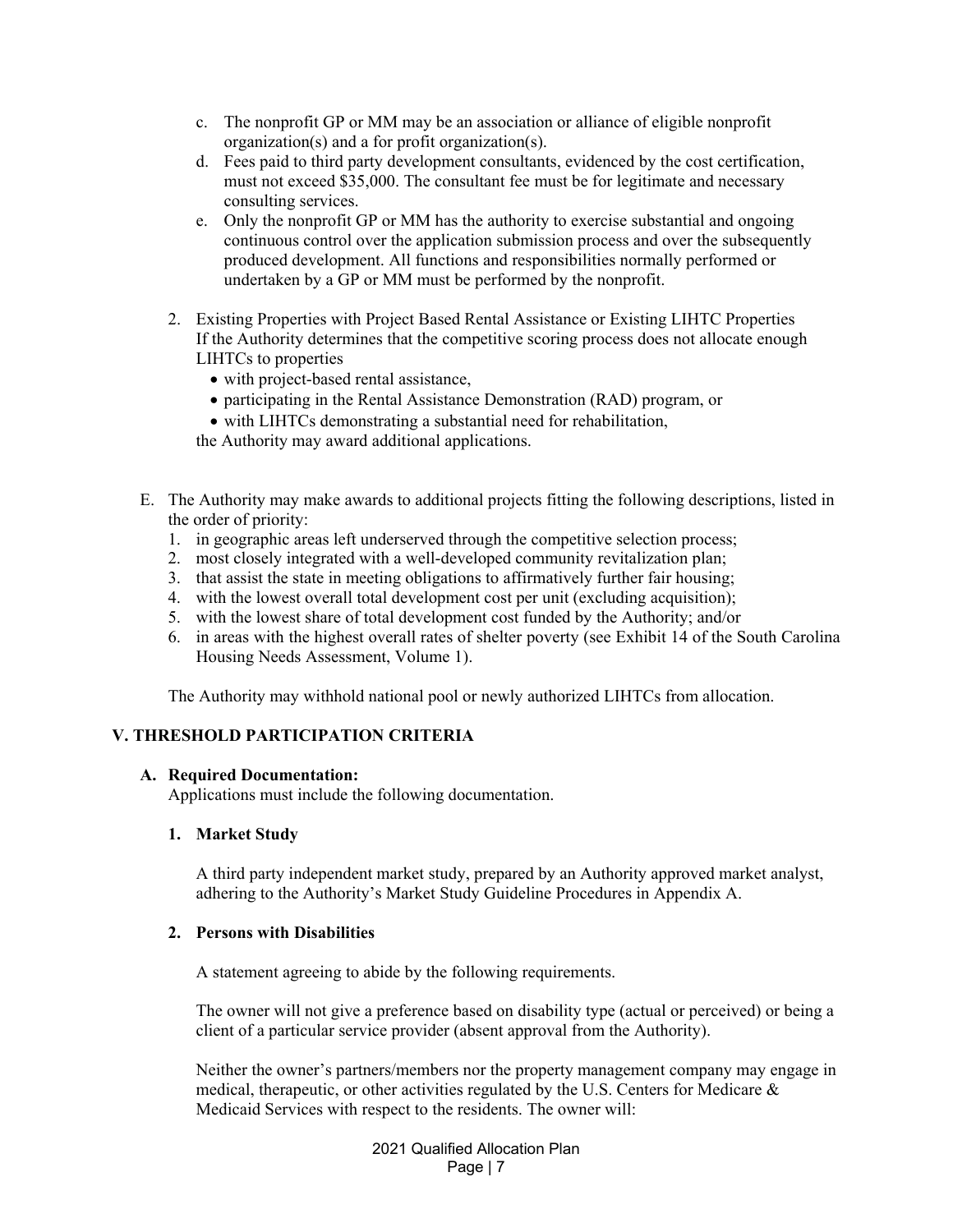c. The nonprofit GP or MM may be an association or alliance of eligible nonprofit organization(s) and a for profit organization(s).
d. Fees paid to third party development consultants, evidenced by the cost certification, must not exceed $35,000. The consultant fee must be for legitimate and necessary consulting services.
e. Only the nonprofit GP or MM has the authority to exercise substantial and ongoing continuous control over the application submission process and over the subsequently produced development. All functions and responsibilities normally performed or undertaken by a GP or MM must be performed by the nonprofit.

2. Existing Properties with Project Based Rental Assistance or Existing LIHTC Properties
   If the Authority determines that the competitive scoring process does not allocate enough LIHTCs to properties
   - with project-based rental assistance,
   - participating in the Rental Assistance Demonstration (RAD) program, or
   - with LIHTCs demonstrating a substantial need for rehabilitation,

   the Authority may award additional applications.

E. The Authority may make awards to additional projects fitting the following descriptions, listed in the order of priority:
   1. in geographic areas left underserved through the competitive selection process;
   2. most closely integrated with a well-developed community revitalization plan;
   3. that assist the state in meeting obligations to affirmatively further fair housing;
   4. with the lowest overall total development cost per unit (excluding acquisition);
   5. with the lowest share of total development cost funded by the Authority; and/or
   6. in areas with the highest overall rates of shelter poverty (see Exhibit 14 of the South Carolina Housing Needs Assessment, Volume 1).

   The Authority may withhold national pool or newly authorized LIHTCs from allocation.

## V. THRESHOLD PARTICIPATION CRITERIA

### A. Required Documentation:

Applications must include the following documentation.

#### 1. Market Study

A third party independent market study, prepared by an Authority approved market analyst, adhering to the Authority's Market Study Guideline Procedures in Appendix A.

#### 2. Persons with Disabilities

A statement agreeing to abide by the following requirements.

The owner will not give a preference based on disability type (actual or perceived) or being a client of a particular service provider (absent approval from the Authority).

Neither the owner's partners/members nor the property management company may engage in medical, therapeutic, or other activities regulated by the U.S. Centers for Medicare & Medicaid Services with respect to the residents. The owner will: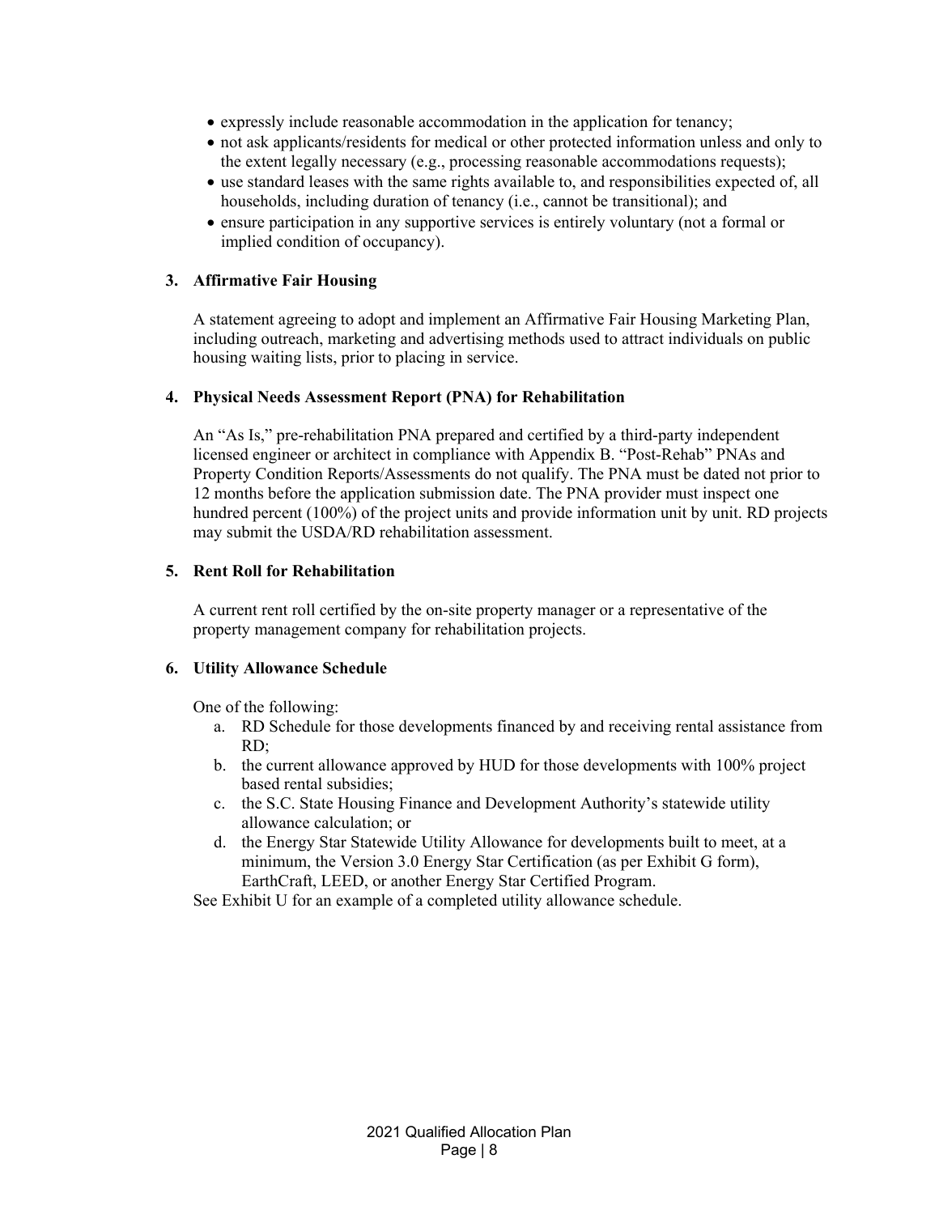- expressly include reasonable accommodation in the application for tenancy;
- not ask applicants/residents for medical or other protected information unless and only to the extent legally necessary (e.g., processing reasonable accommodations requests);
- use standard leases with the same rights available to, and responsibilities expected of, all households, including duration of tenancy (i.e., cannot be transitional); and
- ensure participation in any supportive services is entirely voluntary (not a formal or implied condition of occupancy).

**3. Affirmative Fair Housing**

A statement agreeing to adopt and implement an Affirmative Fair Housing Marketing Plan, including outreach, marketing and advertising methods used to attract individuals on public housing waiting lists, prior to placing in service.

**4. Physical Needs Assessment Report (PNA) for Rehabilitation**

An "As Is," pre-rehabilitation PNA prepared and certified by a third-party independent licensed engineer or architect in compliance with Appendix B. "Post-Rehab" PNAs and Property Condition Reports/Assessments do not qualify. The PNA must be dated not prior to 12 months before the application submission date. The PNA provider must inspect one hundred percent (100%) of the project units and provide information unit by unit. RD projects may submit the USDA/RD rehabilitation assessment.

**5. Rent Roll for Rehabilitation**

A current rent roll certified by the on-site property manager or a representative of the property management company for rehabilitation projects.

**6. Utility Allowance Schedule**

One of the following:

a. RD Schedule for those developments financed by and receiving rental assistance from RD;
b. the current allowance approved by HUD for those developments with 100% project based rental subsidies;
c. the S.C. State Housing Finance and Development Authority's statewide utility allowance calculation; or
d. the Energy Star Statewide Utility Allowance for developments built to meet, at a minimum, the Version 3.0 Energy Star Certification (as per Exhibit G form), EarthCraft, LEED, or another Energy Star Certified Program.

See Exhibit U for an example of a completed utility allowance schedule.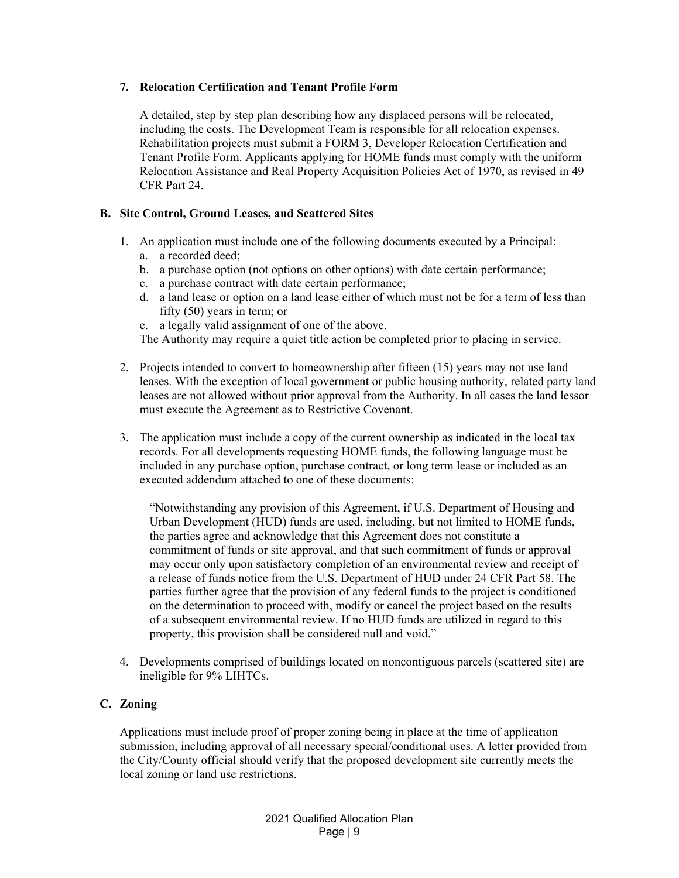### 7. Relocation Certification and Tenant Profile Form

A detailed, step by step plan describing how any displaced persons will be relocated, including the costs. The Development Team is responsible for all relocation expenses. Rehabilitation projects must submit a FORM 3, Developer Relocation Certification and Tenant Profile Form. Applicants applying for HOME funds must comply with the uniform Relocation Assistance and Real Property Acquisition Policies Act of 1970, as revised in 49 CFR Part 24.

## B. Site Control, Ground Leases, and Scattered Sites

1. An application must include one of the following documents executed by a Principal:
   a. a recorded deed;
   b. a purchase option (not options on other options) with date certain performance;
   c. a purchase contract with date certain performance;
   d. a land lease or option on a land lease either of which must not be for a term of less than fifty (50) years in term; or
   e. a legally valid assignment of one of the above.

   The Authority may require a quiet title action be completed prior to placing in service.

2. Projects intended to convert to homeownership after fifteen (15) years may not use land leases. With the exception of local government or public housing authority, related party land leases are not allowed without prior approval from the Authority. In all cases the land lessor must execute the Agreement as to Restrictive Covenant.

3. The application must include a copy of the current ownership as indicated in the local tax records. For all developments requesting HOME funds, the following language must be included in any purchase option, purchase contract, or long term lease or included as an executed addendum attached to one of these documents:

   "Notwithstanding any provision of this Agreement, if U.S. Department of Housing and Urban Development (HUD) funds are used, including, but not limited to HOME funds, the parties agree and acknowledge that this Agreement does not constitute a commitment of funds or site approval, and that such commitment of funds or approval may occur only upon satisfactory completion of an environmental review and receipt of a release of funds notice from the U.S. Department of HUD under 24 CFR Part 58. The parties further agree that the provision of any federal funds to the project is conditioned on the determination to proceed with, modify or cancel the project based on the results of a subsequent environmental review. If no HUD funds are utilized in regard to this property, this provision shall be considered null and void."

4. Developments comprised of buildings located on noncontiguous parcels (scattered site) are ineligible for 9% LIHTCs.

## C. Zoning

Applications must include proof of proper zoning being in place at the time of application submission, including approval of all necessary special/conditional uses. A letter provided from the City/County official should verify that the proposed development site currently meets the local zoning or land use restrictions.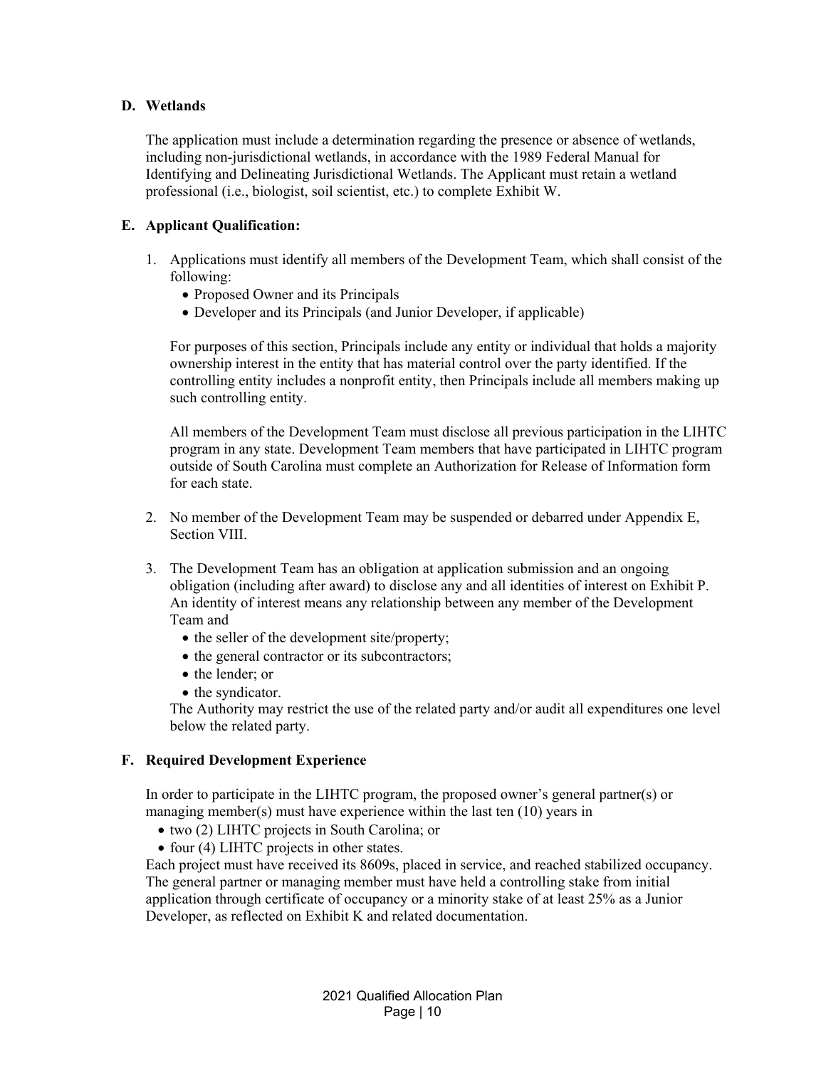**D. Wetlands**

The application must include a determination regarding the presence or absence of wetlands, including non-jurisdictional wetlands, in accordance with the 1989 Federal Manual for Identifying and Delineating Jurisdictional Wetlands. The Applicant must retain a wetland professional (i.e., biologist, soil scientist, etc.) to complete Exhibit W.

**E. Applicant Qualification:**

1. Applications must identify all members of the Development Team, which shall consist of the following:
   - Proposed Owner and its Principals
   - Developer and its Principals (and Junior Developer, if applicable)

   For purposes of this section, Principals include any entity or individual that holds a majority ownership interest in the entity that has material control over the party identified. If the controlling entity includes a nonprofit entity, then Principals include all members making up such controlling entity.

   All members of the Development Team must disclose all previous participation in the LIHTC program in any state. Development Team members that have participated in LIHTC program outside of South Carolina must complete an Authorization for Release of Information form for each state.

2. No member of the Development Team may be suspended or debarred under Appendix E, Section VIII.

3. The Development Team has an obligation at application submission and an ongoing obligation (including after award) to disclose any and all identities of interest on Exhibit P. An identity of interest means any relationship between any member of the Development Team and
   - the seller of the development site/property;
   - the general contractor or its subcontractors;
   - the lender; or
   - the syndicator.

   The Authority may restrict the use of the related party and/or audit all expenditures one level below the related party.

**F. Required Development Experience**

In order to participate in the LIHTC program, the proposed owner's general partner(s) or managing member(s) must have experience within the last ten (10) years in

- two (2) LIHTC projects in South Carolina; or
- four (4) LIHTC projects in other states.

Each project must have received its 8609s, placed in service, and reached stabilized occupancy. The general partner or managing member must have held a controlling stake from initial application through certificate of occupancy or a minority stake of at least 25% as a Junior Developer, as reflected on Exhibit K and related documentation.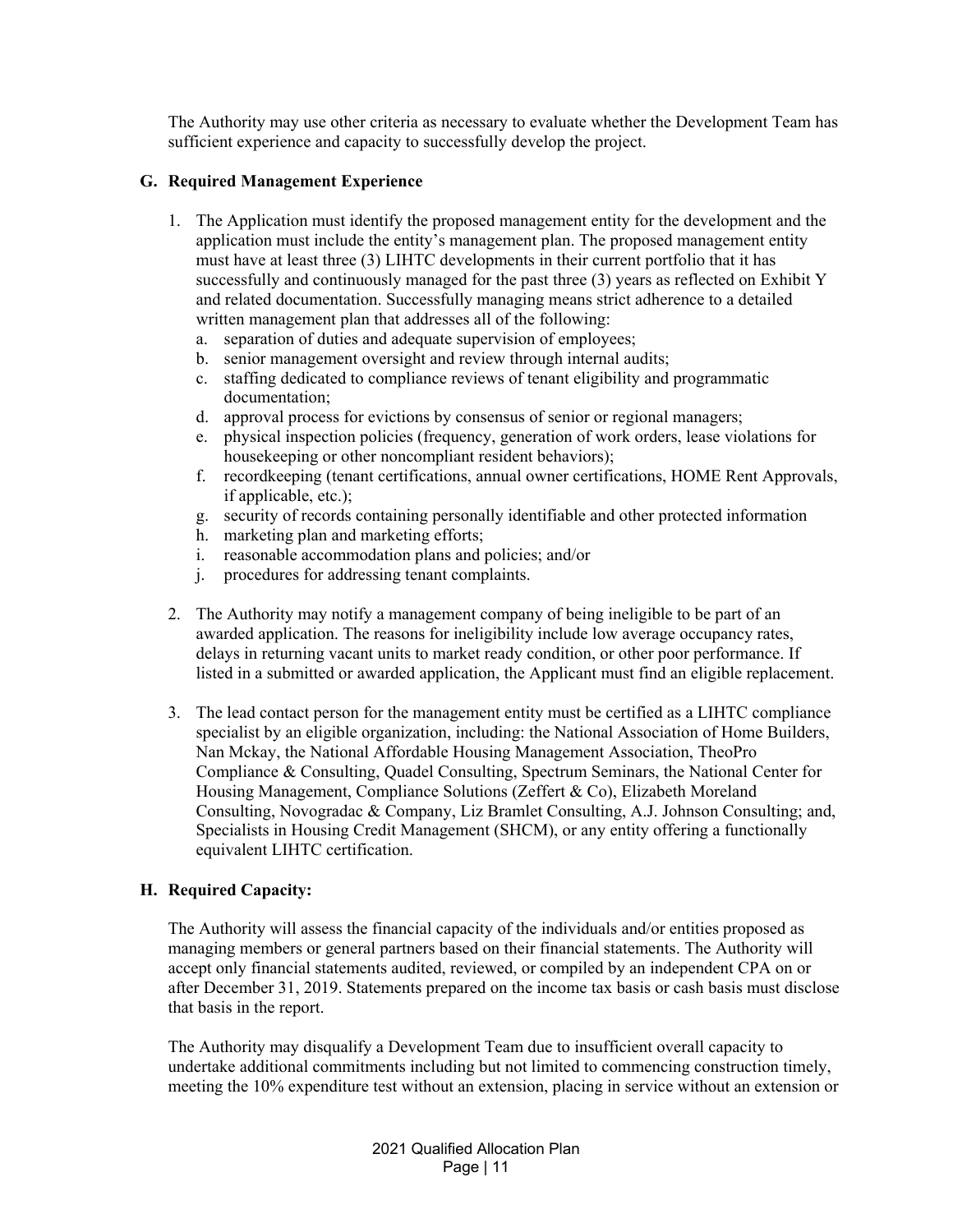The Authority may use other criteria as necessary to evaluate whether the Development Team has sufficient experience and capacity to successfully develop the project.

### G. Required Management Experience

1. The Application must identify the proposed management entity for the development and the application must include the entity's management plan. The proposed management entity must have at least three (3) LIHTC developments in their current portfolio that it has successfully and continuously managed for the past three (3) years as reflected on Exhibit Y and related documentation. Successfully managing means strict adherence to a detailed written management plan that addresses all of the following:
   a. separation of duties and adequate supervision of employees;
   b. senior management oversight and review through internal audits;
   c. staffing dedicated to compliance reviews of tenant eligibility and programmatic documentation;
   d. approval process for evictions by consensus of senior or regional managers;
   e. physical inspection policies (frequency, generation of work orders, lease violations for housekeeping or other noncompliant resident behaviors);
   f. recordkeeping (tenant certifications, annual owner certifications, HOME Rent Approvals, if applicable, etc.);
   g. security of records containing personally identifiable and other protected information
   h. marketing plan and marketing efforts;
   i. reasonable accommodation plans and policies; and/or
   j. procedures for addressing tenant complaints.

2. The Authority may notify a management company of being ineligible to be part of an awarded application. The reasons for ineligibility include low average occupancy rates, delays in returning vacant units to market ready condition, or other poor performance. If listed in a submitted or awarded application, the Applicant must find an eligible replacement.

3. The lead contact person for the management entity must be certified as a LIHTC compliance specialist by an eligible organization, including: the National Association of Home Builders, Nan Mckay, the National Affordable Housing Management Association, TheoPro Compliance & Consulting, Quadel Consulting, Spectrum Seminars, the National Center for Housing Management, Compliance Solutions (Zeffert & Co), Elizabeth Moreland Consulting, Novogradac & Company, Liz Bramlet Consulting, A.J. Johnson Consulting; and, Specialists in Housing Credit Management (SHCM), or any entity offering a functionally equivalent LIHTC certification.

### H. Required Capacity:

The Authority will assess the financial capacity of the individuals and/or entities proposed as managing members or general partners based on their financial statements. The Authority will accept only financial statements audited, reviewed, or compiled by an independent CPA on or after December 31, 2019. Statements prepared on the income tax basis or cash basis must disclose that basis in the report.

The Authority may disqualify a Development Team due to insufficient overall capacity to undertake additional commitments including but not limited to commencing construction timely, meeting the 10% expenditure test without an extension, placing in service without an extension or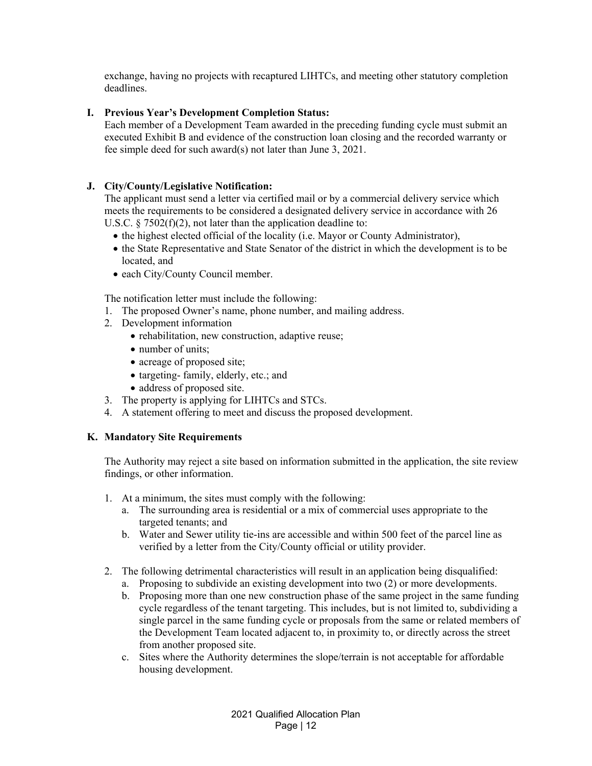exchange, having no projects with recaptured LIHTCs, and meeting other statutory completion deadlines.

### I. Previous Year's Development Completion Status:

Each member of a Development Team awarded in the preceding funding cycle must submit an executed Exhibit B and evidence of the construction loan closing and the recorded warranty or fee simple deed for such award(s) not later than June 3, 2021.

### J. City/County/Legislative Notification:

The applicant must send a letter via certified mail or by a commercial delivery service which meets the requirements to be considered a designated delivery service in accordance with 26 U.S.C. § 7502(f)(2), not later than the application deadline to:

- the highest elected official of the locality (i.e. Mayor or County Administrator),
- the State Representative and State Senator of the district in which the development is to be located, and
- each City/County Council member.

The notification letter must include the following:

1. The proposed Owner's name, phone number, and mailing address.
2. Development information
   - rehabilitation, new construction, adaptive reuse;
   - number of units;
   - acreage of proposed site;
   - targeting- family, elderly, etc.; and
   - address of proposed site.
3. The property is applying for LIHTCs and STCs.
4. A statement offering to meet and discuss the proposed development.

### K. Mandatory Site Requirements

The Authority may reject a site based on information submitted in the application, the site review findings, or other information.

1. At a minimum, the sites must comply with the following:
   a. The surrounding area is residential or a mix of commercial uses appropriate to the targeted tenants; and
   b. Water and Sewer utility tie-ins are accessible and within 500 feet of the parcel line as verified by a letter from the City/County official or utility provider.

2. The following detrimental characteristics will result in an application being disqualified:
   a. Proposing to subdivide an existing development into two (2) or more developments.
   b. Proposing more than one new construction phase of the same project in the same funding cycle regardless of the tenant targeting. This includes, but is not limited to, subdividing a single parcel in the same funding cycle or proposals from the same or related members of the Development Team located adjacent to, in proximity to, or directly across the street from another proposed site.
   c. Sites where the Authority determines the slope/terrain is not acceptable for affordable housing development.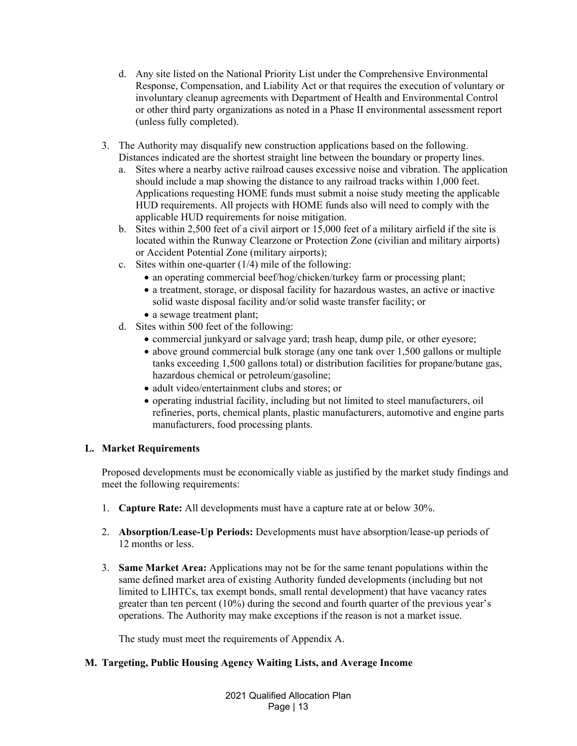d. Any site listed on the National Priority List under the Comprehensive Environmental Response, Compensation, and Liability Act or that requires the execution of voluntary or involuntary cleanup agreements with Department of Health and Environmental Control or other third party organizations as noted in a Phase II environmental assessment report (unless fully completed).

3. The Authority may disqualify new construction applications based on the following. Distances indicated are the shortest straight line between the boundary or property lines.
   a. Sites where a nearby active railroad causes excessive noise and vibration. The application should include a map showing the distance to any railroad tracks within 1,000 feet. Applications requesting HOME funds must submit a noise study meeting the applicable HUD requirements. All projects with HOME funds also will need to comply with the applicable HUD requirements for noise mitigation.
   b. Sites within 2,500 feet of a civil airport or 15,000 feet of a military airfield if the site is located within the Runway Clearzone or Protection Zone (civilian and military airports) or Accident Potential Zone (military airports);
   c. Sites within one-quarter (1/4) mile of the following:
      - an operating commercial beef/hog/chicken/turkey farm or processing plant;
      - a treatment, storage, or disposal facility for hazardous wastes, an active or inactive solid waste disposal facility and/or solid waste transfer facility; or
      - a sewage treatment plant;
   d. Sites within 500 feet of the following:
      - commercial junkyard or salvage yard; trash heap, dump pile, or other eyesore;
      - above ground commercial bulk storage (any one tank over 1,500 gallons or multiple tanks exceeding 1,500 gallons total) or distribution facilities for propane/butane gas, hazardous chemical or petroleum/gasoline;
      - adult video/entertainment clubs and stores; or
      - operating industrial facility, including but not limited to steel manufacturers, oil refineries, ports, chemical plants, plastic manufacturers, automotive and engine parts manufacturers, food processing plants.

## L. Market Requirements

Proposed developments must be economically viable as justified by the market study findings and meet the following requirements:

1. **Capture Rate:** All developments must have a capture rate at or below 30%.

2. **Absorption/Lease-Up Periods:** Developments must have absorption/lease-up periods of 12 months or less.

3. **Same Market Area:** Applications may not be for the same tenant populations within the same defined market area of existing Authority funded developments (including but not limited to LIHTCs, tax exempt bonds, small rental development) that have vacancy rates greater than ten percent (10%) during the second and fourth quarter of the previous year's operations. The Authority may make exceptions if the reason is not a market issue.

The study must meet the requirements of Appendix A.

## M. Targeting, Public Housing Agency Waiting Lists, and Average Income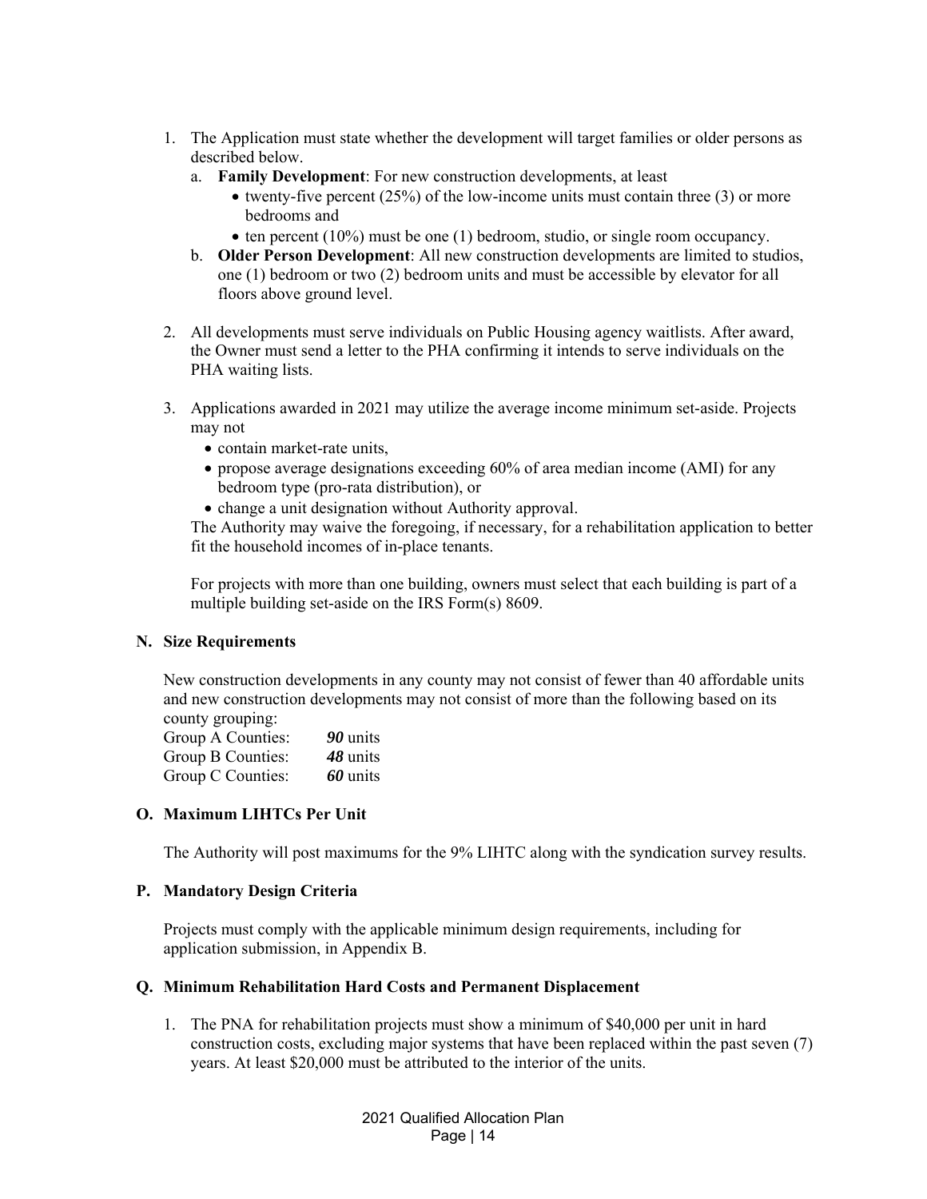1. The Application must state whether the development will target families or older persons as described below.
   a. **Family Development**: For new construction developments, at least
      - twenty-five percent (25%) of the low-income units must contain three (3) or more bedrooms and
      - ten percent (10%) must be one (1) bedroom, studio, or single room occupancy.
   b. **Older Person Development**: All new construction developments are limited to studios, one (1) bedroom or two (2) bedroom units and must be accessible by elevator for all floors above ground level.

2. All developments must serve individuals on Public Housing agency waitlists. After award, the Owner must send a letter to the PHA confirming it intends to serve individuals on the PHA waiting lists.

3. Applications awarded in 2021 may utilize the average income minimum set-aside. Projects may not
   - contain market-rate units,
   - propose average designations exceeding 60% of area median income (AMI) for any bedroom type (pro-rata distribution), or
   - change a unit designation without Authority approval.

   The Authority may waive the foregoing, if necessary, for a rehabilitation application to better fit the household incomes of in-place tenants.

   For projects with more than one building, owners must select that each building is part of a multiple building set-aside on the IRS Form(s) 8609.

### N. Size Requirements

New construction developments in any county may not consist of fewer than 40 affordable units and new construction developments may not consist of more than the following based on its county grouping:

Group A Counties: ***90*** units
Group B Counties: ***48*** units
Group C Counties: ***60*** units

### O. Maximum LIHTCs Per Unit

The Authority will post maximums for the 9% LIHTC along with the syndication survey results.

### P. Mandatory Design Criteria

Projects must comply with the applicable minimum design requirements, including for application submission, in Appendix B.

### Q. Minimum Rehabilitation Hard Costs and Permanent Displacement

1. The PNA for rehabilitation projects must show a minimum of $40,000 per unit in hard construction costs, excluding major systems that have been replaced within the past seven (7) years. At least $20,000 must be attributed to the interior of the units.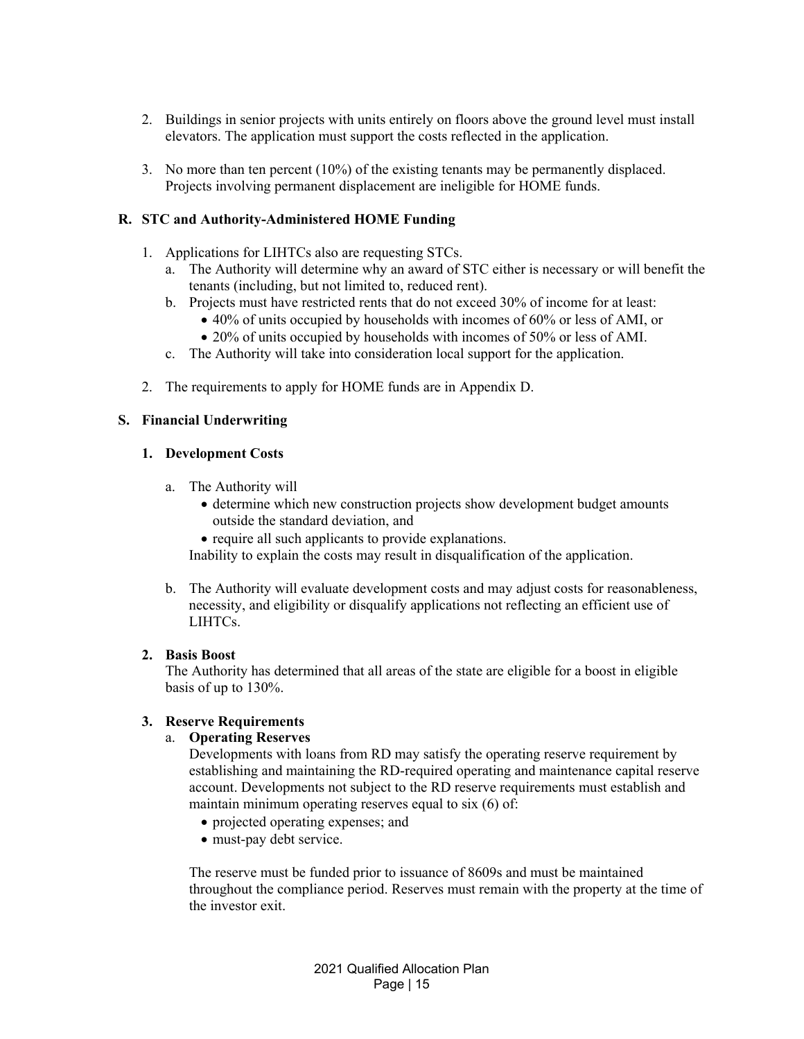2. Buildings in senior projects with units entirely on floors above the ground level must install elevators. The application must support the costs reflected in the application.

3. No more than ten percent (10%) of the existing tenants may be permanently displaced. Projects involving permanent displacement are ineligible for HOME funds.

## R. STC and Authority-Administered HOME Funding

1. Applications for LIHTCs also are requesting STCs.
   a. The Authority will determine why an award of STC either is necessary or will benefit the tenants (including, but not limited to, reduced rent).
   b. Projects must have restricted rents that do not exceed 30% of income for at least:
      - 40% of units occupied by households with incomes of 60% or less of AMI, or
      - 20% of units occupied by households with incomes of 50% or less of AMI.
   c. The Authority will take into consideration local support for the application.

2. The requirements to apply for HOME funds are in Appendix D.

## S. Financial Underwriting

### 1. Development Costs

a. The Authority will
   - determine which new construction projects show development budget amounts outside the standard deviation, and
   - require all such applicants to provide explanations.

   Inability to explain the costs may result in disqualification of the application.

b. The Authority will evaluate development costs and may adjust costs for reasonableness, necessity, and eligibility or disqualify applications not reflecting an efficient use of LIHTCs.

### 2. Basis Boost

The Authority has determined that all areas of the state are eligible for a boost in eligible basis of up to 130%.

### 3. Reserve Requirements

a. **Operating Reserves**

Developments with loans from RD may satisfy the operating reserve requirement by establishing and maintaining the RD-required operating and maintenance capital reserve account. Developments not subject to the RD reserve requirements must establish and maintain minimum operating reserves equal to six (6) of:

- projected operating expenses; and
- must-pay debt service.

The reserve must be funded prior to issuance of 8609s and must be maintained throughout the compliance period. Reserves must remain with the property at the time of the investor exit.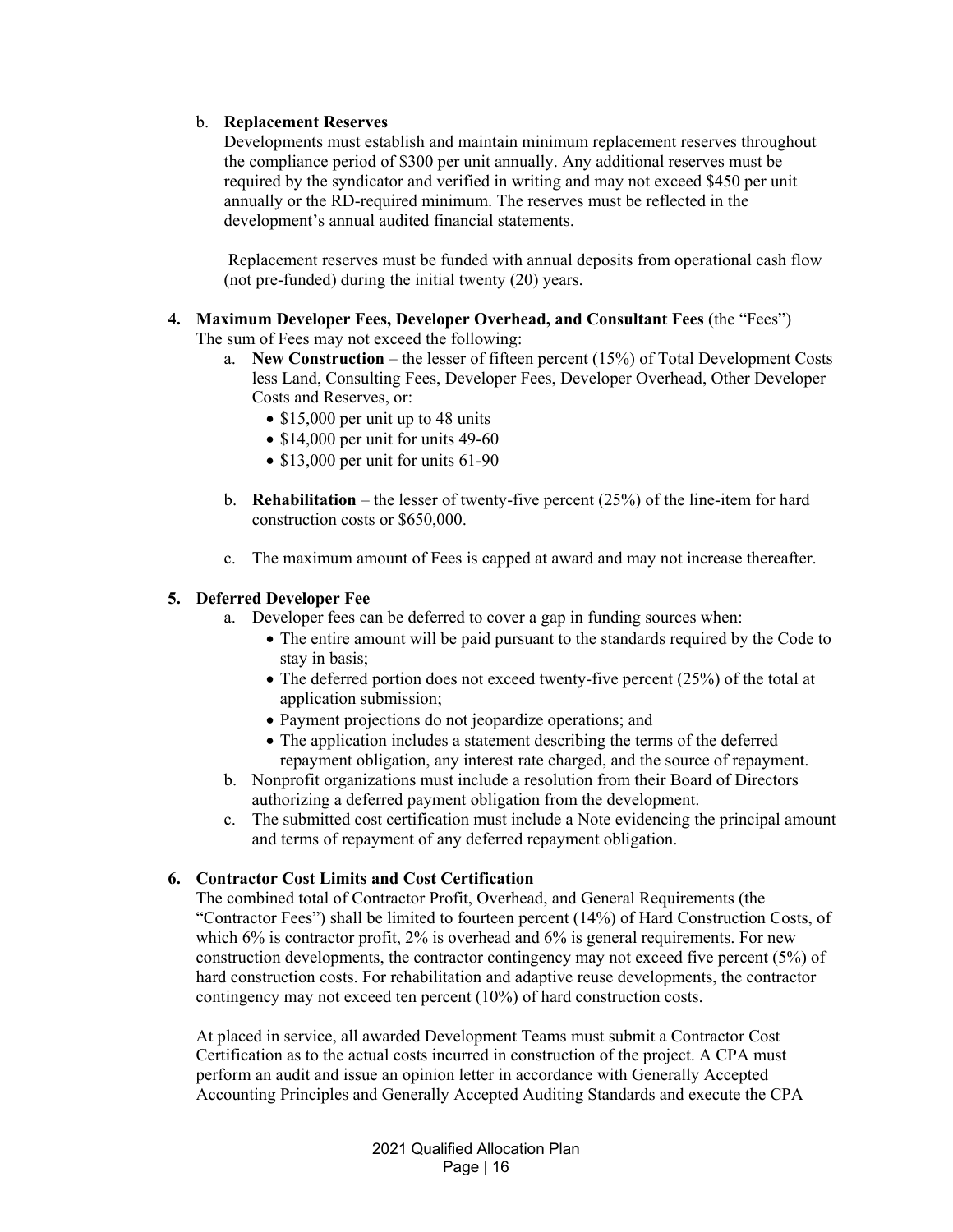b. **Replacement Reserves**

Developments must establish and maintain minimum replacement reserves throughout the compliance period of $300 per unit annually. Any additional reserves must be required by the syndicator and verified in writing and may not exceed $450 per unit annually or the RD-required minimum. The reserves must be reflected in the development's annual audited financial statements.

Replacement reserves must be funded with annual deposits from operational cash flow (not pre-funded) during the initial twenty (20) years.

**4. Maximum Developer Fees, Developer Overhead, and Consultant Fees** (the "Fees")

The sum of Fees may not exceed the following:

a. **New Construction** – the lesser of fifteen percent (15%) of Total Development Costs less Land, Consulting Fees, Developer Fees, Developer Overhead, Other Developer Costs and Reserves, or:
   - $15,000 per unit up to 48 units
   - $14,000 per unit for units 49-60
   - $13,000 per unit for units 61-90

b. **Rehabilitation** – the lesser of twenty-five percent (25%) of the line-item for hard construction costs or $650,000.

c. The maximum amount of Fees is capped at award and may not increase thereafter.

**5. Deferred Developer Fee**

a. Developer fees can be deferred to cover a gap in funding sources when:
   - The entire amount will be paid pursuant to the standards required by the Code to stay in basis;
   - The deferred portion does not exceed twenty-five percent (25%) of the total at application submission;
   - Payment projections do not jeopardize operations; and
   - The application includes a statement describing the terms of the deferred repayment obligation, any interest rate charged, and the source of repayment.

b. Nonprofit organizations must include a resolution from their Board of Directors authorizing a deferred payment obligation from the development.

c. The submitted cost certification must include a Note evidencing the principal amount and terms of repayment of any deferred repayment obligation.

**6. Contractor Cost Limits and Cost Certification**

The combined total of Contractor Profit, Overhead, and General Requirements (the "Contractor Fees") shall be limited to fourteen percent (14%) of Hard Construction Costs, of which 6% is contractor profit, 2% is overhead and 6% is general requirements. For new construction developments, the contractor contingency may not exceed five percent (5%) of hard construction costs. For rehabilitation and adaptive reuse developments, the contractor contingency may not exceed ten percent (10%) of hard construction costs.

At placed in service, all awarded Development Teams must submit a Contractor Cost Certification as to the actual costs incurred in construction of the project. A CPA must perform an audit and issue an opinion letter in accordance with Generally Accepted Accounting Principles and Generally Accepted Auditing Standards and execute the CPA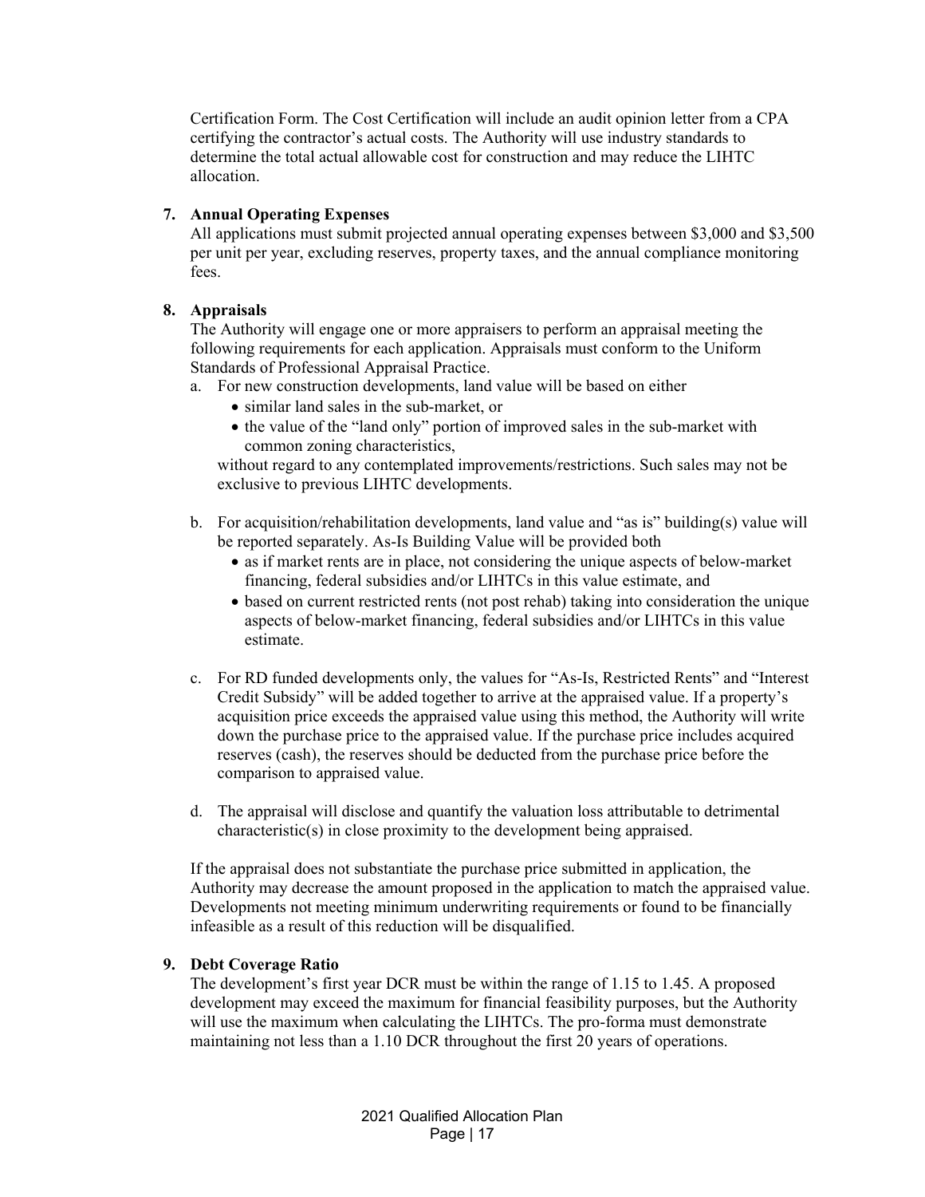Certification Form. The Cost Certification will include an audit opinion letter from a CPA certifying the contractor's actual costs. The Authority will use industry standards to determine the total actual allowable cost for construction and may reduce the LIHTC allocation.

**7. Annual Operating Expenses**

All applications must submit projected annual operating expenses between $3,000 and $3,500 per unit per year, excluding reserves, property taxes, and the annual compliance monitoring fees.

**8. Appraisals**

The Authority will engage one or more appraisers to perform an appraisal meeting the following requirements for each application. Appraisals must conform to the Uniform Standards of Professional Appraisal Practice.

a. For new construction developments, land value will be based on either
   - similar land sales in the sub-market, or
   - the value of the "land only" portion of improved sales in the sub-market with common zoning characteristics,

   without regard to any contemplated improvements/restrictions. Such sales may not be exclusive to previous LIHTC developments.

b. For acquisition/rehabilitation developments, land value and "as is" building(s) value will be reported separately. As-Is Building Value will be provided both
   - as if market rents are in place, not considering the unique aspects of below-market financing, federal subsidies and/or LIHTCs in this value estimate, and
   - based on current restricted rents (not post rehab) taking into consideration the unique aspects of below-market financing, federal subsidies and/or LIHTCs in this value estimate.

c. For RD funded developments only, the values for "As-Is, Restricted Rents" and "Interest Credit Subsidy" will be added together to arrive at the appraised value. If a property's acquisition price exceeds the appraised value using this method, the Authority will write down the purchase price to the appraised value. If the purchase price includes acquired reserves (cash), the reserves should be deducted from the purchase price before the comparison to appraised value.

d. The appraisal will disclose and quantify the valuation loss attributable to detrimental characteristic(s) in close proximity to the development being appraised.

If the appraisal does not substantiate the purchase price submitted in application, the Authority may decrease the amount proposed in the application to match the appraised value. Developments not meeting minimum underwriting requirements or found to be financially infeasible as a result of this reduction will be disqualified.

**9. Debt Coverage Ratio**

The development's first year DCR must be within the range of 1.15 to 1.45. A proposed development may exceed the maximum for financial feasibility purposes, but the Authority will use the maximum when calculating the LIHTCs. The pro-forma must demonstrate maintaining not less than a 1.10 DCR throughout the first 20 years of operations.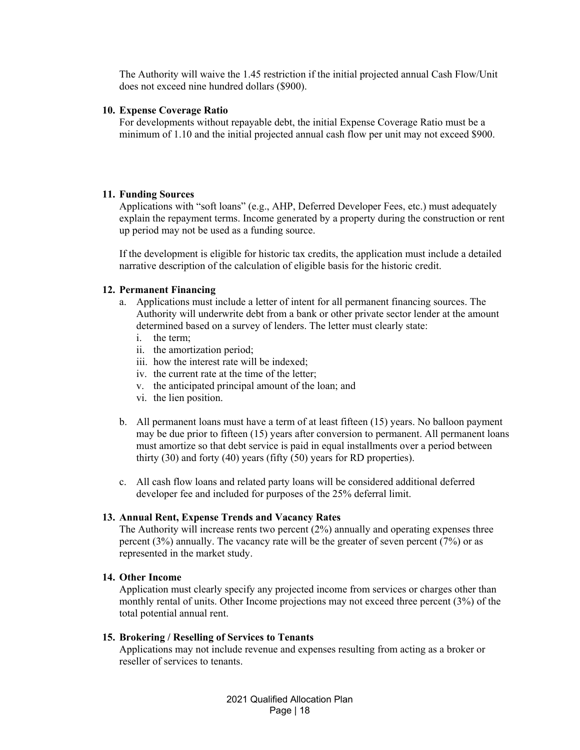The Authority will waive the 1.45 restriction if the initial projected annual Cash Flow/Unit does not exceed nine hundred dollars ($900).

**10. Expense Coverage Ratio**

For developments without repayable debt, the initial Expense Coverage Ratio must be a minimum of 1.10 and the initial projected annual cash flow per unit may not exceed $900.

**11. Funding Sources**

Applications with "soft loans" (e.g., AHP, Deferred Developer Fees, etc.) must adequately explain the repayment terms. Income generated by a property during the construction or rent up period may not be used as a funding source.

If the development is eligible for historic tax credits, the application must include a detailed narrative description of the calculation of eligible basis for the historic credit.

**12. Permanent Financing**

a. Applications must include a letter of intent for all permanent financing sources. The Authority will underwrite debt from a bank or other private sector lender at the amount determined based on a survey of lenders. The letter must clearly state:
   i. the term;
   ii. the amortization period;
   iii. how the interest rate will be indexed;
   iv. the current rate at the time of the letter;
   v. the anticipated principal amount of the loan; and
   vi. the lien position.

b. All permanent loans must have a term of at least fifteen (15) years. No balloon payment may be due prior to fifteen (15) years after conversion to permanent. All permanent loans must amortize so that debt service is paid in equal installments over a period between thirty (30) and forty (40) years (fifty (50) years for RD properties).

c. All cash flow loans and related party loans will be considered additional deferred developer fee and included for purposes of the 25% deferral limit.

**13. Annual Rent, Expense Trends and Vacancy Rates**

The Authority will increase rents two percent (2%) annually and operating expenses three percent (3%) annually. The vacancy rate will be the greater of seven percent (7%) or as represented in the market study.

**14. Other Income**

Application must clearly specify any projected income from services or charges other than monthly rental of units. Other Income projections may not exceed three percent (3%) of the total potential annual rent.

**15. Brokering / Reselling of Services to Tenants**

Applications may not include revenue and expenses resulting from acting as a broker or reseller of services to tenants.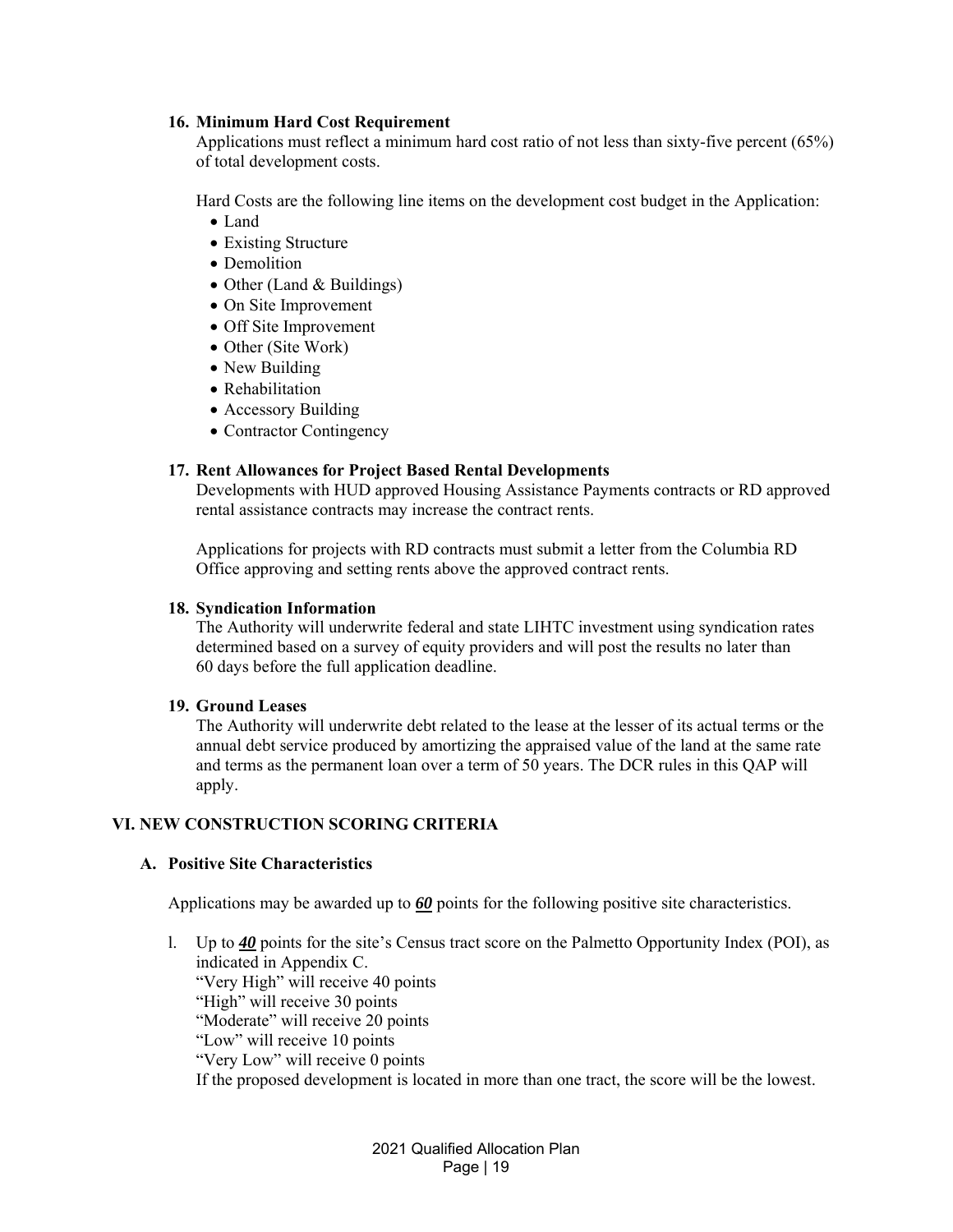**16. Minimum Hard Cost Requirement**

Applications must reflect a minimum hard cost ratio of not less than sixty-five percent (65%) of total development costs.

Hard Costs are the following line items on the development cost budget in the Application:

- Land
- Existing Structure
- Demolition
- Other (Land & Buildings)
- On Site Improvement
- Off Site Improvement
- Other (Site Work)
- New Building
- Rehabilitation
- Accessory Building
- Contractor Contingency

**17. Rent Allowances for Project Based Rental Developments**

Developments with HUD approved Housing Assistance Payments contracts or RD approved rental assistance contracts may increase the contract rents.

Applications for projects with RD contracts must submit a letter from the Columbia RD Office approving and setting rents above the approved contract rents.

**18. Syndication Information**

The Authority will underwrite federal and state LIHTC investment using syndication rates determined based on a survey of equity providers and will post the results no later than 60 days before the full application deadline.

**19. Ground Leases**

The Authority will underwrite debt related to the lease at the lesser of its actual terms or the annual debt service produced by amortizing the appraised value of the land at the same rate and terms as the permanent loan over a term of 50 years. The DCR rules in this QAP will apply.

## VI. NEW CONSTRUCTION SCORING CRITERIA

### A. Positive Site Characteristics

Applications may be awarded up to ***60*** points for the following positive site characteristics.

l. Up to ***40*** points for the site's Census tract score on the Palmetto Opportunity Index (POI), as indicated in Appendix C.
"Very High" will receive 40 points
"High" will receive 30 points
"Moderate" will receive 20 points
"Low" will receive 10 points
"Very Low" will receive 0 points
If the proposed development is located in more than one tract, the score will be the lowest.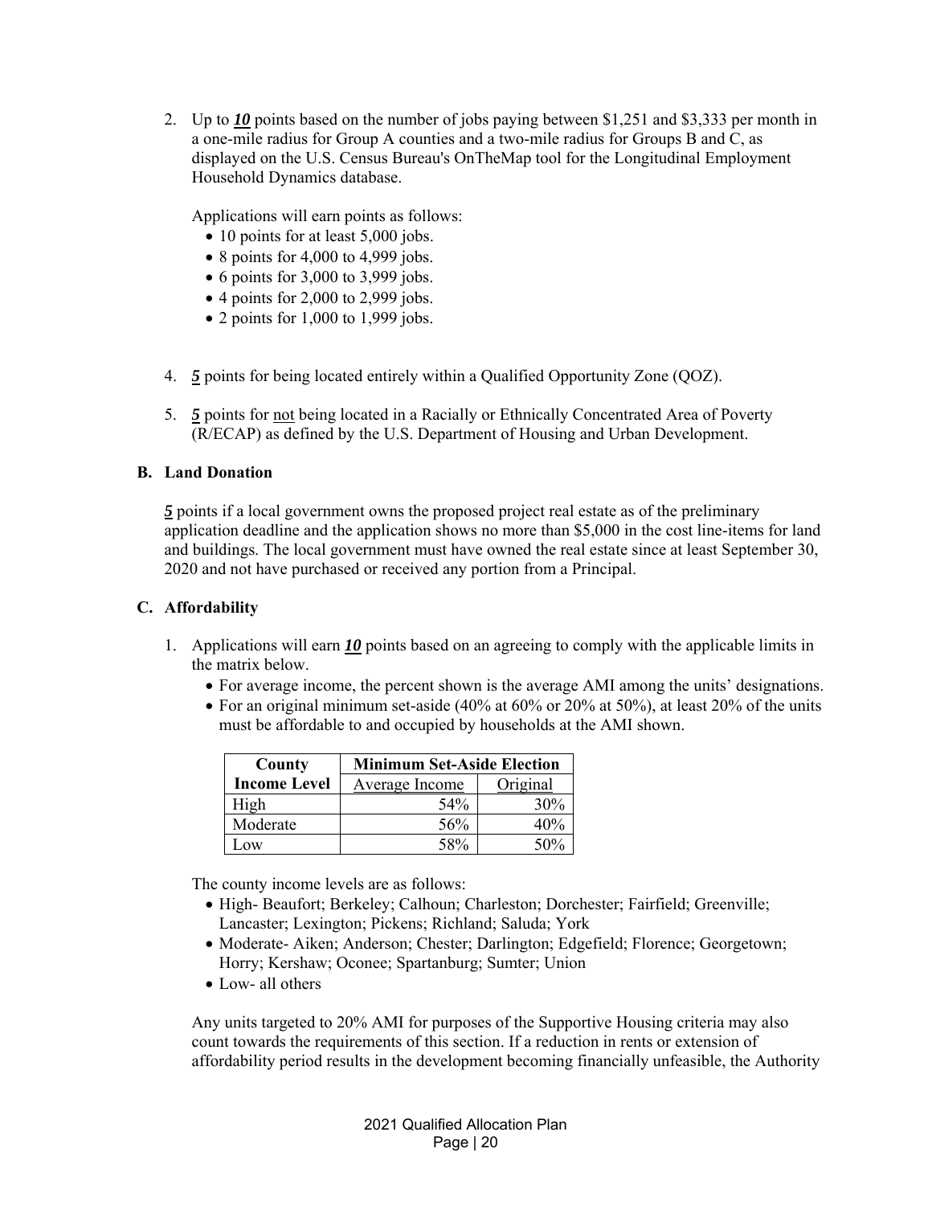2. Up to ***10*** points based on the number of jobs paying between $1,251 and $3,333 per month in a one-mile radius for Group A counties and a two-mile radius for Groups B and C, as displayed on the U.S. Census Bureau's OnTheMap tool for the Longitudinal Employment Household Dynamics database.

   Applications will earn points as follows:
   - 10 points for at least 5,000 jobs.
   - 8 points for 4,000 to 4,999 jobs.
   - 6 points for 3,000 to 3,999 jobs.
   - 4 points for 2,000 to 2,999 jobs.
   - 2 points for 1,000 to 1,999 jobs.

4. ***5*** points for being located entirely within a Qualified Opportunity Zone (QOZ).

5. ***5*** points for not being located in a Racially or Ethnically Concentrated Area of Poverty (R/ECAP) as defined by the U.S. Department of Housing and Urban Development.

### B. Land Donation

***5*** points if a local government owns the proposed project real estate as of the preliminary application deadline and the application shows no more than $5,000 in the cost line-items for land and buildings. The local government must have owned the real estate since at least September 30, 2020 and not have purchased or received any portion from a Principal.

### C. Affordability

1. Applications will earn ***10*** points based on an agreeing to comply with the applicable limits in the matrix below.
   - For average income, the percent shown is the average AMI among the units' designations.
   - For an original minimum set-aside (40% at 60% or 20% at 50%), at least 20% of the units must be affordable to and occupied by households at the AMI shown.

| County | Minimum Set-Aside Election | |
|---|---|---|
| Income Level | Average Income | Original |
| High | 54% | 30% |
| Moderate | 56% | 40% |
| Low | 58% | 50% |

   The county income levels are as follows:
   - High- Beaufort; Berkeley; Calhoun; Charleston; Dorchester; Fairfield; Greenville; Lancaster; Lexington; Pickens; Richland; Saluda; York
   - Moderate- Aiken; Anderson; Chester; Darlington; Edgefield; Florence; Georgetown; Horry; Kershaw; Oconee; Spartanburg; Sumter; Union
   - Low- all others

   Any units targeted to 20% AMI for purposes of the Supportive Housing criteria may also count towards the requirements of this section. If a reduction in rents or extension of affordability period results in the development becoming financially unfeasible, the Authority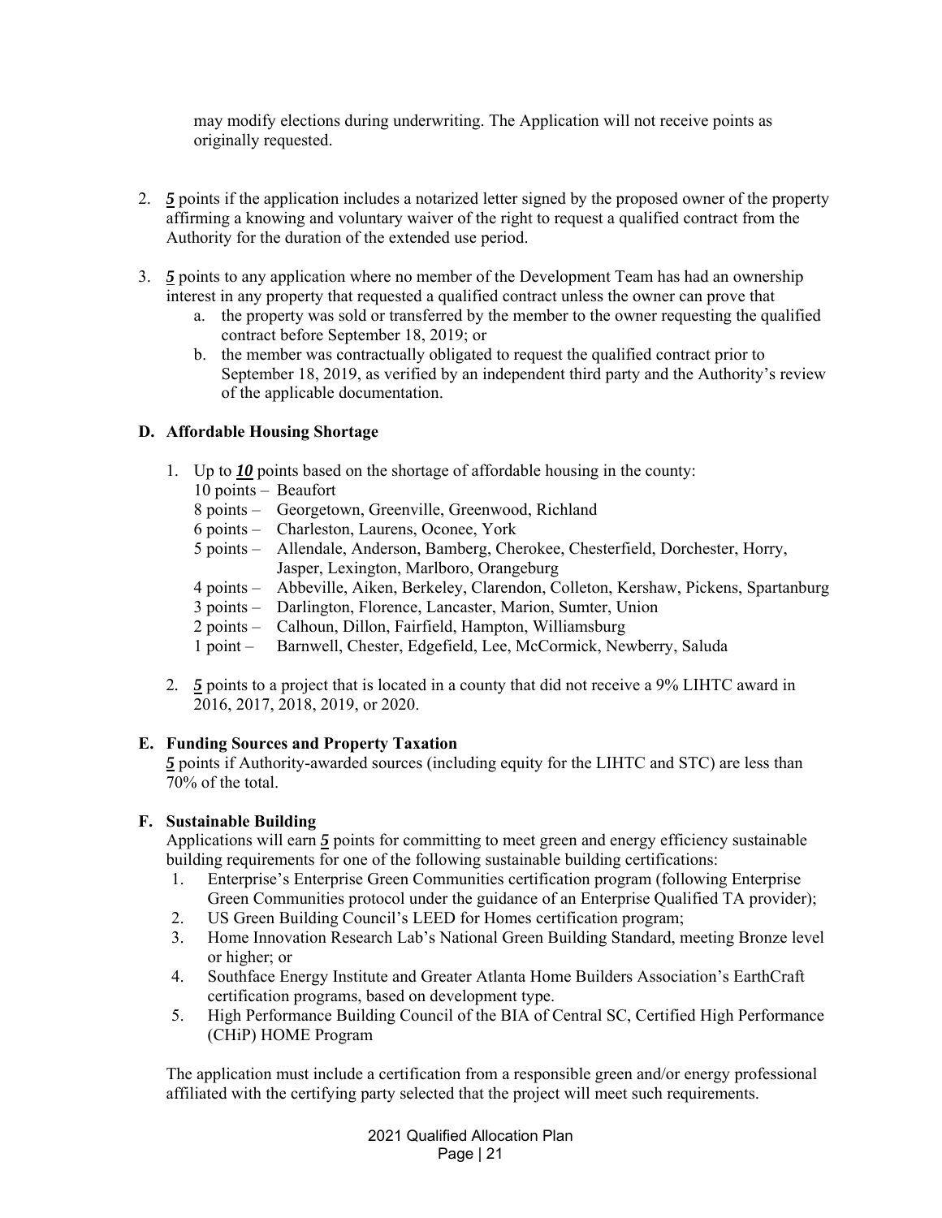may modify elections during underwriting. The Application will not receive points as originally requested.

2. ***5*** points if the application includes a notarized letter signed by the proposed owner of the property affirming a knowing and voluntary waiver of the right to request a qualified contract from the Authority for the duration of the extended use period.

3. ***5*** points to any application where no member of the Development Team has had an ownership interest in any property that requested a qualified contract unless the owner can prove that
   a. the property was sold or transferred by the member to the owner requesting the qualified contract before September 18, 2019; or
   b. the member was contractually obligated to request the qualified contract prior to September 18, 2019, as verified by an independent third party and the Authority's review of the applicable documentation.

### D. Affordable Housing Shortage

1. Up to ***10*** points based on the shortage of affordable housing in the county:
   - 10 points – Beaufort
   - 8 points – Georgetown, Greenville, Greenwood, Richland
   - 6 points – Charleston, Laurens, Oconee, York
   - 5 points – Allendale, Anderson, Bamberg, Cherokee, Chesterfield, Dorchester, Horry, Jasper, Lexington, Marlboro, Orangeburg
   - 4 points – Abbeville, Aiken, Berkeley, Clarendon, Colleton, Kershaw, Pickens, Spartanburg
   - 3 points – Darlington, Florence, Lancaster, Marion, Sumter, Union
   - 2 points – Calhoun, Dillon, Fairfield, Hampton, Williamsburg
   - 1 point – Barnwell, Chester, Edgefield, Lee, McCormick, Newberry, Saluda

2. ***5*** points to a project that is located in a county that did not receive a 9% LIHTC award in 2016, 2017, 2018, 2019, or 2020.

### E. Funding Sources and Property Taxation

***5*** points if Authority-awarded sources (including equity for the LIHTC and STC) are less than 70% of the total.

### F. Sustainable Building

Applications will earn ***5*** points for committing to meet green and energy efficiency sustainable building requirements for one of the following sustainable building certifications:

1. Enterprise's Enterprise Green Communities certification program (following Enterprise Green Communities protocol under the guidance of an Enterprise Qualified TA provider);
2. US Green Building Council's LEED for Homes certification program;
3. Home Innovation Research Lab's National Green Building Standard, meeting Bronze level or higher; or
4. Southface Energy Institute and Greater Atlanta Home Builders Association's EarthCraft certification programs, based on development type.
5. High Performance Building Council of the BIA of Central SC, Certified High Performance (CHiP) HOME Program

The application must include a certification from a responsible green and/or energy professional affiliated with the certifying party selected that the project will meet such requirements.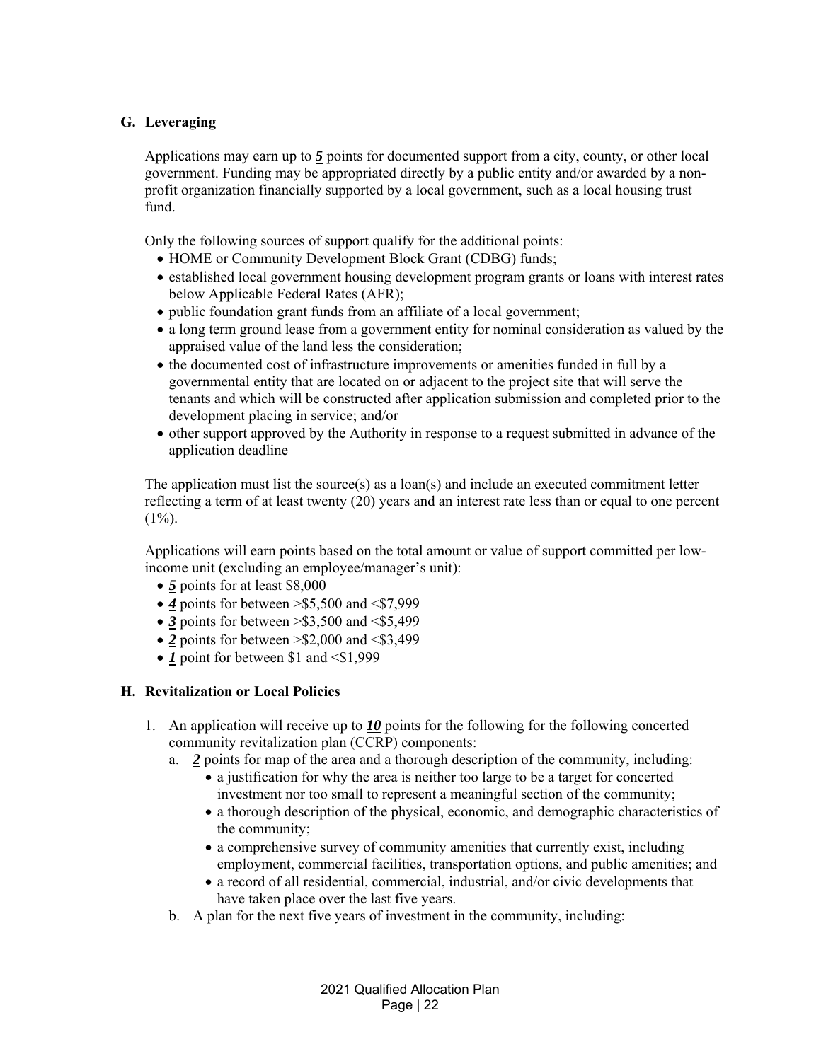## G. Leveraging

Applications may earn up to ***5*** points for documented support from a city, county, or other local government. Funding may be appropriated directly by a public entity and/or awarded by a non-profit organization financially supported by a local government, such as a local housing trust fund.

Only the following sources of support qualify for the additional points:

- HOME or Community Development Block Grant (CDBG) funds;
- established local government housing development program grants or loans with interest rates below Applicable Federal Rates (AFR);
- public foundation grant funds from an affiliate of a local government;
- a long term ground lease from a government entity for nominal consideration as valued by the appraised value of the land less the consideration;
- the documented cost of infrastructure improvements or amenities funded in full by a governmental entity that are located on or adjacent to the project site that will serve the tenants and which will be constructed after application submission and completed prior to the development placing in service; and/or
- other support approved by the Authority in response to a request submitted in advance of the application deadline

The application must list the source(s) as a loan(s) and include an executed commitment letter reflecting a term of at least twenty (20) years and an interest rate less than or equal to one percent (1%).

Applications will earn points based on the total amount or value of support committed per low-income unit (excluding an employee/manager's unit):

- ***5*** points for at least $8,000
- ***4*** points for between >$5,500 and <$7,999
- ***3*** points for between >$3,500 and <$5,499
- ***2*** points for between >$2,000 and <$3,499
- ***1*** point for between $1 and <$1,999

## H. Revitalization or Local Policies

1. An application will receive up to ***10*** points for the following for the following concerted community revitalization plan (CCRP) components:
   a. ***2*** points for map of the area and a thorough description of the community, including:
      - a justification for why the area is neither too large to be a target for concerted investment nor too small to represent a meaningful section of the community;
      - a thorough description of the physical, economic, and demographic characteristics of the community;
      - a comprehensive survey of community amenities that currently exist, including employment, commercial facilities, transportation options, and public amenities; and
      - a record of all residential, commercial, industrial, and/or civic developments that have taken place over the last five years.

   b. A plan for the next five years of investment in the community, including: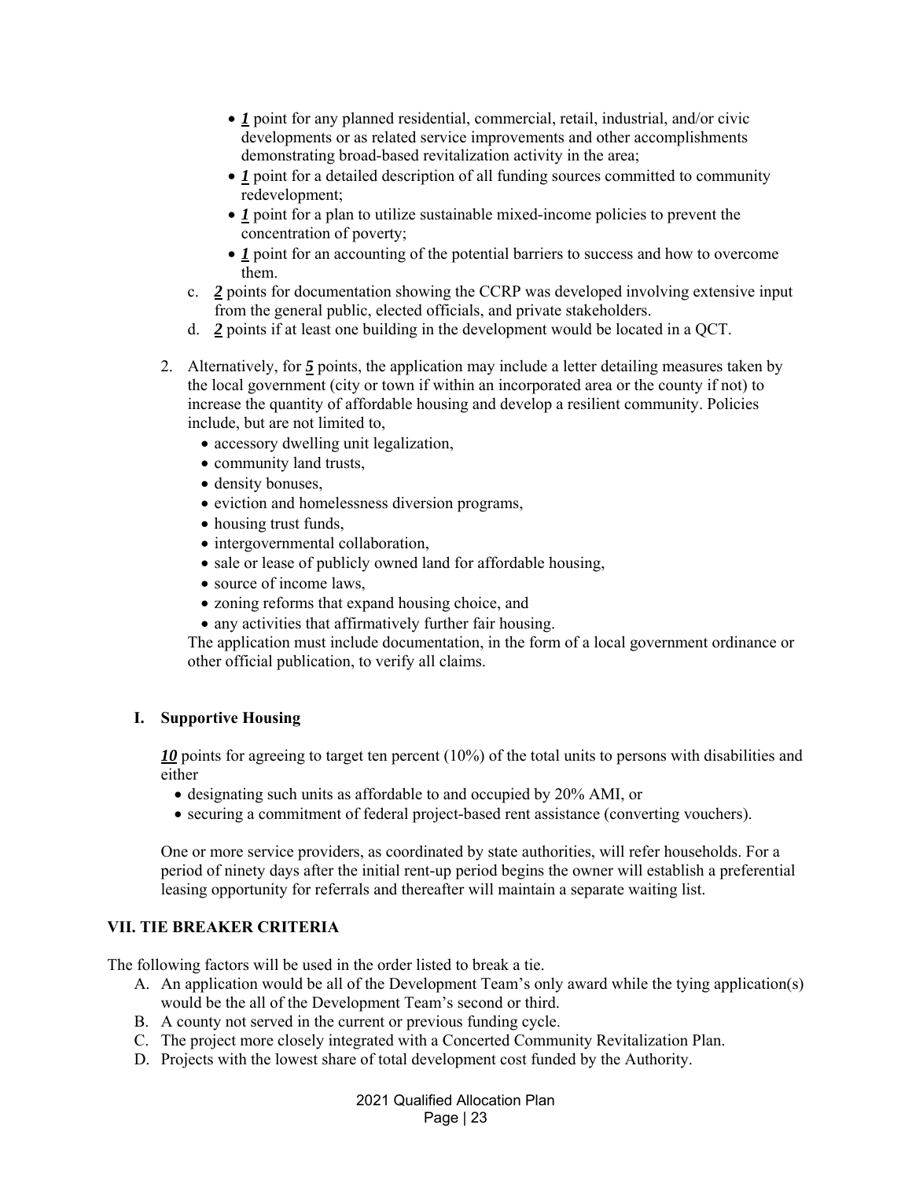- ***1*** point for any planned residential, commercial, retail, industrial, and/or civic developments or as related service improvements and other accomplishments demonstrating broad-based revitalization activity in the area;
- ***1*** point for a detailed description of all funding sources committed to community redevelopment;
- ***1*** point for a plan to utilize sustainable mixed-income policies to prevent the concentration of poverty;
- ***1*** point for an accounting of the potential barriers to success and how to overcome them.

c. ***2*** points for documentation showing the CCRP was developed involving extensive input from the general public, elected officials, and private stakeholders.

d. ***2*** points if at least one building in the development would be located in a QCT.

2. Alternatively, for ***5*** points, the application may include a letter detailing measures taken by the local government (city or town if within an incorporated area or the county if not) to increase the quantity of affordable housing and develop a resilient community. Policies include, but are not limited to,
   - accessory dwelling unit legalization,
   - community land trusts,
   - density bonuses,
   - eviction and homelessness diversion programs,
   - housing trust funds,
   - intergovernmental collaboration,
   - sale or lease of publicly owned land for affordable housing,
   - source of income laws,
   - zoning reforms that expand housing choice, and
   - any activities that affirmatively further fair housing.

   The application must include documentation, in the form of a local government ordinance or other official publication, to verify all claims.

### I. Supportive Housing

***10*** points for agreeing to target ten percent (10%) of the total units to persons with disabilities and either

- designating such units as affordable to and occupied by 20% AMI, or
- securing a commitment of federal project-based rent assistance (converting vouchers).

One or more service providers, as coordinated by state authorities, will refer households. For a period of ninety days after the initial rent-up period begins the owner will establish a preferential leasing opportunity for referrals and thereafter will maintain a separate waiting list.

## VII. TIE BREAKER CRITERIA

The following factors will be used in the order listed to break a tie.

A. An application would be all of the Development Team's only award while the tying application(s) would be the all of the Development Team's second or third.
B. A county not served in the current or previous funding cycle.
C. The project more closely integrated with a Concerted Community Revitalization Plan.
D. Projects with the lowest share of total development cost funded by the Authority.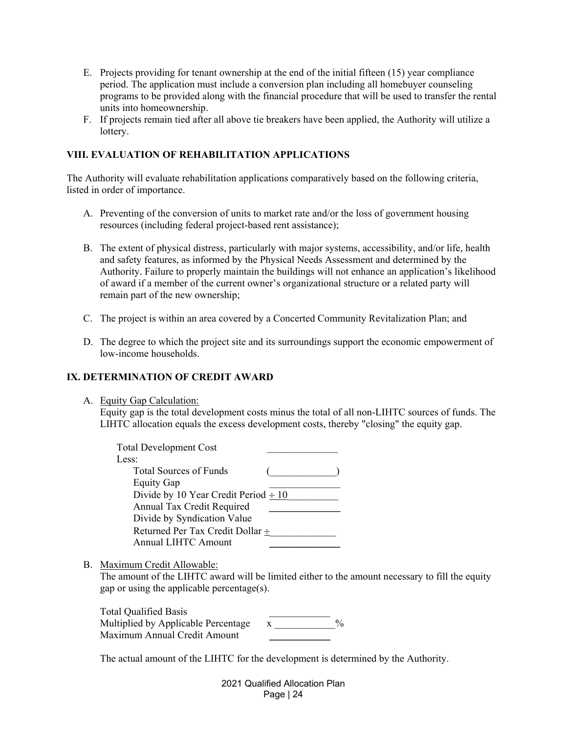E. Projects providing for tenant ownership at the end of the initial fifteen (15) year compliance period. The application must include a conversion plan including all homebuyer counseling programs to be provided along with the financial procedure that will be used to transfer the rental units into homeownership.

F. If projects remain tied after all above tie breakers have been applied, the Authority will utilize a lottery.

## VIII. EVALUATION OF REHABILITATION APPLICATIONS

The Authority will evaluate rehabilitation applications comparatively based on the following criteria, listed in order of importance.

A. Preventing of the conversion of units to market rate and/or the loss of government housing resources (including federal project-based rent assistance);

B. The extent of physical distress, particularly with major systems, accessibility, and/or life, health and safety features, as informed by the Physical Needs Assessment and determined by the Authority. Failure to properly maintain the buildings will not enhance an application's likelihood of award if a member of the current owner's organizational structure or a related party will remain part of the new ownership;

C. The project is within an area covered by a Concerted Community Revitalization Plan; and

D. The degree to which the project site and its surroundings support the economic empowerment of low-income households.

## IX. DETERMINATION OF CREDIT AWARD

A. <u>Equity Gap Calculation:</u>
Equity gap is the total development costs minus the total of all non-LIHTC sources of funds. The LIHTC allocation equals the excess development costs, thereby "closing" the equity gap.

| | |
|---|---|
| Total Development Cost | ______________ |
| Less: | |
| Total Sources of Funds | (_____________) |
| Equity Gap | ______________ |
| Divide by 10 Year Credit Period | ÷ 10__________ |
| Annual Tax Credit Required | ______________ |
| Divide by Syndication Value | |
| Returned Per Tax Credit Dollar | ÷_____________ |
| Annual LIHTC Amount | ______________ |

B. <u>Maximum Credit Allowable:</u>
The amount of the LIHTC award will be limited either to the amount necessary to fill the equity gap or using the applicable percentage(s).

| | |
|---|---|
| Total Qualified Basis | ____________ |
| Multiplied by Applicable Percentage | x ____________% |
| Maximum Annual Credit Amount | ____________ |

The actual amount of the LIHTC for the development is determined by the Authority.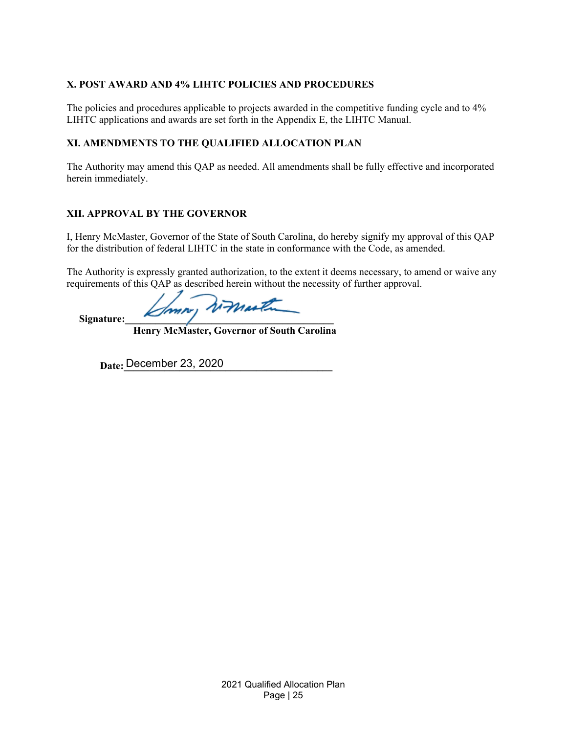## X. POST AWARD AND 4% LIHTC POLICIES AND PROCEDURES

The policies and procedures applicable to projects awarded in the competitive funding cycle and to 4% LIHTC applications and awards are set forth in the Appendix E, the LIHTC Manual.

## XI. AMENDMENTS TO THE QUALIFIED ALLOCATION PLAN

The Authority may amend this QAP as needed. All amendments shall be fully effective and incorporated herein immediately.

## XII. APPROVAL BY THE GOVERNOR

I, Henry McMaster, Governor of the State of South Carolina, do hereby signify my approval of this QAP for the distribution of federal LIHTC in the state in conformance with the Code, as amended.

The Authority is expressly granted authorization, to the extent it deems necessary, to amend or waive any requirements of this QAP as described herein without the necessity of further approval.

**Signature:**\_\_\_\_\_\_\_\_\_\_\_\_\_\_\_\_\_\_\_\_\_\_\_\_\_\_\_\_\_\_\_\_\_\_\_\_\_\_\_\_\_\_

**Henry McMaster, Governor of South Carolina**

**Date:** December 23, 2020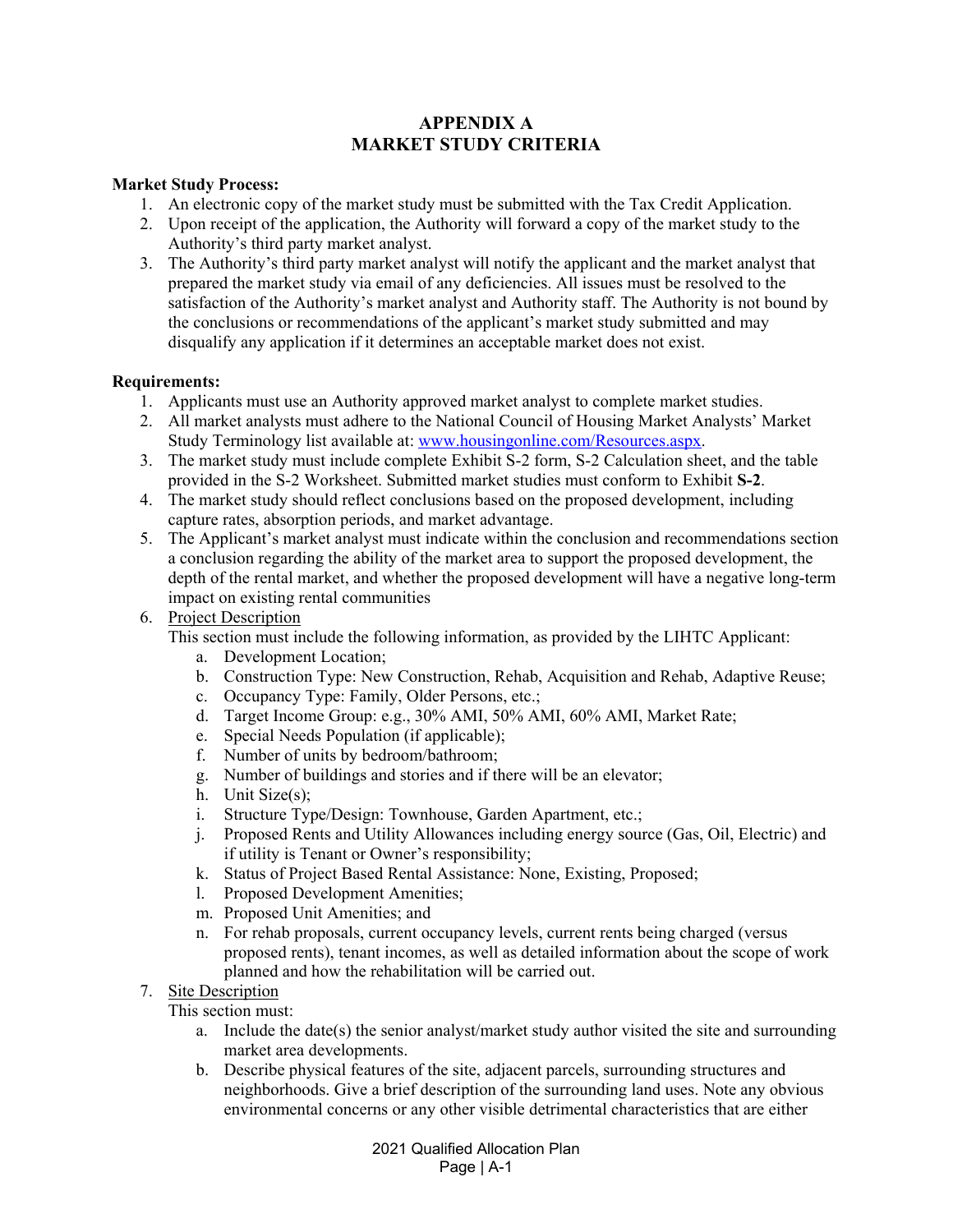# APPENDIX A
# MARKET STUDY CRITERIA

**Market Study Process:**

1. An electronic copy of the market study must be submitted with the Tax Credit Application.
2. Upon receipt of the application, the Authority will forward a copy of the market study to the Authority's third party market analyst.
3. The Authority's third party market analyst will notify the applicant and the market analyst that prepared the market study via email of any deficiencies. All issues must be resolved to the satisfaction of the Authority's market analyst and Authority staff. The Authority is not bound by the conclusions or recommendations of the applicant's market study submitted and may disqualify any application if it determines an acceptable market does not exist.

**Requirements:**

1. Applicants must use an Authority approved market analyst to complete market studies.
2. All market analysts must adhere to the National Council of Housing Market Analysts' Market Study Terminology list available at: www.housingonline.com/Resources.aspx.
3. The market study must include complete Exhibit S-2 form, S-2 Calculation sheet, and the table provided in the S-2 Worksheet. Submitted market studies must conform to Exhibit **S-2**.
4. The market study should reflect conclusions based on the proposed development, including capture rates, absorption periods, and market advantage.
5. The Applicant's market analyst must indicate within the conclusion and recommendations section a conclusion regarding the ability of the market area to support the proposed development, the depth of the rental market, and whether the proposed development will have a negative long-term impact on existing rental communities
6. Project Description
   This section must include the following information, as provided by the LIHTC Applicant:
   a. Development Location;
   b. Construction Type: New Construction, Rehab, Acquisition and Rehab, Adaptive Reuse;
   c. Occupancy Type: Family, Older Persons, etc.;
   d. Target Income Group: e.g., 30% AMI, 50% AMI, 60% AMI, Market Rate;
   e. Special Needs Population (if applicable);
   f. Number of units by bedroom/bathroom;
   g. Number of buildings and stories and if there will be an elevator;
   h. Unit Size(s);
   i. Structure Type/Design: Townhouse, Garden Apartment, etc.;
   j. Proposed Rents and Utility Allowances including energy source (Gas, Oil, Electric) and if utility is Tenant or Owner's responsibility;
   k. Status of Project Based Rental Assistance: None, Existing, Proposed;
   l. Proposed Development Amenities;
   m. Proposed Unit Amenities; and
   n. For rehab proposals, current occupancy levels, current rents being charged (versus proposed rents), tenant incomes, as well as detailed information about the scope of work planned and how the rehabilitation will be carried out.
7. Site Description
   This section must:
   a. Include the date(s) the senior analyst/market study author visited the site and surrounding market area developments.
   b. Describe physical features of the site, adjacent parcels, surrounding structures and neighborhoods. Give a brief description of the surrounding land uses. Note any obvious environmental concerns or any other visible detrimental characteristics that are either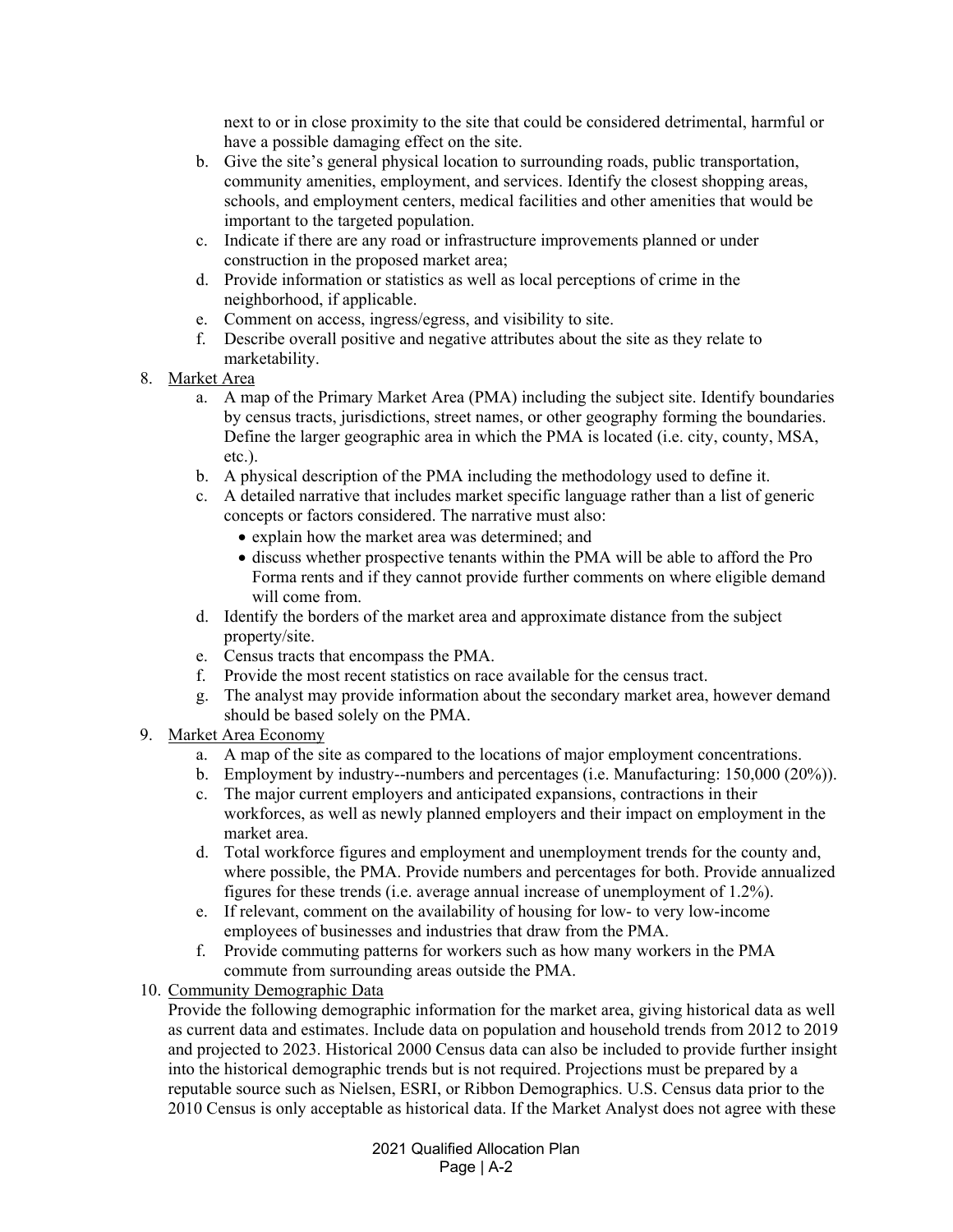next to or in close proximity to the site that could be considered detrimental, harmful or have a possible damaging effect on the site.

   b. Give the site's general physical location to surrounding roads, public transportation, community amenities, employment, and services. Identify the closest shopping areas, schools, and employment centers, medical facilities and other amenities that would be important to the targeted population.
   c. Indicate if there are any road or infrastructure improvements planned or under construction in the proposed market area;
   d. Provide information or statistics as well as local perceptions of crime in the neighborhood, if applicable.
   e. Comment on access, ingress/egress, and visibility to site.
   f. Describe overall positive and negative attributes about the site as they relate to marketability.

8. Market Area
   a. A map of the Primary Market Area (PMA) including the subject site. Identify boundaries by census tracts, jurisdictions, street names, or other geography forming the boundaries. Define the larger geographic area in which the PMA is located (i.e. city, county, MSA, etc.).
   b. A physical description of the PMA including the methodology used to define it.
   c. A detailed narrative that includes market specific language rather than a list of generic concepts or factors considered. The narrative must also:
      - explain how the market area was determined; and
      - discuss whether prospective tenants within the PMA will be able to afford the Pro Forma rents and if they cannot provide further comments on where eligible demand will come from.
   d. Identify the borders of the market area and approximate distance from the subject property/site.
   e. Census tracts that encompass the PMA.
   f. Provide the most recent statistics on race available for the census tract.
   g. The analyst may provide information about the secondary market area, however demand should be based solely on the PMA.

9. Market Area Economy
   a. A map of the site as compared to the locations of major employment concentrations.
   b. Employment by industry--numbers and percentages (i.e. Manufacturing: 150,000 (20%)).
   c. The major current employers and anticipated expansions, contractions in their workforces, as well as newly planned employers and their impact on employment in the market area.
   d. Total workforce figures and employment and unemployment trends for the county and, where possible, the PMA. Provide numbers and percentages for both. Provide annualized figures for these trends (i.e. average annual increase of unemployment of 1.2%).
   e. If relevant, comment on the availability of housing for low- to very low-income employees of businesses and industries that draw from the PMA.
   f. Provide commuting patterns for workers such as how many workers in the PMA commute from surrounding areas outside the PMA.

10. Community Demographic Data

Provide the following demographic information for the market area, giving historical data as well as current data and estimates. Include data on population and household trends from 2012 to 2019 and projected to 2023. Historical 2000 Census data can also be included to provide further insight into the historical demographic trends but is not required. Projections must be prepared by a reputable source such as Nielsen, ESRI, or Ribbon Demographics. U.S. Census data prior to the 2010 Census is only acceptable as historical data. If the Market Analyst does not agree with these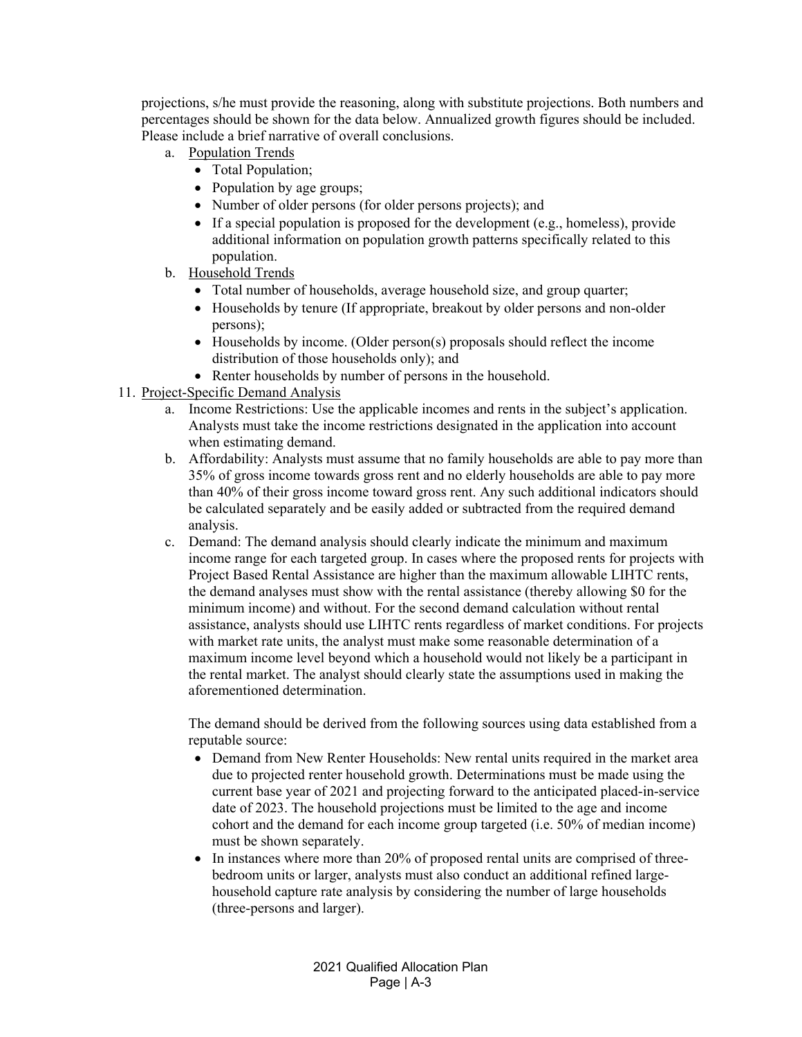projections, s/he must provide the reasoning, along with substitute projections. Both numbers and percentages should be shown for the data below. Annualized growth figures should be included. Please include a brief narrative of overall conclusions.

a. Population Trends
   - Total Population;
   - Population by age groups;
   - Number of older persons (for older persons projects); and
   - If a special population is proposed for the development (e.g., homeless), provide additional information on population growth patterns specifically related to this population.

b. Household Trends
   - Total number of households, average household size, and group quarter;
   - Households by tenure (If appropriate, breakout by older persons and non-older persons);
   - Households by income. (Older person(s) proposals should reflect the income distribution of those households only); and
   - Renter households by number of persons in the household.

11. Project-Specific Demand Analysis

a. Income Restrictions: Use the applicable incomes and rents in the subject's application. Analysts must take the income restrictions designated in the application into account when estimating demand.

b. Affordability: Analysts must assume that no family households are able to pay more than 35% of gross income towards gross rent and no elderly households are able to pay more than 40% of their gross income toward gross rent. Any such additional indicators should be calculated separately and be easily added or subtracted from the required demand analysis.

c. Demand: The demand analysis should clearly indicate the minimum and maximum income range for each targeted group. In cases where the proposed rents for projects with Project Based Rental Assistance are higher than the maximum allowable LIHTC rents, the demand analyses must show with the rental assistance (thereby allowing $0 for the minimum income) and without. For the second demand calculation without rental assistance, analysts should use LIHTC rents regardless of market conditions. For projects with market rate units, the analyst must make some reasonable determination of a maximum income level beyond which a household would not likely be a participant in the rental market. The analyst should clearly state the assumptions used in making the aforementioned determination.

   The demand should be derived from the following sources using data established from a reputable source:

   - Demand from New Renter Households: New rental units required in the market area due to projected renter household growth. Determinations must be made using the current base year of 2021 and projecting forward to the anticipated placed-in-service date of 2023. The household projections must be limited to the age and income cohort and the demand for each income group targeted (i.e. 50% of median income) must be shown separately.
   - In instances where more than 20% of proposed rental units are comprised of three-bedroom units or larger, analysts must also conduct an additional refined large-household capture rate analysis by considering the number of large households (three-persons and larger).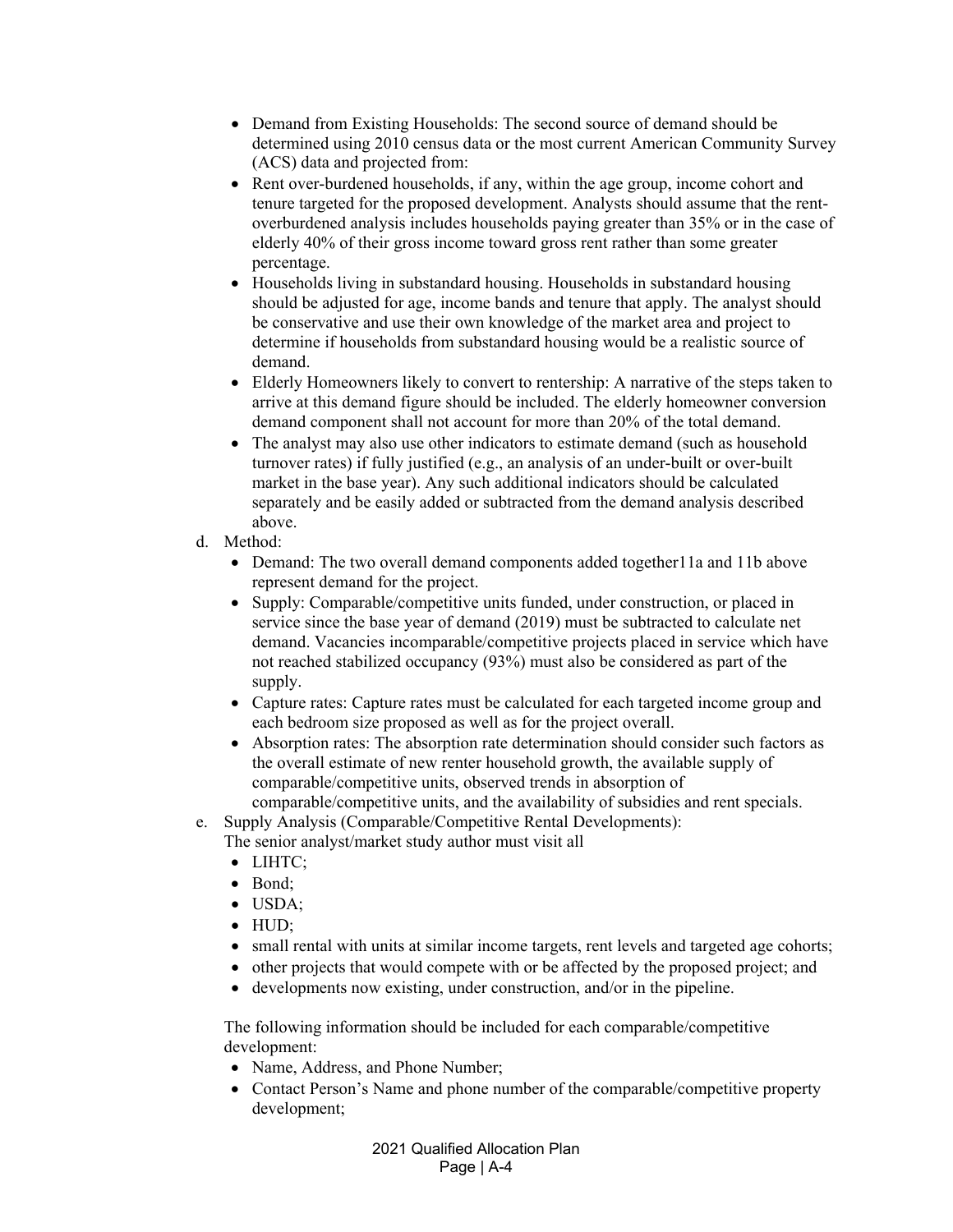- Demand from Existing Households: The second source of demand should be determined using 2010 census data or the most current American Community Survey (ACS) data and projected from:
- Rent over-burdened households, if any, within the age group, income cohort and tenure targeted for the proposed development. Analysts should assume that the rent-overburdened analysis includes households paying greater than 35% or in the case of elderly 40% of their gross income toward gross rent rather than some greater percentage.
- Households living in substandard housing. Households in substandard housing should be adjusted for age, income bands and tenure that apply. The analyst should be conservative and use their own knowledge of the market area and project to determine if households from substandard housing would be a realistic source of demand.
- Elderly Homeowners likely to convert to rentership: A narrative of the steps taken to arrive at this demand figure should be included. The elderly homeowner conversion demand component shall not account for more than 20% of the total demand.
- The analyst may also use other indicators to estimate demand (such as household turnover rates) if fully justified (e.g., an analysis of an under-built or over-built market in the base year). Any such additional indicators should be calculated separately and be easily added or subtracted from the demand analysis described above.

d. Method:
   - Demand: The two overall demand components added together11a and 11b above represent demand for the project.
   - Supply: Comparable/competitive units funded, under construction, or placed in service since the base year of demand (2019) must be subtracted to calculate net demand. Vacancies incomparable/competitive projects placed in service which have not reached stabilized occupancy (93%) must also be considered as part of the supply.
   - Capture rates: Capture rates must be calculated for each targeted income group and each bedroom size proposed as well as for the project overall.
   - Absorption rates: The absorption rate determination should consider such factors as the overall estimate of new renter household growth, the available supply of comparable/competitive units, observed trends in absorption of comparable/competitive units, and the availability of subsidies and rent specials.

e. Supply Analysis (Comparable/Competitive Rental Developments):
   The senior analyst/market study author must visit all
   - LIHTC;
   - Bond;
   - USDA;
   - HUD;
   - small rental with units at similar income targets, rent levels and targeted age cohorts;
   - other projects that would compete with or be affected by the proposed project; and
   - developments now existing, under construction, and/or in the pipeline.

   The following information should be included for each comparable/competitive development:
   - Name, Address, and Phone Number;
   - Contact Person's Name and phone number of the comparable/competitive property development;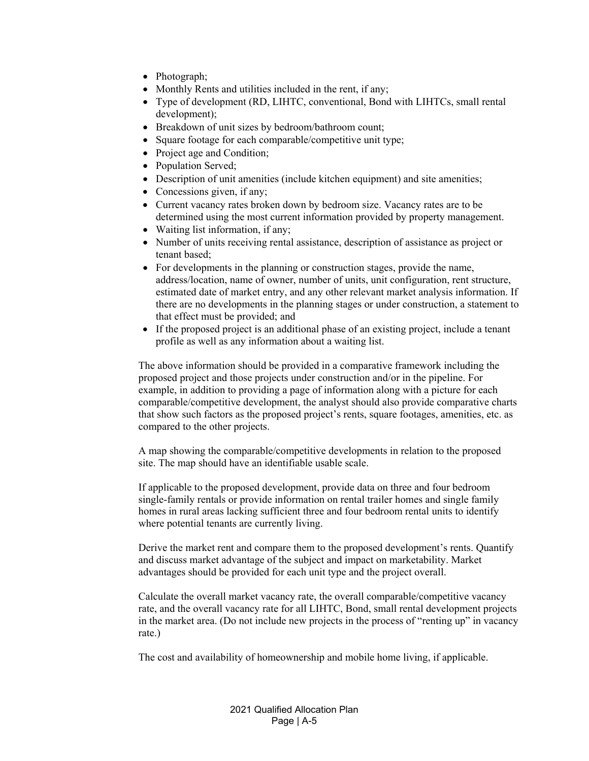- Photograph;
- Monthly Rents and utilities included in the rent, if any;
- Type of development (RD, LIHTC, conventional, Bond with LIHTCs, small rental development);
- Breakdown of unit sizes by bedroom/bathroom count;
- Square footage for each comparable/competitive unit type;
- Project age and Condition;
- Population Served;
- Description of unit amenities (include kitchen equipment) and site amenities;
- Concessions given, if any;
- Current vacancy rates broken down by bedroom size. Vacancy rates are to be determined using the most current information provided by property management.
- Waiting list information, if any;
- Number of units receiving rental assistance, description of assistance as project or tenant based;
- For developments in the planning or construction stages, provide the name, address/location, name of owner, number of units, unit configuration, rent structure, estimated date of market entry, and any other relevant market analysis information. If there are no developments in the planning stages or under construction, a statement to that effect must be provided; and
- If the proposed project is an additional phase of an existing project, include a tenant profile as well as any information about a waiting list.

The above information should be provided in a comparative framework including the proposed project and those projects under construction and/or in the pipeline. For example, in addition to providing a page of information along with a picture for each comparable/competitive development, the analyst should also provide comparative charts that show such factors as the proposed project's rents, square footages, amenities, etc. as compared to the other projects.

A map showing the comparable/competitive developments in relation to the proposed site. The map should have an identifiable usable scale.

If applicable to the proposed development, provide data on three and four bedroom single-family rentals or provide information on rental trailer homes and single family homes in rural areas lacking sufficient three and four bedroom rental units to identify where potential tenants are currently living.

Derive the market rent and compare them to the proposed development's rents. Quantify and discuss market advantage of the subject and impact on marketability. Market advantages should be provided for each unit type and the project overall.

Calculate the overall market vacancy rate, the overall comparable/competitive vacancy rate, and the overall vacancy rate for all LIHTC, Bond, small rental development projects in the market area. (Do not include new projects in the process of "renting up" in vacancy rate.)

The cost and availability of homeownership and mobile home living, if applicable.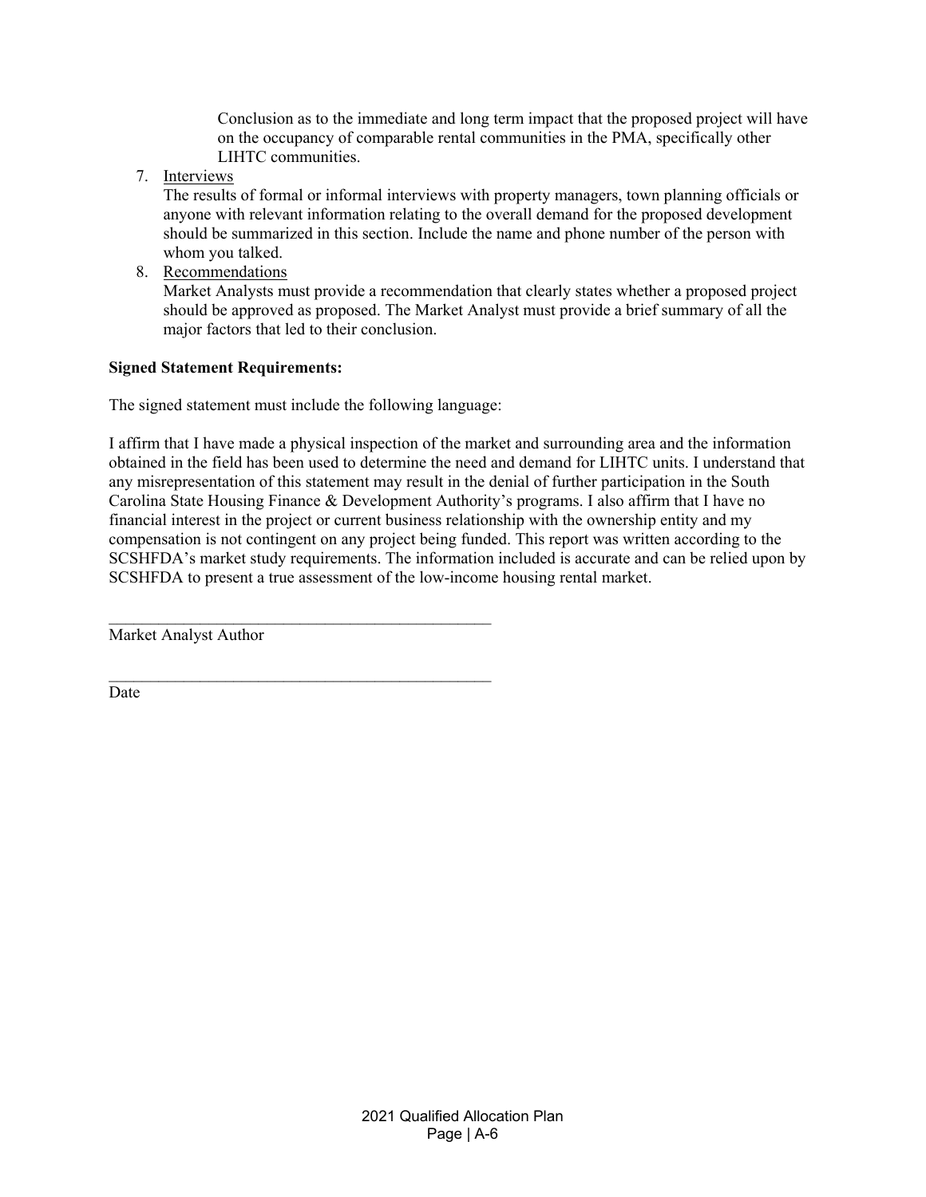Conclusion as to the immediate and long term impact that the proposed project will have on the occupancy of comparable rental communities in the PMA, specifically other LIHTC communities.

7. Interviews
   The results of formal or informal interviews with property managers, town planning officials or anyone with relevant information relating to the overall demand for the proposed development should be summarized in this section. Include the name and phone number of the person with whom you talked.
8. Recommendations
   Market Analysts must provide a recommendation that clearly states whether a proposed project should be approved as proposed. The Market Analyst must provide a brief summary of all the major factors that led to their conclusion.

**Signed Statement Requirements:**

The signed statement must include the following language:

I affirm that I have made a physical inspection of the market and surrounding area and the information obtained in the field has been used to determine the need and demand for LIHTC units. I understand that any misrepresentation of this statement may result in the denial of further participation in the South Carolina State Housing Finance & Development Authority's programs. I also affirm that I have no financial interest in the project or current business relationship with the ownership entity and my compensation is not contingent on any project being funded. This report was written according to the SCSHFDA's market study requirements. The information included is accurate and can be relied upon by SCSHFDA to present a true assessment of the low-income housing rental market.

_______________________________________________
Market Analyst Author

_______________________________________________
Date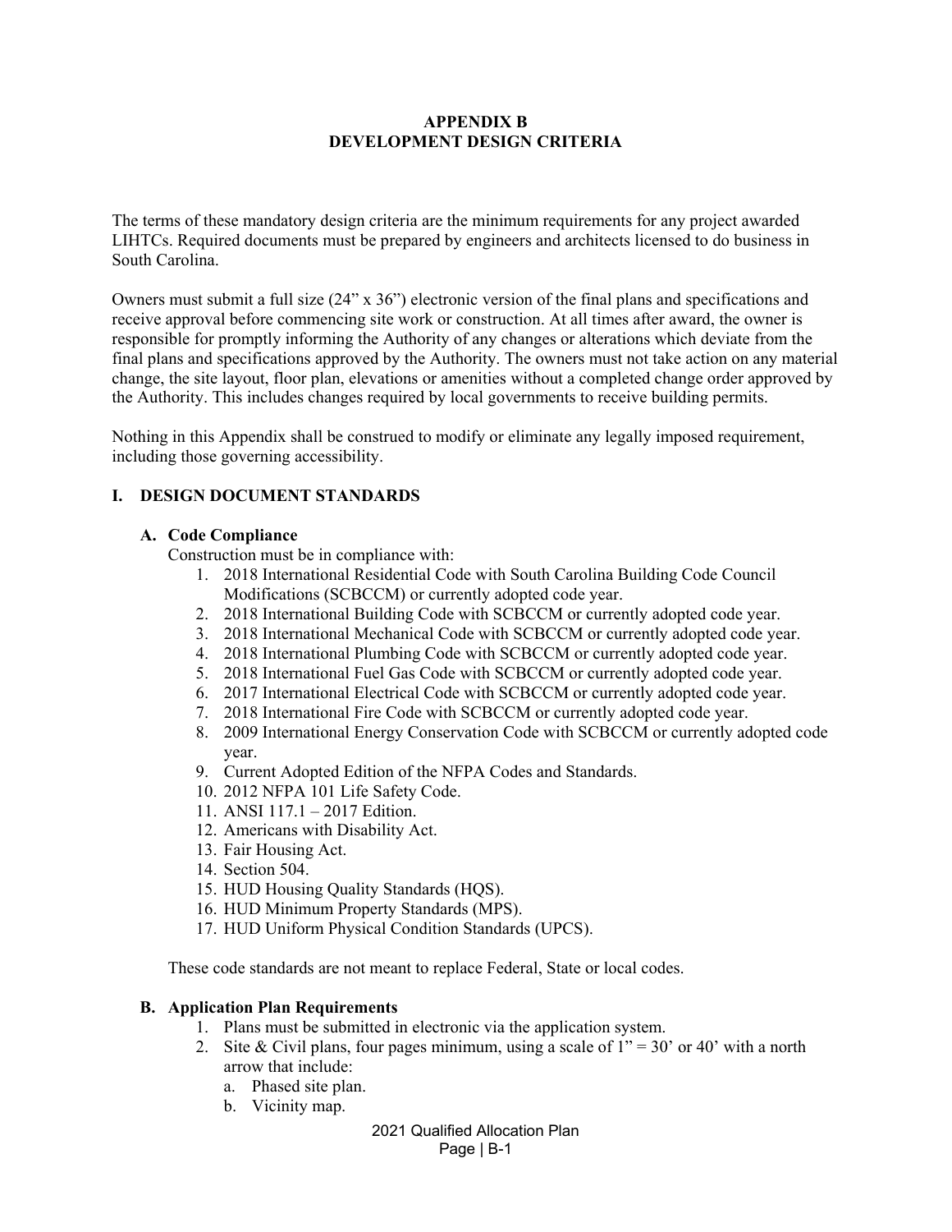# APPENDIX B
# DEVELOPMENT DESIGN CRITERIA

The terms of these mandatory design criteria are the minimum requirements for any project awarded LIHTCs. Required documents must be prepared by engineers and architects licensed to do business in South Carolina.

Owners must submit a full size (24" x 36") electronic version of the final plans and specifications and receive approval before commencing site work or construction. At all times after award, the owner is responsible for promptly informing the Authority of any changes or alterations which deviate from the final plans and specifications approved by the Authority. The owners must not take action on any material change, the site layout, floor plan, elevations or amenities without a completed change order approved by the Authority. This includes changes required by local governments to receive building permits.

Nothing in this Appendix shall be construed to modify or eliminate any legally imposed requirement, including those governing accessibility.

## I. DESIGN DOCUMENT STANDARDS

### A. Code Compliance

Construction must be in compliance with:

1. 2018 International Residential Code with South Carolina Building Code Council Modifications (SCBCCM) or currently adopted code year.
2. 2018 International Building Code with SCBCCM or currently adopted code year.
3. 2018 International Mechanical Code with SCBCCM or currently adopted code year.
4. 2018 International Plumbing Code with SCBCCM or currently adopted code year.
5. 2018 International Fuel Gas Code with SCBCCM or currently adopted code year.
6. 2017 International Electrical Code with SCBCCM or currently adopted code year.
7. 2018 International Fire Code with SCBCCM or currently adopted code year.
8. 2009 International Energy Conservation Code with SCBCCM or currently adopted code year.
9. Current Adopted Edition of the NFPA Codes and Standards.
10. 2012 NFPA 101 Life Safety Code.
11. ANSI 117.1 – 2017 Edition.
12. Americans with Disability Act.
13. Fair Housing Act.
14. Section 504.
15. HUD Housing Quality Standards (HQS).
16. HUD Minimum Property Standards (MPS).
17. HUD Uniform Physical Condition Standards (UPCS).

These code standards are not meant to replace Federal, State or local codes.

### B. Application Plan Requirements

1. Plans must be submitted in electronic via the application system.
2. Site & Civil plans, four pages minimum, using a scale of 1" = 30' or 40' with a north arrow that include:
   a. Phased site plan.
   b. Vicinity map.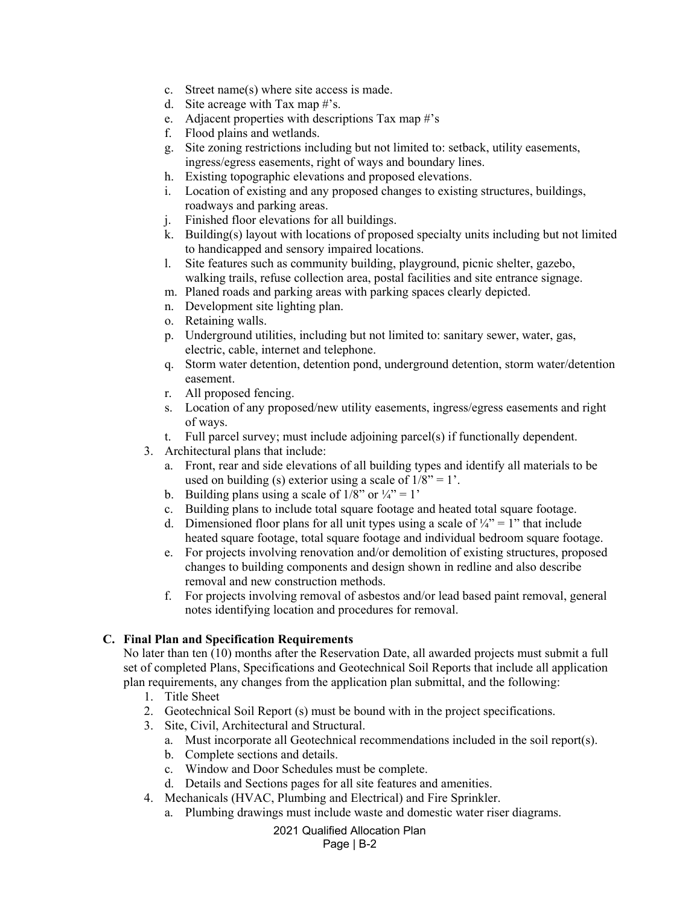c. Street name(s) where site access is made.
   d. Site acreage with Tax map #'s.
   e. Adjacent properties with descriptions Tax map #'s
   f. Flood plains and wetlands.
   g. Site zoning restrictions including but not limited to: setback, utility easements, ingress/egress easements, right of ways and boundary lines.
   h. Existing topographic elevations and proposed elevations.
   i. Location of existing and any proposed changes to existing structures, buildings, roadways and parking areas.
   j. Finished floor elevations for all buildings.
   k. Building(s) layout with locations of proposed specialty units including but not limited to handicapped and sensory impaired locations.
   l. Site features such as community building, playground, picnic shelter, gazebo, walking trails, refuse collection area, postal facilities and site entrance signage.
   m. Planed roads and parking areas with parking spaces clearly depicted.
   n. Development site lighting plan.
   o. Retaining walls.
   p. Underground utilities, including but not limited to: sanitary sewer, water, gas, electric, cable, internet and telephone.
   q. Storm water detention, detention pond, underground detention, storm water/detention easement.
   r. All proposed fencing.
   s. Location of any proposed/new utility easements, ingress/egress easements and right of ways.
   t. Full parcel survey; must include adjoining parcel(s) if functionally dependent.
3. Architectural plans that include:
   a. Front, rear and side elevations of all building types and identify all materials to be used on building (s) exterior using a scale of 1/8" = 1'.
   b. Building plans using a scale of 1/8" or ¼" = 1'
   c. Building plans to include total square footage and heated total square footage.
   d. Dimensioned floor plans for all unit types using a scale of ¼" = 1" that include heated square footage, total square footage and individual bedroom square footage.
   e. For projects involving renovation and/or demolition of existing structures, proposed changes to building components and design shown in redline and also describe removal and new construction methods.
   f. For projects involving removal of asbestos and/or lead based paint removal, general notes identifying location and procedures for removal.

**C. Final Plan and Specification Requirements**

No later than ten (10) months after the Reservation Date, all awarded projects must submit a full set of completed Plans, Specifications and Geotechnical Soil Reports that include all application plan requirements, any changes from the application plan submittal, and the following:

1. Title Sheet
2. Geotechnical Soil Report (s) must be bound with in the project specifications.
3. Site, Civil, Architectural and Structural.
   a. Must incorporate all Geotechnical recommendations included in the soil report(s).
   b. Complete sections and details.
   c. Window and Door Schedules must be complete.
   d. Details and Sections pages for all site features and amenities.
4. Mechanicals (HVAC, Plumbing and Electrical) and Fire Sprinkler.
   a. Plumbing drawings must include waste and domestic water riser diagrams.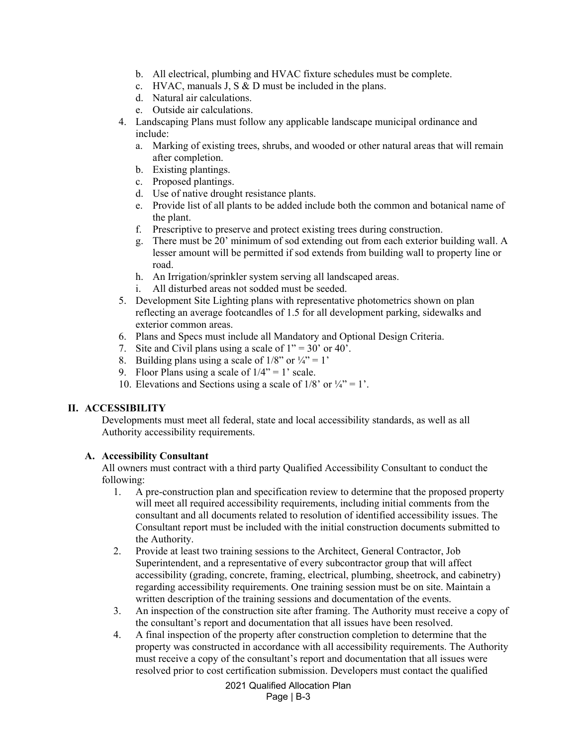b. All electrical, plumbing and HVAC fixture schedules must be complete.
   c. HVAC, manuals J, S & D must be included in the plans.
   d. Natural air calculations.
   e. Outside air calculations.
4. Landscaping Plans must follow any applicable landscape municipal ordinance and include:
   a. Marking of existing trees, shrubs, and wooded or other natural areas that will remain after completion.
   b. Existing plantings.
   c. Proposed plantings.
   d. Use of native drought resistance plants.
   e. Provide list of all plants to be added include both the common and botanical name of the plant.
   f. Prescriptive to preserve and protect existing trees during construction.
   g. There must be 20' minimum of sod extending out from each exterior building wall. A lesser amount will be permitted if sod extends from building wall to property line or road.
   h. An Irrigation/sprinkler system serving all landscaped areas.
   i. All disturbed areas not sodded must be seeded.
5. Development Site Lighting plans with representative photometrics shown on plan reflecting an average footcandles of 1.5 for all development parking, sidewalks and exterior common areas.
6. Plans and Specs must include all Mandatory and Optional Design Criteria.
7. Site and Civil plans using a scale of 1" = 30' or 40'.
8. Building plans using a scale of 1/8" or ¼" = 1'
9. Floor Plans using a scale of 1/4" = 1' scale.
10. Elevations and Sections using a scale of 1/8' or ¼" = 1'.

## II. ACCESSIBILITY

Developments must meet all federal, state and local accessibility standards, as well as all Authority accessibility requirements.

### A. Accessibility Consultant

All owners must contract with a third party Qualified Accessibility Consultant to conduct the following:

1. A pre-construction plan and specification review to determine that the proposed property will meet all required accessibility requirements, including initial comments from the consultant and all documents related to resolution of identified accessibility issues. The Consultant report must be included with the initial construction documents submitted to the Authority.
2. Provide at least two training sessions to the Architect, General Contractor, Job Superintendent, and a representative of every subcontractor group that will affect accessibility (grading, concrete, framing, electrical, plumbing, sheetrock, and cabinetry) regarding accessibility requirements. One training session must be on site. Maintain a written description of the training sessions and documentation of the events.
3. An inspection of the construction site after framing. The Authority must receive a copy of the consultant's report and documentation that all issues have been resolved.
4. A final inspection of the property after construction completion to determine that the property was constructed in accordance with all accessibility requirements. The Authority must receive a copy of the consultant's report and documentation that all issues were resolved prior to cost certification submission. Developers must contact the qualified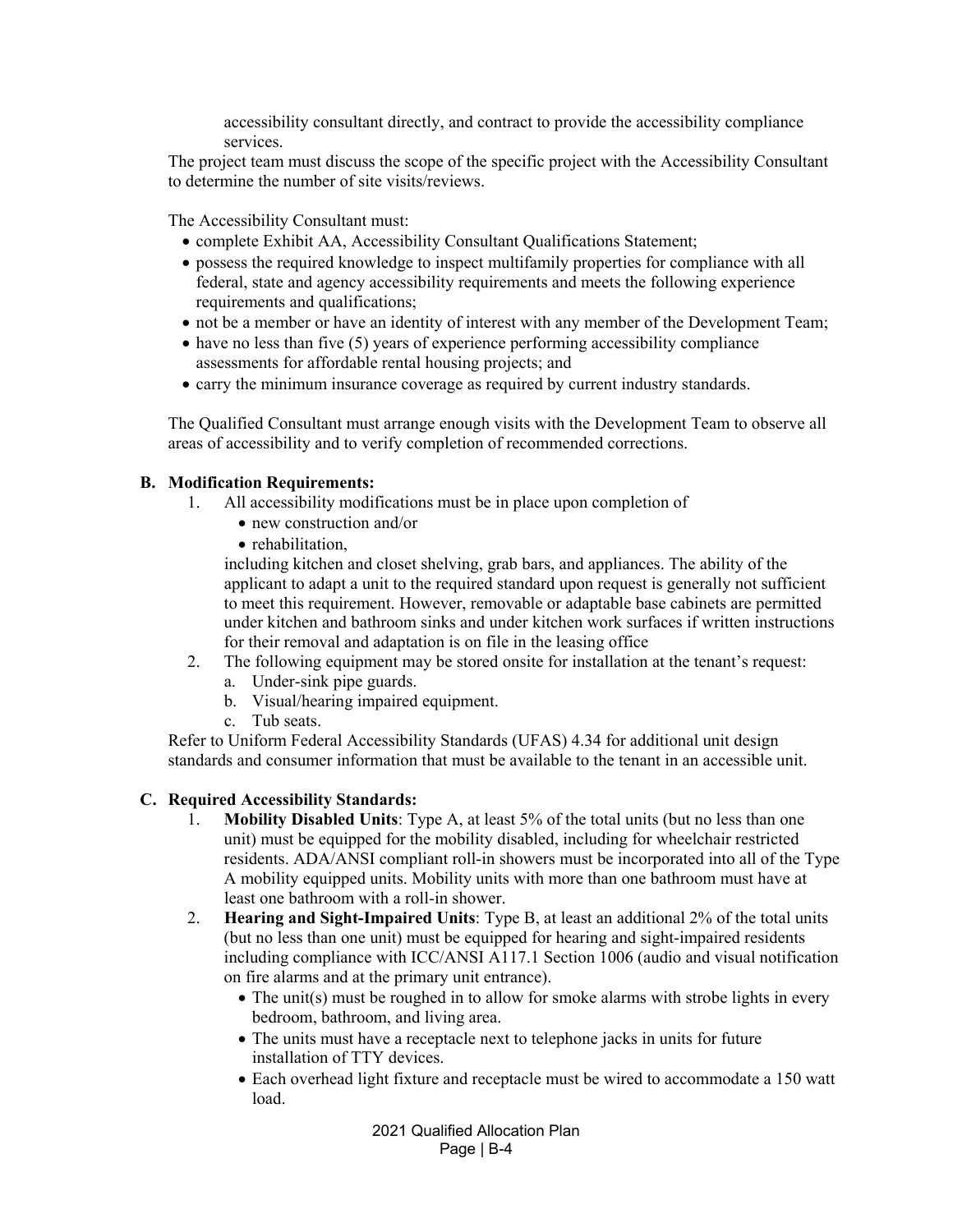accessibility consultant directly, and contract to provide the accessibility compliance services.

The project team must discuss the scope of the specific project with the Accessibility Consultant to determine the number of site visits/reviews.

The Accessibility Consultant must:

- complete Exhibit AA, Accessibility Consultant Qualifications Statement;
- possess the required knowledge to inspect multifamily properties for compliance with all federal, state and agency accessibility requirements and meets the following experience requirements and qualifications;
- not be a member or have an identity of interest with any member of the Development Team;
- have no less than five (5) years of experience performing accessibility compliance assessments for affordable rental housing projects; and
- carry the minimum insurance coverage as required by current industry standards.

The Qualified Consultant must arrange enough visits with the Development Team to observe all areas of accessibility and to verify completion of recommended corrections.

**B. Modification Requirements:**

1. All accessibility modifications must be in place upon completion of
   - new construction and/or
   - rehabilitation,

   including kitchen and closet shelving, grab bars, and appliances. The ability of the applicant to adapt a unit to the required standard upon request is generally not sufficient to meet this requirement. However, removable or adaptable base cabinets are permitted under kitchen and bathroom sinks and under kitchen work surfaces if written instructions for their removal and adaptation is on file in the leasing office
2. The following equipment may be stored onsite for installation at the tenant's request:
   a. Under-sink pipe guards.
   b. Visual/hearing impaired equipment.
   c. Tub seats.

Refer to Uniform Federal Accessibility Standards (UFAS) 4.34 for additional unit design standards and consumer information that must be available to the tenant in an accessible unit.

**C. Required Accessibility Standards:**

1. **Mobility Disabled Units**: Type A, at least 5% of the total units (but no less than one unit) must be equipped for the mobility disabled, including for wheelchair restricted residents. ADA/ANSI compliant roll-in showers must be incorporated into all of the Type A mobility equipped units. Mobility units with more than one bathroom must have at least one bathroom with a roll-in shower.
2. **Hearing and Sight-Impaired Units**: Type B, at least an additional 2% of the total units (but no less than one unit) must be equipped for hearing and sight-impaired residents including compliance with ICC/ANSI A117.1 Section 1006 (audio and visual notification on fire alarms and at the primary unit entrance).
   - The unit(s) must be roughed in to allow for smoke alarms with strobe lights in every bedroom, bathroom, and living area.
   - The units must have a receptacle next to telephone jacks in units for future installation of TTY devices.
   - Each overhead light fixture and receptacle must be wired to accommodate a 150 watt load.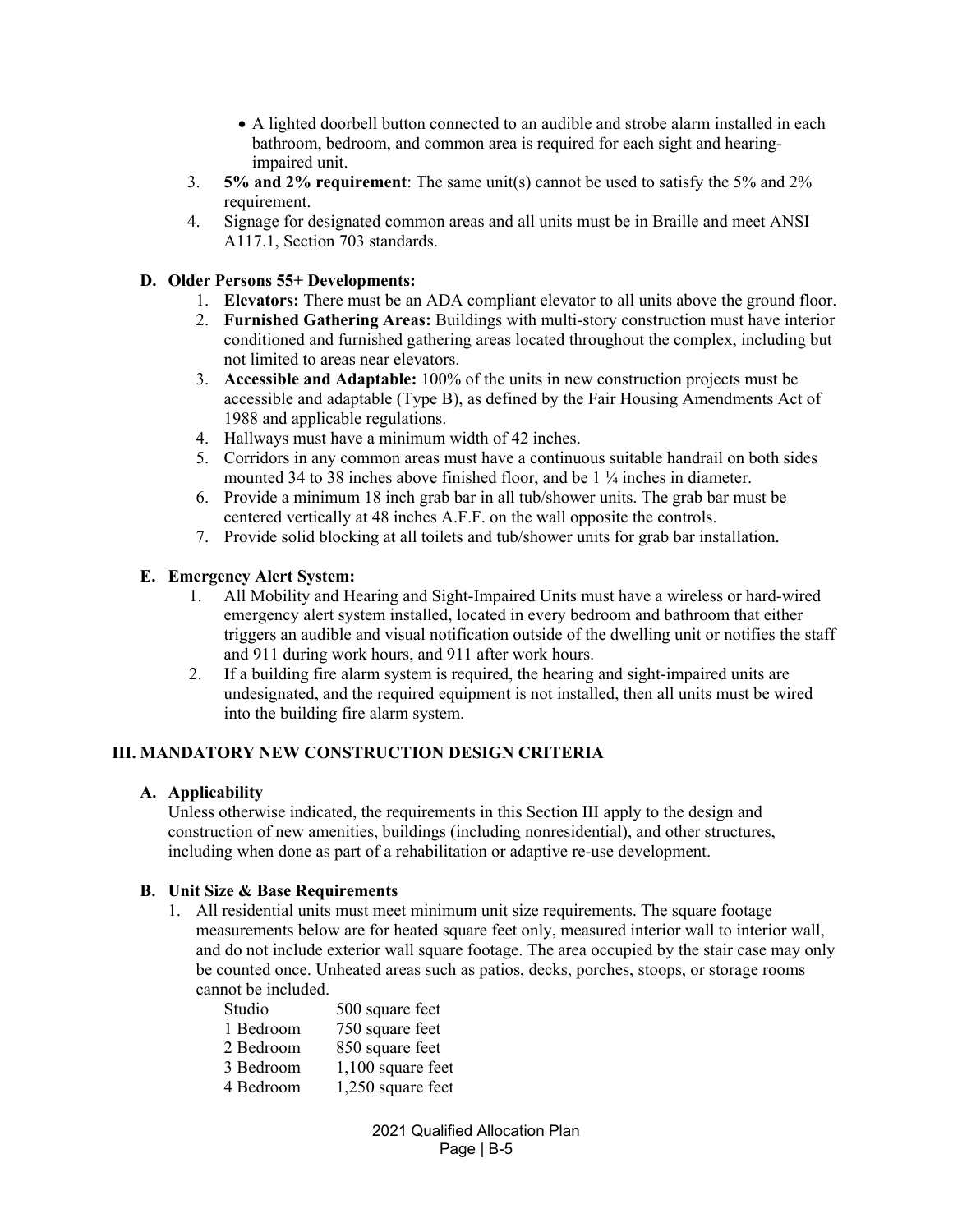- A lighted doorbell button connected to an audible and strobe alarm installed in each bathroom, bedroom, and common area is required for each sight and hearing-impaired unit.

3. **5% and 2% requirement**: The same unit(s) cannot be used to satisfy the 5% and 2% requirement.
4. Signage for designated common areas and all units must be in Braille and meet ANSI A117.1, Section 703 standards.

### D. Older Persons 55+ Developments:

1. **Elevators:** There must be an ADA compliant elevator to all units above the ground floor.
2. **Furnished Gathering Areas:** Buildings with multi-story construction must have interior conditioned and furnished gathering areas located throughout the complex, including but not limited to areas near elevators.
3. **Accessible and Adaptable:** 100% of the units in new construction projects must be accessible and adaptable (Type B), as defined by the Fair Housing Amendments Act of 1988 and applicable regulations.
4. Hallways must have a minimum width of 42 inches.
5. Corridors in any common areas must have a continuous suitable handrail on both sides mounted 34 to 38 inches above finished floor, and be 1 ¼ inches in diameter.
6. Provide a minimum 18 inch grab bar in all tub/shower units. The grab bar must be centered vertically at 48 inches A.F.F. on the wall opposite the controls.
7. Provide solid blocking at all toilets and tub/shower units for grab bar installation.

### E. Emergency Alert System:

1. All Mobility and Hearing and Sight-Impaired Units must have a wireless or hard-wired emergency alert system installed, located in every bedroom and bathroom that either triggers an audible and visual notification outside of the dwelling unit or notifies the staff and 911 during work hours, and 911 after work hours.
2. If a building fire alarm system is required, the hearing and sight-impaired units are undesignated, and the required equipment is not installed, then all units must be wired into the building fire alarm system.

## III. MANDATORY NEW CONSTRUCTION DESIGN CRITERIA

### A. Applicability

Unless otherwise indicated, the requirements in this Section III apply to the design and construction of new amenities, buildings (including nonresidential), and other structures, including when done as part of a rehabilitation or adaptive re-use development.

### B. Unit Size & Base Requirements

1. All residential units must meet minimum unit size requirements. The square footage measurements below are for heated square feet only, measured interior wall to interior wall, and do not include exterior wall square footage. The area occupied by the stair case may only be counted once. Unheated areas such as patios, decks, porches, stoops, or storage rooms cannot be included.

| | |
|---|---|
| Studio | 500 square feet |
| 1 Bedroom | 750 square feet |
| 2 Bedroom | 850 square feet |
| 3 Bedroom | 1,100 square feet |
| 4 Bedroom | 1,250 square feet |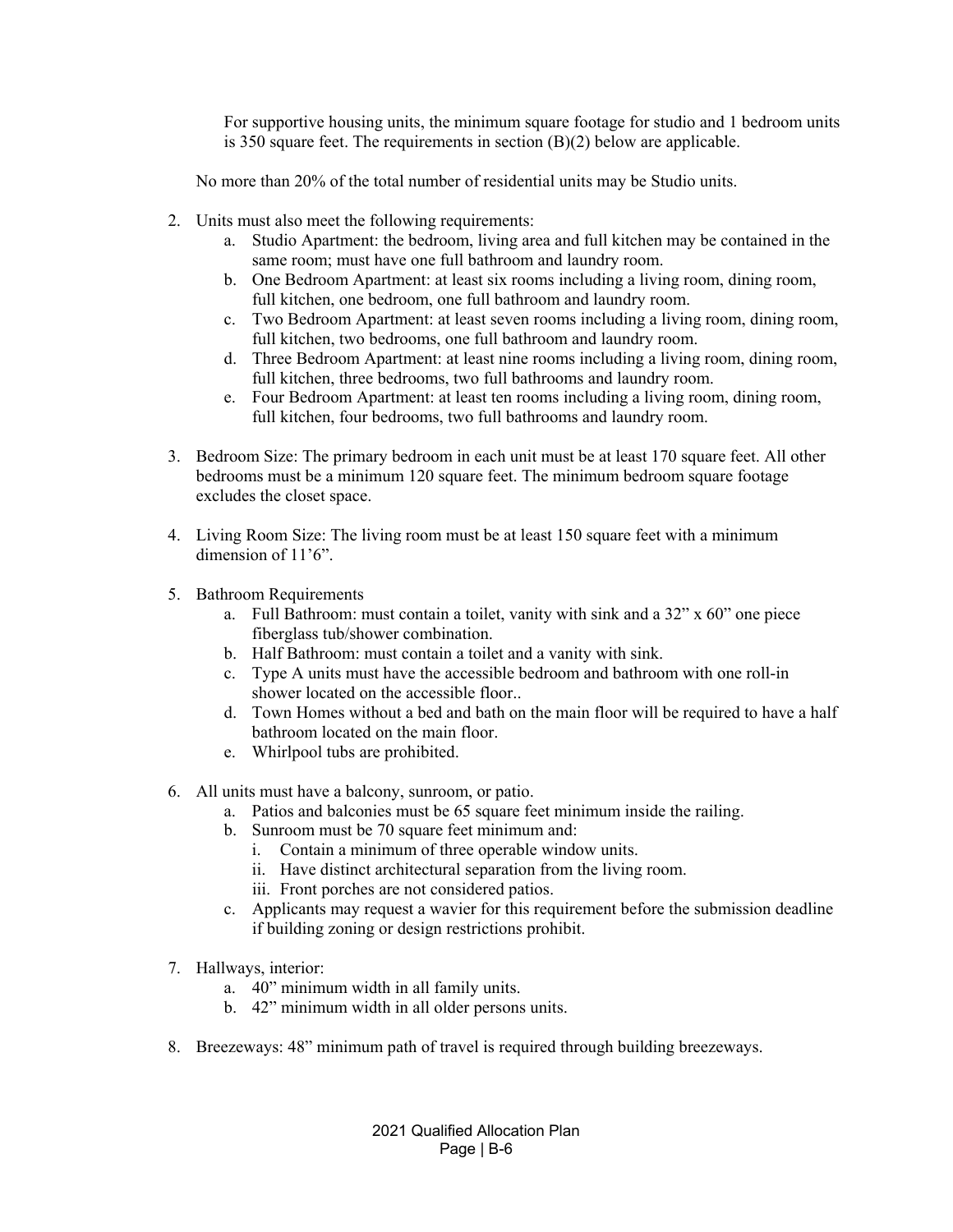For supportive housing units, the minimum square footage for studio and 1 bedroom units is 350 square feet. The requirements in section (B)(2) below are applicable.

No more than 20% of the total number of residential units may be Studio units.

2. Units must also meet the following requirements:
    a. Studio Apartment: the bedroom, living area and full kitchen may be contained in the same room; must have one full bathroom and laundry room.
    b. One Bedroom Apartment: at least six rooms including a living room, dining room, full kitchen, one bedroom, one full bathroom and laundry room.
    c. Two Bedroom Apartment: at least seven rooms including a living room, dining room, full kitchen, two bedrooms, one full bathroom and laundry room.
    d. Three Bedroom Apartment: at least nine rooms including a living room, dining room, full kitchen, three bedrooms, two full bathrooms and laundry room.
    e. Four Bedroom Apartment: at least ten rooms including a living room, dining room, full kitchen, four bedrooms, two full bathrooms and laundry room.

3. Bedroom Size: The primary bedroom in each unit must be at least 170 square feet. All other bedrooms must be a minimum 120 square feet. The minimum bedroom square footage excludes the closet space.

4. Living Room Size: The living room must be at least 150 square feet with a minimum dimension of 11'6".

5. Bathroom Requirements
    a. Full Bathroom: must contain a toilet, vanity with sink and a 32" x 60" one piece fiberglass tub/shower combination.
    b. Half Bathroom: must contain a toilet and a vanity with sink.
    c. Type A units must have the accessible bedroom and bathroom with one roll-in shower located on the accessible floor..
    d. Town Homes without a bed and bath on the main floor will be required to have a half bathroom located on the main floor.
    e. Whirlpool tubs are prohibited.

6. All units must have a balcony, sunroom, or patio.
    a. Patios and balconies must be 65 square feet minimum inside the railing.
    b. Sunroom must be 70 square feet minimum and:
        i. Contain a minimum of three operable window units.
        ii. Have distinct architectural separation from the living room.
        iii. Front porches are not considered patios.
    c. Applicants may request a wavier for this requirement before the submission deadline if building zoning or design restrictions prohibit.

7. Hallways, interior:
    a. 40" minimum width in all family units.
    b. 42" minimum width in all older persons units.

8. Breezeways: 48" minimum path of travel is required through building breezeways.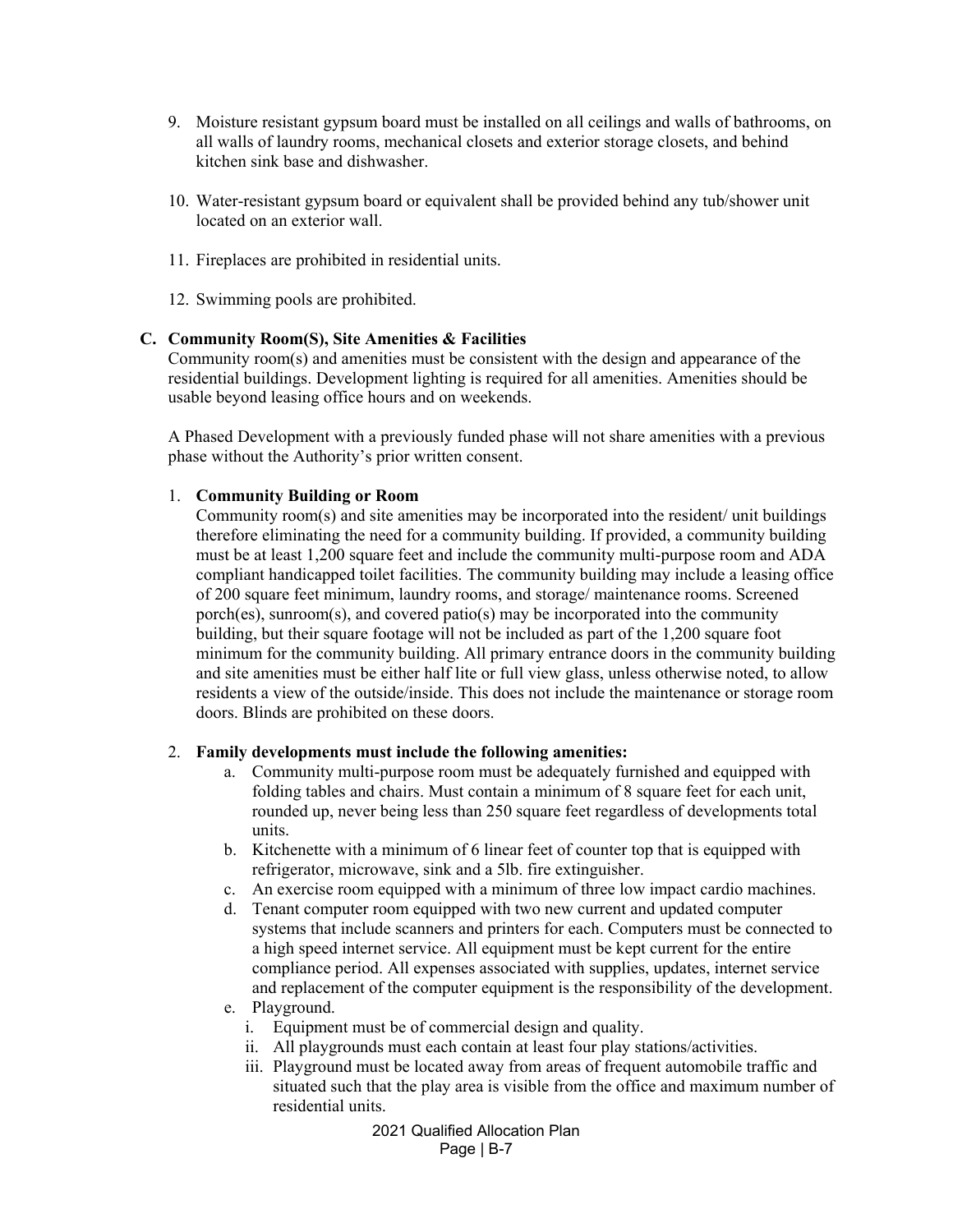9. Moisture resistant gypsum board must be installed on all ceilings and walls of bathrooms, on all walls of laundry rooms, mechanical closets and exterior storage closets, and behind kitchen sink base and dishwasher.

10. Water-resistant gypsum board or equivalent shall be provided behind any tub/shower unit located on an exterior wall.

11. Fireplaces are prohibited in residential units.

12. Swimming pools are prohibited.

### C. Community Room(S), Site Amenities & Facilities

Community room(s) and amenities must be consistent with the design and appearance of the residential buildings. Development lighting is required for all amenities. Amenities should be usable beyond leasing office hours and on weekends.

A Phased Development with a previously funded phase will not share amenities with a previous phase without the Authority's prior written consent.

1. **Community Building or Room**
   Community room(s) and site amenities may be incorporated into the resident/ unit buildings therefore eliminating the need for a community building. If provided, a community building must be at least 1,200 square feet and include the community multi-purpose room and ADA compliant handicapped toilet facilities. The community building may include a leasing office of 200 square feet minimum, laundry rooms, and storage/ maintenance rooms. Screened porch(es), sunroom(s), and covered patio(s) may be incorporated into the community building, but their square footage will not be included as part of the 1,200 square foot minimum for the community building. All primary entrance doors in the community building and site amenities must be either half lite or full view glass, unless otherwise noted, to allow residents a view of the outside/inside. This does not include the maintenance or storage room doors. Blinds are prohibited on these doors.

2. **Family developments must include the following amenities:**
   a. Community multi-purpose room must be adequately furnished and equipped with folding tables and chairs. Must contain a minimum of 8 square feet for each unit, rounded up, never being less than 250 square feet regardless of developments total units.
   b. Kitchenette with a minimum of 6 linear feet of counter top that is equipped with refrigerator, microwave, sink and a 5lb. fire extinguisher.
   c. An exercise room equipped with a minimum of three low impact cardio machines.
   d. Tenant computer room equipped with two new current and updated computer systems that include scanners and printers for each. Computers must be connected to a high speed internet service. All equipment must be kept current for the entire compliance period. All expenses associated with supplies, updates, internet service and replacement of the computer equipment is the responsibility of the development.
   e. Playground.
      i. Equipment must be of commercial design and quality.
      ii. All playgrounds must each contain at least four play stations/activities.
      iii. Playground must be located away from areas of frequent automobile traffic and situated such that the play area is visible from the office and maximum number of residential units.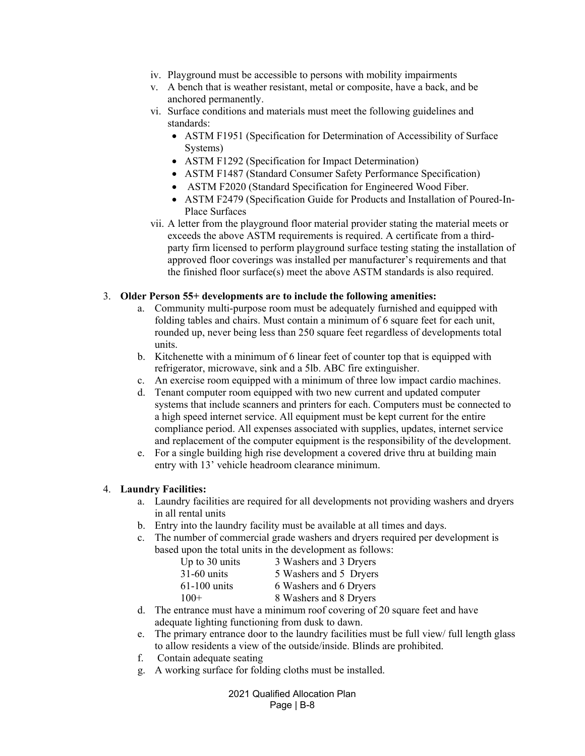- iv. Playground must be accessible to persons with mobility impairments
- v. A bench that is weather resistant, metal or composite, have a back, and be anchored permanently.
- vi. Surface conditions and materials must meet the following guidelines and standards:
  - ASTM F1951 (Specification for Determination of Accessibility of Surface Systems)
  - ASTM F1292 (Specification for Impact Determination)
  - ASTM F1487 (Standard Consumer Safety Performance Specification)
  - ASTM F2020 (Standard Specification for Engineered Wood Fiber.
  - ASTM F2479 (Specification Guide for Products and Installation of Poured-In-Place Surfaces
- vii. A letter from the playground floor material provider stating the material meets or exceeds the above ASTM requirements is required. A certificate from a third-party firm licensed to perform playground surface testing stating the installation of approved floor coverings was installed per manufacturer's requirements and that the finished floor surface(s) meet the above ASTM standards is also required.

3. **Older Person 55+ developments are to include the following amenities:**
   - a. Community multi-purpose room must be adequately furnished and equipped with folding tables and chairs. Must contain a minimum of 6 square feet for each unit, rounded up, never being less than 250 square feet regardless of developments total units.
   - b. Kitchenette with a minimum of 6 linear feet of counter top that is equipped with refrigerator, microwave, sink and a 5lb. ABC fire extinguisher.
   - c. An exercise room equipped with a minimum of three low impact cardio machines.
   - d. Tenant computer room equipped with two new current and updated computer systems that include scanners and printers for each. Computers must be connected to a high speed internet service. All equipment must be kept current for the entire compliance period. All expenses associated with supplies, updates, internet service and replacement of the computer equipment is the responsibility of the development.
   - e. For a single building high rise development a covered drive thru at building main entry with 13' vehicle headroom clearance minimum.

4. **Laundry Facilities:**
   - a. Laundry facilities are required for all developments not providing washers and dryers in all rental units
   - b. Entry into the laundry facility must be available at all times and days.
   - c. The number of commercial grade washers and dryers required per development is based upon the total units in the development as follows:

     | | |
     |---|---|
     | Up to 30 units | 3 Washers and 3 Dryers |
     | 31-60 units | 5 Washers and 5 Dryers |
     | 61-100 units | 6 Washers and 6 Dryers |
     | 100+ | 8 Washers and 8 Dryers |

   - d. The entrance must have a minimum roof covering of 20 square feet and have adequate lighting functioning from dusk to dawn.
   - e. The primary entrance door to the laundry facilities must be full view/ full length glass to allow residents a view of the outside/inside. Blinds are prohibited.
   - f. Contain adequate seating
   - g. A working surface for folding cloths must be installed.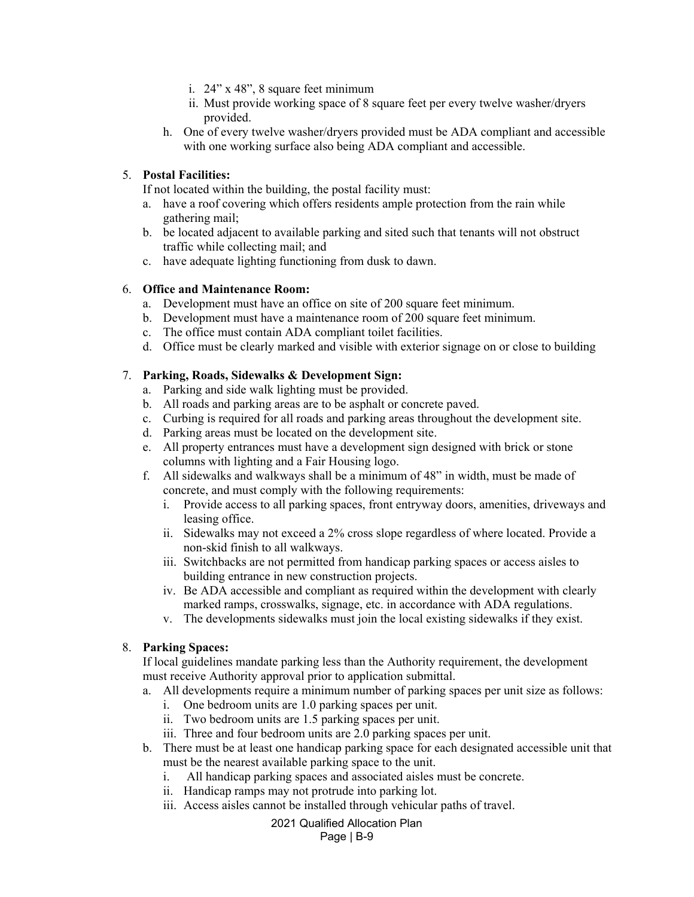i. 24" x 48", 8 square feet minimum
   ii. Must provide working space of 8 square feet per every twelve washer/dryers provided.

h. One of every twelve washer/dryers provided must be ADA compliant and accessible with one working surface also being ADA compliant and accessible.

5. **Postal Facilities:**

   If not located within the building, the postal facility must:

   a. have a roof covering which offers residents ample protection from the rain while gathering mail;
   b. be located adjacent to available parking and sited such that tenants will not obstruct traffic while collecting mail; and
   c. have adequate lighting functioning from dusk to dawn.

6. **Office and Maintenance Room:**

   a. Development must have an office on site of 200 square feet minimum.
   b. Development must have a maintenance room of 200 square feet minimum.
   c. The office must contain ADA compliant toilet facilities.
   d. Office must be clearly marked and visible with exterior signage on or close to building

7. **Parking, Roads, Sidewalks & Development Sign:**

   a. Parking and side walk lighting must be provided.
   b. All roads and parking areas are to be asphalt or concrete paved.
   c. Curbing is required for all roads and parking areas throughout the development site.
   d. Parking areas must be located on the development site.
   e. All property entrances must have a development sign designed with brick or stone columns with lighting and a Fair Housing logo.
   f. All sidewalks and walkways shall be a minimum of 48" in width, must be made of concrete, and must comply with the following requirements:
      i. Provide access to all parking spaces, front entryway doors, amenities, driveways and leasing office.
      ii. Sidewalks may not exceed a 2% cross slope regardless of where located. Provide a non-skid finish to all walkways.
      iii. Switchbacks are not permitted from handicap parking spaces or access aisles to building entrance in new construction projects.
      iv. Be ADA accessible and compliant as required within the development with clearly marked ramps, crosswalks, signage, etc. in accordance with ADA regulations.
      v. The developments sidewalks must join the local existing sidewalks if they exist.

8. **Parking Spaces:**

   If local guidelines mandate parking less than the Authority requirement, the development must receive Authority approval prior to application submittal.

   a. All developments require a minimum number of parking spaces per unit size as follows:
      i. One bedroom units are 1.0 parking spaces per unit.
      ii. Two bedroom units are 1.5 parking spaces per unit.
      iii. Three and four bedroom units are 2.0 parking spaces per unit.
   b. There must be at least one handicap parking space for each designated accessible unit that must be the nearest available parking space to the unit.
      i. All handicap parking spaces and associated aisles must be concrete.
      ii. Handicap ramps may not protrude into parking lot.
      iii. Access aisles cannot be installed through vehicular paths of travel.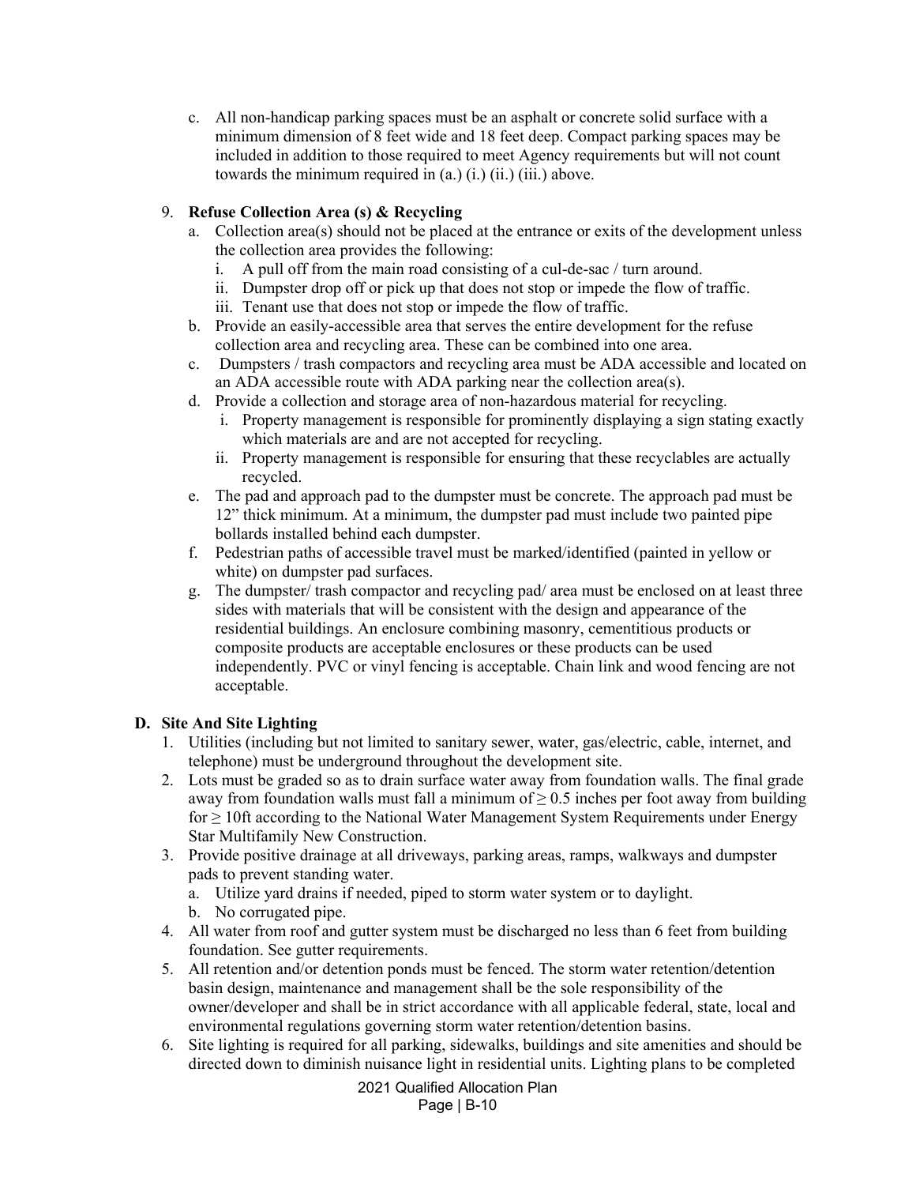c. All non-handicap parking spaces must be an asphalt or concrete solid surface with a minimum dimension of 8 feet wide and 18 feet deep. Compact parking spaces may be included in addition to those required to meet Agency requirements but will not count towards the minimum required in (a.) (i.) (ii.) (iii.) above.

9. **Refuse Collection Area (s) & Recycling**
   a. Collection area(s) should not be placed at the entrance or exits of the development unless the collection area provides the following:
      i. A pull off from the main road consisting of a cul-de-sac / turn around.
      ii. Dumpster drop off or pick up that does not stop or impede the flow of traffic.
      iii. Tenant use that does not stop or impede the flow of traffic.
   b. Provide an easily-accessible area that serves the entire development for the refuse collection area and recycling area. These can be combined into one area.
   c. Dumpsters / trash compactors and recycling area must be ADA accessible and located on an ADA accessible route with ADA parking near the collection area(s).
   d. Provide a collection and storage area of non-hazardous material for recycling.
      i. Property management is responsible for prominently displaying a sign stating exactly which materials are and are not accepted for recycling.
      ii. Property management is responsible for ensuring that these recyclables are actually recycled.
   e. The pad and approach pad to the dumpster must be concrete. The approach pad must be 12" thick minimum. At a minimum, the dumpster pad must include two painted pipe bollards installed behind each dumpster.
   f. Pedestrian paths of accessible travel must be marked/identified (painted in yellow or white) on dumpster pad surfaces.
   g. The dumpster/ trash compactor and recycling pad/ area must be enclosed on at least three sides with materials that will be consistent with the design and appearance of the residential buildings. An enclosure combining masonry, cementitious products or composite products are acceptable enclosures or these products can be used independently. PVC or vinyl fencing is acceptable. Chain link and wood fencing are not acceptable.

## D. Site And Site Lighting

1. Utilities (including but not limited to sanitary sewer, water, gas/electric, cable, internet, and telephone) must be underground throughout the development site.
2. Lots must be graded so as to drain surface water away from foundation walls. The final grade away from foundation walls must fall a minimum of ≥ 0.5 inches per foot away from building for ≥ 10ft according to the National Water Management System Requirements under Energy Star Multifamily New Construction.
3. Provide positive drainage at all driveways, parking areas, ramps, walkways and dumpster pads to prevent standing water.
   a. Utilize yard drains if needed, piped to storm water system or to daylight.
   b. No corrugated pipe.
4. All water from roof and gutter system must be discharged no less than 6 feet from building foundation. See gutter requirements.
5. All retention and/or detention ponds must be fenced. The storm water retention/detention basin design, maintenance and management shall be the sole responsibility of the owner/developer and shall be in strict accordance with all applicable federal, state, local and environmental regulations governing storm water retention/detention basins.
6. Site lighting is required for all parking, sidewalks, buildings and site amenities and should be directed down to diminish nuisance light in residential units. Lighting plans to be completed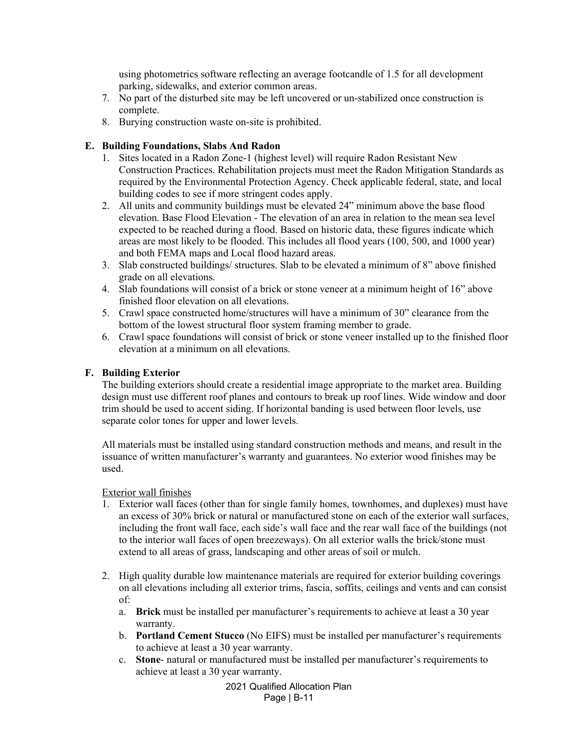using photometrics software reflecting an average footcandle of 1.5 for all development parking, sidewalks, and exterior common areas.

7. No part of the disturbed site may be left uncovered or un-stabilized once construction is complete.
8. Burying construction waste on-site is prohibited.

**E. Building Foundations, Slabs And Radon**

1. Sites located in a Radon Zone-1 (highest level) will require Radon Resistant New Construction Practices. Rehabilitation projects must meet the Radon Mitigation Standards as required by the Environmental Protection Agency. Check applicable federal, state, and local building codes to see if more stringent codes apply.
2. All units and community buildings must be elevated 24" minimum above the base flood elevation. Base Flood Elevation - The elevation of an area in relation to the mean sea level expected to be reached during a flood. Based on historic data, these figures indicate which areas are most likely to be flooded. This includes all flood years (100, 500, and 1000 year) and both FEMA maps and Local flood hazard areas.
3. Slab constructed buildings/ structures. Slab to be elevated a minimum of 8" above finished grade on all elevations.
4. Slab foundations will consist of a brick or stone veneer at a minimum height of 16" above finished floor elevation on all elevations.
5. Crawl space constructed home/structures will have a minimum of 30" clearance from the bottom of the lowest structural floor system framing member to grade.
6. Crawl space foundations will consist of brick or stone veneer installed up to the finished floor elevation at a minimum on all elevations.

**F. Building Exterior**

The building exteriors should create a residential image appropriate to the market area. Building design must use different roof planes and contours to break up roof lines. Wide window and door trim should be used to accent siding. If horizontal banding is used between floor levels, use separate color tones for upper and lower levels.

All materials must be installed using standard construction methods and means, and result in the issuance of written manufacturer's warranty and guarantees. No exterior wood finishes may be used.

Exterior wall finishes

1. Exterior wall faces (other than for single family homes, townhomes, and duplexes) must have an excess of 30% brick or natural or manufactured stone on each of the exterior wall surfaces, including the front wall face, each side's wall face and the rear wall face of the buildings (not to the interior wall faces of open breezeways). On all exterior walls the brick/stone must extend to all areas of grass, landscaping and other areas of soil or mulch.

2. High quality durable low maintenance materials are required for exterior building coverings on all elevations including all exterior trims, fascia, soffits, ceilings and vents and can consist of:
   a. **Brick** must be installed per manufacturer's requirements to achieve at least a 30 year warranty.
   b. **Portland Cement Stucco** (No EIFS) must be installed per manufacturer's requirements to achieve at least a 30 year warranty.
   c. **Stone**- natural or manufactured must be installed per manufacturer's requirements to achieve at least a 30 year warranty.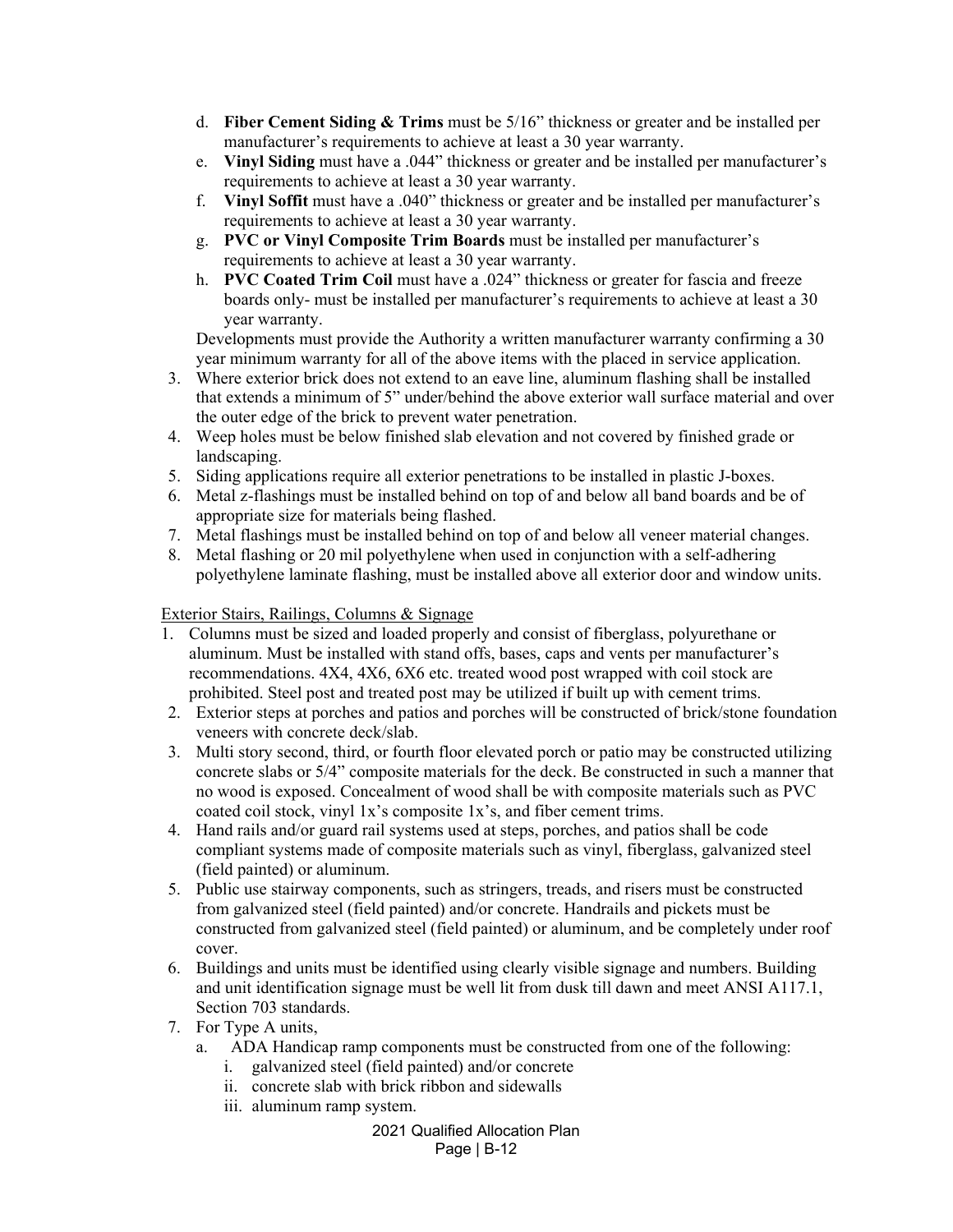d. **Fiber Cement Siding & Trims** must be 5/16" thickness or greater and be installed per manufacturer's requirements to achieve at least a 30 year warranty.
e. **Vinyl Siding** must have a .044" thickness or greater and be installed per manufacturer's requirements to achieve at least a 30 year warranty.
f. **Vinyl Soffit** must have a .040" thickness or greater and be installed per manufacturer's requirements to achieve at least a 30 year warranty.
g. **PVC or Vinyl Composite Trim Boards** must be installed per manufacturer's requirements to achieve at least a 30 year warranty.
h. **PVC Coated Trim Coil** must have a .024" thickness or greater for fascia and freeze boards only- must be installed per manufacturer's requirements to achieve at least a 30 year warranty.

Developments must provide the Authority a written manufacturer warranty confirming a 30 year minimum warranty for all of the above items with the placed in service application.

3. Where exterior brick does not extend to an eave line, aluminum flashing shall be installed that extends a minimum of 5" under/behind the above exterior wall surface material and over the outer edge of the brick to prevent water penetration.
4. Weep holes must be below finished slab elevation and not covered by finished grade or landscaping.
5. Siding applications require all exterior penetrations to be installed in plastic J-boxes.
6. Metal z-flashings must be installed behind on top of and below all band boards and be of appropriate size for materials being flashed.
7. Metal flashings must be installed behind on top of and below all veneer material changes.
8. Metal flashing or 20 mil polyethylene when used in conjunction with a self-adhering polyethylene laminate flashing, must be installed above all exterior door and window units.

<u>Exterior Stairs, Railings, Columns & Signage</u>

1. Columns must be sized and loaded properly and consist of fiberglass, polyurethane or aluminum. Must be installed with stand offs, bases, caps and vents per manufacturer's recommendations. 4X4, 4X6, 6X6 etc. treated wood post wrapped with coil stock are prohibited. Steel post and treated post may be utilized if built up with cement trims.
2. Exterior steps at porches and patios and porches will be constructed of brick/stone foundation veneers with concrete deck/slab.
3. Multi story second, third, or fourth floor elevated porch or patio may be constructed utilizing concrete slabs or 5/4" composite materials for the deck. Be constructed in such a manner that no wood is exposed. Concealment of wood shall be with composite materials such as PVC coated coil stock, vinyl 1x's composite 1x's, and fiber cement trims.
4. Hand rails and/or guard rail systems used at steps, porches, and patios shall be code compliant systems made of composite materials such as vinyl, fiberglass, galvanized steel (field painted) or aluminum.
5. Public use stairway components, such as stringers, treads, and risers must be constructed from galvanized steel (field painted) and/or concrete. Handrails and pickets must be constructed from galvanized steel (field painted) or aluminum, and be completely under roof cover.
6. Buildings and units must be identified using clearly visible signage and numbers. Building and unit identification signage must be well lit from dusk till dawn and meet ANSI A117.1, Section 703 standards.
7. For Type A units,
   a. ADA Handicap ramp components must be constructed from one of the following:
      i. galvanized steel (field painted) and/or concrete
      ii. concrete slab with brick ribbon and sidewalls
      iii. aluminum ramp system.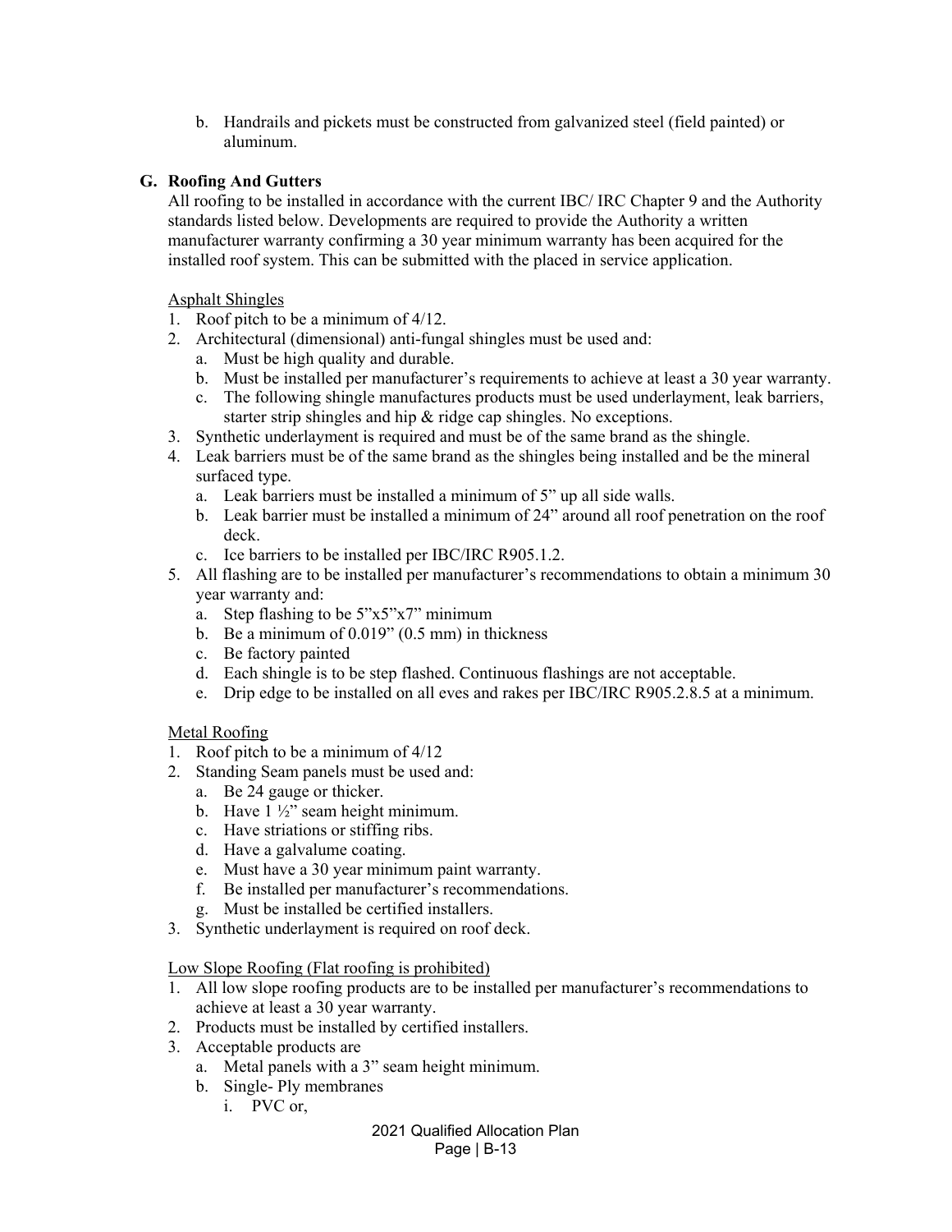b. Handrails and pickets must be constructed from galvanized steel (field painted) or aluminum.

### G. Roofing And Gutters

All roofing to be installed in accordance with the current IBC/ IRC Chapter 9 and the Authority standards listed below. Developments are required to provide the Authority a written manufacturer warranty confirming a 30 year minimum warranty has been acquired for the installed roof system. This can be submitted with the placed in service application.

<u>Asphalt Shingles</u>

1. Roof pitch to be a minimum of 4/12.
2. Architectural (dimensional) anti-fungal shingles must be used and:
   a. Must be high quality and durable.
   b. Must be installed per manufacturer's requirements to achieve at least a 30 year warranty.
   c. The following shingle manufactures products must be used underlayment, leak barriers, starter strip shingles and hip & ridge cap shingles. No exceptions.
3. Synthetic underlayment is required and must be of the same brand as the shingle.
4. Leak barriers must be of the same brand as the shingles being installed and be the mineral surfaced type.
   a. Leak barriers must be installed a minimum of 5" up all side walls.
   b. Leak barrier must be installed a minimum of 24" around all roof penetration on the roof deck.
   c. Ice barriers to be installed per IBC/IRC R905.1.2.
5. All flashing are to be installed per manufacturer's recommendations to obtain a minimum 30 year warranty and:
   a. Step flashing to be 5"x5"x7" minimum
   b. Be a minimum of 0.019" (0.5 mm) in thickness
   c. Be factory painted
   d. Each shingle is to be step flashed. Continuous flashings are not acceptable.
   e. Drip edge to be installed on all eves and rakes per IBC/IRC R905.2.8.5 at a minimum.

<u>Metal Roofing</u>

1. Roof pitch to be a minimum of 4/12
2. Standing Seam panels must be used and:
   a. Be 24 gauge or thicker.
   b. Have 1 ½" seam height minimum.
   c. Have striations or stiffing ribs.
   d. Have a galvalume coating.
   e. Must have a 30 year minimum paint warranty.
   f. Be installed per manufacturer's recommendations.
   g. Must be installed be certified installers.
3. Synthetic underlayment is required on roof deck.

<u>Low Slope Roofing (Flat roofing is prohibited)</u>

1. All low slope roofing products are to be installed per manufacturer's recommendations to achieve at least a 30 year warranty.
2. Products must be installed by certified installers.
3. Acceptable products are
   a. Metal panels with a 3" seam height minimum.
   b. Single- Ply membranes
      i. PVC or,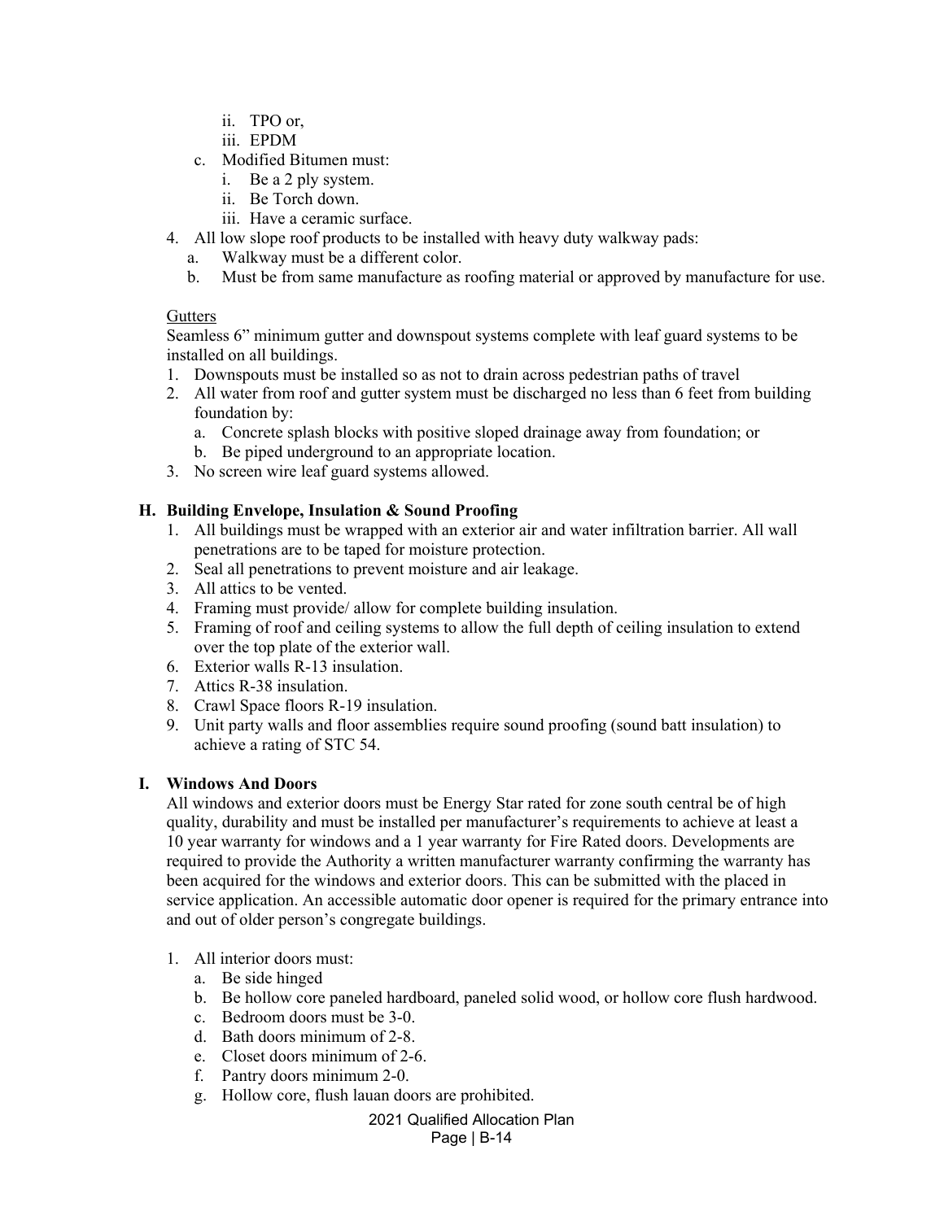- ii. TPO or,
   - iii. EPDM
   
   c. Modified Bitumen must:
   - i. Be a 2 ply system.
   - ii. Be Torch down.
   - iii. Have a ceramic surface.

4. All low slope roof products to be installed with heavy duty walkway pads:
   a. Walkway must be a different color.
   b. Must be from same manufacture as roofing material or approved by manufacture for use.

Gutters

Seamless 6" minimum gutter and downspout systems complete with leaf guard systems to be installed on all buildings.

1. Downspouts must be installed so as not to drain across pedestrian paths of travel
2. All water from roof and gutter system must be discharged no less than 6 feet from building foundation by:
   a. Concrete splash blocks with positive sloped drainage away from foundation; or
   b. Be piped underground to an appropriate location.
3. No screen wire leaf guard systems allowed.

**H. Building Envelope, Insulation & Sound Proofing**

1. All buildings must be wrapped with an exterior air and water infiltration barrier. All wall penetrations are to be taped for moisture protection.
2. Seal all penetrations to prevent moisture and air leakage.
3. All attics to be vented.
4. Framing must provide/ allow for complete building insulation.
5. Framing of roof and ceiling systems to allow the full depth of ceiling insulation to extend over the top plate of the exterior wall.
6. Exterior walls R-13 insulation.
7. Attics R-38 insulation.
8. Crawl Space floors R-19 insulation.
9. Unit party walls and floor assemblies require sound proofing (sound batt insulation) to achieve a rating of STC 54.

**I. Windows And Doors**

All windows and exterior doors must be Energy Star rated for zone south central be of high quality, durability and must be installed per manufacturer's requirements to achieve at least a 10 year warranty for windows and a 1 year warranty for Fire Rated doors. Developments are required to provide the Authority a written manufacturer warranty confirming the warranty has been acquired for the windows and exterior doors. This can be submitted with the placed in service application. An accessible automatic door opener is required for the primary entrance into and out of older person's congregate buildings.

1. All interior doors must:
   a. Be side hinged
   b. Be hollow core paneled hardboard, paneled solid wood, or hollow core flush hardwood.
   c. Bedroom doors must be 3-0.
   d. Bath doors minimum of 2-8.
   e. Closet doors minimum of 2-6.
   f. Pantry doors minimum 2-0.
   g. Hollow core, flush lauan doors are prohibited.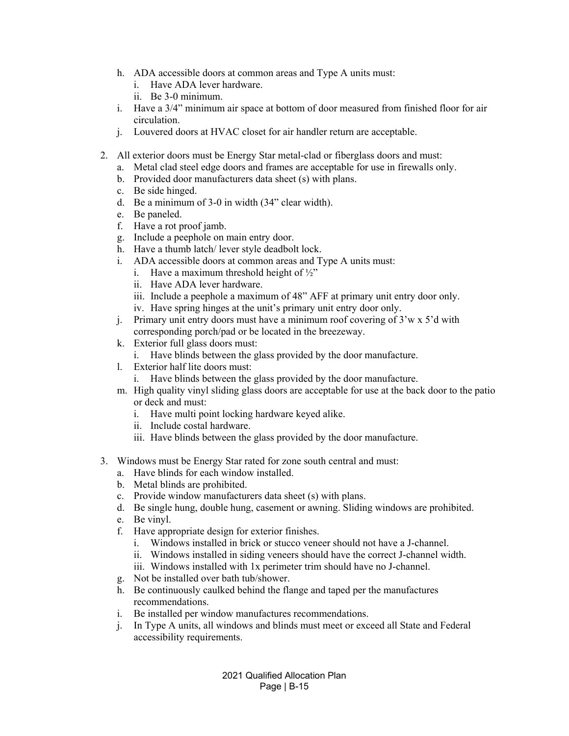h. ADA accessible doors at common areas and Type A units must:
   i. Have ADA lever hardware.
   ii. Be 3-0 minimum.
i. Have a 3/4" minimum air space at bottom of door measured from finished floor for air circulation.
j. Louvered doors at HVAC closet for air handler return are acceptable.

2. All exterior doors must be Energy Star metal-clad or fiberglass doors and must:
   a. Metal clad steel edge doors and frames are acceptable for use in firewalls only.
   b. Provided door manufacturers data sheet (s) with plans.
   c. Be side hinged.
   d. Be a minimum of 3-0 in width (34" clear width).
   e. Be paneled.
   f. Have a rot proof jamb.
   g. Include a peephole on main entry door.
   h. Have a thumb latch/ lever style deadbolt lock.
   i. ADA accessible doors at common areas and Type A units must:
      i. Have a maximum threshold height of ½"
      ii. Have ADA lever hardware.
      iii. Include a peephole a maximum of 48" AFF at primary unit entry door only.
      iv. Have spring hinges at the unit's primary unit entry door only.
   j. Primary unit entry doors must have a minimum roof covering of 3'w x 5'd with corresponding porch/pad or be located in the breezeway.
   k. Exterior full glass doors must:
      i. Have blinds between the glass provided by the door manufacture.
   l. Exterior half lite doors must:
      i. Have blinds between the glass provided by the door manufacture.
   m. High quality vinyl sliding glass doors are acceptable for use at the back door to the patio or deck and must:
      i. Have multi point locking hardware keyed alike.
      ii. Include costal hardware.
      iii. Have blinds between the glass provided by the door manufacture.

3. Windows must be Energy Star rated for zone south central and must:
   a. Have blinds for each window installed.
   b. Metal blinds are prohibited.
   c. Provide window manufacturers data sheet (s) with plans.
   d. Be single hung, double hung, casement or awning. Sliding windows are prohibited.
   e. Be vinyl.
   f. Have appropriate design for exterior finishes.
      i. Windows installed in brick or stucco veneer should not have a J-channel.
      ii. Windows installed in siding veneers should have the correct J-channel width.
      iii. Windows installed with 1x perimeter trim should have no J-channel.
   g. Not be installed over bath tub/shower.
   h. Be continuously caulked behind the flange and taped per the manufactures recommendations.
   i. Be installed per window manufactures recommendations.
   j. In Type A units, all windows and blinds must meet or exceed all State and Federal accessibility requirements.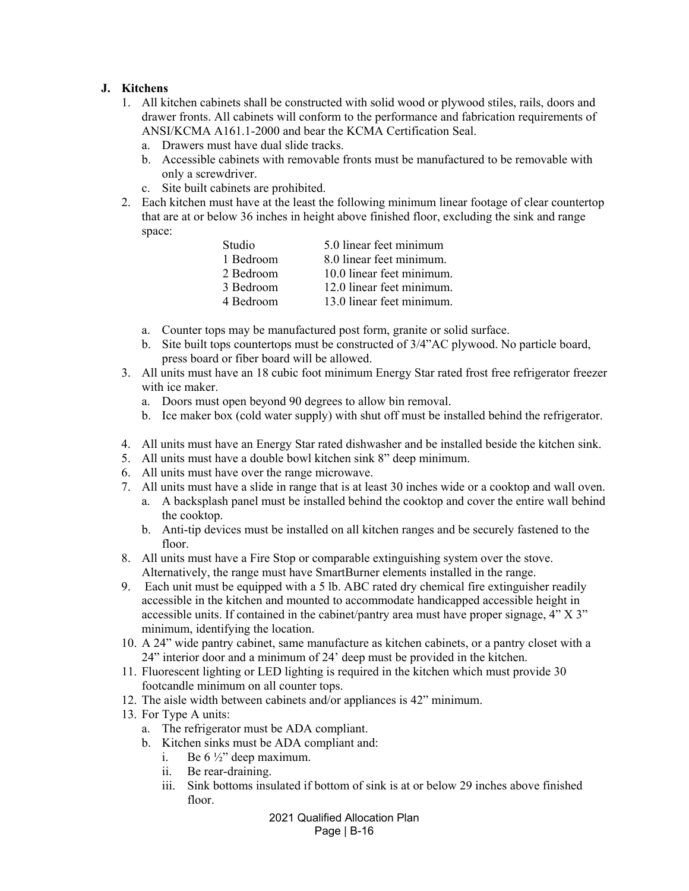## J. Kitchens

1. All kitchen cabinets shall be constructed with solid wood or plywood stiles, rails, doors and drawer fronts. All cabinets will conform to the performance and fabrication requirements of ANSI/KCMA A161.1-2000 and bear the KCMA Certification Seal.
   a. Drawers must have dual slide tracks.
   b. Accessible cabinets with removable fronts must be manufactured to be removable with only a screwdriver.
   c. Site built cabinets are prohibited.
2. Each kitchen must have at the least the following minimum linear footage of clear countertop that are at or below 36 inches in height above finished floor, excluding the sink and range space:

| | |
|---|---|
| Studio | 5.0 linear feet minimum |
| 1 Bedroom | 8.0 linear feet minimum. |
| 2 Bedroom | 10.0 linear feet minimum. |
| 3 Bedroom | 12.0 linear feet minimum. |
| 4 Bedroom | 13.0 linear feet minimum. |

   a. Counter tops may be manufactured post form, granite or solid surface.
   b. Site built tops countertops must be constructed of 3/4"AC plywood. No particle board, press board or fiber board will be allowed.
3. All units must have an 18 cubic foot minimum Energy Star rated frost free refrigerator freezer with ice maker.
   a. Doors must open beyond 90 degrees to allow bin removal.
   b. Ice maker box (cold water supply) with shut off must be installed behind the refrigerator.
4. All units must have an Energy Star rated dishwasher and be installed beside the kitchen sink.
5. All units must have a double bowl kitchen sink 8" deep minimum.
6. All units must have over the range microwave.
7. All units must have a slide in range that is at least 30 inches wide or a cooktop and wall oven.
   a. A backsplash panel must be installed behind the cooktop and cover the entire wall behind the cooktop.
   b. Anti-tip devices must be installed on all kitchen ranges and be securely fastened to the floor.
8. All units must have a Fire Stop or comparable extinguishing system over the stove. Alternatively, the range must have SmartBurner elements installed in the range.
9. Each unit must be equipped with a 5 lb. ABC rated dry chemical fire extinguisher readily accessible in the kitchen and mounted to accommodate handicapped accessible height in accessible units. If contained in the cabinet/pantry area must have proper signage, 4" X 3" minimum, identifying the location.
10. A 24" wide pantry cabinet, same manufacture as kitchen cabinets, or a pantry closet with a 24" interior door and a minimum of 24' deep must be provided in the kitchen.
11. Fluorescent lighting or LED lighting is required in the kitchen which must provide 30 footcandle minimum on all counter tops.
12. The aisle width between cabinets and/or appliances is 42" minimum.
13. For Type A units:
    a. The refrigerator must be ADA compliant.
    b. Kitchen sinks must be ADA compliant and:
       i. Be 6 ½" deep maximum.
       ii. Be rear-draining.
       iii. Sink bottoms insulated if bottom of sink is at or below 29 inches above finished floor.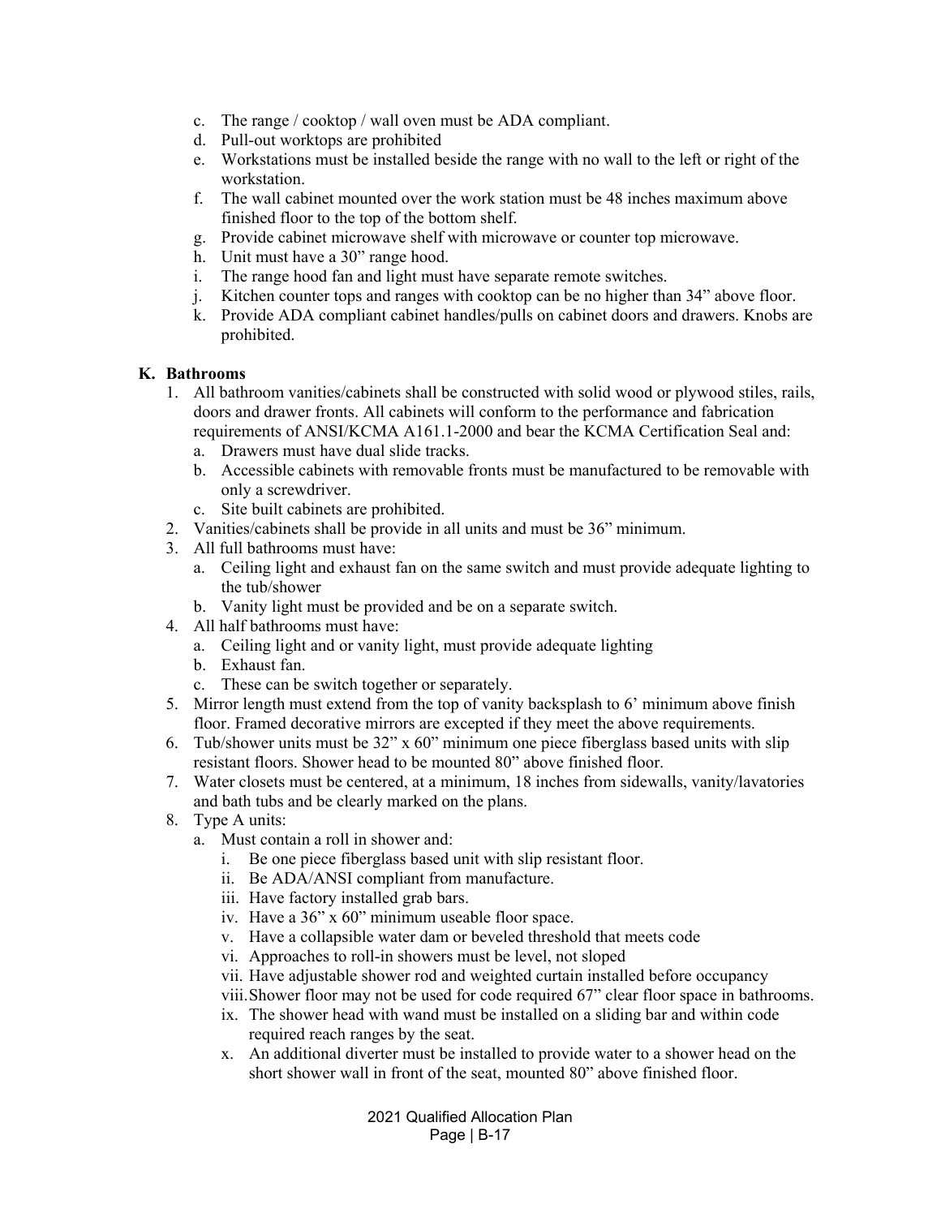c. The range / cooktop / wall oven must be ADA compliant.
d. Pull-out worktops are prohibited
e. Workstations must be installed beside the range with no wall to the left or right of the workstation.
f. The wall cabinet mounted over the work station must be 48 inches maximum above finished floor to the top of the bottom shelf.
g. Provide cabinet microwave shelf with microwave or counter top microwave.
h. Unit must have a 30" range hood.
i. The range hood fan and light must have separate remote switches.
j. Kitchen counter tops and ranges with cooktop can be no higher than 34" above floor.
k. Provide ADA compliant cabinet handles/pulls on cabinet doors and drawers. Knobs are prohibited.

**K. Bathrooms**

1. All bathroom vanities/cabinets shall be constructed with solid wood or plywood stiles, rails, doors and drawer fronts. All cabinets will conform to the performance and fabrication requirements of ANSI/KCMA A161.1-2000 and bear the KCMA Certification Seal and:
   a. Drawers must have dual slide tracks.
   b. Accessible cabinets with removable fronts must be manufactured to be removable with only a screwdriver.
   c. Site built cabinets are prohibited.
2. Vanities/cabinets shall be provide in all units and must be 36" minimum.
3. All full bathrooms must have:
   a. Ceiling light and exhaust fan on the same switch and must provide adequate lighting to the tub/shower
   b. Vanity light must be provided and be on a separate switch.
4. All half bathrooms must have:
   a. Ceiling light and or vanity light, must provide adequate lighting
   b. Exhaust fan.
   c. These can be switch together or separately.
5. Mirror length must extend from the top of vanity backsplash to 6' minimum above finish floor. Framed decorative mirrors are excepted if they meet the above requirements.
6. Tub/shower units must be 32" x 60" minimum one piece fiberglass based units with slip resistant floors. Shower head to be mounted 80" above finished floor.
7. Water closets must be centered, at a minimum, 18 inches from sidewalls, vanity/lavatories and bath tubs and be clearly marked on the plans.
8. Type A units:
   a. Must contain a roll in shower and:
      i. Be one piece fiberglass based unit with slip resistant floor.
      ii. Be ADA/ANSI compliant from manufacture.
      iii. Have factory installed grab bars.
      iv. Have a 36" x 60" minimum useable floor space.
      v. Have a collapsible water dam or beveled threshold that meets code
      vi. Approaches to roll-in showers must be level, not sloped
      vii. Have adjustable shower rod and weighted curtain installed before occupancy
      viii. Shower floor may not be used for code required 67" clear floor space in bathrooms.
      ix. The shower head with wand must be installed on a sliding bar and within code required reach ranges by the seat.
      x. An additional diverter must be installed to provide water to a shower head on the short shower wall in front of the seat, mounted 80" above finished floor.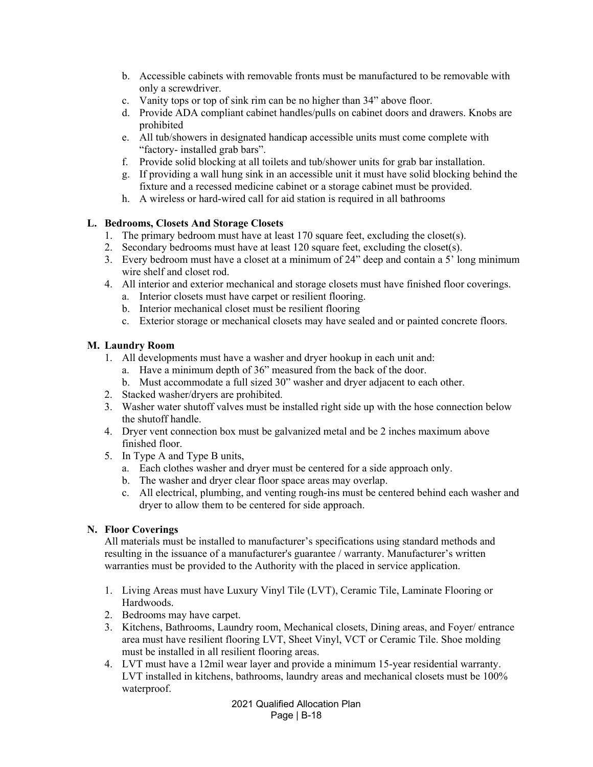b. Accessible cabinets with removable fronts must be manufactured to be removable with only a screwdriver.
c. Vanity tops or top of sink rim can be no higher than 34" above floor.
d. Provide ADA compliant cabinet handles/pulls on cabinet doors and drawers. Knobs are prohibited
e. All tub/showers in designated handicap accessible units must come complete with "factory- installed grab bars".
f. Provide solid blocking at all toilets and tub/shower units for grab bar installation.
g. If providing a wall hung sink in an accessible unit it must have solid blocking behind the fixture and a recessed medicine cabinet or a storage cabinet must be provided.
h. A wireless or hard-wired call for aid station is required in all bathrooms

**L. Bedrooms, Closets And Storage Closets**

1. The primary bedroom must have at least 170 square feet, excluding the closet(s).
2. Secondary bedrooms must have at least 120 square feet, excluding the closet(s).
3. Every bedroom must have a closet at a minimum of 24" deep and contain a 5' long minimum wire shelf and closet rod.
4. All interior and exterior mechanical and storage closets must have finished floor coverings.
   a. Interior closets must have carpet or resilient flooring.
   b. Interior mechanical closet must be resilient flooring
   c. Exterior storage or mechanical closets may have sealed and or painted concrete floors.

**M. Laundry Room**

1. All developments must have a washer and dryer hookup in each unit and:
   a. Have a minimum depth of 36" measured from the back of the door.
   b. Must accommodate a full sized 30" washer and dryer adjacent to each other.
2. Stacked washer/dryers are prohibited.
3. Washer water shutoff valves must be installed right side up with the hose connection below the shutoff handle.
4. Dryer vent connection box must be galvanized metal and be 2 inches maximum above finished floor.
5. In Type A and Type B units,
   a. Each clothes washer and dryer must be centered for a side approach only.
   b. The washer and dryer clear floor space areas may overlap.
   c. All electrical, plumbing, and venting rough-ins must be centered behind each washer and dryer to allow them to be centered for side approach.

**N. Floor Coverings**

All materials must be installed to manufacturer's specifications using standard methods and resulting in the issuance of a manufacturer's guarantee / warranty. Manufacturer's written warranties must be provided to the Authority with the placed in service application.

1. Living Areas must have Luxury Vinyl Tile (LVT), Ceramic Tile, Laminate Flooring or Hardwoods.
2. Bedrooms may have carpet.
3. Kitchens, Bathrooms, Laundry room, Mechanical closets, Dining areas, and Foyer/ entrance area must have resilient flooring LVT, Sheet Vinyl, VCT or Ceramic Tile. Shoe molding must be installed in all resilient flooring areas.
4. LVT must have a 12mil wear layer and provide a minimum 15-year residential warranty. LVT installed in kitchens, bathrooms, laundry areas and mechanical closets must be 100% waterproof.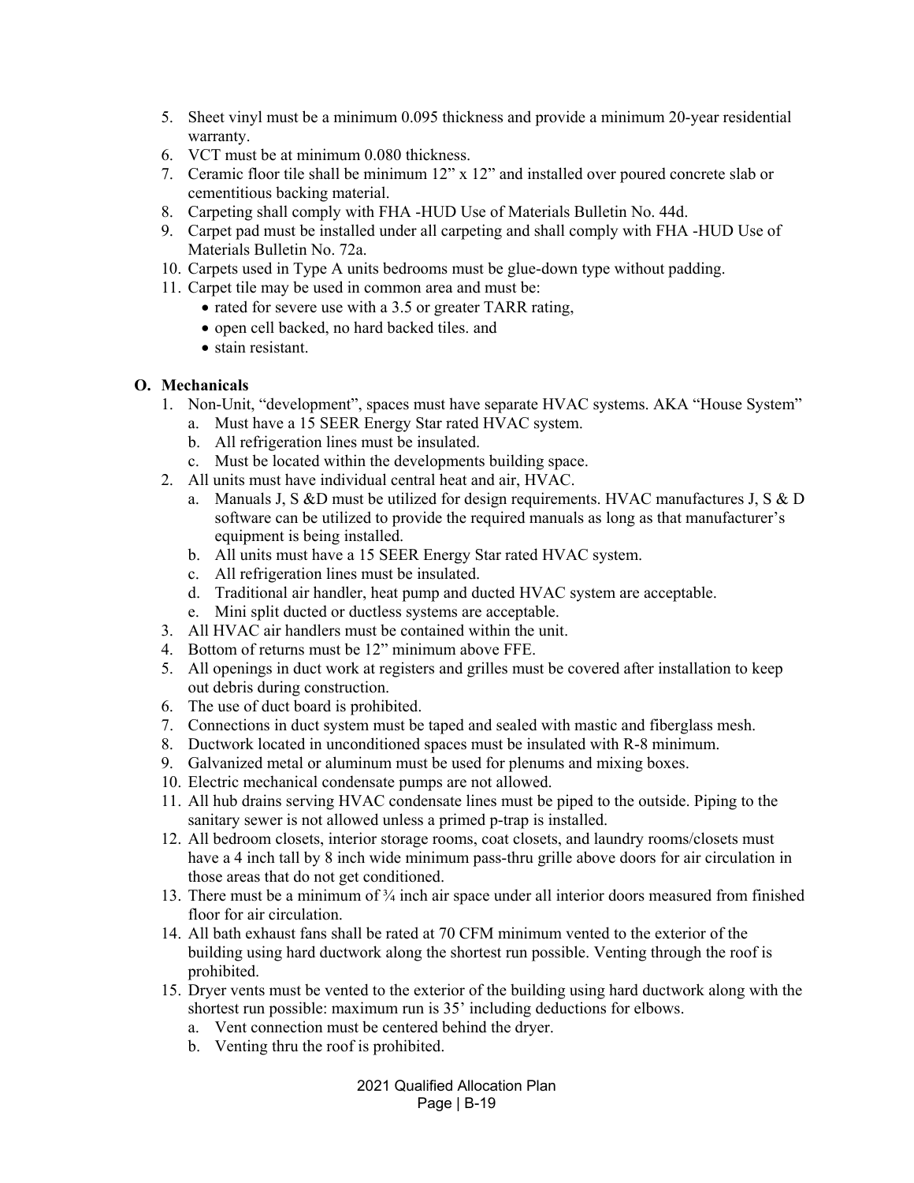5. Sheet vinyl must be a minimum 0.095 thickness and provide a minimum 20-year residential warranty.
6. VCT must be at minimum 0.080 thickness.
7. Ceramic floor tile shall be minimum 12" x 12" and installed over poured concrete slab or cementitious backing material.
8. Carpeting shall comply with FHA -HUD Use of Materials Bulletin No. 44d.
9. Carpet pad must be installed under all carpeting and shall comply with FHA -HUD Use of Materials Bulletin No. 72a.
10. Carpets used in Type A units bedrooms must be glue-down type without padding.
11. Carpet tile may be used in common area and must be:
    - rated for severe use with a 3.5 or greater TARR rating,
    - open cell backed, no hard backed tiles. and
    - stain resistant.

**O. Mechanicals**

1. Non-Unit, "development", spaces must have separate HVAC systems. AKA "House System"
   a. Must have a 15 SEER Energy Star rated HVAC system.
   b. All refrigeration lines must be insulated.
   c. Must be located within the developments building space.
2. All units must have individual central heat and air, HVAC.
   a. Manuals J, S &D must be utilized for design requirements. HVAC manufactures J, S & D software can be utilized to provide the required manuals as long as that manufacturer's equipment is being installed.
   b. All units must have a 15 SEER Energy Star rated HVAC system.
   c. All refrigeration lines must be insulated.
   d. Traditional air handler, heat pump and ducted HVAC system are acceptable.
   e. Mini split ducted or ductless systems are acceptable.
3. All HVAC air handlers must be contained within the unit.
4. Bottom of returns must be 12" minimum above FFE.
5. All openings in duct work at registers and grilles must be covered after installation to keep out debris during construction.
6. The use of duct board is prohibited.
7. Connections in duct system must be taped and sealed with mastic and fiberglass mesh.
8. Ductwork located in unconditioned spaces must be insulated with R-8 minimum.
9. Galvanized metal or aluminum must be used for plenums and mixing boxes.
10. Electric mechanical condensate pumps are not allowed.
11. All hub drains serving HVAC condensate lines must be piped to the outside. Piping to the sanitary sewer is not allowed unless a primed p-trap is installed.
12. All bedroom closets, interior storage rooms, coat closets, and laundry rooms/closets must have a 4 inch tall by 8 inch wide minimum pass-thru grille above doors for air circulation in those areas that do not get conditioned.
13. There must be a minimum of ¾ inch air space under all interior doors measured from finished floor for air circulation.
14. All bath exhaust fans shall be rated at 70 CFM minimum vented to the exterior of the building using hard ductwork along the shortest run possible. Venting through the roof is prohibited.
15. Dryer vents must be vented to the exterior of the building using hard ductwork along with the shortest run possible: maximum run is 35' including deductions for elbows.
    a. Vent connection must be centered behind the dryer.
    b. Venting thru the roof is prohibited.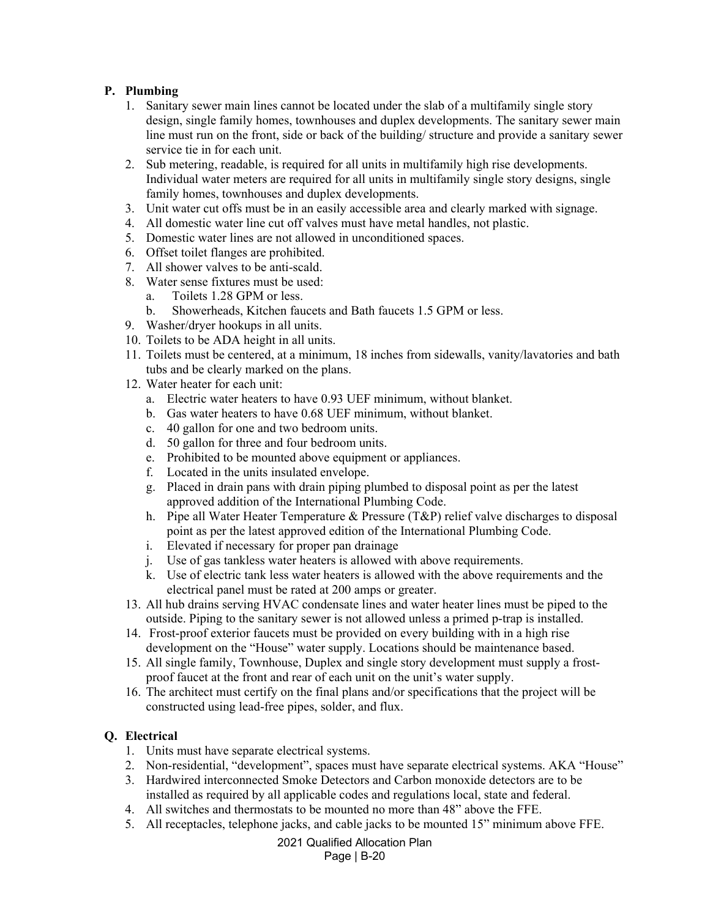## P. Plumbing

1. Sanitary sewer main lines cannot be located under the slab of a multifamily single story design, single family homes, townhouses and duplex developments. The sanitary sewer main line must run on the front, side or back of the building/ structure and provide a sanitary sewer service tie in for each unit.
2. Sub metering, readable, is required for all units in multifamily high rise developments. Individual water meters are required for all units in multifamily single story designs, single family homes, townhouses and duplex developments.
3. Unit water cut offs must be in an easily accessible area and clearly marked with signage.
4. All domestic water line cut off valves must have metal handles, not plastic.
5. Domestic water lines are not allowed in unconditioned spaces.
6. Offset toilet flanges are prohibited.
7. All shower valves to be anti-scald.
8. Water sense fixtures must be used:
   a. Toilets 1.28 GPM or less.
   b. Showerheads, Kitchen faucets and Bath faucets 1.5 GPM or less.
9. Washer/dryer hookups in all units.
10. Toilets to be ADA height in all units.
11. Toilets must be centered, at a minimum, 18 inches from sidewalls, vanity/lavatories and bath tubs and be clearly marked on the plans.
12. Water heater for each unit:
    a. Electric water heaters to have 0.93 UEF minimum, without blanket.
    b. Gas water heaters to have 0.68 UEF minimum, without blanket.
    c. 40 gallon for one and two bedroom units.
    d. 50 gallon for three and four bedroom units.
    e. Prohibited to be mounted above equipment or appliances.
    f. Located in the units insulated envelope.
    g. Placed in drain pans with drain piping plumbed to disposal point as per the latest approved addition of the International Plumbing Code.
    h. Pipe all Water Heater Temperature & Pressure (T&P) relief valve discharges to disposal point as per the latest approved edition of the International Plumbing Code.
    i. Elevated if necessary for proper pan drainage
    j. Use of gas tankless water heaters is allowed with above requirements.
    k. Use of electric tank less water heaters is allowed with the above requirements and the electrical panel must be rated at 200 amps or greater.
13. All hub drains serving HVAC condensate lines and water heater lines must be piped to the outside. Piping to the sanitary sewer is not allowed unless a primed p-trap is installed.
14. Frost-proof exterior faucets must be provided on every building with in a high rise development on the "House" water supply. Locations should be maintenance based.
15. All single family, Townhouse, Duplex and single story development must supply a frost-proof faucet at the front and rear of each unit on the unit's water supply.
16. The architect must certify on the final plans and/or specifications that the project will be constructed using lead-free pipes, solder, and flux.

## Q. Electrical

1. Units must have separate electrical systems.
2. Non-residential, "development", spaces must have separate electrical systems. AKA "House"
3. Hardwired interconnected Smoke Detectors and Carbon monoxide detectors are to be installed as required by all applicable codes and regulations local, state and federal.
4. All switches and thermostats to be mounted no more than 48" above the FFE.
5. All receptacles, telephone jacks, and cable jacks to be mounted 15" minimum above FFE.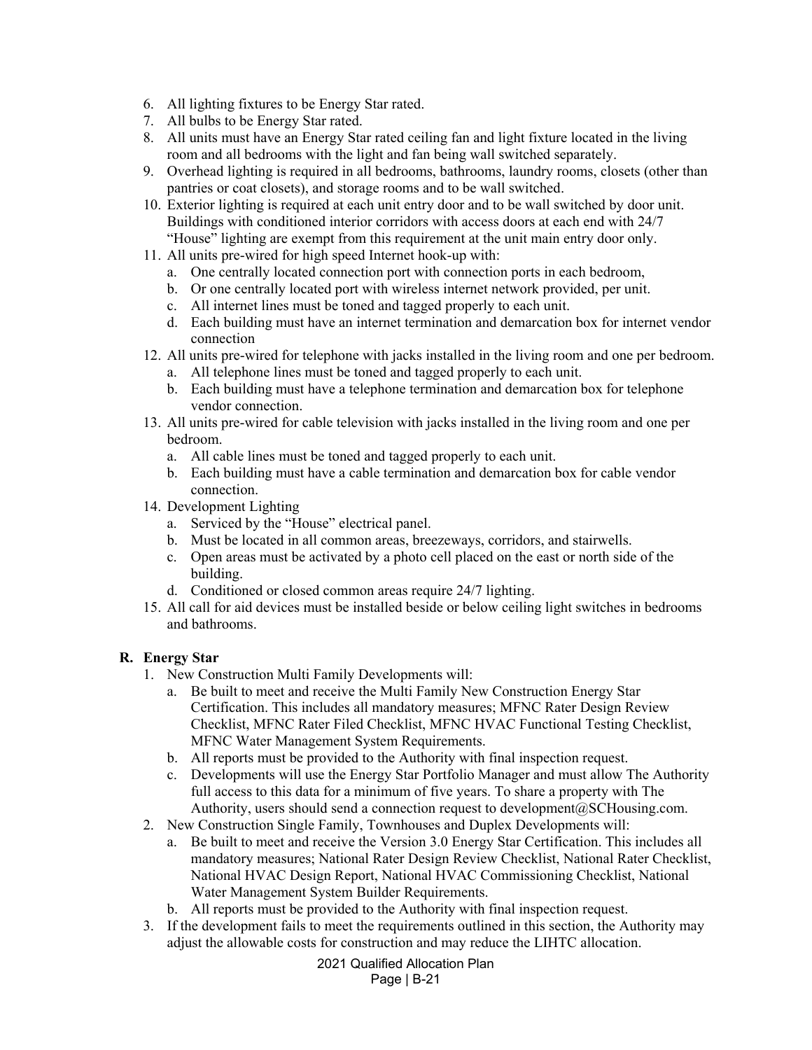6. All lighting fixtures to be Energy Star rated.
7. All bulbs to be Energy Star rated.
8. All units must have an Energy Star rated ceiling fan and light fixture located in the living room and all bedrooms with the light and fan being wall switched separately.
9. Overhead lighting is required in all bedrooms, bathrooms, laundry rooms, closets (other than pantries or coat closets), and storage rooms and to be wall switched.
10. Exterior lighting is required at each unit entry door and to be wall switched by door unit. Buildings with conditioned interior corridors with access doors at each end with 24/7 "House" lighting are exempt from this requirement at the unit main entry door only.
11. All units pre-wired for high speed Internet hook-up with:
    a. One centrally located connection port with connection ports in each bedroom,
    b. Or one centrally located port with wireless internet network provided, per unit.
    c. All internet lines must be toned and tagged properly to each unit.
    d. Each building must have an internet termination and demarcation box for internet vendor connection
12. All units pre-wired for telephone with jacks installed in the living room and one per bedroom.
    a. All telephone lines must be toned and tagged properly to each unit.
    b. Each building must have a telephone termination and demarcation box for telephone vendor connection.
13. All units pre-wired for cable television with jacks installed in the living room and one per bedroom.
    a. All cable lines must be toned and tagged properly to each unit.
    b. Each building must have a cable termination and demarcation box for cable vendor connection.
14. Development Lighting
    a. Serviced by the "House" electrical panel.
    b. Must be located in all common areas, breezeways, corridors, and stairwells.
    c. Open areas must be activated by a photo cell placed on the east or north side of the building.
    d. Conditioned or closed common areas require 24/7 lighting.
15. All call for aid devices must be installed beside or below ceiling light switches in bedrooms and bathrooms.

**R. Energy Star**

1. New Construction Multi Family Developments will:
    a. Be built to meet and receive the Multi Family New Construction Energy Star Certification. This includes all mandatory measures; MFNC Rater Design Review Checklist, MFNC Rater Filed Checklist, MFNC HVAC Functional Testing Checklist, MFNC Water Management System Requirements.
    b. All reports must be provided to the Authority with final inspection request.
    c. Developments will use the Energy Star Portfolio Manager and must allow The Authority full access to this data for a minimum of five years. To share a property with The Authority, users should send a connection request to development@SCHousing.com.
2. New Construction Single Family, Townhouses and Duplex Developments will:
    a. Be built to meet and receive the Version 3.0 Energy Star Certification. This includes all mandatory measures; National Rater Design Review Checklist, National Rater Checklist, National HVAC Design Report, National HVAC Commissioning Checklist, National Water Management System Builder Requirements.
    b. All reports must be provided to the Authority with final inspection request.
3. If the development fails to meet the requirements outlined in this section, the Authority may adjust the allowable costs for construction and may reduce the LIHTC allocation.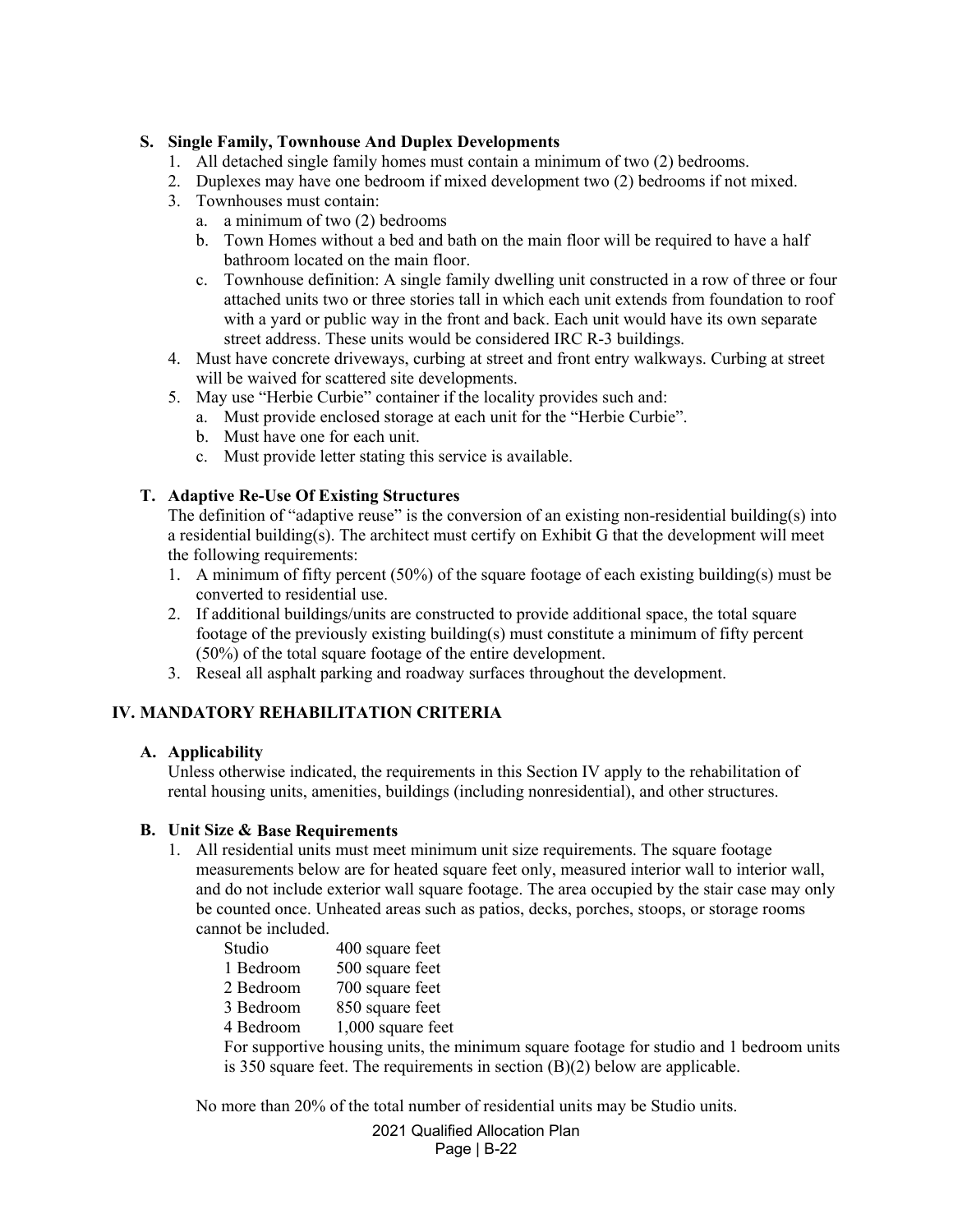**S. Single Family, Townhouse And Duplex Developments**

1. All detached single family homes must contain a minimum of two (2) bedrooms.
2. Duplexes may have one bedroom if mixed development two (2) bedrooms if not mixed.
3. Townhouses must contain:
   a. a minimum of two (2) bedrooms
   b. Town Homes without a bed and bath on the main floor will be required to have a half bathroom located on the main floor.
   c. Townhouse definition: A single family dwelling unit constructed in a row of three or four attached units two or three stories tall in which each unit extends from foundation to roof with a yard or public way in the front and back. Each unit would have its own separate street address. These units would be considered IRC R-3 buildings.
4. Must have concrete driveways, curbing at street and front entry walkways. Curbing at street will be waived for scattered site developments.
5. May use "Herbie Curbie" container if the locality provides such and:
   a. Must provide enclosed storage at each unit for the "Herbie Curbie".
   b. Must have one for each unit.
   c. Must provide letter stating this service is available.

**T. Adaptive Re-Use Of Existing Structures**

The definition of "adaptive reuse" is the conversion of an existing non-residential building(s) into a residential building(s). The architect must certify on Exhibit G that the development will meet the following requirements:

1. A minimum of fifty percent (50%) of the square footage of each existing building(s) must be converted to residential use.
2. If additional buildings/units are constructed to provide additional space, the total square footage of the previously existing building(s) must constitute a minimum of fifty percent (50%) of the total square footage of the entire development.
3. Reseal all asphalt parking and roadway surfaces throughout the development.

## IV. MANDATORY REHABILITATION CRITERIA

**A. Applicability**

Unless otherwise indicated, the requirements in this Section IV apply to the rehabilitation of rental housing units, amenities, buildings (including nonresidential), and other structures.

**B. Unit Size & Base Requirements**

1. All residential units must meet minimum unit size requirements. The square footage measurements below are for heated square feet only, measured interior wall to interior wall, and do not include exterior wall square footage. The area occupied by the stair case may only be counted once. Unheated areas such as patios, decks, porches, stoops, or storage rooms cannot be included.

| | |
|---|---|
| Studio | 400 square feet |
| 1 Bedroom | 500 square feet |
| 2 Bedroom | 700 square feet |
| 3 Bedroom | 850 square feet |
| 4 Bedroom | 1,000 square feet |

   For supportive housing units, the minimum square footage for studio and 1 bedroom units is 350 square feet. The requirements in section (B)(2) below are applicable.

   No more than 20% of the total number of residential units may be Studio units.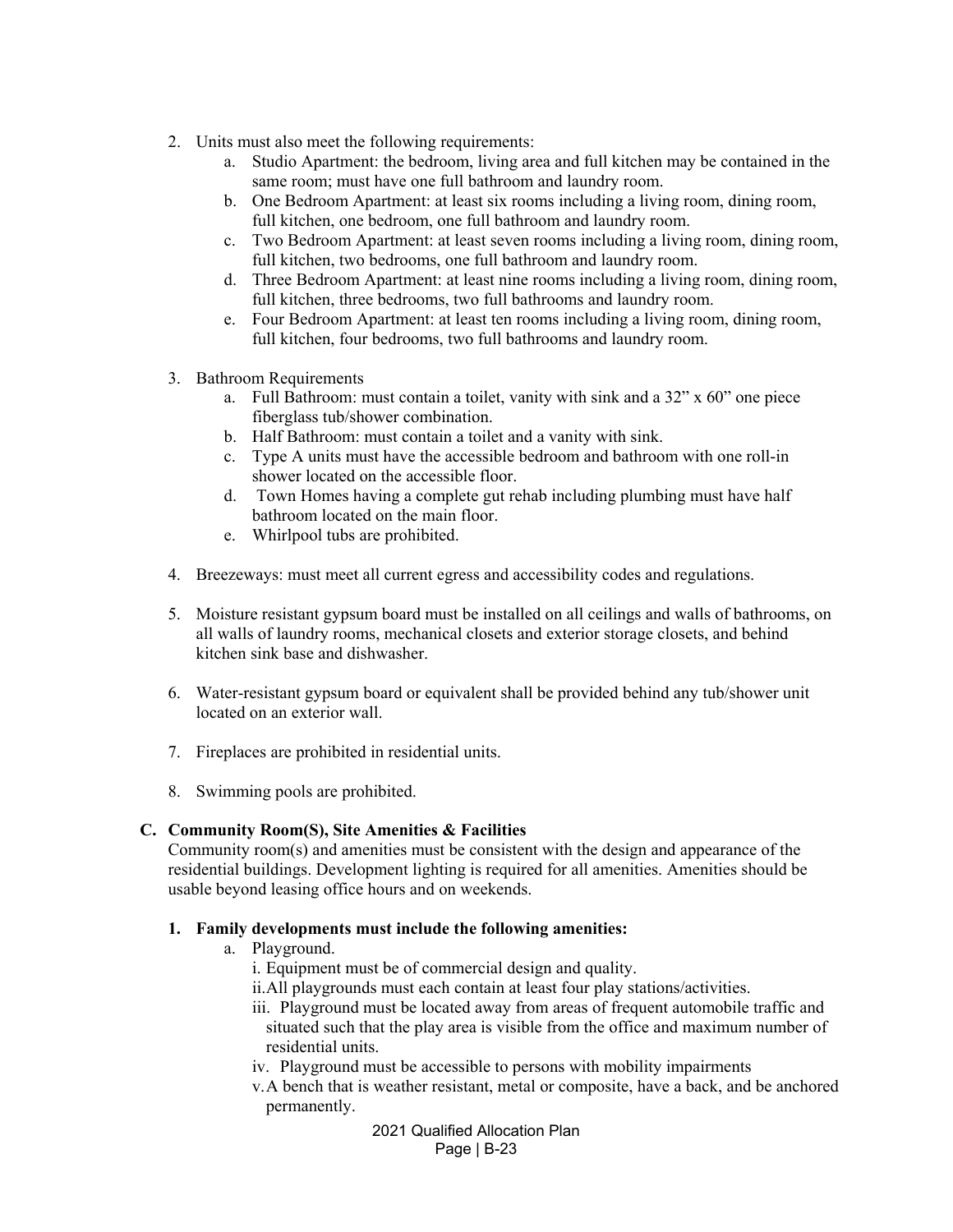2. Units must also meet the following requirements:
    a. Studio Apartment: the bedroom, living area and full kitchen may be contained in the same room; must have one full bathroom and laundry room.
    b. One Bedroom Apartment: at least six rooms including a living room, dining room, full kitchen, one bedroom, one full bathroom and laundry room.
    c. Two Bedroom Apartment: at least seven rooms including a living room, dining room, full kitchen, two bedrooms, one full bathroom and laundry room.
    d. Three Bedroom Apartment: at least nine rooms including a living room, dining room, full kitchen, three bedrooms, two full bathrooms and laundry room.
    e. Four Bedroom Apartment: at least ten rooms including a living room, dining room, full kitchen, four bedrooms, two full bathrooms and laundry room.

3. Bathroom Requirements
    a. Full Bathroom: must contain a toilet, vanity with sink and a 32" x 60" one piece fiberglass tub/shower combination.
    b. Half Bathroom: must contain a toilet and a vanity with sink.
    c. Type A units must have the accessible bedroom and bathroom with one roll-in shower located on the accessible floor.
    d. Town Homes having a complete gut rehab including plumbing must have half bathroom located on the main floor.
    e. Whirlpool tubs are prohibited.

4. Breezeways: must meet all current egress and accessibility codes and regulations.

5. Moisture resistant gypsum board must be installed on all ceilings and walls of bathrooms, on all walls of laundry rooms, mechanical closets and exterior storage closets, and behind kitchen sink base and dishwasher.

6. Water-resistant gypsum board or equivalent shall be provided behind any tub/shower unit located on an exterior wall.

7. Fireplaces are prohibited in residential units.

8. Swimming pools are prohibited.

### C. Community Room(S), Site Amenities & Facilities

Community room(s) and amenities must be consistent with the design and appearance of the residential buildings. Development lighting is required for all amenities. Amenities should be usable beyond leasing office hours and on weekends.

#### 1. Family developments must include the following amenities:

a. Playground.
    i. Equipment must be of commercial design and quality.
    ii. All playgrounds must each contain at least four play stations/activities.
    iii. Playground must be located away from areas of frequent automobile traffic and situated such that the play area is visible from the office and maximum number of residential units.
    iv. Playground must be accessible to persons with mobility impairments
    v. A bench that is weather resistant, metal or composite, have a back, and be anchored permanently.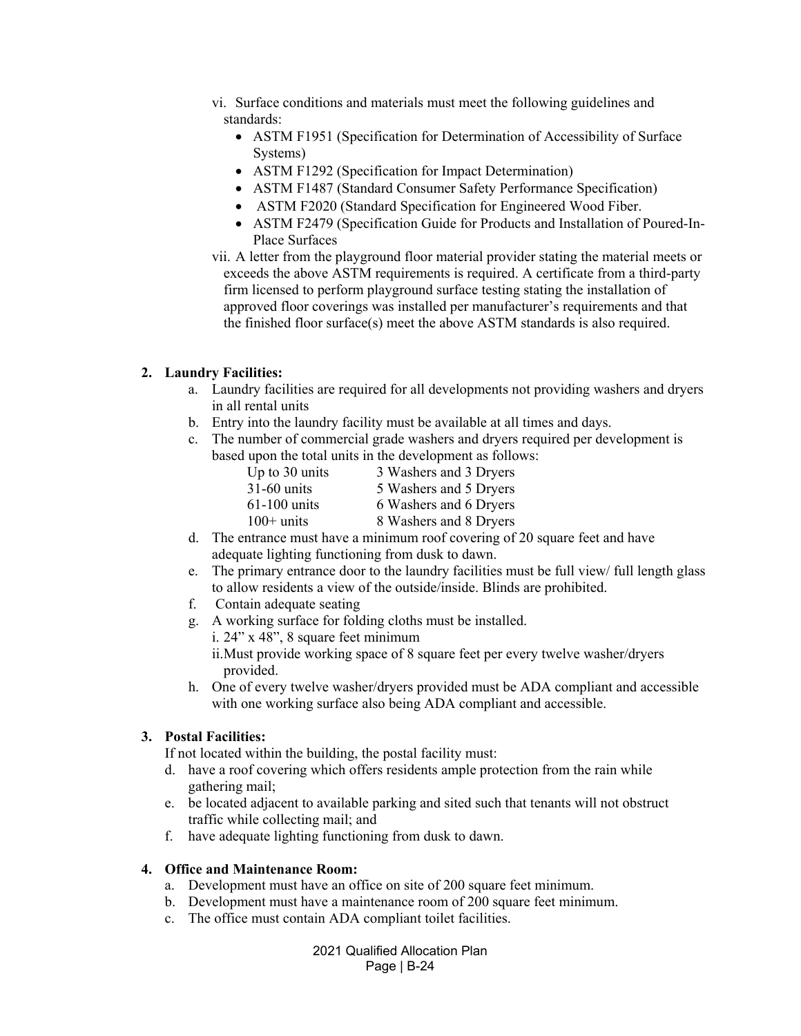vi. Surface conditions and materials must meet the following guidelines and standards:

- ASTM F1951 (Specification for Determination of Accessibility of Surface Systems)
- ASTM F1292 (Specification for Impact Determination)
- ASTM F1487 (Standard Consumer Safety Performance Specification)
- ASTM F2020 (Standard Specification for Engineered Wood Fiber.
- ASTM F2479 (Specification Guide for Products and Installation of Poured-In-Place Surfaces

vii. A letter from the playground floor material provider stating the material meets or exceeds the above ASTM requirements is required. A certificate from a third-party firm licensed to perform playground surface testing stating the installation of approved floor coverings was installed per manufacturer's requirements and that the finished floor surface(s) meet the above ASTM standards is also required.

**2. Laundry Facilities:**

a. Laundry facilities are required for all developments not providing washers and dryers in all rental units

b. Entry into the laundry facility must be available at all times and days.

c. The number of commercial grade washers and dryers required per development is based upon the total units in the development as follows:

| | |
|---|---|
| Up to 30 units | 3 Washers and 3 Dryers |
| 31-60 units | 5 Washers and 5 Dryers |
| 61-100 units | 6 Washers and 6 Dryers |
| 100+ units | 8 Washers and 8 Dryers |

d. The entrance must have a minimum roof covering of 20 square feet and have adequate lighting functioning from dusk to dawn.

e. The primary entrance door to the laundry facilities must be full view/ full length glass to allow residents a view of the outside/inside. Blinds are prohibited.

f. Contain adequate seating

g. A working surface for folding cloths must be installed.

i. 24" x 48", 8 square feet minimum

ii. Must provide working space of 8 square feet per every twelve washer/dryers provided.

h. One of every twelve washer/dryers provided must be ADA compliant and accessible with one working surface also being ADA compliant and accessible.

**3. Postal Facilities:**

If not located within the building, the postal facility must:

d. have a roof covering which offers residents ample protection from the rain while gathering mail;

e. be located adjacent to available parking and sited such that tenants will not obstruct traffic while collecting mail; and

f. have adequate lighting functioning from dusk to dawn.

**4. Office and Maintenance Room:**

a. Development must have an office on site of 200 square feet minimum.

b. Development must have a maintenance room of 200 square feet minimum.

c. The office must contain ADA compliant toilet facilities.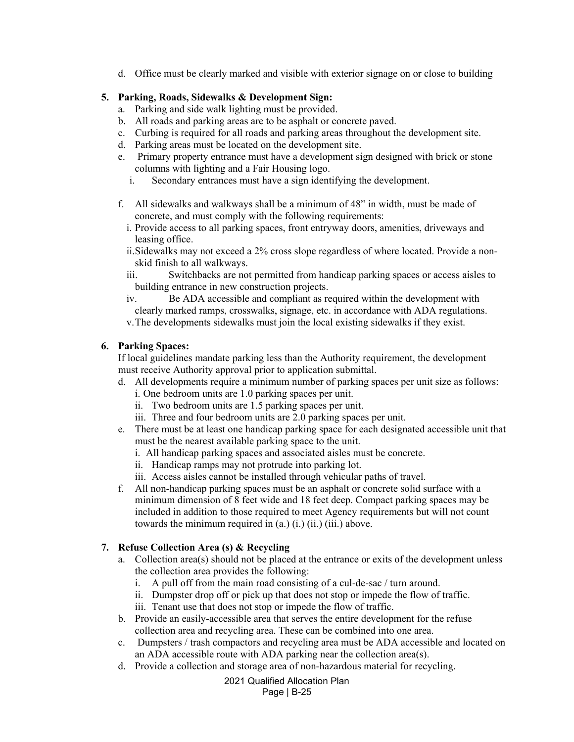d. Office must be clearly marked and visible with exterior signage on or close to building

**5. Parking, Roads, Sidewalks & Development Sign:**

a. Parking and side walk lighting must be provided.
b. All roads and parking areas are to be asphalt or concrete paved.
c. Curbing is required for all roads and parking areas throughout the development site.
d. Parking areas must be located on the development site.
e. Primary property entrance must have a development sign designed with brick or stone columns with lighting and a Fair Housing logo.
   i. Secondary entrances must have a sign identifying the development.

f. All sidewalks and walkways shall be a minimum of 48" in width, must be made of concrete, and must comply with the following requirements:
   i. Provide access to all parking spaces, front entryway doors, amenities, driveways and leasing office.
   ii. Sidewalks may not exceed a 2% cross slope regardless of where located. Provide a non-skid finish to all walkways.
   iii. Switchbacks are not permitted from handicap parking spaces or access aisles to building entrance in new construction projects.
   iv. Be ADA accessible and compliant as required within the development with clearly marked ramps, crosswalks, signage, etc. in accordance with ADA regulations.
   v. The developments sidewalks must join the local existing sidewalks if they exist.

**6. Parking Spaces:**

If local guidelines mandate parking less than the Authority requirement, the development must receive Authority approval prior to application submittal.

d. All developments require a minimum number of parking spaces per unit size as follows:
   i. One bedroom units are 1.0 parking spaces per unit.
   ii. Two bedroom units are 1.5 parking spaces per unit.
   iii. Three and four bedroom units are 2.0 parking spaces per unit.
e. There must be at least one handicap parking space for each designated accessible unit that must be the nearest available parking space to the unit.
   i. All handicap parking spaces and associated aisles must be concrete.
   ii. Handicap ramps may not protrude into parking lot.
   iii. Access aisles cannot be installed through vehicular paths of travel.
f. All non-handicap parking spaces must be an asphalt or concrete solid surface with a minimum dimension of 8 feet wide and 18 feet deep. Compact parking spaces may be included in addition to those required to meet Agency requirements but will not count towards the minimum required in (a.) (i.) (ii.) (iii.) above.

**7. Refuse Collection Area (s) & Recycling**

a. Collection area(s) should not be placed at the entrance or exits of the development unless the collection area provides the following:
   i. A pull off from the main road consisting of a cul-de-sac / turn around.
   ii. Dumpster drop off or pick up that does not stop or impede the flow of traffic.
   iii. Tenant use that does not stop or impede the flow of traffic.
b. Provide an easily-accessible area that serves the entire development for the refuse collection area and recycling area. These can be combined into one area.
c. Dumpsters / trash compactors and recycling area must be ADA accessible and located on an ADA accessible route with ADA parking near the collection area(s).
d. Provide a collection and storage area of non-hazardous material for recycling.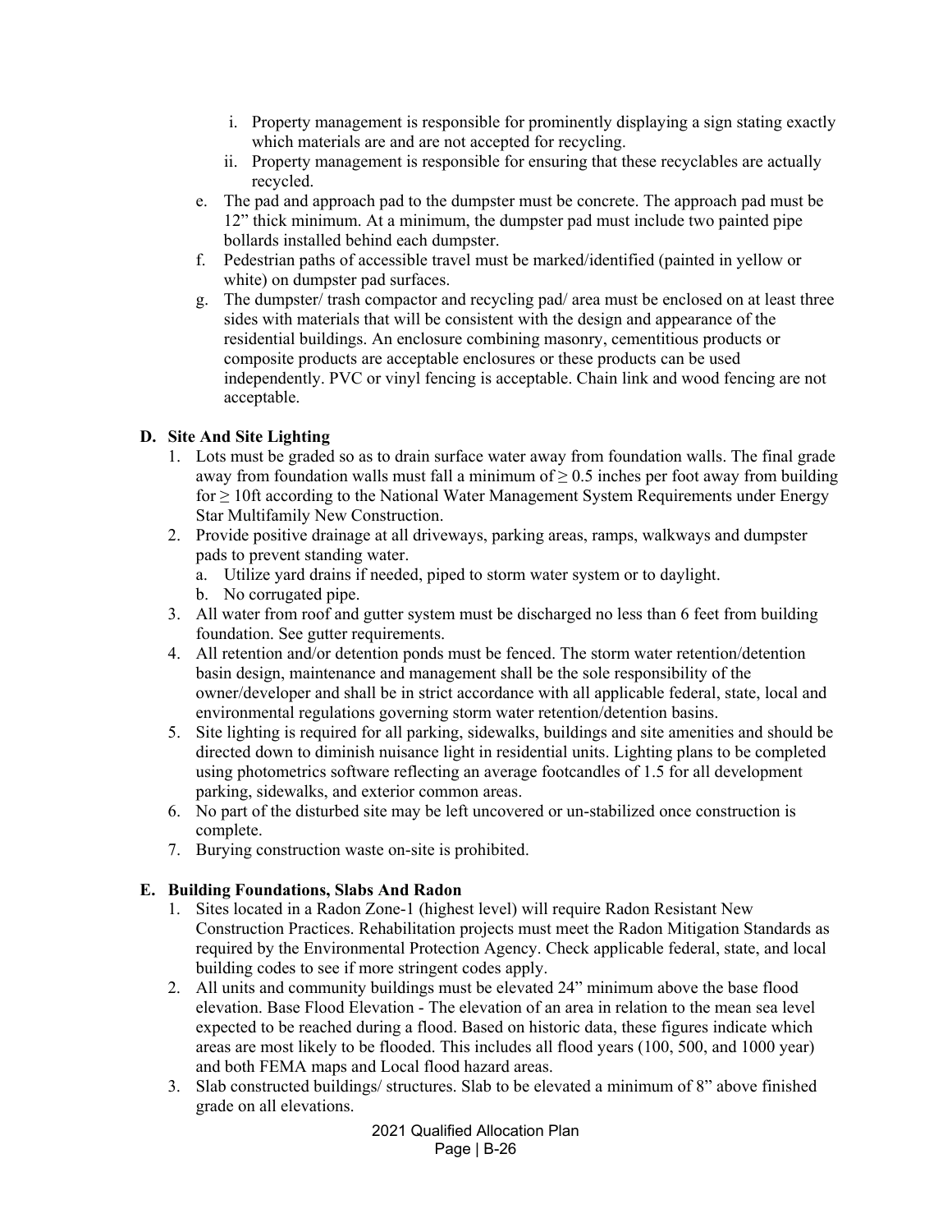i. Property management is responsible for prominently displaying a sign stating exactly which materials are and are not accepted for recycling.
   ii. Property management is responsible for ensuring that these recyclables are actually recycled.

e. The pad and approach pad to the dumpster must be concrete. The approach pad must be 12" thick minimum. At a minimum, the dumpster pad must include two painted pipe bollards installed behind each dumpster.
f. Pedestrian paths of accessible travel must be marked/identified (painted in yellow or white) on dumpster pad surfaces.
g. The dumpster/ trash compactor and recycling pad/ area must be enclosed on at least three sides with materials that will be consistent with the design and appearance of the residential buildings. An enclosure combining masonry, cementitious products or composite products are acceptable enclosures or these products can be used independently. PVC or vinyl fencing is acceptable. Chain link and wood fencing are not acceptable.

**D. Site And Site Lighting**

1. Lots must be graded so as to drain surface water away from foundation walls. The final grade away from foundation walls must fall a minimum of ≥ 0.5 inches per foot away from building for ≥ 10ft according to the National Water Management System Requirements under Energy Star Multifamily New Construction.
2. Provide positive drainage at all driveways, parking areas, ramps, walkways and dumpster pads to prevent standing water.
   a. Utilize yard drains if needed, piped to storm water system or to daylight.
   b. No corrugated pipe.
3. All water from roof and gutter system must be discharged no less than 6 feet from building foundation. See gutter requirements.
4. All retention and/or detention ponds must be fenced. The storm water retention/detention basin design, maintenance and management shall be the sole responsibility of the owner/developer and shall be in strict accordance with all applicable federal, state, local and environmental regulations governing storm water retention/detention basins.
5. Site lighting is required for all parking, sidewalks, buildings and site amenities and should be directed down to diminish nuisance light in residential units. Lighting plans to be completed using photometrics software reflecting an average footcandles of 1.5 for all development parking, sidewalks, and exterior common areas.
6. No part of the disturbed site may be left uncovered or un-stabilized once construction is complete.
7. Burying construction waste on-site is prohibited.

**E. Building Foundations, Slabs And Radon**

1. Sites located in a Radon Zone-1 (highest level) will require Radon Resistant New Construction Practices. Rehabilitation projects must meet the Radon Mitigation Standards as required by the Environmental Protection Agency. Check applicable federal, state, and local building codes to see if more stringent codes apply.
2. All units and community buildings must be elevated 24" minimum above the base flood elevation. Base Flood Elevation - The elevation of an area in relation to the mean sea level expected to be reached during a flood. Based on historic data, these figures indicate which areas are most likely to be flooded. This includes all flood years (100, 500, and 1000 year) and both FEMA maps and Local flood hazard areas.
3. Slab constructed buildings/ structures. Slab to be elevated a minimum of 8" above finished grade on all elevations.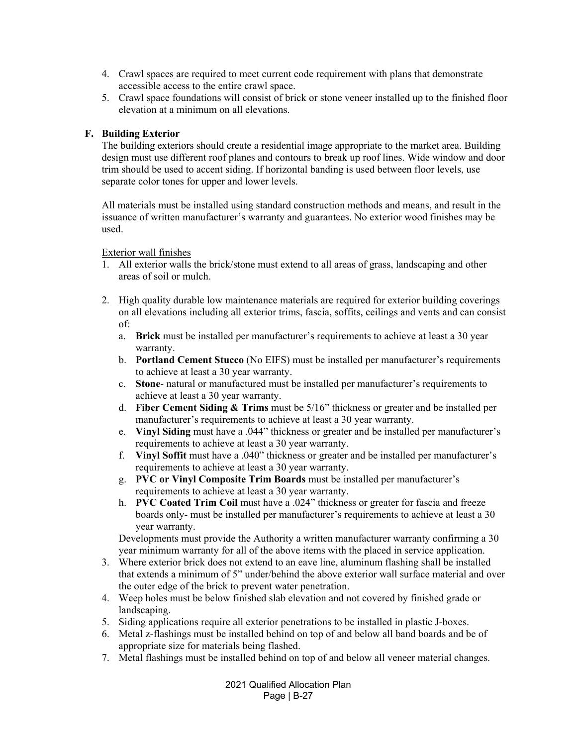4. Crawl spaces are required to meet current code requirement with plans that demonstrate accessible access to the entire crawl space.
5. Crawl space foundations will consist of brick or stone veneer installed up to the finished floor elevation at a minimum on all elevations.

### F. Building Exterior

The building exteriors should create a residential image appropriate to the market area. Building design must use different roof planes and contours to break up roof lines. Wide window and door trim should be used to accent siding. If horizontal banding is used between floor levels, use separate color tones for upper and lower levels.

All materials must be installed using standard construction methods and means, and result in the issuance of written manufacturer's warranty and guarantees. No exterior wood finishes may be used.

Exterior wall finishes

1. All exterior walls the brick/stone must extend to all areas of grass, landscaping and other areas of soil or mulch.

2. High quality durable low maintenance materials are required for exterior building coverings on all elevations including all exterior trims, fascia, soffits, ceilings and vents and can consist of:
   a. **Brick** must be installed per manufacturer's requirements to achieve at least a 30 year warranty.
   b. **Portland Cement Stucco** (No EIFS) must be installed per manufacturer's requirements to achieve at least a 30 year warranty.
   c. **Stone**- natural or manufactured must be installed per manufacturer's requirements to achieve at least a 30 year warranty.
   d. **Fiber Cement Siding & Trims** must be 5/16" thickness or greater and be installed per manufacturer's requirements to achieve at least a 30 year warranty.
   e. **Vinyl Siding** must have a .044" thickness or greater and be installed per manufacturer's requirements to achieve at least a 30 year warranty.
   f. **Vinyl Soffit** must have a .040" thickness or greater and be installed per manufacturer's requirements to achieve at least a 30 year warranty.
   g. **PVC or Vinyl Composite Trim Boards** must be installed per manufacturer's requirements to achieve at least a 30 year warranty.
   h. **PVC Coated Trim Coil** must have a .024" thickness or greater for fascia and freeze boards only- must be installed per manufacturer's requirements to achieve at least a 30 year warranty.

   Developments must provide the Authority a written manufacturer warranty confirming a 30 year minimum warranty for all of the above items with the placed in service application.
3. Where exterior brick does not extend to an eave line, aluminum flashing shall be installed that extends a minimum of 5" under/behind the above exterior wall surface material and over the outer edge of the brick to prevent water penetration.
4. Weep holes must be below finished slab elevation and not covered by finished grade or landscaping.
5. Siding applications require all exterior penetrations to be installed in plastic J-boxes.
6. Metal z-flashings must be installed behind on top of and below all band boards and be of appropriate size for materials being flashed.
7. Metal flashings must be installed behind on top of and below all veneer material changes.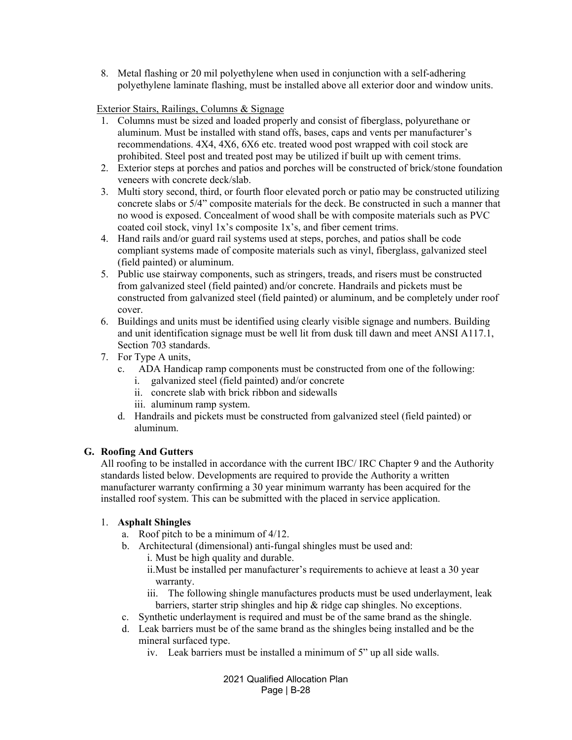8. Metal flashing or 20 mil polyethylene when used in conjunction with a self-adhering polyethylene laminate flashing, must be installed above all exterior door and window units.

Exterior Stairs, Railings, Columns & Signage

1. Columns must be sized and loaded properly and consist of fiberglass, polyurethane or aluminum. Must be installed with stand offs, bases, caps and vents per manufacturer's recommendations. 4X4, 4X6, 6X6 etc. treated wood post wrapped with coil stock are prohibited. Steel post and treated post may be utilized if built up with cement trims.
2. Exterior steps at porches and patios and porches will be constructed of brick/stone foundation veneers with concrete deck/slab.
3. Multi story second, third, or fourth floor elevated porch or patio may be constructed utilizing concrete slabs or 5/4" composite materials for the deck. Be constructed in such a manner that no wood is exposed. Concealment of wood shall be with composite materials such as PVC coated coil stock, vinyl 1x's composite 1x's, and fiber cement trims.
4. Hand rails and/or guard rail systems used at steps, porches, and patios shall be code compliant systems made of composite materials such as vinyl, fiberglass, galvanized steel (field painted) or aluminum.
5. Public use stairway components, such as stringers, treads, and risers must be constructed from galvanized steel (field painted) and/or concrete. Handrails and pickets must be constructed from galvanized steel (field painted) or aluminum, and be completely under roof cover.
6. Buildings and units must be identified using clearly visible signage and numbers. Building and unit identification signage must be well lit from dusk till dawn and meet ANSI A117.1, Section 703 standards.
7. For Type A units,
   c. ADA Handicap ramp components must be constructed from one of the following:
      i. galvanized steel (field painted) and/or concrete
      ii. concrete slab with brick ribbon and sidewalls
      iii. aluminum ramp system.
   d. Handrails and pickets must be constructed from galvanized steel (field painted) or aluminum.

**G. Roofing And Gutters**

All roofing to be installed in accordance with the current IBC/ IRC Chapter 9 and the Authority standards listed below. Developments are required to provide the Authority a written manufacturer warranty confirming a 30 year minimum warranty has been acquired for the installed roof system. This can be submitted with the placed in service application.

1. **Asphalt Shingles**
   a. Roof pitch to be a minimum of 4/12.
   b. Architectural (dimensional) anti-fungal shingles must be used and:
      i. Must be high quality and durable.
      ii. Must be installed per manufacturer's requirements to achieve at least a 30 year warranty.
      iii. The following shingle manufactures products must be used underlayment, leak barriers, starter strip shingles and hip & ridge cap shingles. No exceptions.
   c. Synthetic underlayment is required and must be of the same brand as the shingle.
   d. Leak barriers must be of the same brand as the shingles being installed and be the mineral surfaced type.
      iv. Leak barriers must be installed a minimum of 5" up all side walls.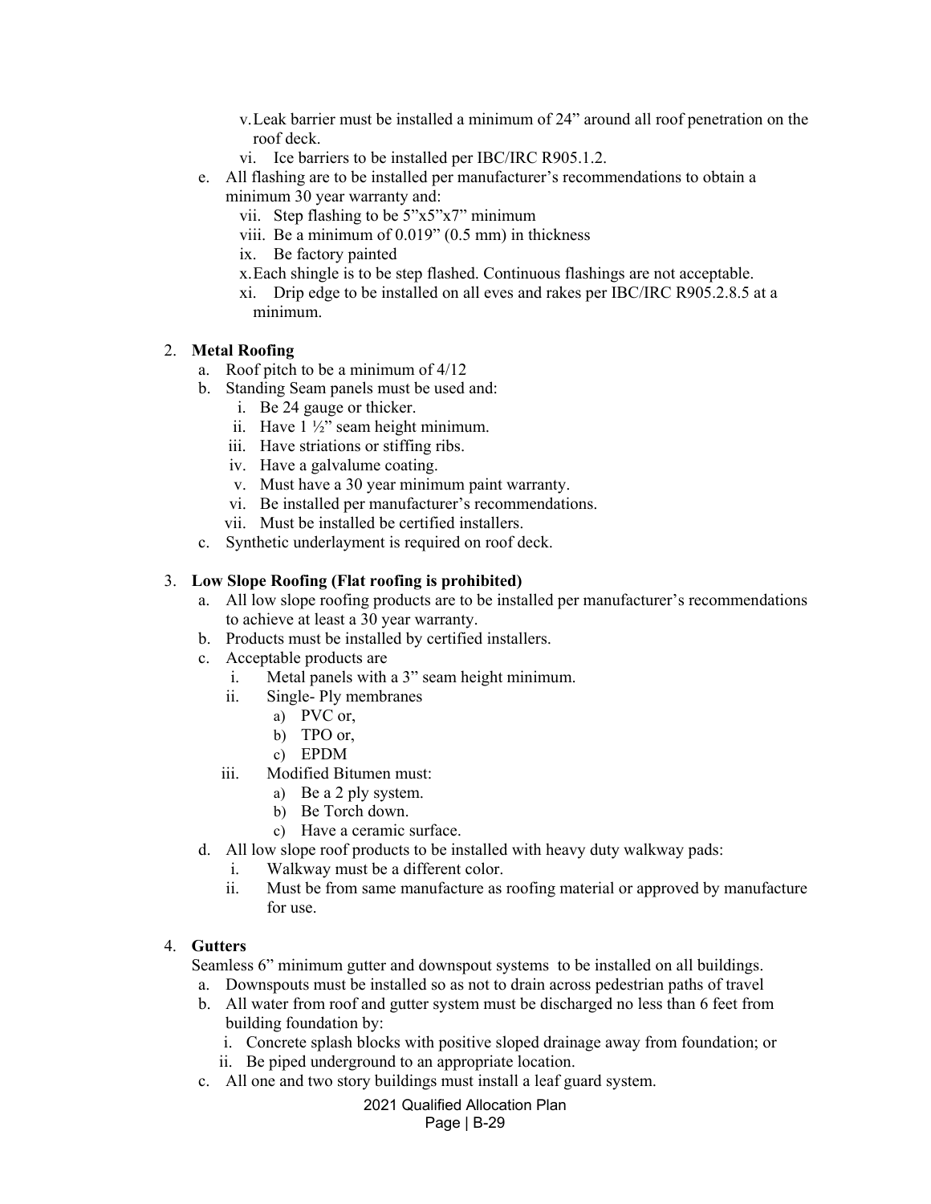v. Leak barrier must be installed a minimum of 24" around all roof penetration on the roof deck.

vi. Ice barriers to be installed per IBC/IRC R905.1.2.

e. All flashing are to be installed per manufacturer's recommendations to obtain a minimum 30 year warranty and:

vii. Step flashing to be 5"x5"x7" minimum

viii. Be a minimum of 0.019" (0.5 mm) in thickness

ix. Be factory painted

x. Each shingle is to be step flashed. Continuous flashings are not acceptable.

xi. Drip edge to be installed on all eves and rakes per IBC/IRC R905.2.8.5 at a minimum.

2. **Metal Roofing**
   - a. Roof pitch to be a minimum of 4/12
   - b. Standing Seam panels must be used and:
     - i. Be 24 gauge or thicker.
     - ii. Have 1 ½" seam height minimum.
     - iii. Have striations or stiffing ribs.
     - iv. Have a galvalume coating.
     - v. Must have a 30 year minimum paint warranty.
     - vi. Be installed per manufacturer's recommendations.
     - vii. Must be installed be certified installers.
   - c. Synthetic underlayment is required on roof deck.

3. **Low Slope Roofing (Flat roofing is prohibited)**
   - a. All low slope roofing products are to be installed per manufacturer's recommendations to achieve at least a 30 year warranty.
   - b. Products must be installed by certified installers.
   - c. Acceptable products are
     - i. Metal panels with a 3" seam height minimum.
     - ii. Single- Ply membranes
       - a) PVC or,
       - b) TPO or,
       - c) EPDM
     - iii. Modified Bitumen must:
       - a) Be a 2 ply system.
       - b) Be Torch down.
       - c) Have a ceramic surface.
   - d. All low slope roof products to be installed with heavy duty walkway pads:
     - i. Walkway must be a different color.
     - ii. Must be from same manufacture as roofing material or approved by manufacture for use.

4. **Gutters**

   Seamless 6" minimum gutter and downspout systems to be installed on all buildings.
   - a. Downspouts must be installed so as not to drain across pedestrian paths of travel
   - b. All water from roof and gutter system must be discharged no less than 6 feet from building foundation by:
     - i. Concrete splash blocks with positive sloped drainage away from foundation; or
     - ii. Be piped underground to an appropriate location.
   - c. All one and two story buildings must install a leaf guard system.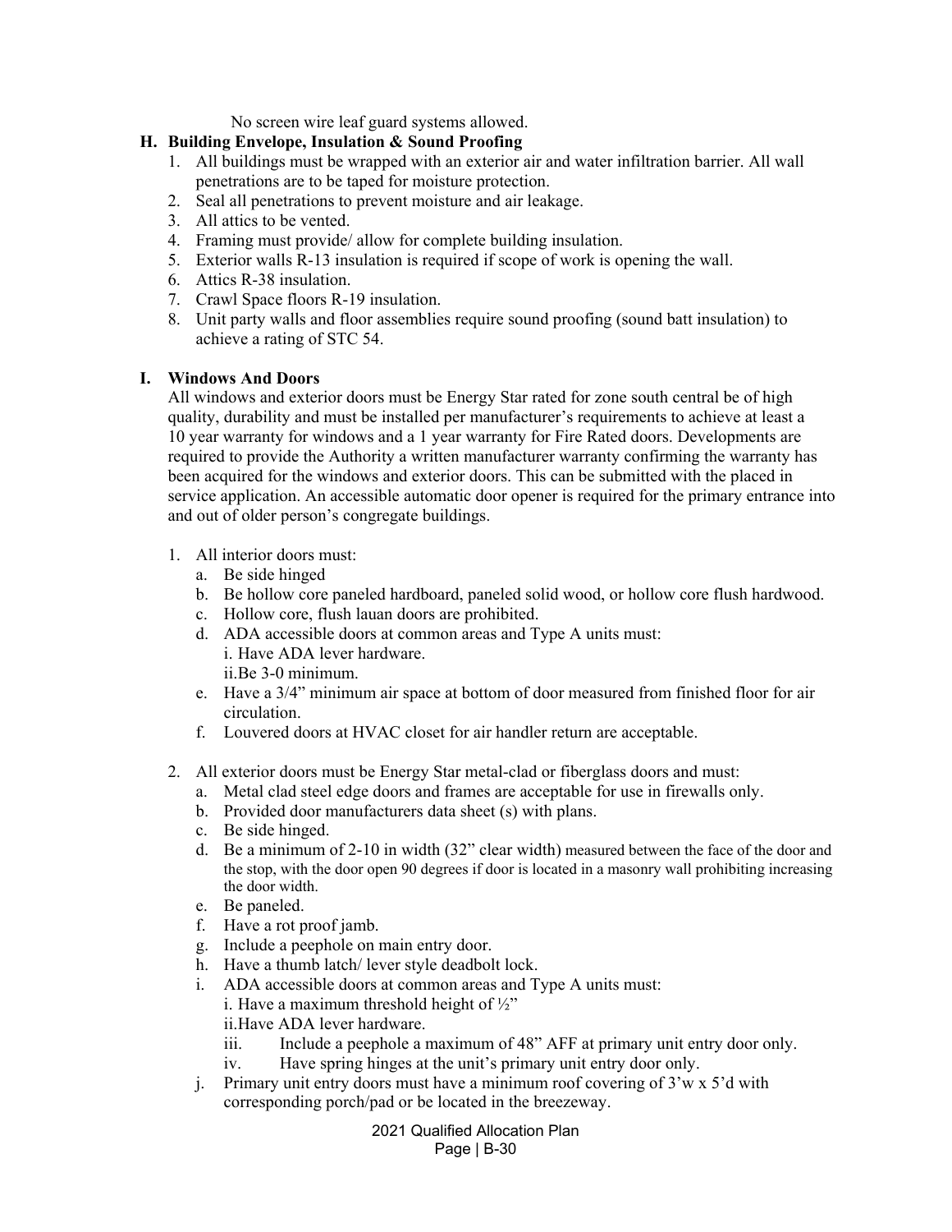No screen wire leaf guard systems allowed.

**H. Building Envelope, Insulation & Sound Proofing**

1. All buildings must be wrapped with an exterior air and water infiltration barrier. All wall penetrations are to be taped for moisture protection.
2. Seal all penetrations to prevent moisture and air leakage.
3. All attics to be vented.
4. Framing must provide/ allow for complete building insulation.
5. Exterior walls R-13 insulation is required if scope of work is opening the wall.
6. Attics R-38 insulation.
7. Crawl Space floors R-19 insulation.
8. Unit party walls and floor assemblies require sound proofing (sound batt insulation) to achieve a rating of STC 54.

**I. Windows And Doors**

All windows and exterior doors must be Energy Star rated for zone south central be of high quality, durability and must be installed per manufacturer's requirements to achieve at least a 10 year warranty for windows and a 1 year warranty for Fire Rated doors. Developments are required to provide the Authority a written manufacturer warranty confirming the warranty has been acquired for the windows and exterior doors. This can be submitted with the placed in service application. An accessible automatic door opener is required for the primary entrance into and out of older person's congregate buildings.

1. All interior doors must:
   a. Be side hinged
   b. Be hollow core paneled hardboard, paneled solid wood, or hollow core flush hardwood.
   c. Hollow core, flush lauan doors are prohibited.
   d. ADA accessible doors at common areas and Type A units must:
      i. Have ADA lever hardware.
      ii. Be 3-0 minimum.
   e. Have a 3/4" minimum air space at bottom of door measured from finished floor for air circulation.
   f. Louvered doors at HVAC closet for air handler return are acceptable.

2. All exterior doors must be Energy Star metal-clad or fiberglass doors and must:
   a. Metal clad steel edge doors and frames are acceptable for use in firewalls only.
   b. Provided door manufacturers data sheet (s) with plans.
   c. Be side hinged.
   d. Be a minimum of 2-10 in width (32" clear width) measured between the face of the door and the stop, with the door open 90 degrees if door is located in a masonry wall prohibiting increasing the door width.
   e. Be paneled.
   f. Have a rot proof jamb.
   g. Include a peephole on main entry door.
   h. Have a thumb latch/ lever style deadbolt lock.
   i. ADA accessible doors at common areas and Type A units must:
      i. Have a maximum threshold height of ½"
      ii. Have ADA lever hardware.
      iii. Include a peephole a maximum of 48" AFF at primary unit entry door only.
      iv. Have spring hinges at the unit's primary unit entry door only.
   j. Primary unit entry doors must have a minimum roof covering of 3'w x 5'd with corresponding porch/pad or be located in the breezeway.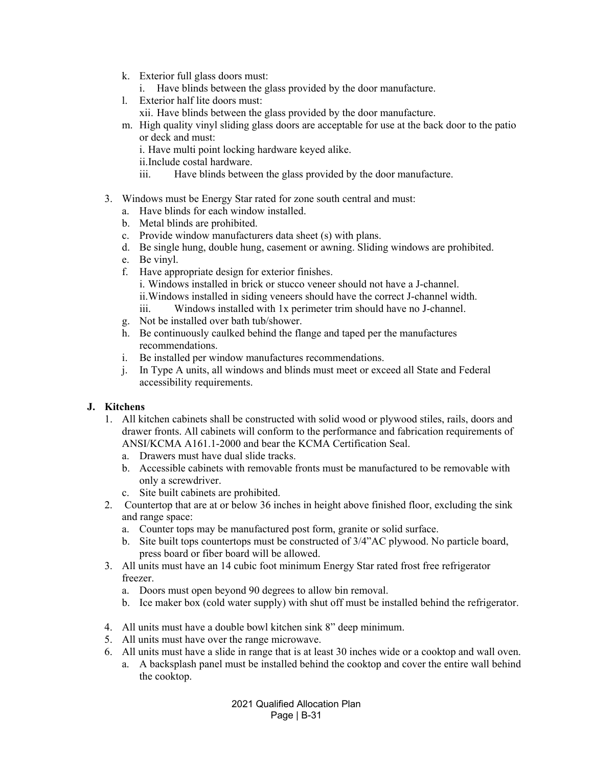k. Exterior full glass doors must:
   i. Have blinds between the glass provided by the door manufacture.
l. Exterior half lite doors must:
   xii. Have blinds between the glass provided by the door manufacture.
m. High quality vinyl sliding glass doors are acceptable for use at the back door to the patio or deck and must:
   i. Have multi point locking hardware keyed alike.
   ii. Include costal hardware.
   iii. Have blinds between the glass provided by the door manufacture.

3. Windows must be Energy Star rated for zone south central and must:
   a. Have blinds for each window installed.
   b. Metal blinds are prohibited.
   c. Provide window manufacturers data sheet (s) with plans.
   d. Be single hung, double hung, casement or awning. Sliding windows are prohibited.
   e. Be vinyl.
   f. Have appropriate design for exterior finishes.
      i. Windows installed in brick or stucco veneer should not have a J-channel.
      ii. Windows installed in siding veneers should have the correct J-channel width.
      iii. Windows installed with 1x perimeter trim should have no J-channel.
   g. Not be installed over bath tub/shower.
   h. Be continuously caulked behind the flange and taped per the manufactures recommendations.
   i. Be installed per window manufactures recommendations.
   j. In Type A units, all windows and blinds must meet or exceed all State and Federal accessibility requirements.

**J. Kitchens**

1. All kitchen cabinets shall be constructed with solid wood or plywood stiles, rails, doors and drawer fronts. All cabinets will conform to the performance and fabrication requirements of ANSI/KCMA A161.1-2000 and bear the KCMA Certification Seal.
   a. Drawers must have dual slide tracks.
   b. Accessible cabinets with removable fronts must be manufactured to be removable with only a screwdriver.
   c. Site built cabinets are prohibited.
2. Countertop that are at or below 36 inches in height above finished floor, excluding the sink and range space:
   a. Counter tops may be manufactured post form, granite or solid surface.
   b. Site built tops countertops must be constructed of 3/4"AC plywood. No particle board, press board or fiber board will be allowed.
3. All units must have an 14 cubic foot minimum Energy Star rated frost free refrigerator freezer.
   a. Doors must open beyond 90 degrees to allow bin removal.
   b. Ice maker box (cold water supply) with shut off must be installed behind the refrigerator.
4. All units must have a double bowl kitchen sink 8" deep minimum.
5. All units must have over the range microwave.
6. All units must have a slide in range that is at least 30 inches wide or a cooktop and wall oven.
   a. A backsplash panel must be installed behind the cooktop and cover the entire wall behind the cooktop.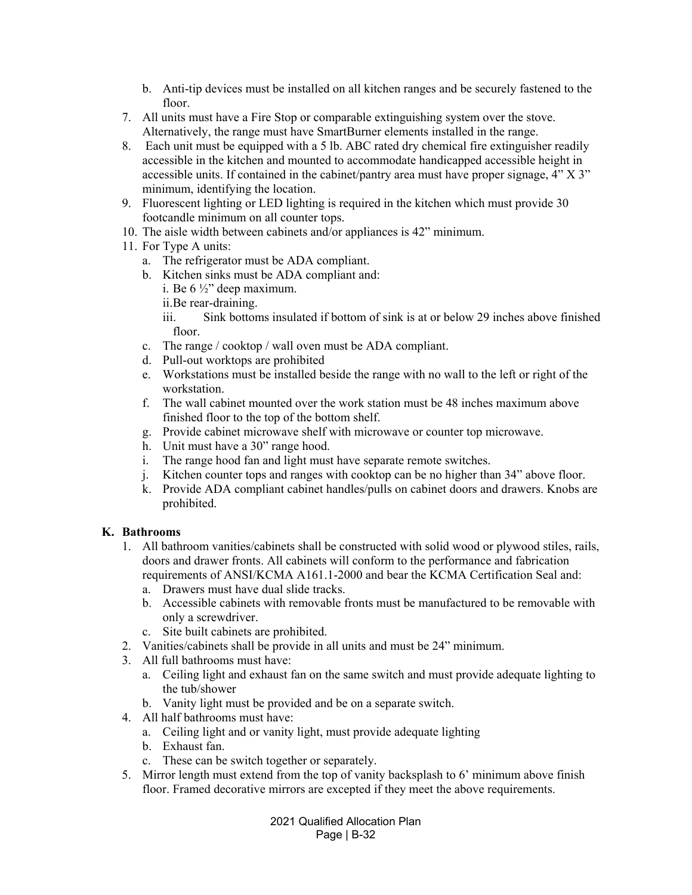b. Anti-tip devices must be installed on all kitchen ranges and be securely fastened to the floor.

7. All units must have a Fire Stop or comparable extinguishing system over the stove. Alternatively, the range must have SmartBurner elements installed in the range.
8. Each unit must be equipped with a 5 lb. ABC rated dry chemical fire extinguisher readily accessible in the kitchen and mounted to accommodate handicapped accessible height in accessible units. If contained in the cabinet/pantry area must have proper signage, 4" X 3" minimum, identifying the location.
9. Fluorescent lighting or LED lighting is required in the kitchen which must provide 30 footcandle minimum on all counter tops.
10. The aisle width between cabinets and/or appliances is 42" minimum.
11. For Type A units:
    a. The refrigerator must be ADA compliant.
    b. Kitchen sinks must be ADA compliant and:
       i. Be 6 ½" deep maximum.
       ii. Be rear-draining.
       iii. Sink bottoms insulated if bottom of sink is at or below 29 inches above finished floor.
    c. The range / cooktop / wall oven must be ADA compliant.
    d. Pull-out worktops are prohibited
    e. Workstations must be installed beside the range with no wall to the left or right of the workstation.
    f. The wall cabinet mounted over the work station must be 48 inches maximum above finished floor to the top of the bottom shelf.
    g. Provide cabinet microwave shelf with microwave or counter top microwave.
    h. Unit must have a 30" range hood.
    i. The range hood fan and light must have separate remote switches.
    j. Kitchen counter tops and ranges with cooktop can be no higher than 34" above floor.
    k. Provide ADA compliant cabinet handles/pulls on cabinet doors and drawers. Knobs are prohibited.

**K. Bathrooms**

1. All bathroom vanities/cabinets shall be constructed with solid wood or plywood stiles, rails, doors and drawer fronts. All cabinets will conform to the performance and fabrication requirements of ANSI/KCMA A161.1-2000 and bear the KCMA Certification Seal and:
   a. Drawers must have dual slide tracks.
   b. Accessible cabinets with removable fronts must be manufactured to be removable with only a screwdriver.
   c. Site built cabinets are prohibited.
2. Vanities/cabinets shall be provide in all units and must be 24" minimum.
3. All full bathrooms must have:
   a. Ceiling light and exhaust fan on the same switch and must provide adequate lighting to the tub/shower
   b. Vanity light must be provided and be on a separate switch.
4. All half bathrooms must have:
   a. Ceiling light and or vanity light, must provide adequate lighting
   b. Exhaust fan.
   c. These can be switch together or separately.
5. Mirror length must extend from the top of vanity backsplash to 6' minimum above finish floor. Framed decorative mirrors are excepted if they meet the above requirements.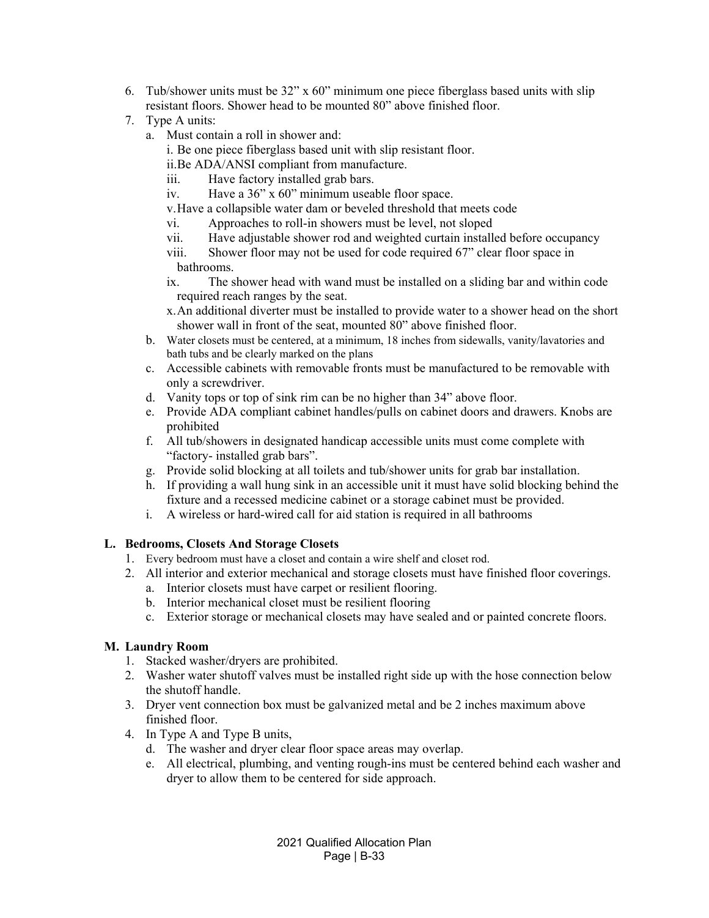6. Tub/shower units must be 32" x 60" minimum one piece fiberglass based units with slip resistant floors. Shower head to be mounted 80" above finished floor.
7. Type A units:
   a. Must contain a roll in shower and:
      i. Be one piece fiberglass based unit with slip resistant floor.
      ii. Be ADA/ANSI compliant from manufacture.
      iii. Have factory installed grab bars.
      iv. Have a 36" x 60" minimum useable floor space.
      v. Have a collapsible water dam or beveled threshold that meets code
      vi. Approaches to roll-in showers must be level, not sloped
      vii. Have adjustable shower rod and weighted curtain installed before occupancy
      viii. Shower floor may not be used for code required 67" clear floor space in bathrooms.
      ix. The shower head with wand must be installed on a sliding bar and within code required reach ranges by the seat.
      x. An additional diverter must be installed to provide water to a shower head on the short shower wall in front of the seat, mounted 80" above finished floor.
   b. Water closets must be centered, at a minimum, 18 inches from sidewalls, vanity/lavatories and bath tubs and be clearly marked on the plans
   c. Accessible cabinets with removable fronts must be manufactured to be removable with only a screwdriver.
   d. Vanity tops or top of sink rim can be no higher than 34" above floor.
   e. Provide ADA compliant cabinet handles/pulls on cabinet doors and drawers. Knobs are prohibited
   f. All tub/showers in designated handicap accessible units must come complete with "factory- installed grab bars".
   g. Provide solid blocking at all toilets and tub/shower units for grab bar installation.
   h. If providing a wall hung sink in an accessible unit it must have solid blocking behind the fixture and a recessed medicine cabinet or a storage cabinet must be provided.
   i. A wireless or hard-wired call for aid station is required in all bathrooms

**L. Bedrooms, Closets And Storage Closets**

1. Every bedroom must have a closet and contain a wire shelf and closet rod.
2. All interior and exterior mechanical and storage closets must have finished floor coverings.
   a. Interior closets must have carpet or resilient flooring.
   b. Interior mechanical closet must be resilient flooring
   c. Exterior storage or mechanical closets may have sealed and or painted concrete floors.

**M. Laundry Room**

1. Stacked washer/dryers are prohibited.
2. Washer water shutoff valves must be installed right side up with the hose connection below the shutoff handle.
3. Dryer vent connection box must be galvanized metal and be 2 inches maximum above finished floor.
4. In Type A and Type B units,
   d. The washer and dryer clear floor space areas may overlap.
   e. All electrical, plumbing, and venting rough-ins must be centered behind each washer and dryer to allow them to be centered for side approach.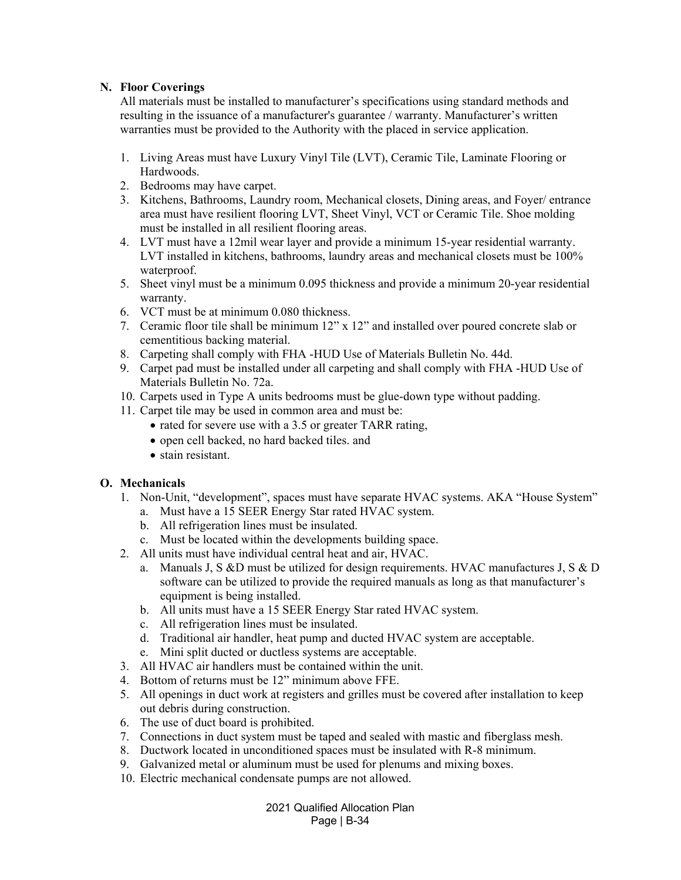**N. Floor Coverings**

All materials must be installed to manufacturer's specifications using standard methods and resulting in the issuance of a manufacturer's guarantee / warranty. Manufacturer's written warranties must be provided to the Authority with the placed in service application.

1. Living Areas must have Luxury Vinyl Tile (LVT), Ceramic Tile, Laminate Flooring or Hardwoods.
2. Bedrooms may have carpet.
3. Kitchens, Bathrooms, Laundry room, Mechanical closets, Dining areas, and Foyer/ entrance area must have resilient flooring LVT, Sheet Vinyl, VCT or Ceramic Tile. Shoe molding must be installed in all resilient flooring areas.
4. LVT must have a 12mil wear layer and provide a minimum 15-year residential warranty. LVT installed in kitchens, bathrooms, laundry areas and mechanical closets must be 100% waterproof.
5. Sheet vinyl must be a minimum 0.095 thickness and provide a minimum 20-year residential warranty.
6. VCT must be at minimum 0.080 thickness.
7. Ceramic floor tile shall be minimum 12" x 12" and installed over poured concrete slab or cementitious backing material.
8. Carpeting shall comply with FHA -HUD Use of Materials Bulletin No. 44d.
9. Carpet pad must be installed under all carpeting and shall comply with FHA -HUD Use of Materials Bulletin No. 72a.
10. Carpets used in Type A units bedrooms must be glue-down type without padding.
11. Carpet tile may be used in common area and must be:
    - rated for severe use with a 3.5 or greater TARR rating,
    - open cell backed, no hard backed tiles. and
    - stain resistant.

**O. Mechanicals**

1. Non-Unit, "development", spaces must have separate HVAC systems. AKA "House System"
   a. Must have a 15 SEER Energy Star rated HVAC system.
   b. All refrigeration lines must be insulated.
   c. Must be located within the developments building space.
2. All units must have individual central heat and air, HVAC.
   a. Manuals J, S &D must be utilized for design requirements. HVAC manufactures J, S & D software can be utilized to provide the required manuals as long as that manufacturer's equipment is being installed.
   b. All units must have a 15 SEER Energy Star rated HVAC system.
   c. All refrigeration lines must be insulated.
   d. Traditional air handler, heat pump and ducted HVAC system are acceptable.
   e. Mini split ducted or ductless systems are acceptable.
3. All HVAC air handlers must be contained within the unit.
4. Bottom of returns must be 12" minimum above FFE.
5. All openings in duct work at registers and grilles must be covered after installation to keep out debris during construction.
6. The use of duct board is prohibited.
7. Connections in duct system must be taped and sealed with mastic and fiberglass mesh.
8. Ductwork located in unconditioned spaces must be insulated with R-8 minimum.
9. Galvanized metal or aluminum must be used for plenums and mixing boxes.
10. Electric mechanical condensate pumps are not allowed.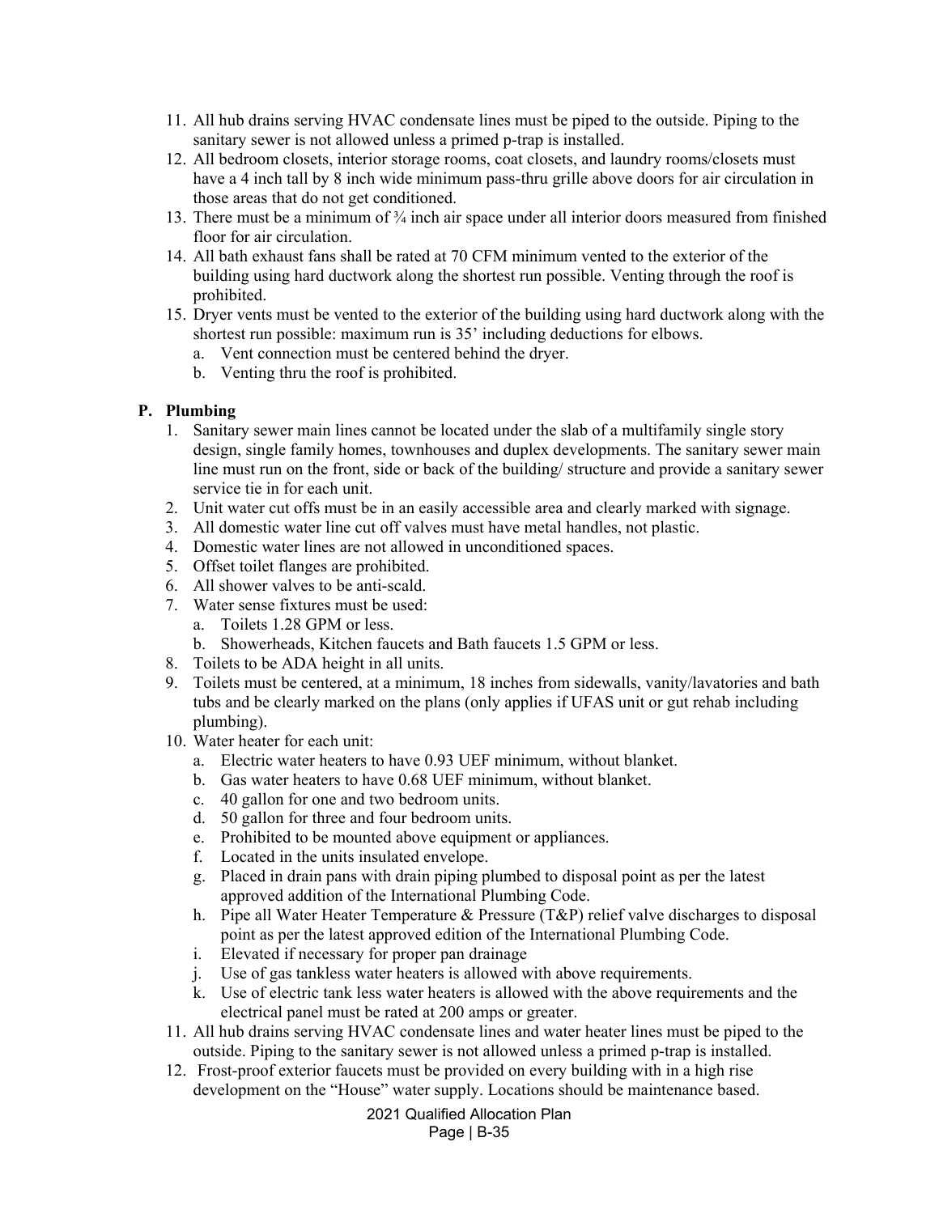11. All hub drains serving HVAC condensate lines must be piped to the outside. Piping to the sanitary sewer is not allowed unless a primed p-trap is installed.
12. All bedroom closets, interior storage rooms, coat closets, and laundry rooms/closets must have a 4 inch tall by 8 inch wide minimum pass-thru grille above doors for air circulation in those areas that do not get conditioned.
13. There must be a minimum of ¾ inch air space under all interior doors measured from finished floor for air circulation.
14. All bath exhaust fans shall be rated at 70 CFM minimum vented to the exterior of the building using hard ductwork along the shortest run possible. Venting through the roof is prohibited.
15. Dryer vents must be vented to the exterior of the building using hard ductwork along with the shortest run possible: maximum run is 35' including deductions for elbows.
    a. Vent connection must be centered behind the dryer.
    b. Venting thru the roof is prohibited.

**P. Plumbing**

1. Sanitary sewer main lines cannot be located under the slab of a multifamily single story design, single family homes, townhouses and duplex developments. The sanitary sewer main line must run on the front, side or back of the building/ structure and provide a sanitary sewer service tie in for each unit.
2. Unit water cut offs must be in an easily accessible area and clearly marked with signage.
3. All domestic water line cut off valves must have metal handles, not plastic.
4. Domestic water lines are not allowed in unconditioned spaces.
5. Offset toilet flanges are prohibited.
6. All shower valves to be anti-scald.
7. Water sense fixtures must be used:
    a. Toilets 1.28 GPM or less.
    b. Showerheads, Kitchen faucets and Bath faucets 1.5 GPM or less.
8. Toilets to be ADA height in all units.
9. Toilets must be centered, at a minimum, 18 inches from sidewalls, vanity/lavatories and bath tubs and be clearly marked on the plans (only applies if UFAS unit or gut rehab including plumbing).
10. Water heater for each unit:
    a. Electric water heaters to have 0.93 UEF minimum, without blanket.
    b. Gas water heaters to have 0.68 UEF minimum, without blanket.
    c. 40 gallon for one and two bedroom units.
    d. 50 gallon for three and four bedroom units.
    e. Prohibited to be mounted above equipment or appliances.
    f. Located in the units insulated envelope.
    g. Placed in drain pans with drain piping plumbed to disposal point as per the latest approved addition of the International Plumbing Code.
    h. Pipe all Water Heater Temperature & Pressure (T&P) relief valve discharges to disposal point as per the latest approved edition of the International Plumbing Code.
    i. Elevated if necessary for proper pan drainage
    j. Use of gas tankless water heaters is allowed with above requirements.
    k. Use of electric tank less water heaters is allowed with the above requirements and the electrical panel must be rated at 200 amps or greater.
11. All hub drains serving HVAC condensate lines and water heater lines must be piped to the outside. Piping to the sanitary sewer is not allowed unless a primed p-trap is installed.
12. Frost-proof exterior faucets must be provided on every building with in a high rise development on the "House" water supply. Locations should be maintenance based.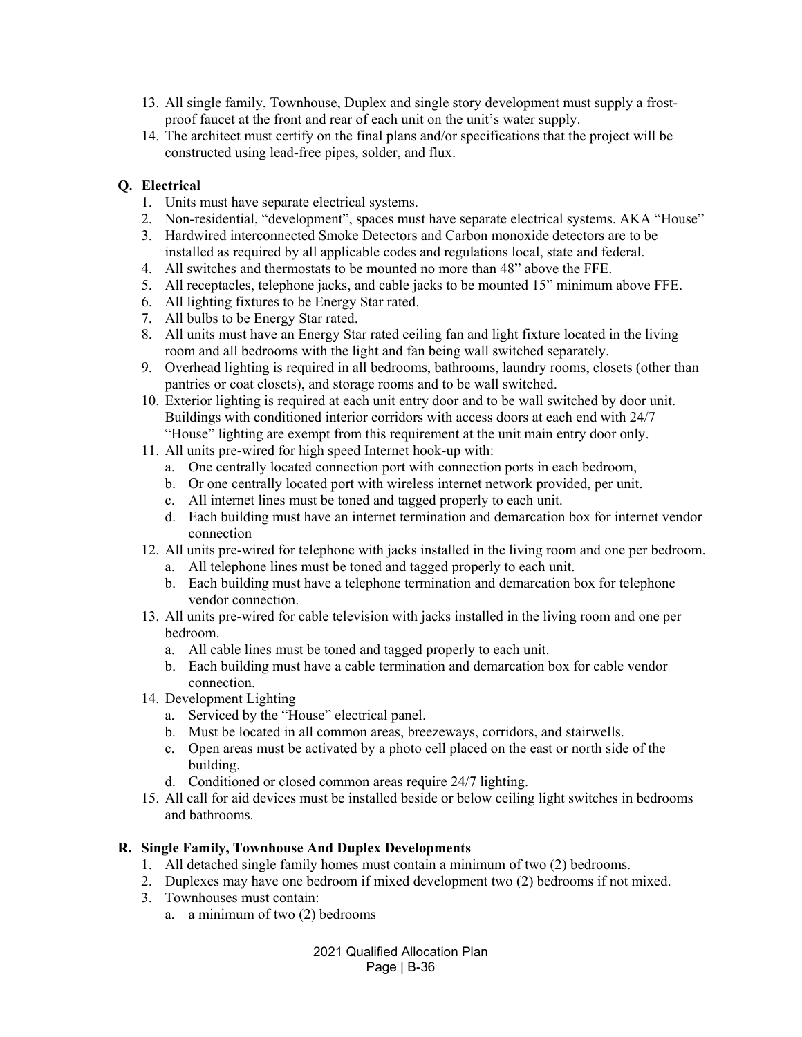13. All single family, Townhouse, Duplex and single story development must supply a frost-proof faucet at the front and rear of each unit on the unit's water supply.
14. The architect must certify on the final plans and/or specifications that the project will be constructed using lead-free pipes, solder, and flux.

**Q. Electrical**

1. Units must have separate electrical systems.
2. Non-residential, "development", spaces must have separate electrical systems. AKA "House"
3. Hardwired interconnected Smoke Detectors and Carbon monoxide detectors are to be installed as required by all applicable codes and regulations local, state and federal.
4. All switches and thermostats to be mounted no more than 48" above the FFE.
5. All receptacles, telephone jacks, and cable jacks to be mounted 15" minimum above FFE.
6. All lighting fixtures to be Energy Star rated.
7. All bulbs to be Energy Star rated.
8. All units must have an Energy Star rated ceiling fan and light fixture located in the living room and all bedrooms with the light and fan being wall switched separately.
9. Overhead lighting is required in all bedrooms, bathrooms, laundry rooms, closets (other than pantries or coat closets), and storage rooms and to be wall switched.
10. Exterior lighting is required at each unit entry door and to be wall switched by door unit. Buildings with conditioned interior corridors with access doors at each end with 24/7 "House" lighting are exempt from this requirement at the unit main entry door only.
11. All units pre-wired for high speed Internet hook-up with:
    a. One centrally located connection port with connection ports in each bedroom,
    b. Or one centrally located port with wireless internet network provided, per unit.
    c. All internet lines must be toned and tagged properly to each unit.
    d. Each building must have an internet termination and demarcation box for internet vendor connection
12. All units pre-wired for telephone with jacks installed in the living room and one per bedroom.
    a. All telephone lines must be toned and tagged properly to each unit.
    b. Each building must have a telephone termination and demarcation box for telephone vendor connection.
13. All units pre-wired for cable television with jacks installed in the living room and one per bedroom.
    a. All cable lines must be toned and tagged properly to each unit.
    b. Each building must have a cable termination and demarcation box for cable vendor connection.
14. Development Lighting
    a. Serviced by the "House" electrical panel.
    b. Must be located in all common areas, breezeways, corridors, and stairwells.
    c. Open areas must be activated by a photo cell placed on the east or north side of the building.
    d. Conditioned or closed common areas require 24/7 lighting.
15. All call for aid devices must be installed beside or below ceiling light switches in bedrooms and bathrooms.

**R. Single Family, Townhouse And Duplex Developments**

1. All detached single family homes must contain a minimum of two (2) bedrooms.
2. Duplexes may have one bedroom if mixed development two (2) bedrooms if not mixed.
3. Townhouses must contain:
    a. a minimum of two (2) bedrooms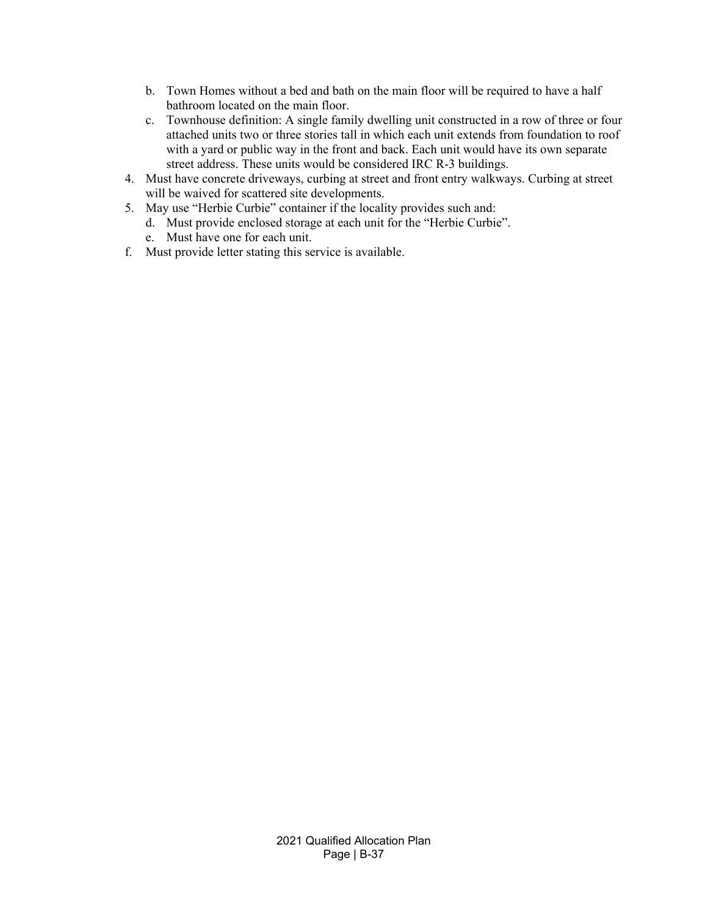b. Town Homes without a bed and bath on the main floor will be required to have a half bathroom located on the main floor.
   c. Townhouse definition: A single family dwelling unit constructed in a row of three or four attached units two or three stories tall in which each unit extends from foundation to roof with a yard or public way in the front and back. Each unit would have its own separate street address. These units would be considered IRC R-3 buildings.
4. Must have concrete driveways, curbing at street and front entry walkways. Curbing at street will be waived for scattered site developments.
5. May use "Herbie Curbie" container if the locality provides such and:
   d. Must provide enclosed storage at each unit for the "Herbie Curbie".
   e. Must have one for each unit.

f. Must provide letter stating this service is available.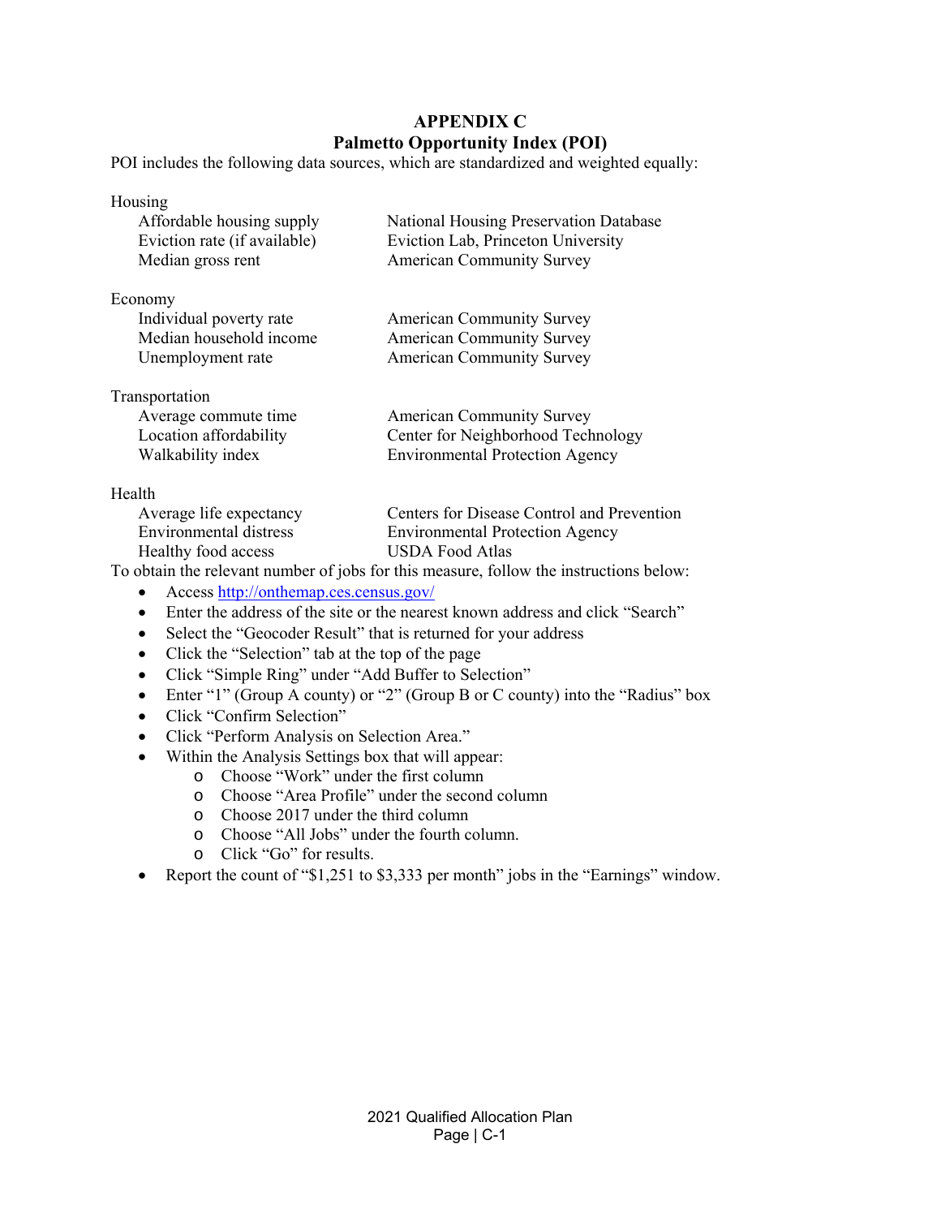# APPENDIX C
# Palmetto Opportunity Index (POI)

POI includes the following data sources, which are standardized and weighted equally:

**Housing**

| | |
|---|---|
| Affordable housing supply | National Housing Preservation Database |
| Eviction rate (if available) | Eviction Lab, Princeton University |
| Median gross rent | American Community Survey |

**Economy**

| | |
|---|---|
| Individual poverty rate | American Community Survey |
| Median household income | American Community Survey |
| Unemployment rate | American Community Survey |

**Transportation**

| | |
|---|---|
| Average commute time | American Community Survey |
| Location affordability | Center for Neighborhood Technology |
| Walkability index | Environmental Protection Agency |

**Health**

| | |
|---|---|
| Average life expectancy | Centers for Disease Control and Prevention |
| Environmental distress | Environmental Protection Agency |
| Healthy food access | USDA Food Atlas |

To obtain the relevant number of jobs for this measure, follow the instructions below:

- Access [http://onthemap.ces.census.gov/](http://onthemap.ces.census.gov/)
- Enter the address of the site or the nearest known address and click "Search"
- Select the "Geocoder Result" that is returned for your address
- Click the "Selection" tab at the top of the page
- Click "Simple Ring" under "Add Buffer to Selection"
- Enter "1" (Group A county) or "2" (Group B or C county) into the "Radius" box
- Click "Confirm Selection"
- Click "Perform Analysis on Selection Area."
- Within the Analysis Settings box that will appear:
  - Choose "Work" under the first column
  - Choose "Area Profile" under the second column
  - Choose 2017 under the third column
  - Choose "All Jobs" under the fourth column.
  - Click "Go" for results.
- Report the count of "$1,251 to $3,333 per month" jobs in the "Earnings" window.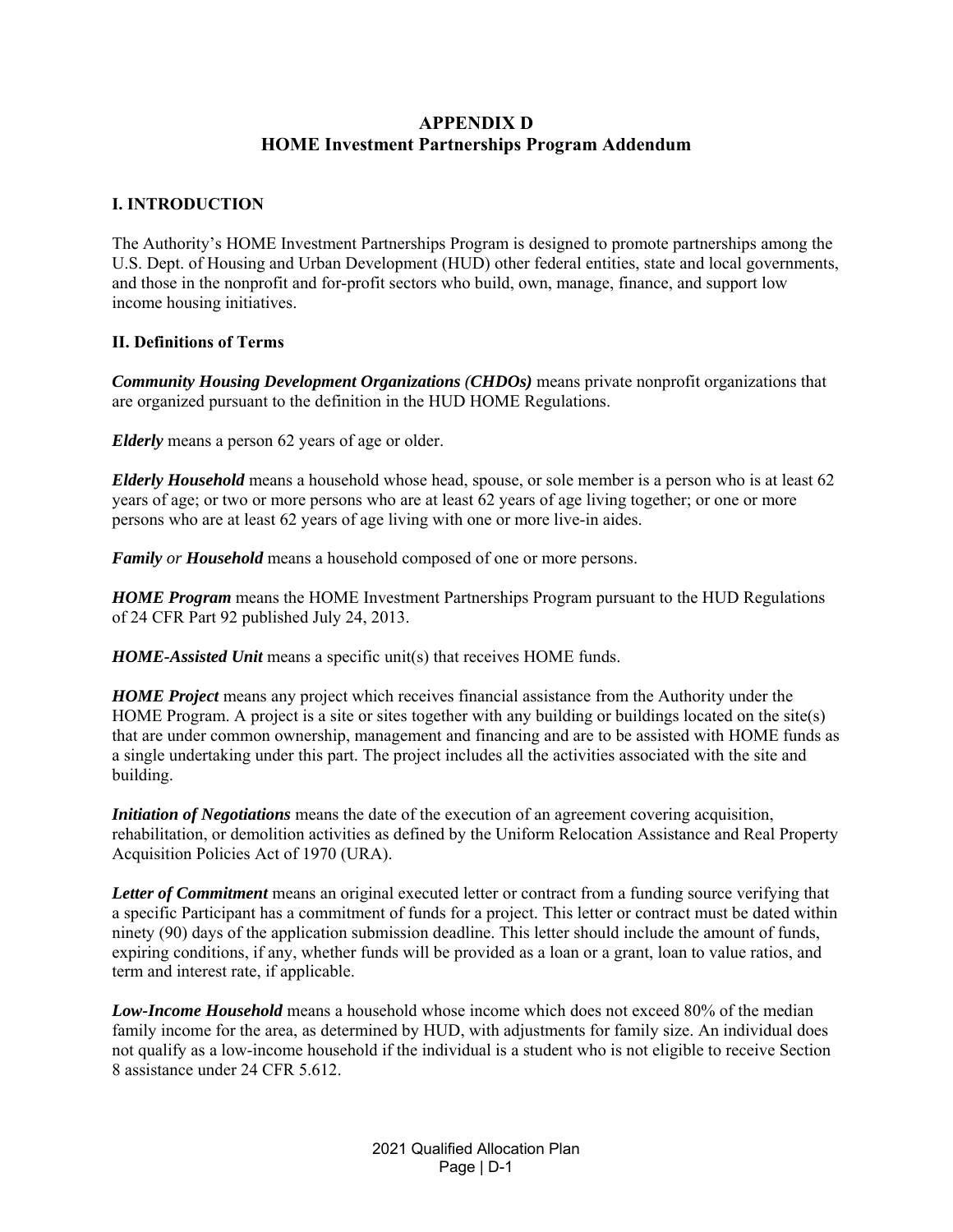# APPENDIX D
# HOME Investment Partnerships Program Addendum

## I. INTRODUCTION

The Authority's HOME Investment Partnerships Program is designed to promote partnerships among the U.S. Dept. of Housing and Urban Development (HUD) other federal entities, state and local governments, and those in the nonprofit and for-profit sectors who build, own, manage, finance, and support low income housing initiatives.

## II. Definitions of Terms

***Community Housing Development Organizations (CHDOs)*** means private nonprofit organizations that are organized pursuant to the definition in the HUD HOME Regulations.

***Elderly*** means a person 62 years of age or older.

***Elderly Household*** means a household whose head, spouse, or sole member is a person who is at least 62 years of age; or two or more persons who are at least 62 years of age living together; or one or more persons who are at least 62 years of age living with one or more live-in aides.

***Family*** *or* ***Household*** means a household composed of one or more persons.

***HOME Program*** means the HOME Investment Partnerships Program pursuant to the HUD Regulations of 24 CFR Part 92 published July 24, 2013.

***HOME-Assisted Unit*** means a specific unit(s) that receives HOME funds.

***HOME Project*** means any project which receives financial assistance from the Authority under the HOME Program. A project is a site or sites together with any building or buildings located on the site(s) that are under common ownership, management and financing and are to be assisted with HOME funds as a single undertaking under this part. The project includes all the activities associated with the site and building.

***Initiation of Negotiations*** means the date of the execution of an agreement covering acquisition, rehabilitation, or demolition activities as defined by the Uniform Relocation Assistance and Real Property Acquisition Policies Act of 1970 (URA).

***Letter of Commitment*** means an original executed letter or contract from a funding source verifying that a specific Participant has a commitment of funds for a project. This letter or contract must be dated within ninety (90) days of the application submission deadline. This letter should include the amount of funds, expiring conditions, if any, whether funds will be provided as a loan or a grant, loan to value ratios, and term and interest rate, if applicable.

***Low-Income Household*** means a household whose income which does not exceed 80% of the median family income for the area, as determined by HUD, with adjustments for family size. An individual does not qualify as a low-income household if the individual is a student who is not eligible to receive Section 8 assistance under 24 CFR 5.612.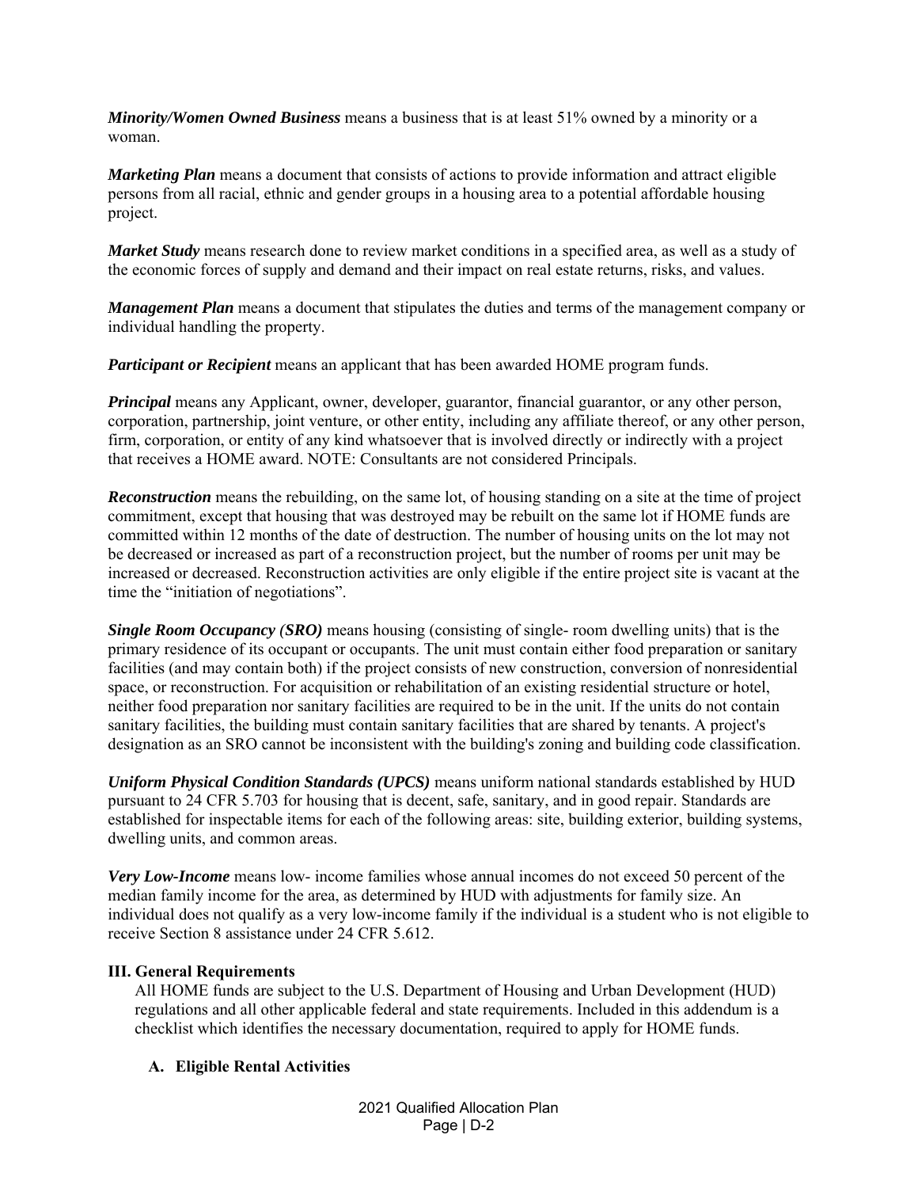***Minority/Women Owned Business*** means a business that is at least 51% owned by a minority or a woman.

***Marketing Plan*** means a document that consists of actions to provide information and attract eligible persons from all racial, ethnic and gender groups in a housing area to a potential affordable housing project.

***Market Study*** means research done to review market conditions in a specified area, as well as a study of the economic forces of supply and demand and their impact on real estate returns, risks, and values.

***Management Plan*** means a document that stipulates the duties and terms of the management company or individual handling the property.

***Participant or Recipient*** means an applicant that has been awarded HOME program funds.

***Principal*** means any Applicant, owner, developer, guarantor, financial guarantor, or any other person, corporation, partnership, joint venture, or other entity, including any affiliate thereof, or any other person, firm, corporation, or entity of any kind whatsoever that is involved directly or indirectly with a project that receives a HOME award. NOTE: Consultants are not considered Principals.

***Reconstruction*** means the rebuilding, on the same lot, of housing standing on a site at the time of project commitment, except that housing that was destroyed may be rebuilt on the same lot if HOME funds are committed within 12 months of the date of destruction. The number of housing units on the lot may not be decreased or increased as part of a reconstruction project, but the number of rooms per unit may be increased or decreased. Reconstruction activities are only eligible if the entire project site is vacant at the time the "initiation of negotiations".

***Single Room Occupancy (SRO)*** means housing (consisting of single- room dwelling units) that is the primary residence of its occupant or occupants. The unit must contain either food preparation or sanitary facilities (and may contain both) if the project consists of new construction, conversion of nonresidential space, or reconstruction. For acquisition or rehabilitation of an existing residential structure or hotel, neither food preparation nor sanitary facilities are required to be in the unit. If the units do not contain sanitary facilities, the building must contain sanitary facilities that are shared by tenants. A project's designation as an SRO cannot be inconsistent with the building's zoning and building code classification.

***Uniform Physical Condition Standards (UPCS)*** means uniform national standards established by HUD pursuant to 24 CFR 5.703 for housing that is decent, safe, sanitary, and in good repair. Standards are established for inspectable items for each of the following areas: site, building exterior, building systems, dwelling units, and common areas.

***Very Low-Income*** means low- income families whose annual incomes do not exceed 50 percent of the median family income for the area, as determined by HUD with adjustments for family size. An individual does not qualify as a very low-income family if the individual is a student who is not eligible to receive Section 8 assistance under 24 CFR 5.612.

## III. General Requirements

All HOME funds are subject to the U.S. Department of Housing and Urban Development (HUD) regulations and all other applicable federal and state requirements. Included in this addendum is a checklist which identifies the necessary documentation, required to apply for HOME funds.

### A. Eligible Rental Activities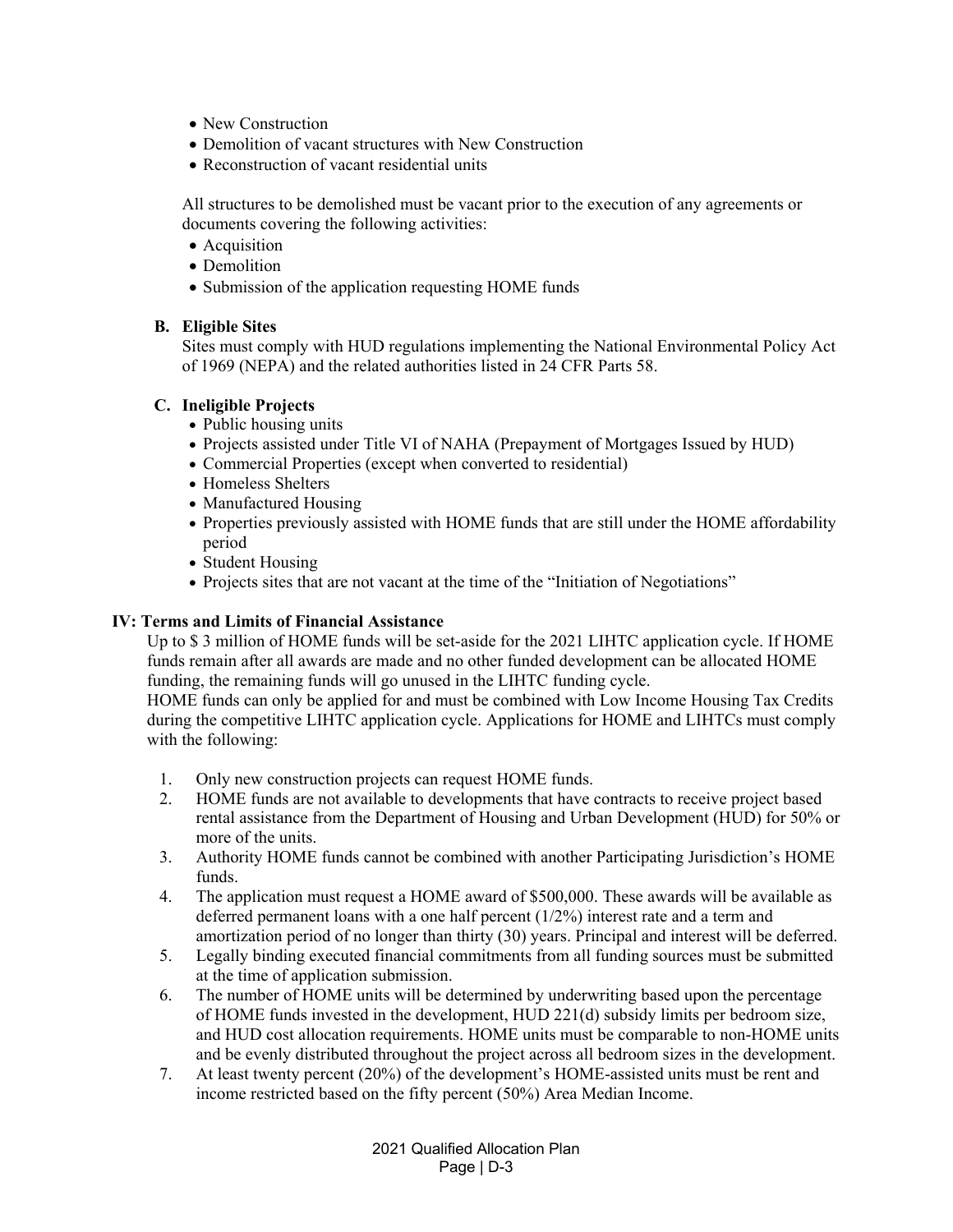- New Construction
- Demolition of vacant structures with New Construction
- Reconstruction of vacant residential units

All structures to be demolished must be vacant prior to the execution of any agreements or documents covering the following activities:

- Acquisition
- Demolition
- Submission of the application requesting HOME funds

**B. Eligible Sites**

Sites must comply with HUD regulations implementing the National Environmental Policy Act of 1969 (NEPA) and the related authorities listed in 24 CFR Parts 58.

**C. Ineligible Projects**

- Public housing units
- Projects assisted under Title VI of NAHA (Prepayment of Mortgages Issued by HUD)
- Commercial Properties (except when converted to residential)
- Homeless Shelters
- Manufactured Housing
- Properties previously assisted with HOME funds that are still under the HOME affordability period
- Student Housing
- Projects sites that are not vacant at the time of the "Initiation of Negotiations"

**IV: Terms and Limits of Financial Assistance**

Up to $ 3 million of HOME funds will be set-aside for the 2021 LIHTC application cycle. If HOME funds remain after all awards are made and no other funded development can be allocated HOME funding, the remaining funds will go unused in the LIHTC funding cycle.

HOME funds can only be applied for and must be combined with Low Income Housing Tax Credits during the competitive LIHTC application cycle. Applications for HOME and LIHTCs must comply with the following:

1. Only new construction projects can request HOME funds.
2. HOME funds are not available to developments that have contracts to receive project based rental assistance from the Department of Housing and Urban Development (HUD) for 50% or more of the units.
3. Authority HOME funds cannot be combined with another Participating Jurisdiction's HOME funds.
4. The application must request a HOME award of $500,000. These awards will be available as deferred permanent loans with a one half percent (1/2%) interest rate and a term and amortization period of no longer than thirty (30) years. Principal and interest will be deferred.
5. Legally binding executed financial commitments from all funding sources must be submitted at the time of application submission.
6. The number of HOME units will be determined by underwriting based upon the percentage of HOME funds invested in the development, HUD 221(d) subsidy limits per bedroom size, and HUD cost allocation requirements. HOME units must be comparable to non-HOME units and be evenly distributed throughout the project across all bedroom sizes in the development.
7. At least twenty percent (20%) of the development's HOME-assisted units must be rent and income restricted based on the fifty percent (50%) Area Median Income.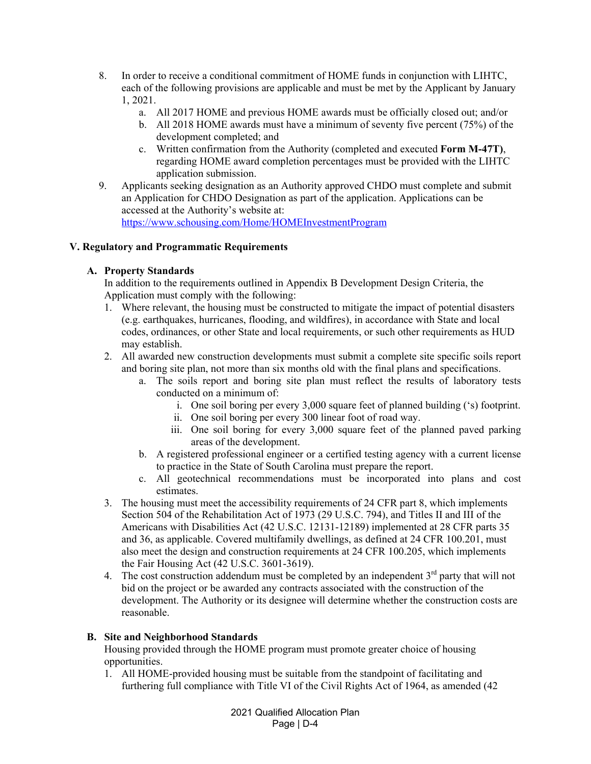8. In order to receive a conditional commitment of HOME funds in conjunction with LIHTC, each of the following provisions are applicable and must be met by the Applicant by January 1, 2021.
   a. All 2017 HOME and previous HOME awards must be officially closed out; and/or
   b. All 2018 HOME awards must have a minimum of seventy five percent (75%) of the development completed; and
   c. Written confirmation from the Authority (completed and executed **Form M-47T)**, regarding HOME award completion percentages must be provided with the LIHTC application submission.
9. Applicants seeking designation as an Authority approved CHDO must complete and submit an Application for CHDO Designation as part of the application. Applications can be accessed at the Authority's website at: https://www.schousing.com/Home/HOMEInvestmentProgram

## V. Regulatory and Programmatic Requirements

### A. Property Standards

In addition to the requirements outlined in Appendix B Development Design Criteria, the Application must comply with the following:

1. Where relevant, the housing must be constructed to mitigate the impact of potential disasters (e.g. earthquakes, hurricanes, flooding, and wildfires), in accordance with State and local codes, ordinances, or other State and local requirements, or such other requirements as HUD may establish.
2. All awarded new construction developments must submit a complete site specific soils report and boring site plan, not more than six months old with the final plans and specifications.
   a. The soils report and boring site plan must reflect the results of laboratory tests conducted on a minimum of:
      i. One soil boring per every 3,000 square feet of planned building ('s) footprint.
      ii. One soil boring per every 300 linear foot of road way.
      iii. One soil boring for every 3,000 square feet of the planned paved parking areas of the development.
   b. A registered professional engineer or a certified testing agency with a current license to practice in the State of South Carolina must prepare the report.
   c. All geotechnical recommendations must be incorporated into plans and cost estimates.
3. The housing must meet the accessibility requirements of 24 CFR part 8, which implements Section 504 of the Rehabilitation Act of 1973 (29 U.S.C. 794), and Titles II and III of the Americans with Disabilities Act (42 U.S.C. 12131-12189) implemented at 28 CFR parts 35 and 36, as applicable. Covered multifamily dwellings, as defined at 24 CFR 100.201, must also meet the design and construction requirements at 24 CFR 100.205, which implements the Fair Housing Act (42 U.S.C. 3601-3619).
4. The cost construction addendum must be completed by an independent 3rd party that will not bid on the project or be awarded any contracts associated with the construction of the development. The Authority or its designee will determine whether the construction costs are reasonable.

### B. Site and Neighborhood Standards

Housing provided through the HOME program must promote greater choice of housing opportunities.

1. All HOME-provided housing must be suitable from the standpoint of facilitating and furthering full compliance with Title VI of the Civil Rights Act of 1964, as amended (42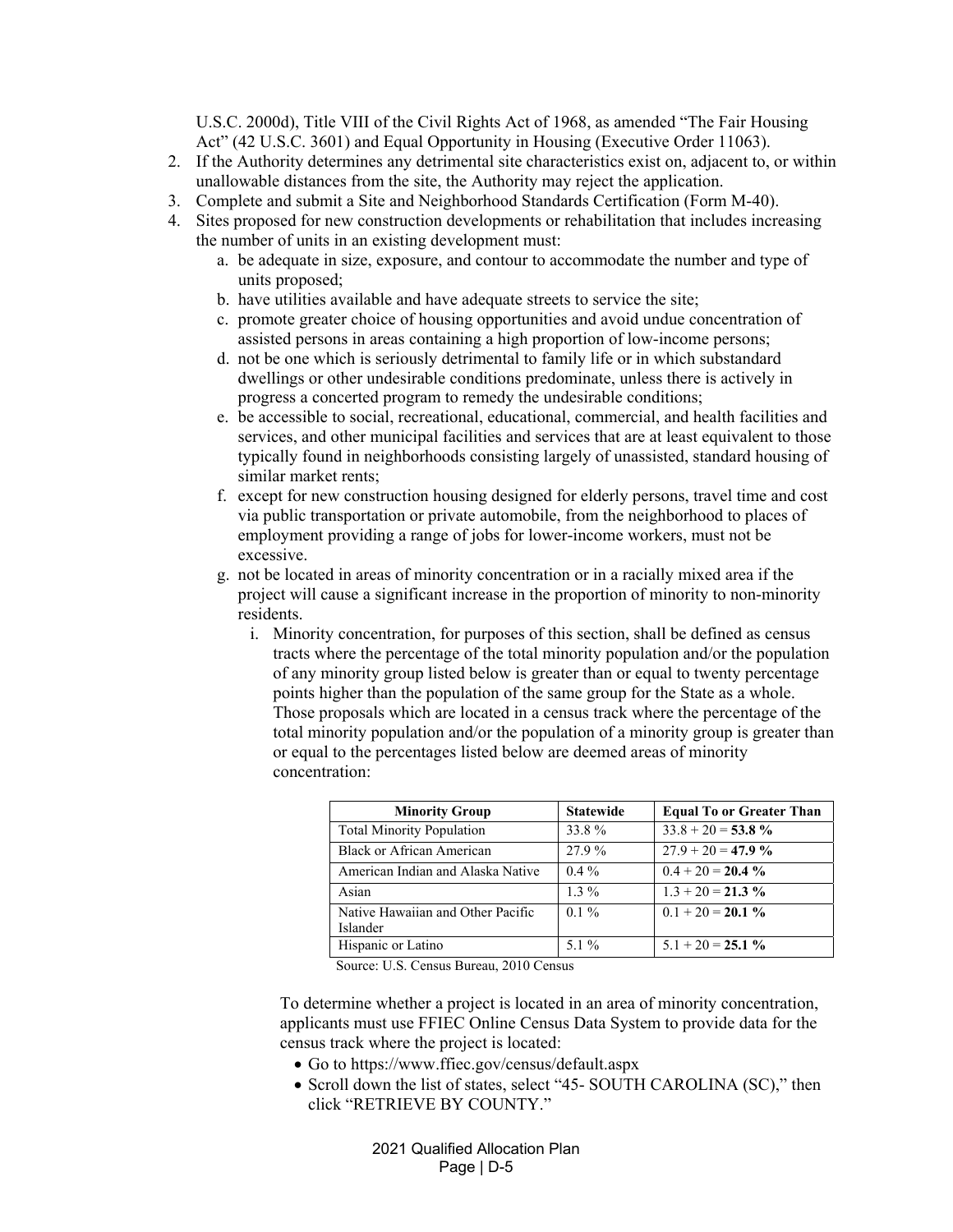U.S.C. 2000d), Title VIII of the Civil Rights Act of 1968, as amended "The Fair Housing Act" (42 U.S.C. 3601) and Equal Opportunity in Housing (Executive Order 11063).

2. If the Authority determines any detrimental site characteristics exist on, adjacent to, or within unallowable distances from the site, the Authority may reject the application.
3. Complete and submit a Site and Neighborhood Standards Certification (Form M-40).
4. Sites proposed for new construction developments or rehabilitation that includes increasing the number of units in an existing development must:
   a. be adequate in size, exposure, and contour to accommodate the number and type of units proposed;
   b. have utilities available and have adequate streets to service the site;
   c. promote greater choice of housing opportunities and avoid undue concentration of assisted persons in areas containing a high proportion of low-income persons;
   d. not be one which is seriously detrimental to family life or in which substandard dwellings or other undesirable conditions predominate, unless there is actively in progress a concerted program to remedy the undesirable conditions;
   e. be accessible to social, recreational, educational, commercial, and health facilities and services, and other municipal facilities and services that are at least equivalent to those typically found in neighborhoods consisting largely of unassisted, standard housing of similar market rents;
   f. except for new construction housing designed for elderly persons, travel time and cost via public transportation or private automobile, from the neighborhood to places of employment providing a range of jobs for lower-income workers, must not be excessive.
   g. not be located in areas of minority concentration or in a racially mixed area if the project will cause a significant increase in the proportion of minority to non-minority residents.
      i. Minority concentration, for purposes of this section, shall be defined as census tracts where the percentage of the total minority population and/or the population of any minority group listed below is greater than or equal to twenty percentage points higher than the population of the same group for the State as a whole. Those proposals which are located in a census track where the percentage of the total minority population and/or the population of a minority group is greater than or equal to the percentages listed below are deemed areas of minority concentration:

| Minority Group | Statewide | Equal To or Greater Than |
|---|---|---|
| Total Minority Population | 33.8 % | 33.8 + 20 = **53.8 %** |
| Black or African American | 27.9 % | 27.9 + 20 = **47.9 %** |
| American Indian and Alaska Native | 0.4 % | 0.4 + 20 = **20.4 %** |
| Asian | 1.3 % | 1.3 + 20 = **21.3 %** |
| Native Hawaiian and Other Pacific Islander | 0.1 % | 0.1 + 20 = **20.1 %** |
| Hispanic or Latino | 5.1 % | 5.1 + 20 = **25.1 %** |

Source: U.S. Census Bureau, 2010 Census

To determine whether a project is located in an area of minority concentration, applicants must use FFIEC Online Census Data System to provide data for the census track where the project is located:

- Go to https://www.ffiec.gov/census/default.aspx
- Scroll down the list of states, select "45- SOUTH CAROLINA (SC)," then click "RETRIEVE BY COUNTY."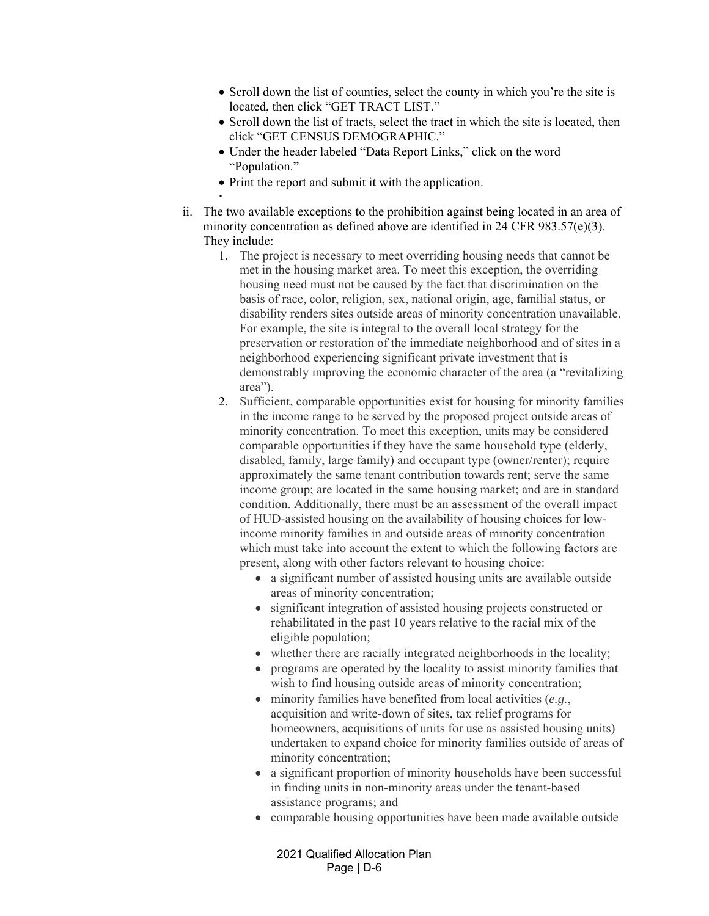- Scroll down the list of counties, select the county in which you're the site is located, then click "GET TRACT LIST."
- Scroll down the list of tracts, select the tract in which the site is located, then click "GET CENSUS DEMOGRAPHIC."
- Under the header labeled "Data Report Links," click on the word "Population."
- Print the report and submit it with the application.

ii. The two available exceptions to the prohibition against being located in an area of minority concentration as defined above are identified in 24 CFR 983.57(e)(3). They include:

1. The project is necessary to meet overriding housing needs that cannot be met in the housing market area. To meet this exception, the overriding housing need must not be caused by the fact that discrimination on the basis of race, color, religion, sex, national origin, age, familial status, or disability renders sites outside areas of minority concentration unavailable. For example, the site is integral to the overall local strategy for the preservation or restoration of the immediate neighborhood and of sites in a neighborhood experiencing significant private investment that is demonstrably improving the economic character of the area (a "revitalizing area").
2. Sufficient, comparable opportunities exist for housing for minority families in the income range to be served by the proposed project outside areas of minority concentration. To meet this exception, units may be considered comparable opportunities if they have the same household type (elderly, disabled, family, large family) and occupant type (owner/renter); require approximately the same tenant contribution towards rent; serve the same income group; are located in the same housing market; and are in standard condition. Additionally, there must be an assessment of the overall impact of HUD-assisted housing on the availability of housing choices for low-income minority families in and outside areas of minority concentration which must take into account the extent to which the following factors are present, along with other factors relevant to housing choice:
   - a significant number of assisted housing units are available outside areas of minority concentration;
   - significant integration of assisted housing projects constructed or rehabilitated in the past 10 years relative to the racial mix of the eligible population;
   - whether there are racially integrated neighborhoods in the locality;
   - programs are operated by the locality to assist minority families that wish to find housing outside areas of minority concentration;
   - minority families have benefited from local activities (*e.g.*, acquisition and write-down of sites, tax relief programs for homeowners, acquisitions of units for use as assisted housing units) undertaken to expand choice for minority families outside of areas of minority concentration;
   - a significant proportion of minority households have been successful in finding units in non-minority areas under the tenant-based assistance programs; and
   - comparable housing opportunities have been made available outside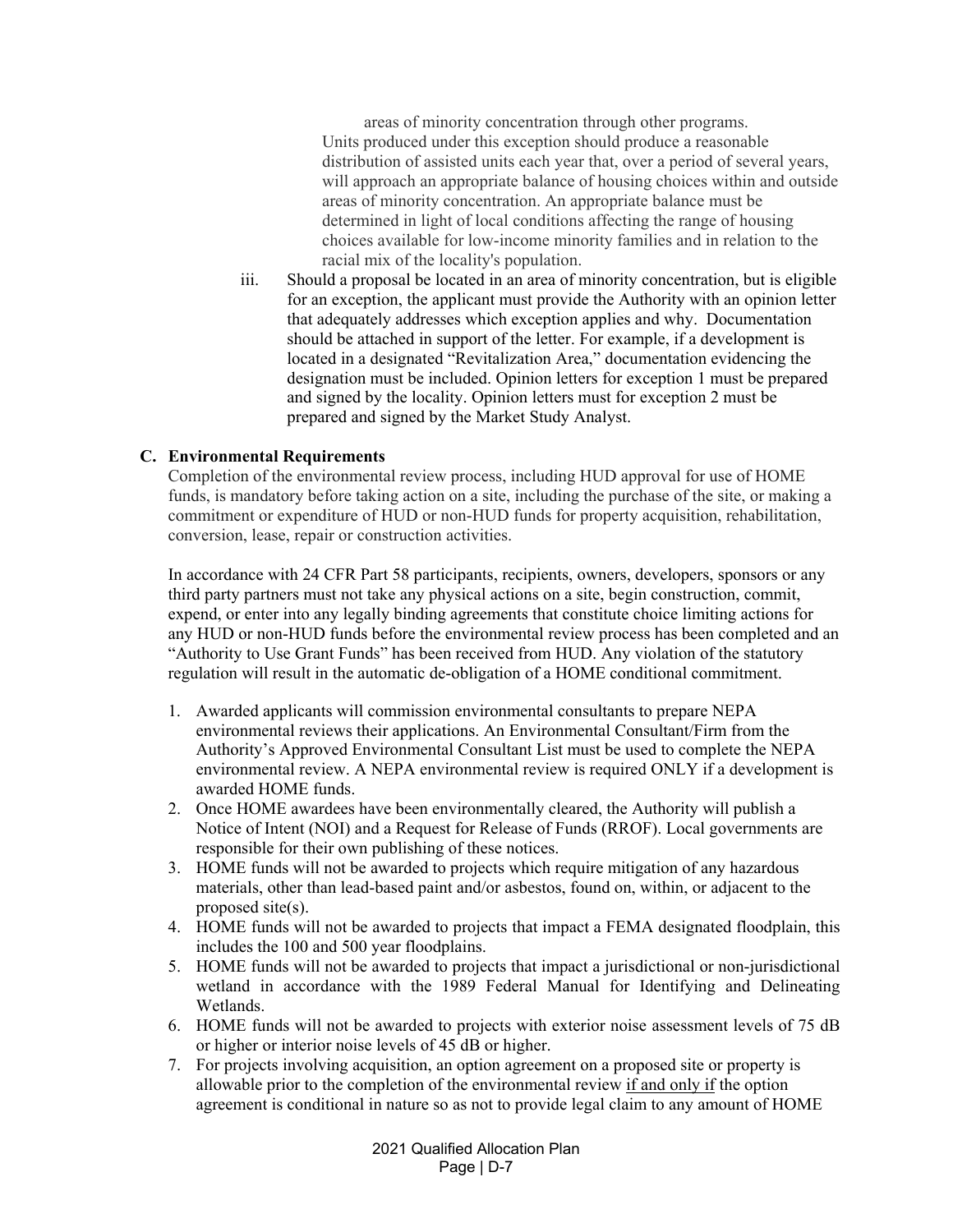areas of minority concentration through other programs. Units produced under this exception should produce a reasonable distribution of assisted units each year that, over a period of several years, will approach an appropriate balance of housing choices within and outside areas of minority concentration. An appropriate balance must be determined in light of local conditions affecting the range of housing choices available for low-income minority families and in relation to the racial mix of the locality's population.

iii. Should a proposal be located in an area of minority concentration, but is eligible for an exception, the applicant must provide the Authority with an opinion letter that adequately addresses which exception applies and why. Documentation should be attached in support of the letter. For example, if a development is located in a designated "Revitalization Area," documentation evidencing the designation must be included. Opinion letters for exception 1 must be prepared and signed by the locality. Opinion letters must for exception 2 must be prepared and signed by the Market Study Analyst.

### C. Environmental Requirements

Completion of the environmental review process, including HUD approval for use of HOME funds, is mandatory before taking action on a site, including the purchase of the site, or making a commitment or expenditure of HUD or non-HUD funds for property acquisition, rehabilitation, conversion, lease, repair or construction activities.

In accordance with 24 CFR Part 58 participants, recipients, owners, developers, sponsors or any third party partners must not take any physical actions on a site, begin construction, commit, expend, or enter into any legally binding agreements that constitute choice limiting actions for any HUD or non-HUD funds before the environmental review process has been completed and an "Authority to Use Grant Funds" has been received from HUD. Any violation of the statutory regulation will result in the automatic de-obligation of a HOME conditional commitment.

1. Awarded applicants will commission environmental consultants to prepare NEPA environmental reviews their applications. An Environmental Consultant/Firm from the Authority's Approved Environmental Consultant List must be used to complete the NEPA environmental review. A NEPA environmental review is required ONLY if a development is awarded HOME funds.
2. Once HOME awardees have been environmentally cleared, the Authority will publish a Notice of Intent (NOI) and a Request for Release of Funds (RROF). Local governments are responsible for their own publishing of these notices.
3. HOME funds will not be awarded to projects which require mitigation of any hazardous materials, other than lead-based paint and/or asbestos, found on, within, or adjacent to the proposed site(s).
4. HOME funds will not be awarded to projects that impact a FEMA designated floodplain, this includes the 100 and 500 year floodplains.
5. HOME funds will not be awarded to projects that impact a jurisdictional or non-jurisdictional wetland in accordance with the 1989 Federal Manual for Identifying and Delineating Wetlands.
6. HOME funds will not be awarded to projects with exterior noise assessment levels of 75 dB or higher or interior noise levels of 45 dB or higher.
7. For projects involving acquisition, an option agreement on a proposed site or property is allowable prior to the completion of the environmental review <u>if and only if</u> the option agreement is conditional in nature so as not to provide legal claim to any amount of HOME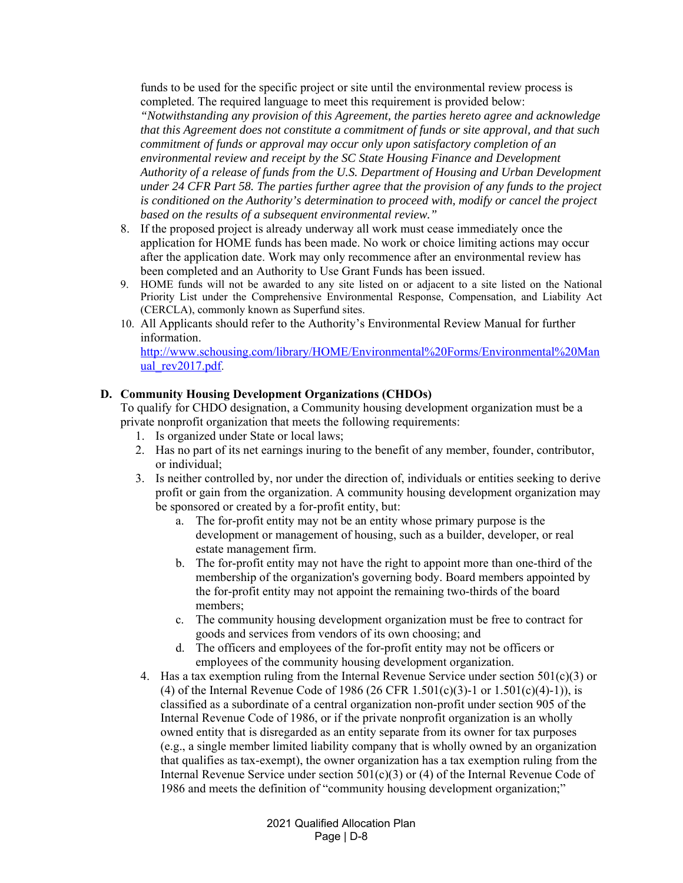funds to be used for the specific project or site until the environmental review process is completed. The required language to meet this requirement is provided below: *"Notwithstanding any provision of this Agreement, the parties hereto agree and acknowledge that this Agreement does not constitute a commitment of funds or site approval, and that such commitment of funds or approval may occur only upon satisfactory completion of an environmental review and receipt by the SC State Housing Finance and Development Authority of a release of funds from the U.S. Department of Housing and Urban Development under 24 CFR Part 58. The parties further agree that the provision of any funds to the project is conditioned on the Authority's determination to proceed with, modify or cancel the project based on the results of a subsequent environmental review."*

8. If the proposed project is already underway all work must cease immediately once the application for HOME funds has been made. No work or choice limiting actions may occur after the application date. Work may only recommence after an environmental review has been completed and an Authority to Use Grant Funds has been issued.
9. HOME funds will not be awarded to any site listed on or adjacent to a site listed on the National Priority List under the Comprehensive Environmental Response, Compensation, and Liability Act (CERCLA), commonly known as Superfund sites.
10. All Applicants should refer to the Authority's Environmental Review Manual for further information. [http://www.schousing.com/library/HOME/Environmental%20Forms/Environmental%20Manual_rev2017.pdf](http://www.schousing.com/library/HOME/Environmental%20Forms/Environmental%20Manual_rev2017.pdf).

**D. Community Housing Development Organizations (CHDOs)**

To qualify for CHDO designation, a Community housing development organization must be a private nonprofit organization that meets the following requirements:

1. Is organized under State or local laws;
2. Has no part of its net earnings inuring to the benefit of any member, founder, contributor, or individual;
3. Is neither controlled by, nor under the direction of, individuals or entities seeking to derive profit or gain from the organization. A community housing development organization may be sponsored or created by a for-profit entity, but:
   a. The for-profit entity may not be an entity whose primary purpose is the development or management of housing, such as a builder, developer, or real estate management firm.
   b. The for-profit entity may not have the right to appoint more than one-third of the membership of the organization's governing body. Board members appointed by the for-profit entity may not appoint the remaining two-thirds of the board members;
   c. The community housing development organization must be free to contract for goods and services from vendors of its own choosing; and
   d. The officers and employees of the for-profit entity may not be officers or employees of the community housing development organization.
4. Has a tax exemption ruling from the Internal Revenue Service under section 501(c)(3) or (4) of the Internal Revenue Code of 1986 (26 CFR 1.501(c)(3)-1 or 1.501(c)(4)-1)), is classified as a subordinate of a central organization non-profit under section 905 of the Internal Revenue Code of 1986, or if the private nonprofit organization is an wholly owned entity that is disregarded as an entity separate from its owner for tax purposes (e.g., a single member limited liability company that is wholly owned by an organization that qualifies as tax-exempt), the owner organization has a tax exemption ruling from the Internal Revenue Service under section 501(c)(3) or (4) of the Internal Revenue Code of 1986 and meets the definition of "community housing development organization;"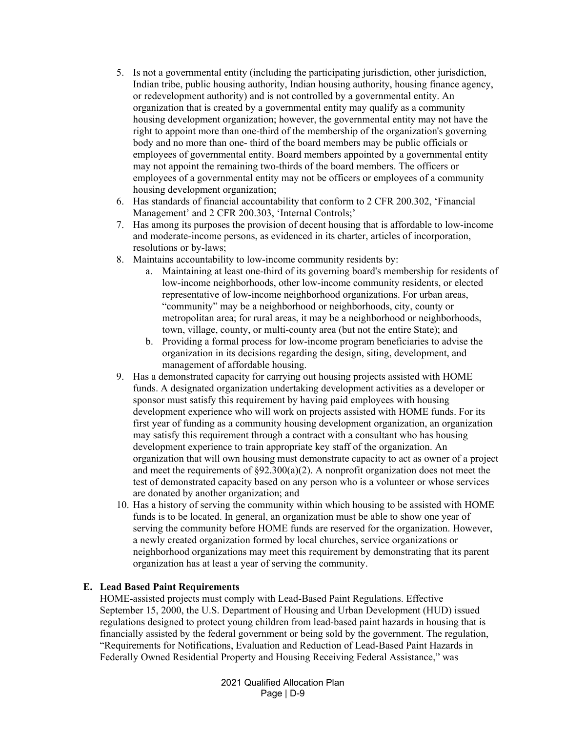5. Is not a governmental entity (including the participating jurisdiction, other jurisdiction, Indian tribe, public housing authority, Indian housing authority, housing finance agency, or redevelopment authority) and is not controlled by a governmental entity. An organization that is created by a governmental entity may qualify as a community housing development organization; however, the governmental entity may not have the right to appoint more than one-third of the membership of the organization's governing body and no more than one- third of the board members may be public officials or employees of governmental entity. Board members appointed by a governmental entity may not appoint the remaining two-thirds of the board members. The officers or employees of a governmental entity may not be officers or employees of a community housing development organization;
6. Has standards of financial accountability that conform to 2 CFR 200.302, 'Financial Management' and 2 CFR 200.303, 'Internal Controls;'
7. Has among its purposes the provision of decent housing that is affordable to low-income and moderate-income persons, as evidenced in its charter, articles of incorporation, resolutions or by-laws;
8. Maintains accountability to low-income community residents by:
   a. Maintaining at least one-third of its governing board's membership for residents of low-income neighborhoods, other low-income community residents, or elected representative of low-income neighborhood organizations. For urban areas, "community" may be a neighborhood or neighborhoods, city, county or metropolitan area; for rural areas, it may be a neighborhood or neighborhoods, town, village, county, or multi-county area (but not the entire State); and
   b. Providing a formal process for low-income program beneficiaries to advise the organization in its decisions regarding the design, siting, development, and management of affordable housing.
9. Has a demonstrated capacity for carrying out housing projects assisted with HOME funds. A designated organization undertaking development activities as a developer or sponsor must satisfy this requirement by having paid employees with housing development experience who will work on projects assisted with HOME funds. For its first year of funding as a community housing development organization, an organization may satisfy this requirement through a contract with a consultant who has housing development experience to train appropriate key staff of the organization. An organization that will own housing must demonstrate capacity to act as owner of a project and meet the requirements of §92.300(a)(2). A nonprofit organization does not meet the test of demonstrated capacity based on any person who is a volunteer or whose services are donated by another organization; and
10. Has a history of serving the community within which housing to be assisted with HOME funds is to be located. In general, an organization must be able to show one year of serving the community before HOME funds are reserved for the organization. However, a newly created organization formed by local churches, service organizations or neighborhood organizations may meet this requirement by demonstrating that its parent organization has at least a year of serving the community.

**E. Lead Based Paint Requirements**

HOME-assisted projects must comply with Lead-Based Paint Regulations. Effective September 15, 2000, the U.S. Department of Housing and Urban Development (HUD) issued regulations designed to protect young children from lead-based paint hazards in housing that is financially assisted by the federal government or being sold by the government. The regulation, "Requirements for Notifications, Evaluation and Reduction of Lead-Based Paint Hazards in Federally Owned Residential Property and Housing Receiving Federal Assistance," was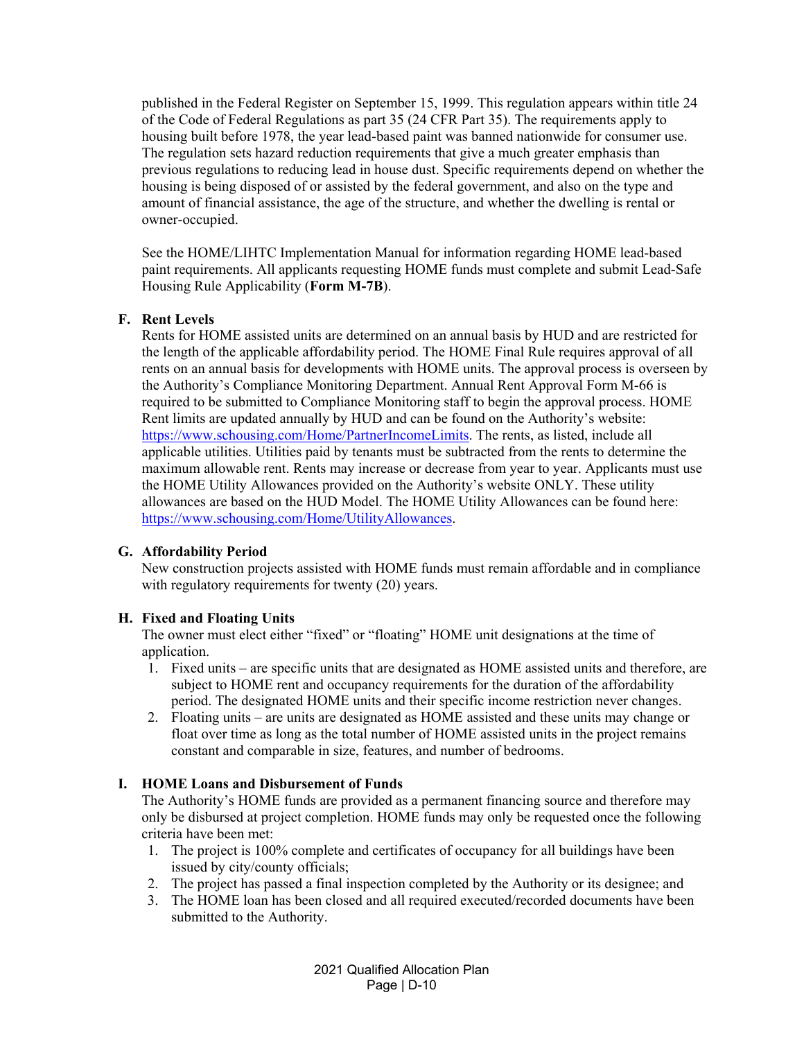published in the Federal Register on September 15, 1999. This regulation appears within title 24 of the Code of Federal Regulations as part 35 (24 CFR Part 35). The requirements apply to housing built before 1978, the year lead-based paint was banned nationwide for consumer use. The regulation sets hazard reduction requirements that give a much greater emphasis than previous regulations to reducing lead in house dust. Specific requirements depend on whether the housing is being disposed of or assisted by the federal government, and also on the type and amount of financial assistance, the age of the structure, and whether the dwelling is rental or owner-occupied.

See the HOME/LIHTC Implementation Manual for information regarding HOME lead-based paint requirements. All applicants requesting HOME funds must complete and submit Lead-Safe Housing Rule Applicability (**Form M-7B**).

**F. Rent Levels**

Rents for HOME assisted units are determined on an annual basis by HUD and are restricted for the length of the applicable affordability period. The HOME Final Rule requires approval of all rents on an annual basis for developments with HOME units. The approval process is overseen by the Authority's Compliance Monitoring Department. Annual Rent Approval Form M-66 is required to be submitted to Compliance Monitoring staff to begin the approval process. HOME Rent limits are updated annually by HUD and can be found on the Authority's website: https://www.schousing.com/Home/PartnerIncomeLimits. The rents, as listed, include all applicable utilities. Utilities paid by tenants must be subtracted from the rents to determine the maximum allowable rent. Rents may increase or decrease from year to year. Applicants must use the HOME Utility Allowances provided on the Authority's website ONLY. These utility allowances are based on the HUD Model. The HOME Utility Allowances can be found here: https://www.schousing.com/Home/UtilityAllowances.

**G. Affordability Period**

New construction projects assisted with HOME funds must remain affordable and in compliance with regulatory requirements for twenty (20) years.

**H. Fixed and Floating Units**

The owner must elect either "fixed" or "floating" HOME unit designations at the time of application.

1. Fixed units – are specific units that are designated as HOME assisted units and therefore, are subject to HOME rent and occupancy requirements for the duration of the affordability period. The designated HOME units and their specific income restriction never changes.
2. Floating units – are units are designated as HOME assisted and these units may change or float over time as long as the total number of HOME assisted units in the project remains constant and comparable in size, features, and number of bedrooms.

**I. HOME Loans and Disbursement of Funds**

The Authority's HOME funds are provided as a permanent financing source and therefore may only be disbursed at project completion. HOME funds may only be requested once the following criteria have been met:

1. The project is 100% complete and certificates of occupancy for all buildings have been issued by city/county officials;
2. The project has passed a final inspection completed by the Authority or its designee; and
3. The HOME loan has been closed and all required executed/recorded documents have been submitted to the Authority.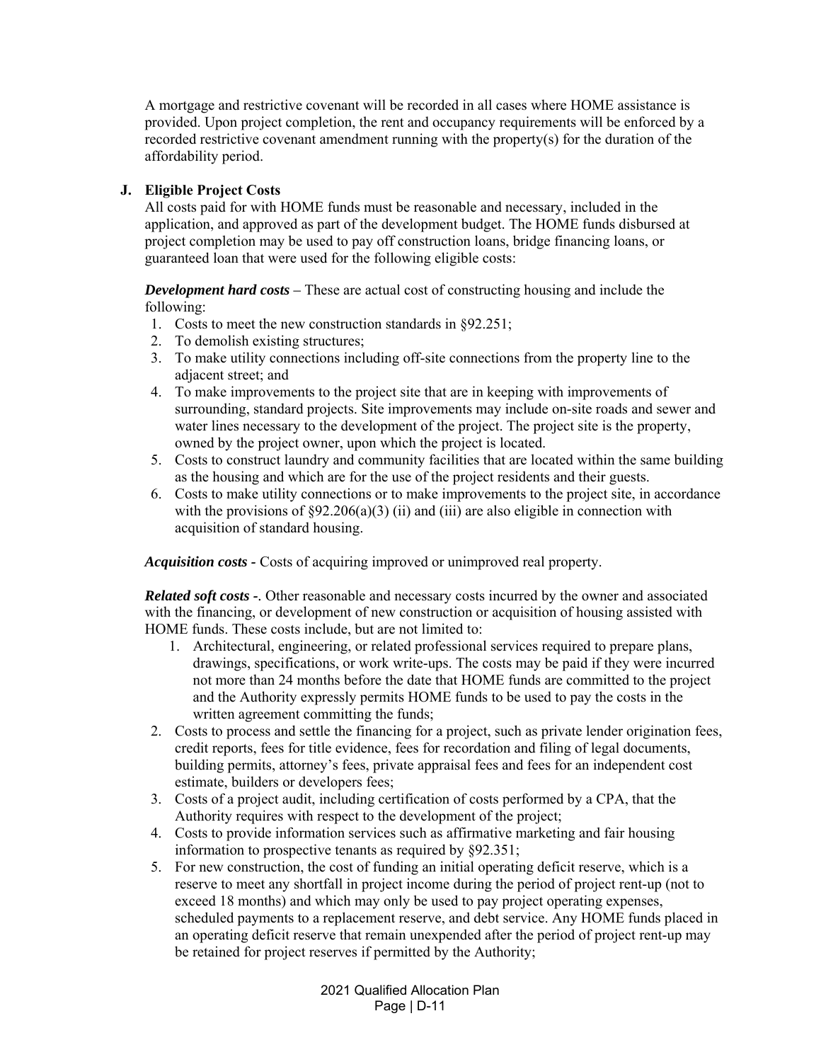A mortgage and restrictive covenant will be recorded in all cases where HOME assistance is provided. Upon project completion, the rent and occupancy requirements will be enforced by a recorded restrictive covenant amendment running with the property(s) for the duration of the affordability period.

**J. Eligible Project Costs**

All costs paid for with HOME funds must be reasonable and necessary, included in the application, and approved as part of the development budget. The HOME funds disbursed at project completion may be used to pay off construction loans, bridge financing loans, or guaranteed loan that were used for the following eligible costs:

***Development hard costs*** – These are actual cost of constructing housing and include the following:

1. Costs to meet the new construction standards in §92.251;
2. To demolish existing structures;
3. To make utility connections including off-site connections from the property line to the adjacent street; and
4. To make improvements to the project site that are in keeping with improvements of surrounding, standard projects. Site improvements may include on-site roads and sewer and water lines necessary to the development of the project. The project site is the property, owned by the project owner, upon which the project is located.
5. Costs to construct laundry and community facilities that are located within the same building as the housing and which are for the use of the project residents and their guests.
6. Costs to make utility connections or to make improvements to the project site, in accordance with the provisions of §92.206(a)(3) (ii) and (iii) are also eligible in connection with acquisition of standard housing.

***Acquisition costs -*** Costs of acquiring improved or unimproved real property.

***Related soft costs -***. Other reasonable and necessary costs incurred by the owner and associated with the financing, or development of new construction or acquisition of housing assisted with HOME funds. These costs include, but are not limited to:

1. Architectural, engineering, or related professional services required to prepare plans, drawings, specifications, or work write-ups. The costs may be paid if they were incurred not more than 24 months before the date that HOME funds are committed to the project and the Authority expressly permits HOME funds to be used to pay the costs in the written agreement committing the funds;
2. Costs to process and settle the financing for a project, such as private lender origination fees, credit reports, fees for title evidence, fees for recordation and filing of legal documents, building permits, attorney's fees, private appraisal fees and fees for an independent cost estimate, builders or developers fees;
3. Costs of a project audit, including certification of costs performed by a CPA, that the Authority requires with respect to the development of the project;
4. Costs to provide information services such as affirmative marketing and fair housing information to prospective tenants as required by §92.351;
5. For new construction, the cost of funding an initial operating deficit reserve, which is a reserve to meet any shortfall in project income during the period of project rent-up (not to exceed 18 months) and which may only be used to pay project operating expenses, scheduled payments to a replacement reserve, and debt service. Any HOME funds placed in an operating deficit reserve that remain unexpended after the period of project rent-up may be retained for project reserves if permitted by the Authority;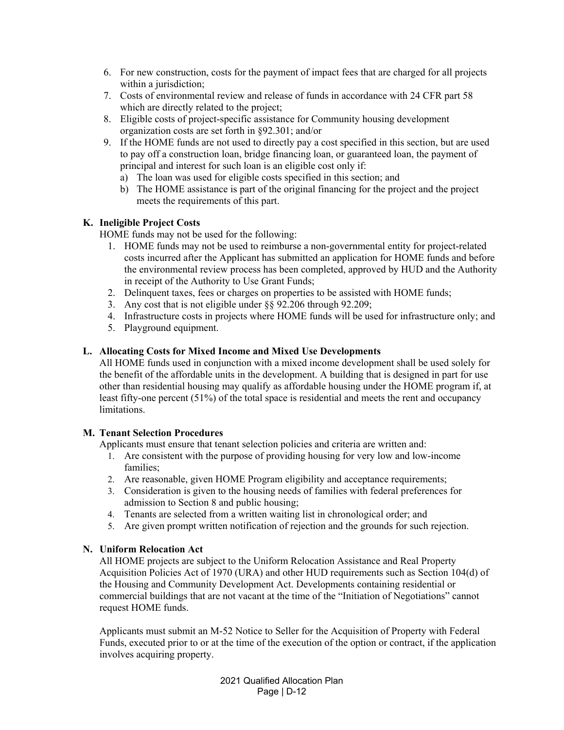6. For new construction, costs for the payment of impact fees that are charged for all projects within a jurisdiction;
7. Costs of environmental review and release of funds in accordance with 24 CFR part 58 which are directly related to the project;
8. Eligible costs of project-specific assistance for Community housing development organization costs are set forth in §92.301; and/or
9. If the HOME funds are not used to directly pay a cost specified in this section, but are used to pay off a construction loan, bridge financing loan, or guaranteed loan, the payment of principal and interest for such loan is an eligible cost only if:
   a) The loan was used for eligible costs specified in this section; and
   b) The HOME assistance is part of the original financing for the project and the project meets the requirements of this part.

**K. Ineligible Project Costs**

HOME funds may not be used for the following:

1. HOME funds may not be used to reimburse a non-governmental entity for project-related costs incurred after the Applicant has submitted an application for HOME funds and before the environmental review process has been completed, approved by HUD and the Authority in receipt of the Authority to Use Grant Funds;
2. Delinquent taxes, fees or charges on properties to be assisted with HOME funds;
3. Any cost that is not eligible under §§ 92.206 through 92.209;
4. Infrastructure costs in projects where HOME funds will be used for infrastructure only; and
5. Playground equipment.

**L. Allocating Costs for Mixed Income and Mixed Use Developments**

All HOME funds used in conjunction with a mixed income development shall be used solely for the benefit of the affordable units in the development. A building that is designed in part for use other than residential housing may qualify as affordable housing under the HOME program if, at least fifty-one percent (51%) of the total space is residential and meets the rent and occupancy limitations.

**M. Tenant Selection Procedures**

Applicants must ensure that tenant selection policies and criteria are written and:

1. Are consistent with the purpose of providing housing for very low and low-income families;
2. Are reasonable, given HOME Program eligibility and acceptance requirements;
3. Consideration is given to the housing needs of families with federal preferences for admission to Section 8 and public housing;
4. Tenants are selected from a written waiting list in chronological order; and
5. Are given prompt written notification of rejection and the grounds for such rejection.

**N. Uniform Relocation Act**

All HOME projects are subject to the Uniform Relocation Assistance and Real Property Acquisition Policies Act of 1970 (URA) and other HUD requirements such as Section 104(d) of the Housing and Community Development Act. Developments containing residential or commercial buildings that are not vacant at the time of the "Initiation of Negotiations" cannot request HOME funds.

Applicants must submit an M-52 Notice to Seller for the Acquisition of Property with Federal Funds, executed prior to or at the time of the execution of the option or contract, if the application involves acquiring property.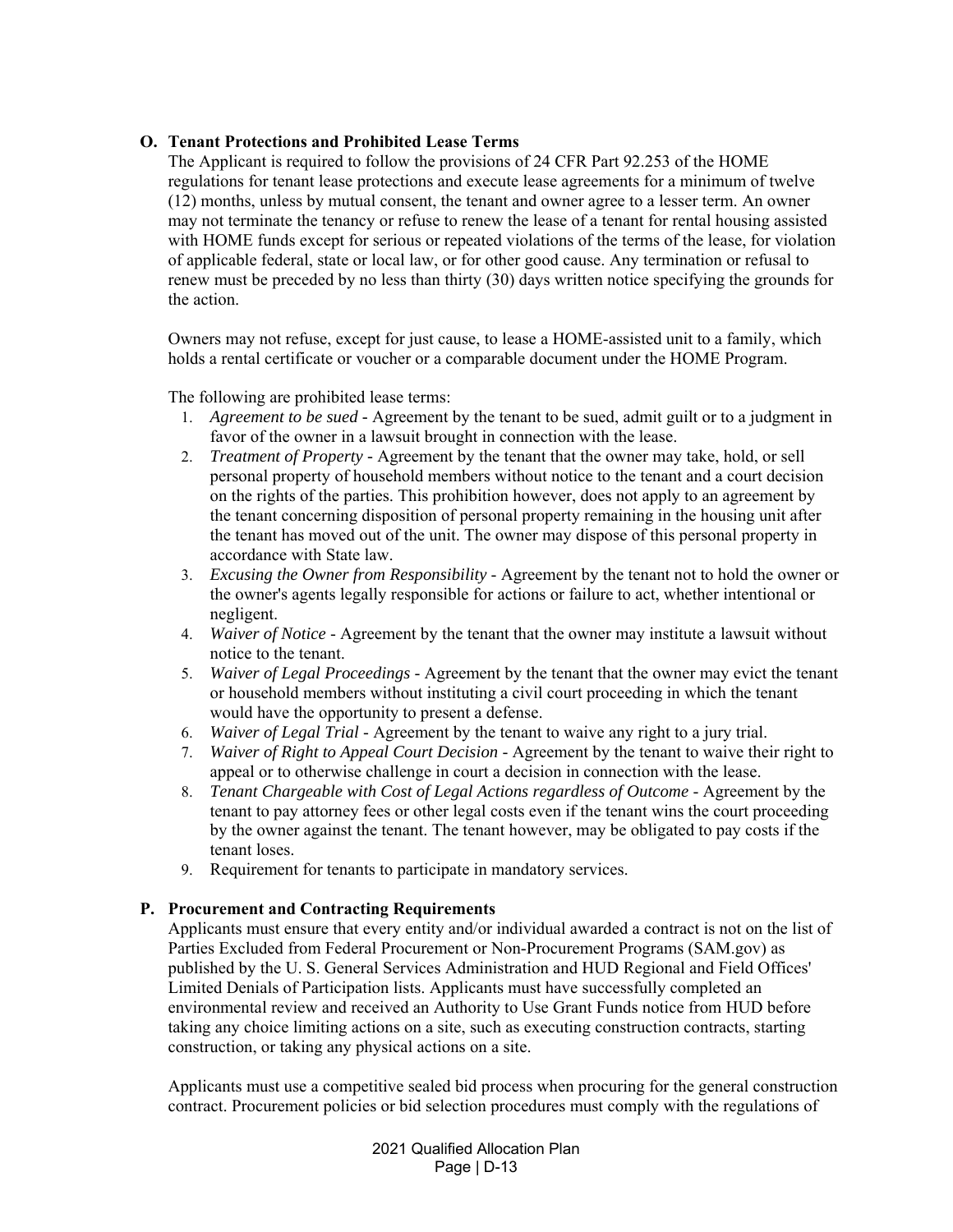### O. Tenant Protections and Prohibited Lease Terms

The Applicant is required to follow the provisions of 24 CFR Part 92.253 of the HOME regulations for tenant lease protections and execute lease agreements for a minimum of twelve (12) months, unless by mutual consent, the tenant and owner agree to a lesser term. An owner may not terminate the tenancy or refuse to renew the lease of a tenant for rental housing assisted with HOME funds except for serious or repeated violations of the terms of the lease, for violation of applicable federal, state or local law, or for other good cause. Any termination or refusal to renew must be preceded by no less than thirty (30) days written notice specifying the grounds for the action.

Owners may not refuse, except for just cause, to lease a HOME-assisted unit to a family, which holds a rental certificate or voucher or a comparable document under the HOME Program.

The following are prohibited lease terms:

1. *Agreement to be sued* - Agreement by the tenant to be sued, admit guilt or to a judgment in favor of the owner in a lawsuit brought in connection with the lease.
2. *Treatment of Property* - Agreement by the tenant that the owner may take, hold, or sell personal property of household members without notice to the tenant and a court decision on the rights of the parties. This prohibition however, does not apply to an agreement by the tenant concerning disposition of personal property remaining in the housing unit after the tenant has moved out of the unit. The owner may dispose of this personal property in accordance with State law.
3. *Excusing the Owner from Responsibility* - Agreement by the tenant not to hold the owner or the owner's agents legally responsible for actions or failure to act, whether intentional or negligent.
4. *Waiver of Notice* - Agreement by the tenant that the owner may institute a lawsuit without notice to the tenant.
5. *Waiver of Legal Proceedings* - Agreement by the tenant that the owner may evict the tenant or household members without instituting a civil court proceeding in which the tenant would have the opportunity to present a defense.
6. *Waiver of Legal Trial* - Agreement by the tenant to waive any right to a jury trial.
7. *Waiver of Right to Appeal Court Decision* - Agreement by the tenant to waive their right to appeal or to otherwise challenge in court a decision in connection with the lease.
8. *Tenant Chargeable with Cost of Legal Actions regardless of Outcome* - Agreement by the tenant to pay attorney fees or other legal costs even if the tenant wins the court proceeding by the owner against the tenant. The tenant however, may be obligated to pay costs if the tenant loses.
9. Requirement for tenants to participate in mandatory services.

### P. Procurement and Contracting Requirements

Applicants must ensure that every entity and/or individual awarded a contract is not on the list of Parties Excluded from Federal Procurement or Non-Procurement Programs (SAM.gov) as published by the U. S. General Services Administration and HUD Regional and Field Offices' Limited Denials of Participation lists. Applicants must have successfully completed an environmental review and received an Authority to Use Grant Funds notice from HUD before taking any choice limiting actions on a site, such as executing construction contracts, starting construction, or taking any physical actions on a site.

Applicants must use a competitive sealed bid process when procuring for the general construction contract. Procurement policies or bid selection procedures must comply with the regulations of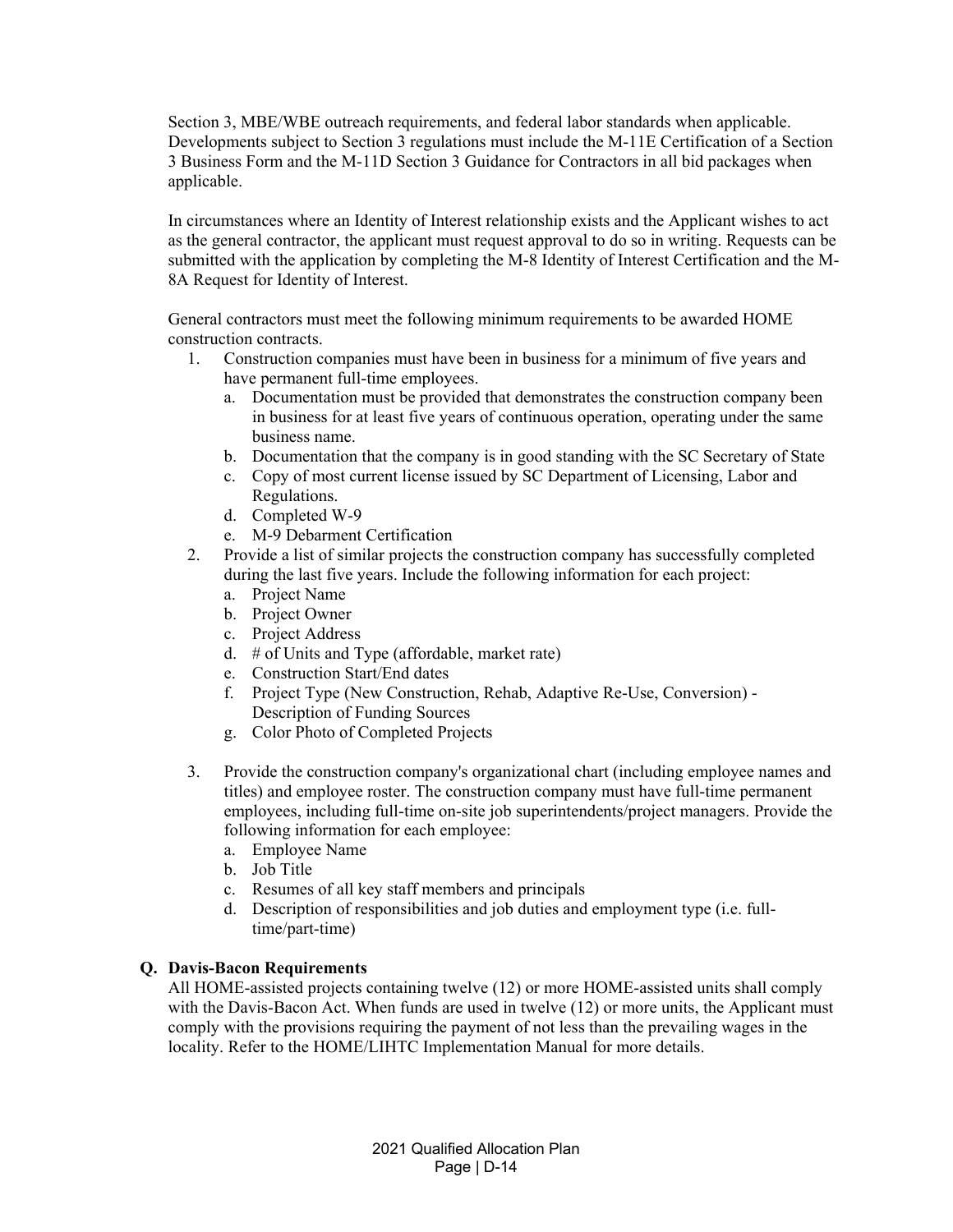Section 3, MBE/WBE outreach requirements, and federal labor standards when applicable. Developments subject to Section 3 regulations must include the M-11E Certification of a Section 3 Business Form and the M-11D Section 3 Guidance for Contractors in all bid packages when applicable.

In circumstances where an Identity of Interest relationship exists and the Applicant wishes to act as the general contractor, the applicant must request approval to do so in writing. Requests can be submitted with the application by completing the M-8 Identity of Interest Certification and the M-8A Request for Identity of Interest.

General contractors must meet the following minimum requirements to be awarded HOME construction contracts.

1. Construction companies must have been in business for a minimum of five years and have permanent full-time employees.
   a. Documentation must be provided that demonstrates the construction company been in business for at least five years of continuous operation, operating under the same business name.
   b. Documentation that the company is in good standing with the SC Secretary of State
   c. Copy of most current license issued by SC Department of Licensing, Labor and Regulations.
   d. Completed W-9
   e. M-9 Debarment Certification
2. Provide a list of similar projects the construction company has successfully completed during the last five years. Include the following information for each project:
   a. Project Name
   b. Project Owner
   c. Project Address
   d. # of Units and Type (affordable, market rate)
   e. Construction Start/End dates
   f. Project Type (New Construction, Rehab, Adaptive Re-Use, Conversion) - Description of Funding Sources
   g. Color Photo of Completed Projects
3. Provide the construction company's organizational chart (including employee names and titles) and employee roster. The construction company must have full-time permanent employees, including full-time on-site job superintendents/project managers. Provide the following information for each employee:
   a. Employee Name
   b. Job Title
   c. Resumes of all key staff members and principals
   d. Description of responsibilities and job duties and employment type (i.e. full-time/part-time)

### Q. Davis-Bacon Requirements

All HOME-assisted projects containing twelve (12) or more HOME-assisted units shall comply with the Davis-Bacon Act. When funds are used in twelve (12) or more units, the Applicant must comply with the provisions requiring the payment of not less than the prevailing wages in the locality. Refer to the HOME/LIHTC Implementation Manual for more details.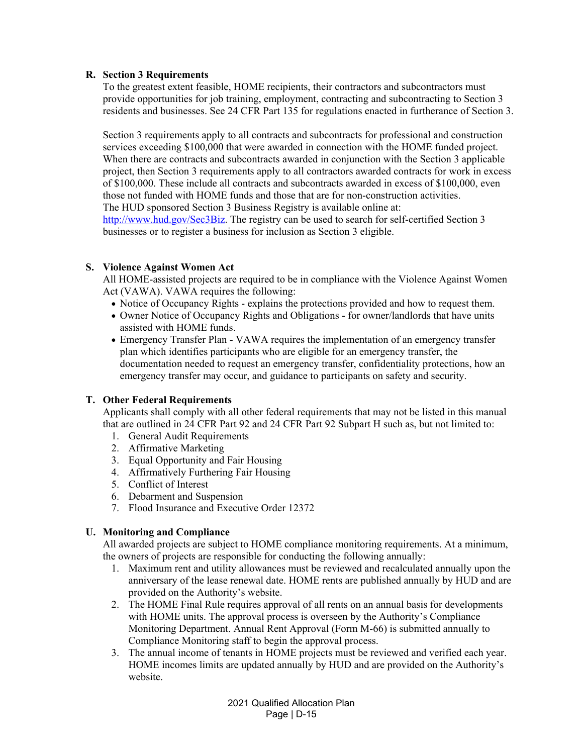### R. Section 3 Requirements

To the greatest extent feasible, HOME recipients, their contractors and subcontractors must provide opportunities for job training, employment, contracting and subcontracting to Section 3 residents and businesses. See 24 CFR Part 135 for regulations enacted in furtherance of Section 3.

Section 3 requirements apply to all contracts and subcontracts for professional and construction services exceeding $100,000 that were awarded in connection with the HOME funded project. When there are contracts and subcontracts awarded in conjunction with the Section 3 applicable project, then Section 3 requirements apply to all contractors awarded contracts for work in excess of $100,000. These include all contracts and subcontracts awarded in excess of $100,000, even those not funded with HOME funds and those that are for non-construction activities. The HUD sponsored Section 3 Business Registry is available online at: [http://www.hud.gov/Sec3Biz](http://www.hud.gov/Sec3Biz). The registry can be used to search for self-certified Section 3 businesses or to register a business for inclusion as Section 3 eligible.

### S. Violence Against Women Act

All HOME-assisted projects are required to be in compliance with the Violence Against Women Act (VAWA). VAWA requires the following:

- Notice of Occupancy Rights - explains the protections provided and how to request them.
- Owner Notice of Occupancy Rights and Obligations - for owner/landlords that have units assisted with HOME funds.
- Emergency Transfer Plan - VAWA requires the implementation of an emergency transfer plan which identifies participants who are eligible for an emergency transfer, the documentation needed to request an emergency transfer, confidentiality protections, how an emergency transfer may occur, and guidance to participants on safety and security.

### T. Other Federal Requirements

Applicants shall comply with all other federal requirements that may not be listed in this manual that are outlined in 24 CFR Part 92 and 24 CFR Part 92 Subpart H such as, but not limited to:

1. General Audit Requirements
2. Affirmative Marketing
3. Equal Opportunity and Fair Housing
4. Affirmatively Furthering Fair Housing
5. Conflict of Interest
6. Debarment and Suspension
7. Flood Insurance and Executive Order 12372

### U. Monitoring and Compliance

All awarded projects are subject to HOME compliance monitoring requirements. At a minimum, the owners of projects are responsible for conducting the following annually:

1. Maximum rent and utility allowances must be reviewed and recalculated annually upon the anniversary of the lease renewal date. HOME rents are published annually by HUD and are provided on the Authority's website.
2. The HOME Final Rule requires approval of all rents on an annual basis for developments with HOME units. The approval process is overseen by the Authority's Compliance Monitoring Department. Annual Rent Approval (Form M-66) is submitted annually to Compliance Monitoring staff to begin the approval process.
3. The annual income of tenants in HOME projects must be reviewed and verified each year. HOME incomes limits are updated annually by HUD and are provided on the Authority's website.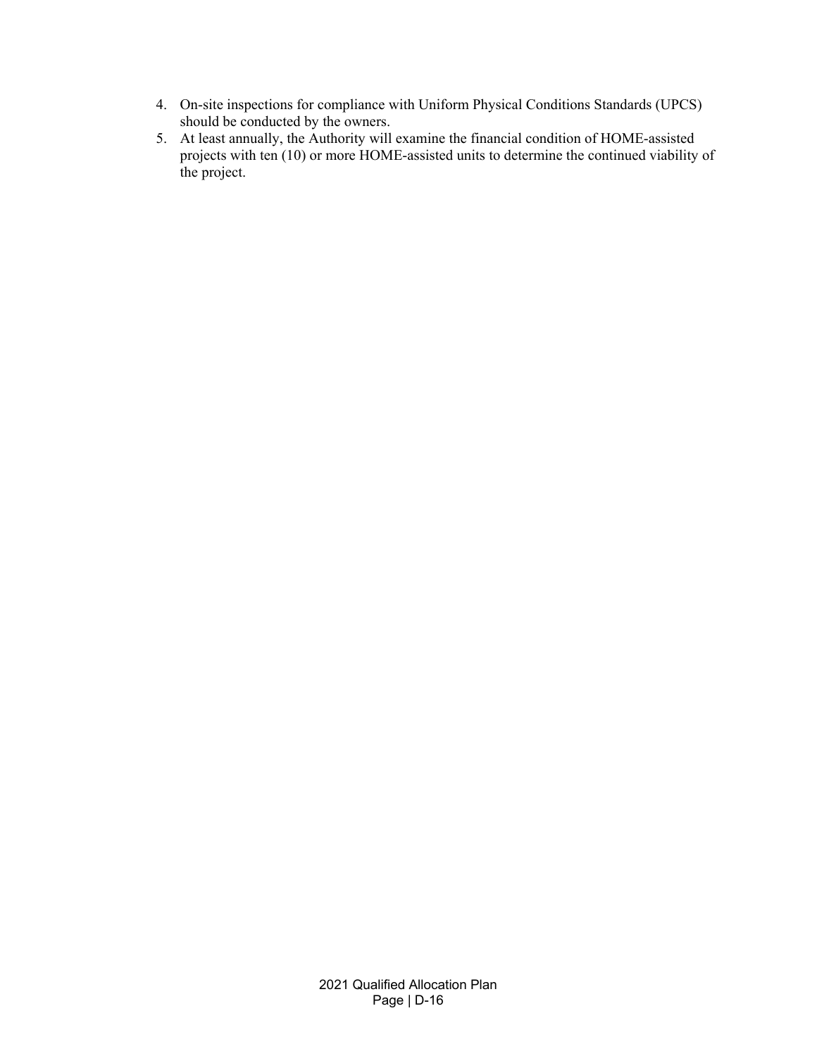4. On-site inspections for compliance with Uniform Physical Conditions Standards (UPCS) should be conducted by the owners.
5. At least annually, the Authority will examine the financial condition of HOME-assisted projects with ten (10) or more HOME-assisted units to determine the continued viability of the project.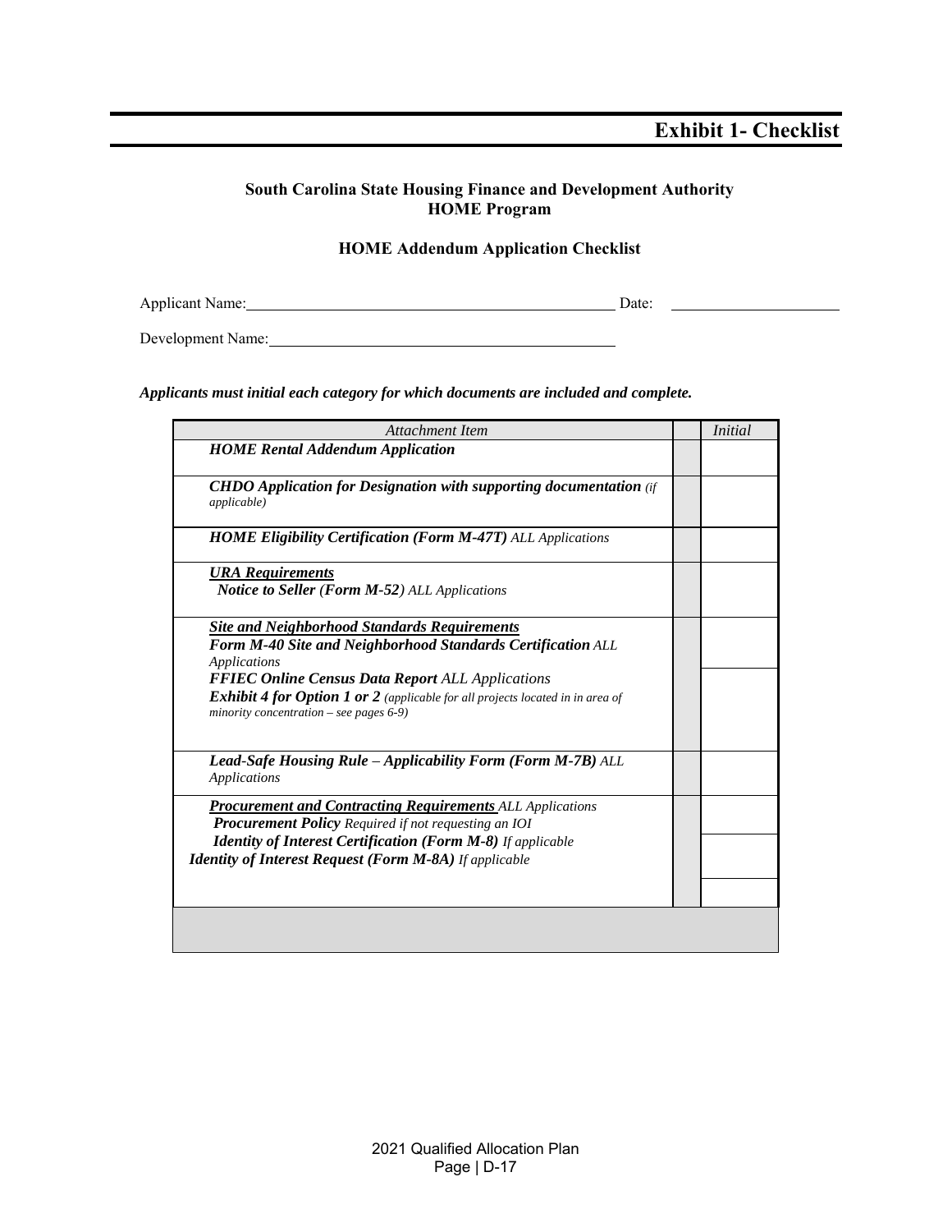# Exhibit 1- Checklist

**South Carolina State Housing Finance and Development Authority**
**HOME Program**

**HOME Addendum Application Checklist**

Applicant Name:_______________________________________________ Date: ____________________

Development Name:_________________________________________

***Applicants must initial each category for which documents are included and complete.***

| *Attachment Item* | | *Initial* |
|---|---|---|
| ***HOME Rental Addendum Application*** | | |
| ***CHDO Application for Designation with supporting documentation*** *(if applicable)* | | |
| ***HOME Eligibility Certification (Form M-47T)*** *ALL Applications* | | |
| ***URA Requirements*** ***Notice to Seller (Form M-52)*** *ALL Applications* | | |
| ***Site and Neighborhood Standards Requirements*** ***Form M-40 Site and Neighborhood Standards Certification*** *ALL Applications* | | |
| ***FFIEC Online Census Data Report*** *ALL Applications* ***Exhibit 4 for Option 1 or 2*** *(applicable for all projects located in in area of minority concentration – see pages 6-9)* | | |
| ***Lead-Safe Housing Rule – Applicability Form (Form M-7B)*** *ALL Applications* | | |
| ***Procurement and Contracting Requirements*** *ALL Applications* ***Procurement Policy*** *Required if not requesting an IOI* | | |
| ***Identity of Interest Certification (Form M-8)*** *If applicable* ***Identity of Interest Request (Form M-8A)*** *If applicable* | | |
| | | |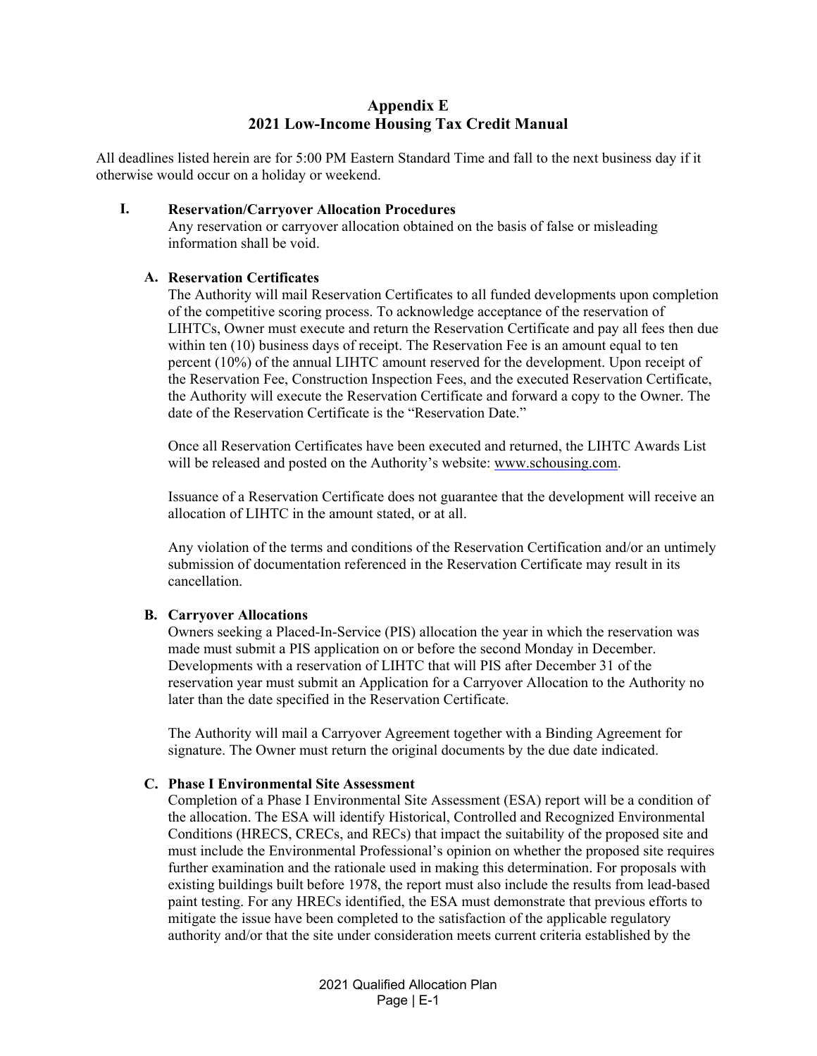# Appendix E
# 2021 Low-Income Housing Tax Credit Manual

All deadlines listed herein are for 5:00 PM Eastern Standard Time and fall to the next business day if it otherwise would occur on a holiday or weekend.

## I. Reservation/Carryover Allocation Procedures

Any reservation or carryover allocation obtained on the basis of false or misleading information shall be void.

### A. Reservation Certificates

The Authority will mail Reservation Certificates to all funded developments upon completion of the competitive scoring process. To acknowledge acceptance of the reservation of LIHTCs, Owner must execute and return the Reservation Certificate and pay all fees then due within ten (10) business days of receipt. The Reservation Fee is an amount equal to ten percent (10%) of the annual LIHTC amount reserved for the development. Upon receipt of the Reservation Fee, Construction Inspection Fees, and the executed Reservation Certificate, the Authority will execute the Reservation Certificate and forward a copy to the Owner. The date of the Reservation Certificate is the "Reservation Date."

Once all Reservation Certificates have been executed and returned, the LIHTC Awards List will be released and posted on the Authority's website: www.schousing.com.

Issuance of a Reservation Certificate does not guarantee that the development will receive an allocation of LIHTC in the amount stated, or at all.

Any violation of the terms and conditions of the Reservation Certification and/or an untimely submission of documentation referenced in the Reservation Certificate may result in its cancellation.

### B. Carryover Allocations

Owners seeking a Placed-In-Service (PIS) allocation the year in which the reservation was made must submit a PIS application on or before the second Monday in December. Developments with a reservation of LIHTC that will PIS after December 31 of the reservation year must submit an Application for a Carryover Allocation to the Authority no later than the date specified in the Reservation Certificate.

The Authority will mail a Carryover Agreement together with a Binding Agreement for signature. The Owner must return the original documents by the due date indicated.

### C. Phase I Environmental Site Assessment

Completion of a Phase I Environmental Site Assessment (ESA) report will be a condition of the allocation. The ESA will identify Historical, Controlled and Recognized Environmental Conditions (HRECS, CRECs, and RECs) that impact the suitability of the proposed site and must include the Environmental Professional's opinion on whether the proposed site requires further examination and the rationale used in making this determination. For proposals with existing buildings built before 1978, the report must also include the results from lead-based paint testing. For any HRECs identified, the ESA must demonstrate that previous efforts to mitigate the issue have been completed to the satisfaction of the applicable regulatory authority and/or that the site under consideration meets current criteria established by the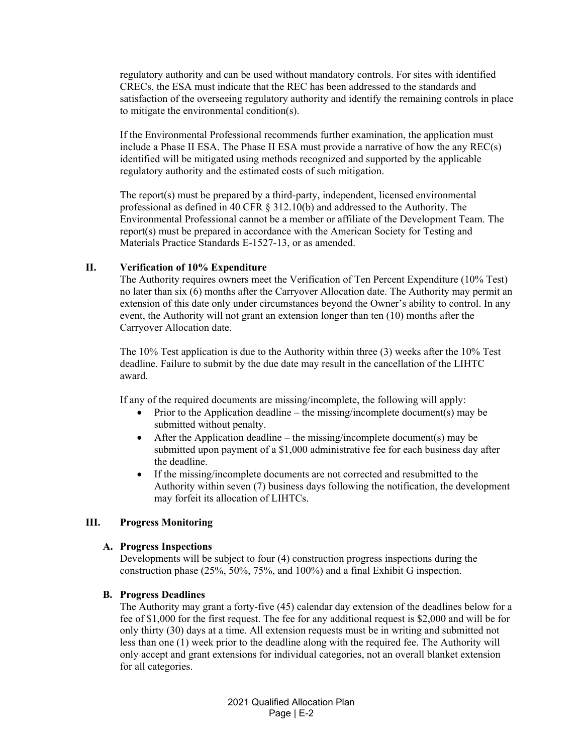regulatory authority and can be used without mandatory controls. For sites with identified CRECs, the ESA must indicate that the REC has been addressed to the standards and satisfaction of the overseeing regulatory authority and identify the remaining controls in place to mitigate the environmental condition(s).

If the Environmental Professional recommends further examination, the application must include a Phase II ESA. The Phase II ESA must provide a narrative of how the any REC(s) identified will be mitigated using methods recognized and supported by the applicable regulatory authority and the estimated costs of such mitigation.

The report(s) must be prepared by a third-party, independent, licensed environmental professional as defined in 40 CFR § 312.10(b) and addressed to the Authority. The Environmental Professional cannot be a member or affiliate of the Development Team. The report(s) must be prepared in accordance with the American Society for Testing and Materials Practice Standards E-1527-13, or as amended.

## II. Verification of 10% Expenditure

The Authority requires owners meet the Verification of Ten Percent Expenditure (10% Test) no later than six (6) months after the Carryover Allocation date. The Authority may permit an extension of this date only under circumstances beyond the Owner's ability to control. In any event, the Authority will not grant an extension longer than ten (10) months after the Carryover Allocation date.

The 10% Test application is due to the Authority within three (3) weeks after the 10% Test deadline. Failure to submit by the due date may result in the cancellation of the LIHTC award.

If any of the required documents are missing/incomplete, the following will apply:

- Prior to the Application deadline – the missing/incomplete document(s) may be submitted without penalty.
- After the Application deadline – the missing/incomplete document(s) may be submitted upon payment of a $1,000 administrative fee for each business day after the deadline.
- If the missing/incomplete documents are not corrected and resubmitted to the Authority within seven (7) business days following the notification, the development may forfeit its allocation of LIHTCs.

## III. Progress Monitoring

### A. Progress Inspections

Developments will be subject to four (4) construction progress inspections during the construction phase (25%, 50%, 75%, and 100%) and a final Exhibit G inspection.

### B. Progress Deadlines

The Authority may grant a forty-five (45) calendar day extension of the deadlines below for a fee of $1,000 for the first request. The fee for any additional request is $2,000 and will be for only thirty (30) days at a time. All extension requests must be in writing and submitted not less than one (1) week prior to the deadline along with the required fee. The Authority will only accept and grant extensions for individual categories, not an overall blanket extension for all categories.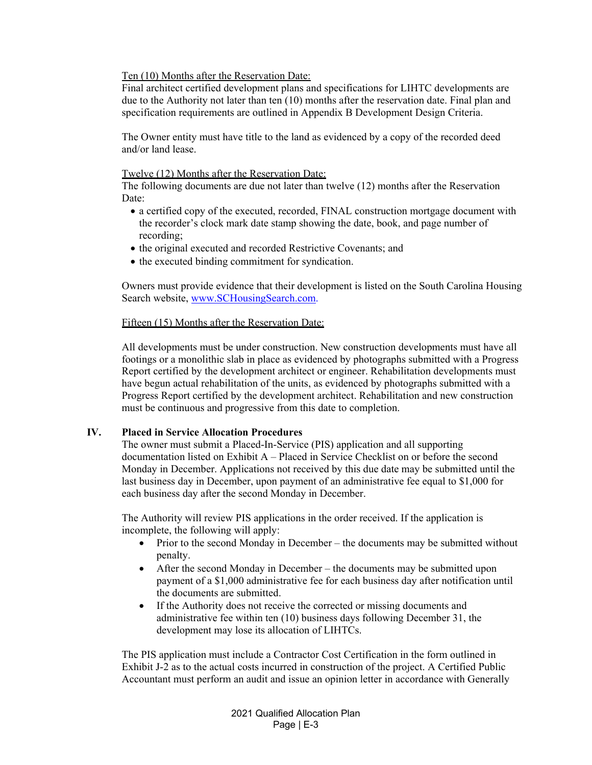Ten (10) Months after the Reservation Date:
Final architect certified development plans and specifications for LIHTC developments are due to the Authority not later than ten (10) months after the reservation date. Final plan and specification requirements are outlined in Appendix B Development Design Criteria.

The Owner entity must have title to the land as evidenced by a copy of the recorded deed and/or land lease.

Twelve (12) Months after the Reservation Date:
The following documents are due not later than twelve (12) months after the Reservation Date:

- a certified copy of the executed, recorded, FINAL construction mortgage document with the recorder's clock mark date stamp showing the date, book, and page number of recording;
- the original executed and recorded Restrictive Covenants; and
- the executed binding commitment for syndication.

Owners must provide evidence that their development is listed on the South Carolina Housing Search website, www.SCHousingSearch.com.

Fifteen (15) Months after the Reservation Date:

All developments must be under construction. New construction developments must have all footings or a monolithic slab in place as evidenced by photographs submitted with a Progress Report certified by the development architect or engineer. Rehabilitation developments must have begun actual rehabilitation of the units, as evidenced by photographs submitted with a Progress Report certified by the development architect. Rehabilitation and new construction must be continuous and progressive from this date to completion.

## IV. Placed in Service Allocation Procedures

The owner must submit a Placed-In-Service (PIS) application and all supporting documentation listed on Exhibit A – Placed in Service Checklist on or before the second Monday in December. Applications not received by this due date may be submitted until the last business day in December, upon payment of an administrative fee equal to $1,000 for each business day after the second Monday in December.

The Authority will review PIS applications in the order received. If the application is incomplete, the following will apply:

- Prior to the second Monday in December – the documents may be submitted without penalty.
- After the second Monday in December – the documents may be submitted upon payment of a $1,000 administrative fee for each business day after notification until the documents are submitted.
- If the Authority does not receive the corrected or missing documents and administrative fee within ten (10) business days following December 31, the development may lose its allocation of LIHTCs.

The PIS application must include a Contractor Cost Certification in the form outlined in Exhibit J-2 as to the actual costs incurred in construction of the project. A Certified Public Accountant must perform an audit and issue an opinion letter in accordance with Generally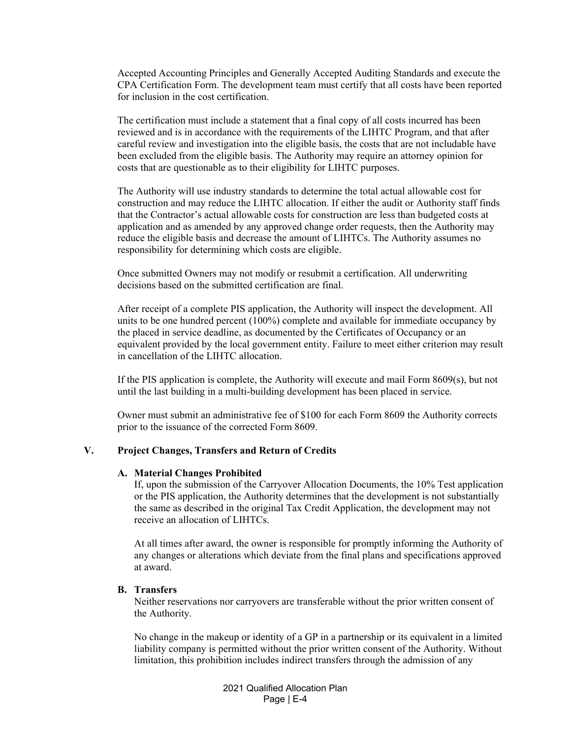Accepted Accounting Principles and Generally Accepted Auditing Standards and execute the CPA Certification Form. The development team must certify that all costs have been reported for inclusion in the cost certification.

The certification must include a statement that a final copy of all costs incurred has been reviewed and is in accordance with the requirements of the LIHTC Program, and that after careful review and investigation into the eligible basis, the costs that are not includable have been excluded from the eligible basis. The Authority may require an attorney opinion for costs that are questionable as to their eligibility for LIHTC purposes.

The Authority will use industry standards to determine the total actual allowable cost for construction and may reduce the LIHTC allocation. If either the audit or Authority staff finds that the Contractor's actual allowable costs for construction are less than budgeted costs at application and as amended by any approved change order requests, then the Authority may reduce the eligible basis and decrease the amount of LIHTCs. The Authority assumes no responsibility for determining which costs are eligible.

Once submitted Owners may not modify or resubmit a certification. All underwriting decisions based on the submitted certification are final.

After receipt of a complete PIS application, the Authority will inspect the development. All units to be one hundred percent (100%) complete and available for immediate occupancy by the placed in service deadline, as documented by the Certificates of Occupancy or an equivalent provided by the local government entity. Failure to meet either criterion may result in cancellation of the LIHTC allocation.

If the PIS application is complete, the Authority will execute and mail Form 8609(s), but not until the last building in a multi-building development has been placed in service.

Owner must submit an administrative fee of $100 for each Form 8609 the Authority corrects prior to the issuance of the corrected Form 8609.

## V. Project Changes, Transfers and Return of Credits

### A. Material Changes Prohibited

If, upon the submission of the Carryover Allocation Documents, the 10% Test application or the PIS application, the Authority determines that the development is not substantially the same as described in the original Tax Credit Application, the development may not receive an allocation of LIHTCs.

At all times after award, the owner is responsible for promptly informing the Authority of any changes or alterations which deviate from the final plans and specifications approved at award.

### B. Transfers

Neither reservations nor carryovers are transferable without the prior written consent of the Authority.

No change in the makeup or identity of a GP in a partnership or its equivalent in a limited liability company is permitted without the prior written consent of the Authority. Without limitation, this prohibition includes indirect transfers through the admission of any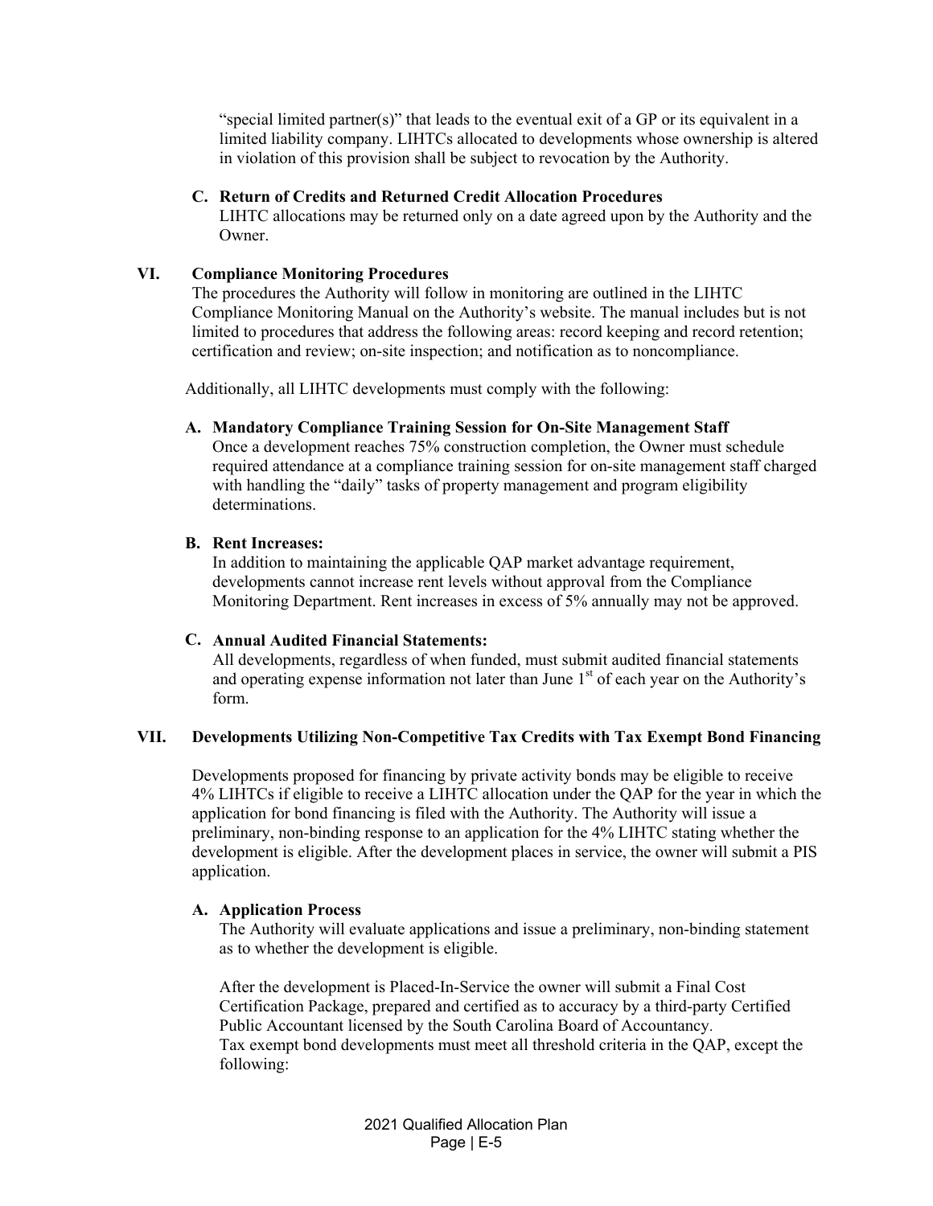"special limited partner(s)" that leads to the eventual exit of a GP or its equivalent in a limited liability company. LIHTCs allocated to developments whose ownership is altered in violation of this provision shall be subject to revocation by the Authority.

**C. Return of Credits and Returned Credit Allocation Procedures**

LIHTC allocations may be returned only on a date agreed upon by the Authority and the Owner.

## VI. Compliance Monitoring Procedures

The procedures the Authority will follow in monitoring are outlined in the LIHTC Compliance Monitoring Manual on the Authority's website. The manual includes but is not limited to procedures that address the following areas: record keeping and record retention; certification and review; on-site inspection; and notification as to noncompliance.

Additionally, all LIHTC developments must comply with the following:

**A. Mandatory Compliance Training Session for On-Site Management Staff**

Once a development reaches 75% construction completion, the Owner must schedule required attendance at a compliance training session for on-site management staff charged with handling the "daily" tasks of property management and program eligibility determinations.

**B. Rent Increases:**

In addition to maintaining the applicable QAP market advantage requirement, developments cannot increase rent levels without approval from the Compliance Monitoring Department. Rent increases in excess of 5% annually may not be approved.

**C. Annual Audited Financial Statements:**

All developments, regardless of when funded, must submit audited financial statements and operating expense information not later than June 1st of each year on the Authority's form.

## VII. Developments Utilizing Non-Competitive Tax Credits with Tax Exempt Bond Financing

Developments proposed for financing by private activity bonds may be eligible to receive 4% LIHTCs if eligible to receive a LIHTC allocation under the QAP for the year in which the application for bond financing is filed with the Authority. The Authority will issue a preliminary, non-binding response to an application for the 4% LIHTC stating whether the development is eligible. After the development places in service, the owner will submit a PIS application.

**A. Application Process**

The Authority will evaluate applications and issue a preliminary, non-binding statement as to whether the development is eligible.

After the development is Placed-In-Service the owner will submit a Final Cost Certification Package, prepared and certified as to accuracy by a third-party Certified Public Accountant licensed by the South Carolina Board of Accountancy.
Tax exempt bond developments must meet all threshold criteria in the QAP, except the following: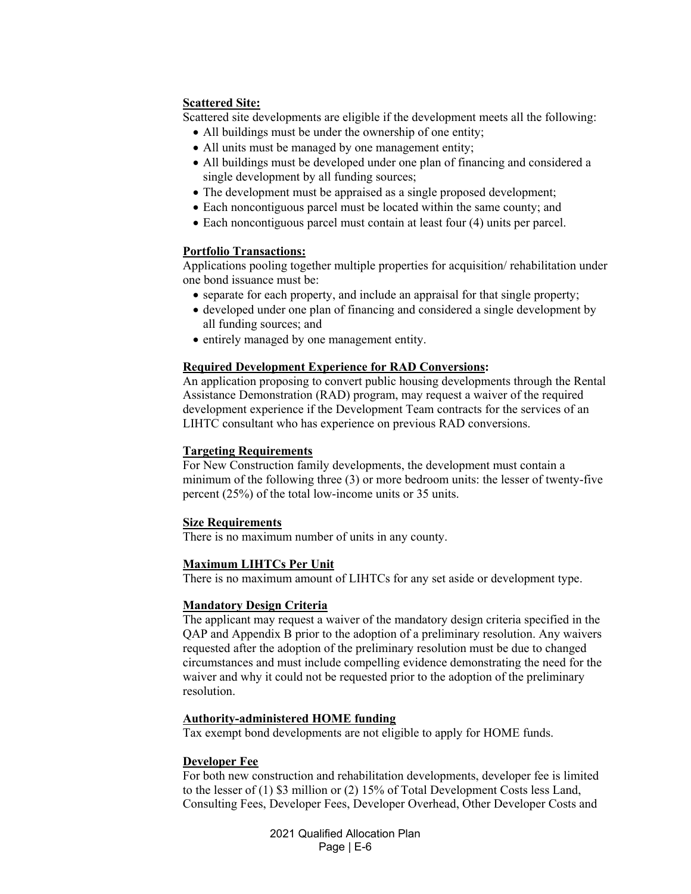**Scattered Site:**

Scattered site developments are eligible if the development meets all the following:

- All buildings must be under the ownership of one entity;
- All units must be managed by one management entity;
- All buildings must be developed under one plan of financing and considered a single development by all funding sources;
- The development must be appraised as a single proposed development;
- Each noncontiguous parcel must be located within the same county; and
- Each noncontiguous parcel must contain at least four (4) units per parcel.

**Portfolio Transactions:**

Applications pooling together multiple properties for acquisition/ rehabilitation under one bond issuance must be:

- separate for each property, and include an appraisal for that single property;
- developed under one plan of financing and considered a single development by all funding sources; and
- entirely managed by one management entity.

**Required Development Experience for RAD Conversions:**

An application proposing to convert public housing developments through the Rental Assistance Demonstration (RAD) program, may request a waiver of the required development experience if the Development Team contracts for the services of an LIHTC consultant who has experience on previous RAD conversions.

**Targeting Requirements**

For New Construction family developments, the development must contain a minimum of the following three (3) or more bedroom units: the lesser of twenty-five percent (25%) of the total low-income units or 35 units.

**Size Requirements**

There is no maximum number of units in any county.

**Maximum LIHTCs Per Unit**

There is no maximum amount of LIHTCs for any set aside or development type.

**Mandatory Design Criteria**

The applicant may request a waiver of the mandatory design criteria specified in the QAP and Appendix B prior to the adoption of a preliminary resolution. Any waivers requested after the adoption of the preliminary resolution must be due to changed circumstances and must include compelling evidence demonstrating the need for the waiver and why it could not be requested prior to the adoption of the preliminary resolution.

**Authority-administered HOME funding**

Tax exempt bond developments are not eligible to apply for HOME funds.

**Developer Fee**

For both new construction and rehabilitation developments, developer fee is limited to the lesser of (1) $3 million or (2) 15% of Total Development Costs less Land, Consulting Fees, Developer Fees, Developer Overhead, Other Developer Costs and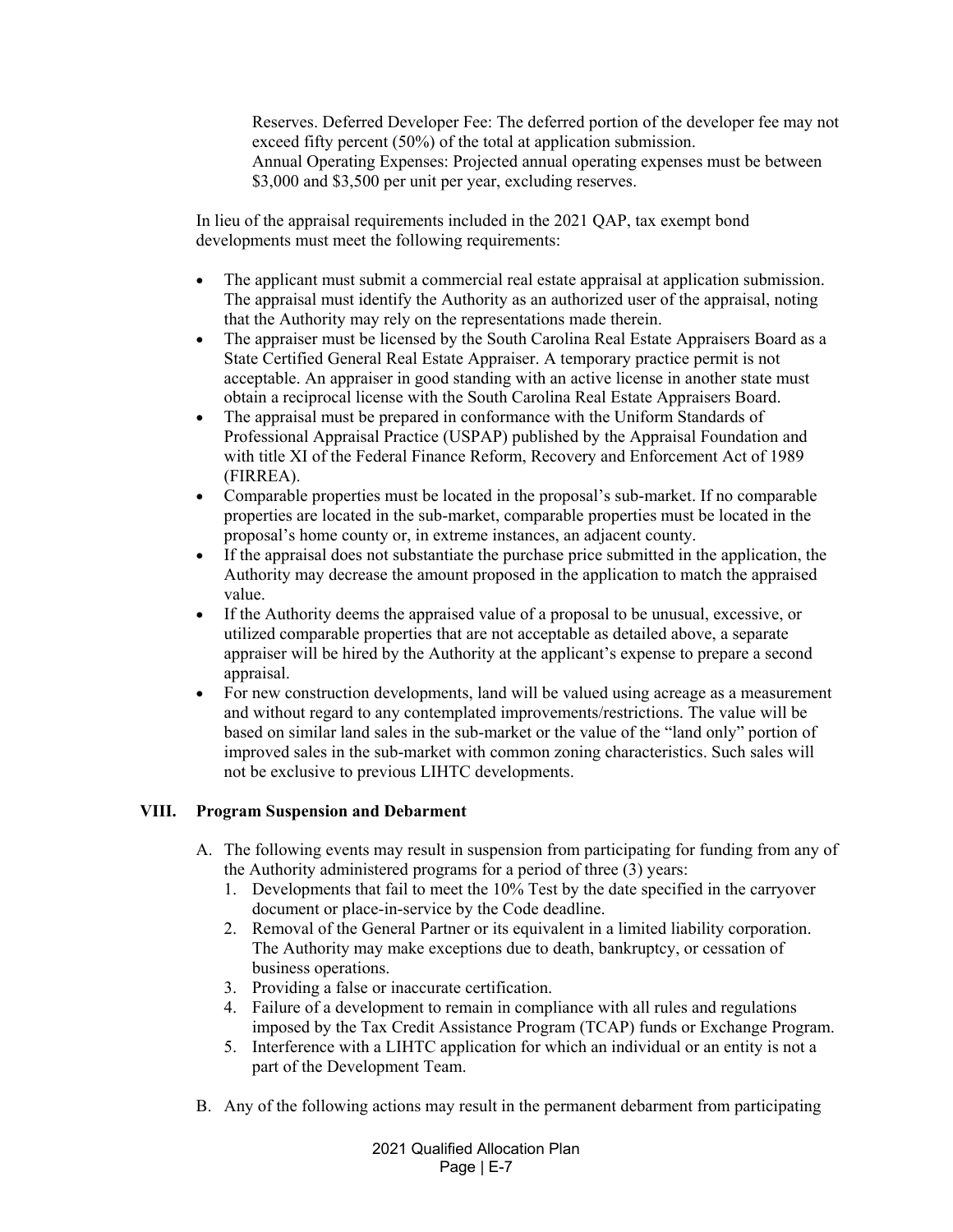Reserves. Deferred Developer Fee: The deferred portion of the developer fee may not exceed fifty percent (50%) of the total at application submission.
Annual Operating Expenses: Projected annual operating expenses must be between $3,000 and $3,500 per unit per year, excluding reserves.

In lieu of the appraisal requirements included in the 2021 QAP, tax exempt bond developments must meet the following requirements:

- The applicant must submit a commercial real estate appraisal at application submission. The appraisal must identify the Authority as an authorized user of the appraisal, noting that the Authority may rely on the representations made therein.
- The appraiser must be licensed by the South Carolina Real Estate Appraisers Board as a State Certified General Real Estate Appraiser. A temporary practice permit is not acceptable. An appraiser in good standing with an active license in another state must obtain a reciprocal license with the South Carolina Real Estate Appraisers Board.
- The appraisal must be prepared in conformance with the Uniform Standards of Professional Appraisal Practice (USPAP) published by the Appraisal Foundation and with title XI of the Federal Finance Reform, Recovery and Enforcement Act of 1989 (FIRREA).
- Comparable properties must be located in the proposal's sub-market. If no comparable properties are located in the sub-market, comparable properties must be located in the proposal's home county or, in extreme instances, an adjacent county.
- If the appraisal does not substantiate the purchase price submitted in the application, the Authority may decrease the amount proposed in the application to match the appraised value.
- If the Authority deems the appraised value of a proposal to be unusual, excessive, or utilized comparable properties that are not acceptable as detailed above, a separate appraiser will be hired by the Authority at the applicant's expense to prepare a second appraisal.
- For new construction developments, land will be valued using acreage as a measurement and without regard to any contemplated improvements/restrictions. The value will be based on similar land sales in the sub-market or the value of the "land only" portion of improved sales in the sub-market with common zoning characteristics. Such sales will not be exclusive to previous LIHTC developments.

## VIII. Program Suspension and Debarment

A. The following events may result in suspension from participating for funding from any of the Authority administered programs for a period of three (3) years:
   1. Developments that fail to meet the 10% Test by the date specified in the carryover document or place-in-service by the Code deadline.
   2. Removal of the General Partner or its equivalent in a limited liability corporation. The Authority may make exceptions due to death, bankruptcy, or cessation of business operations.
   3. Providing a false or inaccurate certification.
   4. Failure of a development to remain in compliance with all rules and regulations imposed by the Tax Credit Assistance Program (TCAP) funds or Exchange Program.
   5. Interference with a LIHTC application for which an individual or an entity is not a part of the Development Team.

B. Any of the following actions may result in the permanent debarment from participating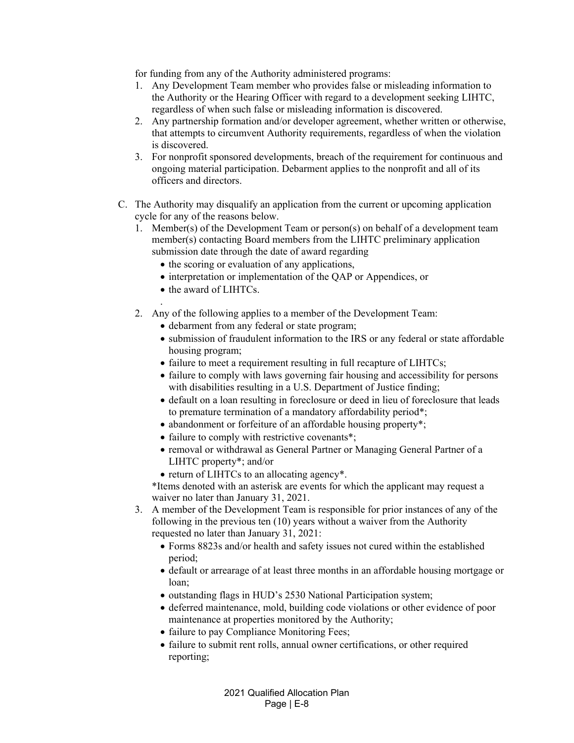for funding from any of the Authority administered programs:

1. Any Development Team member who provides false or misleading information to the Authority or the Hearing Officer with regard to a development seeking LIHTC, regardless of when such false or misleading information is discovered.
2. Any partnership formation and/or developer agreement, whether written or otherwise, that attempts to circumvent Authority requirements, regardless of when the violation is discovered.
3. For nonprofit sponsored developments, breach of the requirement for continuous and ongoing material participation. Debarment applies to the nonprofit and all of its officers and directors.

C. The Authority may disqualify an application from the current or upcoming application cycle for any of the reasons below.

1. Member(s) of the Development Team or person(s) on behalf of a development team member(s) contacting Board members from the LIHTC preliminary application submission date through the date of award regarding
   - the scoring or evaluation of any applications,
   - interpretation or implementation of the QAP or Appendices, or
   - the award of LIHTCs.

   .
2. Any of the following applies to a member of the Development Team:
   - debarment from any federal or state program;
   - submission of fraudulent information to the IRS or any federal or state affordable housing program;
   - failure to meet a requirement resulting in full recapture of LIHTCs;
   - failure to comply with laws governing fair housing and accessibility for persons with disabilities resulting in a U.S. Department of Justice finding;
   - default on a loan resulting in foreclosure or deed in lieu of foreclosure that leads to premature termination of a mandatory affordability period*;
   - abandonment or forfeiture of an affordable housing property*;
   - failure to comply with restrictive covenants*;
   - removal or withdrawal as General Partner or Managing General Partner of a LIHTC property*; and/or
   - return of LIHTCs to an allocating agency*.

   *Items denoted with an asterisk are events for which the applicant may request a waiver no later than January 31, 2021.
3. A member of the Development Team is responsible for prior instances of any of the following in the previous ten (10) years without a waiver from the Authority requested no later than January 31, 2021:
   - Forms 8823s and/or health and safety issues not cured within the established period;
   - default or arrearage of at least three months in an affordable housing mortgage or loan;
   - outstanding flags in HUD's 2530 National Participation system;
   - deferred maintenance, mold, building code violations or other evidence of poor maintenance at properties monitored by the Authority;
   - failure to pay Compliance Monitoring Fees;
   - failure to submit rent rolls, annual owner certifications, or other required reporting;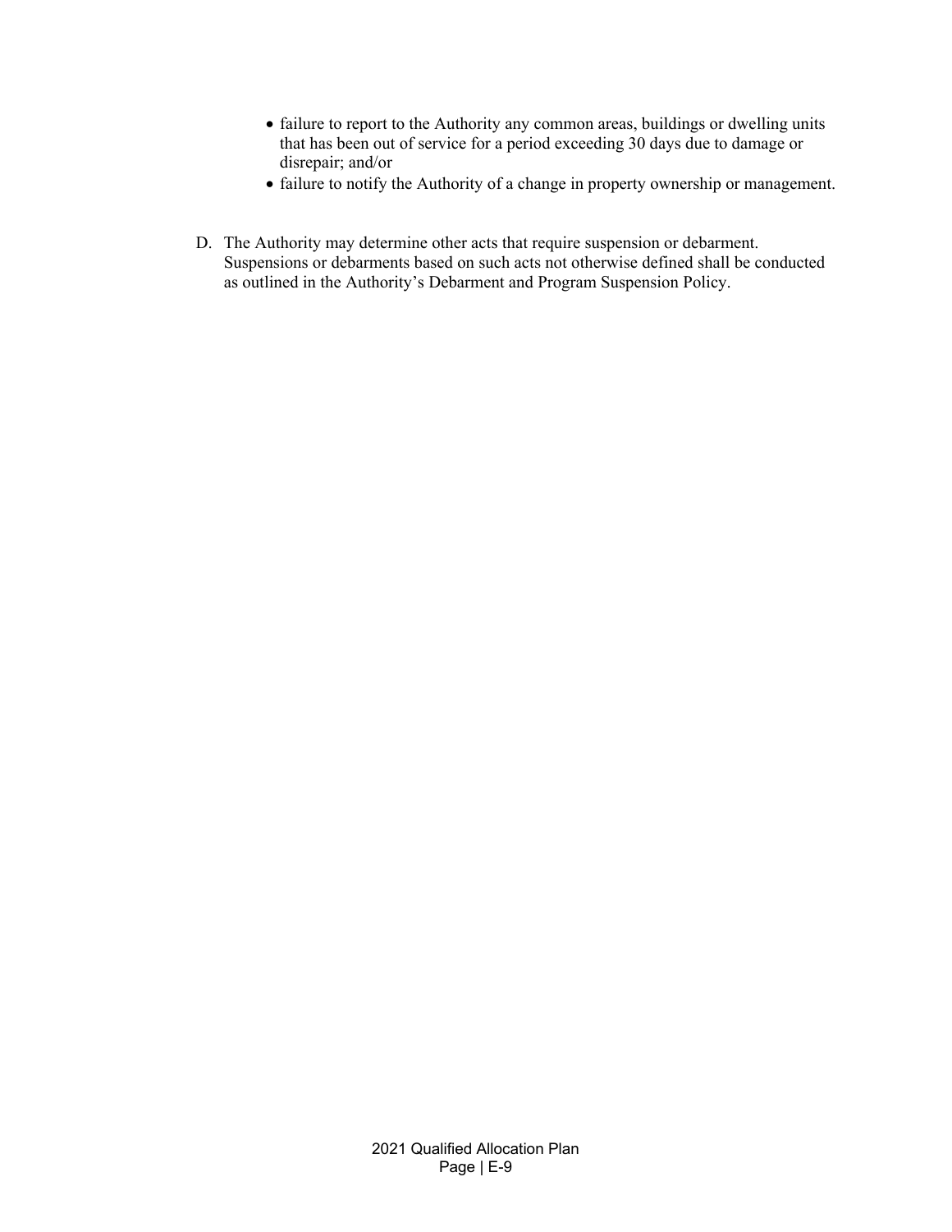- failure to report to the Authority any common areas, buildings or dwelling units that has been out of service for a period exceeding 30 days due to damage or disrepair; and/or
- failure to notify the Authority of a change in property ownership or management.

D. The Authority may determine other acts that require suspension or debarment. Suspensions or debarments based on such acts not otherwise defined shall be conducted as outlined in the Authority's Debarment and Program Suspension Policy.